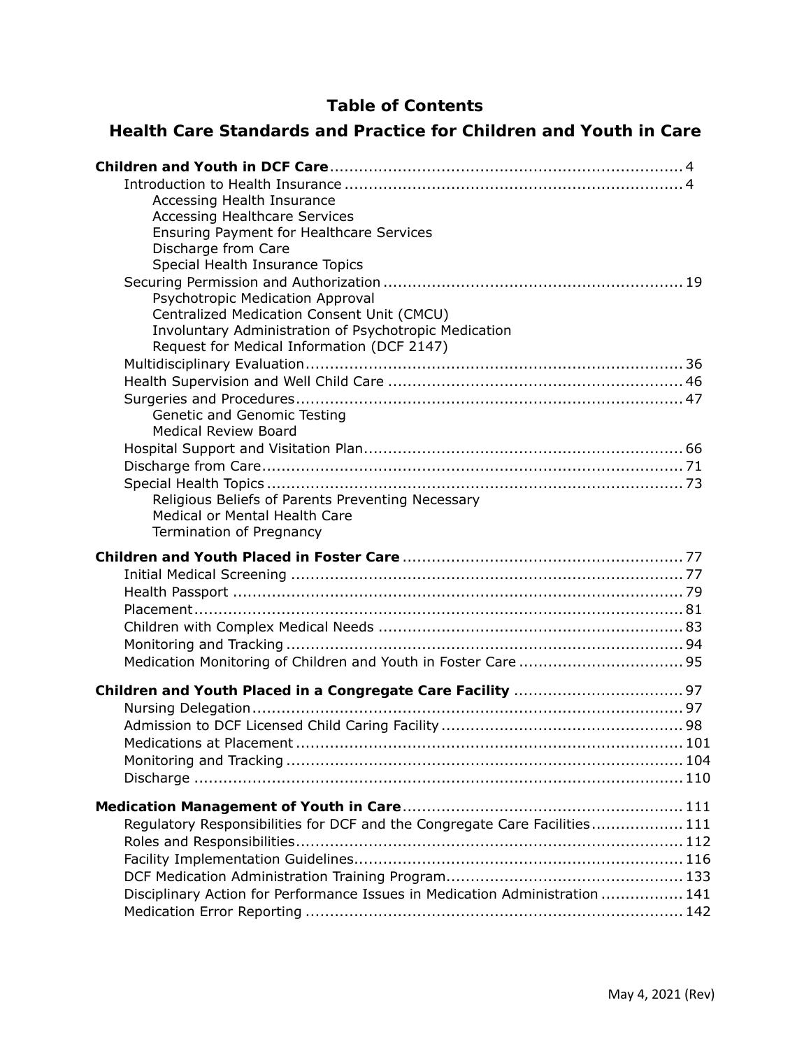# Table of Contents

## Health Care Standards and Practice for Children and Youth in Care

**Children and Youth in DCF Care** ........ 4

- Introduction to Health Insurance ........ 4
  - Accessing Health Insurance
  - Accessing Healthcare Services
  - Ensuring Payment for Healthcare Services
  - Discharge from Care
  - Special Health Insurance Topics
- Securing Permission and Authorization ........ 19
  - Psychotropic Medication Approval
  - Centralized Medication Consent Unit (CMCU)
  - Involuntary Administration of Psychotropic Medication
  - Request for Medical Information (DCF 2147)
- Multidisciplinary Evaluation ........ 36
- Health Supervision and Well Child Care ........ 46
- Surgeries and Procedures ........ 47
  - Genetic and Genomic Testing
  - Medical Review Board
- Hospital Support and Visitation Plan ........ 66
- Discharge from Care ........ 71
- Special Health Topics ........ 73
  - Religious Beliefs of Parents Preventing Necessary Medical or Mental Health Care
  - Termination of Pregnancy

**Children and Youth Placed in Foster Care** ........ 77

- Initial Medical Screening ........ 77
- Health Passport ........ 79
- Placement ........ 81
- Children with Complex Medical Needs ........ 83
- Monitoring and Tracking ........ 94
- Medication Monitoring of Children and Youth in Foster Care ........ 95

**Children and Youth Placed in a Congregate Care Facility** ........ 97

- Nursing Delegation ........ 97
- Admission to DCF Licensed Child Caring Facility ........ 98
- Medications at Placement ........ 101
- Monitoring and Tracking ........ 104
- Discharge ........ 110

**Medication Management of Youth in Care** ........ 111

- Regulatory Responsibilities for DCF and the Congregate Care Facilities ........ 111
- Roles and Responsibilities ........ 112
- Facility Implementation Guidelines ........ 116
- DCF Medication Administration Training Program ........ 133
- Disciplinary Action for Performance Issues in Medication Administration ........ 141
- Medication Error Reporting ........ 142

May 4, 2021 (Rev)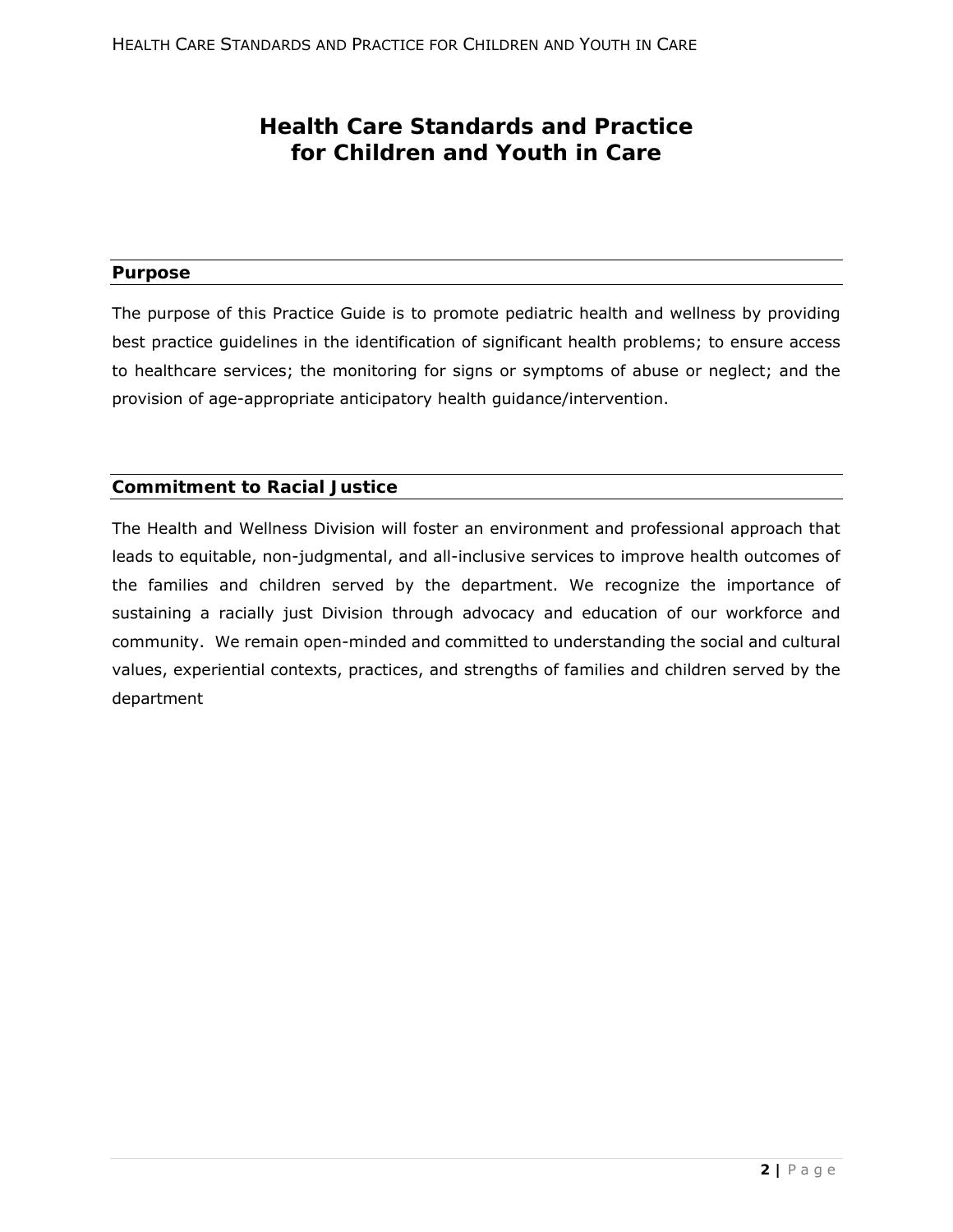# Health Care Standards and Practice for Children and Youth in Care

## Purpose

The purpose of this Practice Guide is to promote pediatric health and wellness by providing best practice guidelines in the identification of significant health problems; to ensure access to healthcare services; the monitoring for signs or symptoms of abuse or neglect; and the provision of age-appropriate anticipatory health guidance/intervention.

## Commitment to Racial Justice

The Health and Wellness Division will foster an environment and professional approach that leads to equitable, non-judgmental, and all-inclusive services to improve health outcomes of the families and children served by the department. We recognize the importance of sustaining a racially just Division through advocacy and education of our workforce and community. We remain open-minded and committed to understanding the social and cultural values, experiential contexts, practices, and strengths of families and children served by the department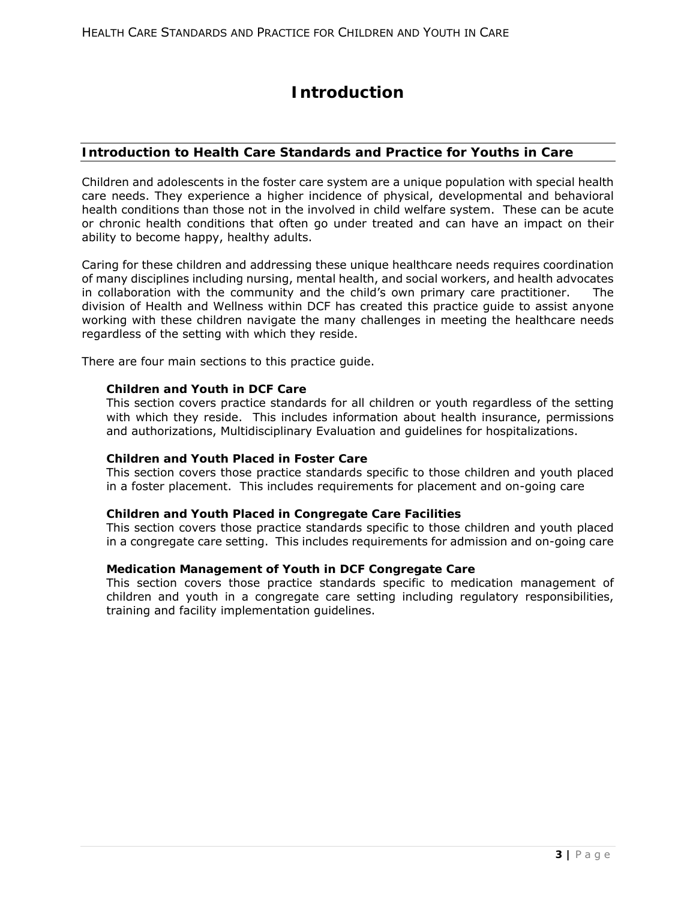# Introduction

## Introduction to Health Care Standards and Practice for Youths in Care

Children and adolescents in the foster care system are a unique population with special health care needs. They experience a higher incidence of physical, developmental and behavioral health conditions than those not in the involved in child welfare system. These can be acute or chronic health conditions that often go under treated and can have an impact on their ability to become happy, healthy adults.

Caring for these children and addressing these unique healthcare needs requires coordination of many disciplines including nursing, mental health, and social workers, and health advocates in collaboration with the community and the child's own primary care practitioner. The division of Health and Wellness within DCF has created this practice guide to assist anyone working with these children navigate the many challenges in meeting the healthcare needs regardless of the setting with which they reside.

There are four main sections to this practice guide.

**Children and Youth in DCF Care**
This section covers practice standards for all children or youth regardless of the setting with which they reside. This includes information about health insurance, permissions and authorizations, Multidisciplinary Evaluation and guidelines for hospitalizations.

**Children and Youth Placed in Foster Care**
This section covers those practice standards specific to those children and youth placed in a foster placement. This includes requirements for placement and on-going care

**Children and Youth Placed in Congregate Care Facilities**
This section covers those practice standards specific to those children and youth placed in a congregate care setting. This includes requirements for admission and on-going care

**Medication Management of Youth in DCF Congregate Care**
This section covers those practice standards specific to medication management of children and youth in a congregate care setting including regulatory responsibilities, training and facility implementation guidelines.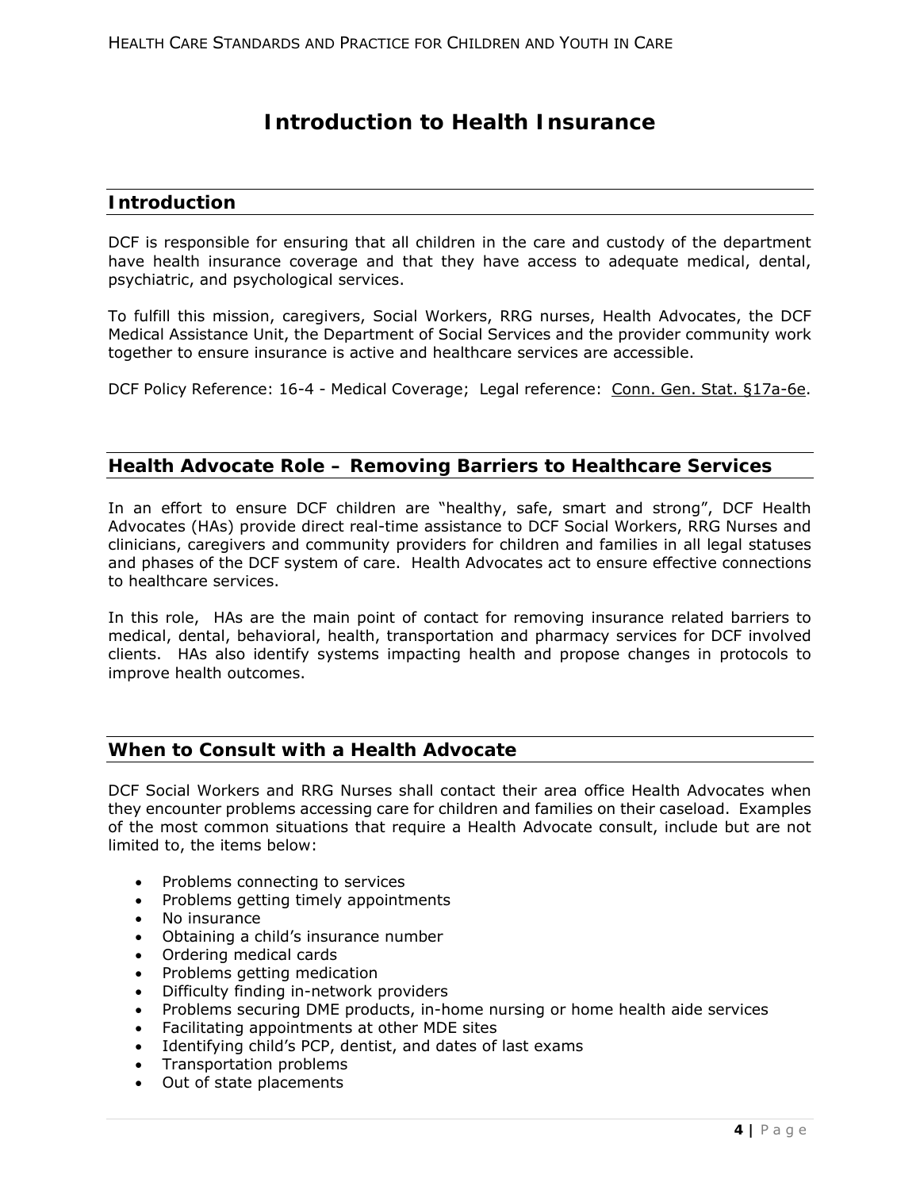# Introduction to Health Insurance

## Introduction

DCF is responsible for ensuring that all children in the care and custody of the department have health insurance coverage and that they have access to adequate medical, dental, psychiatric, and psychological services.

To fulfill this mission, caregivers, Social Workers, RRG nurses, Health Advocates, the DCF Medical Assistance Unit, the Department of Social Services and the provider community work together to ensure insurance is active and healthcare services are accessible.

DCF Policy Reference: 16-4 - Medical Coverage; Legal reference: Conn. Gen. Stat. §17a-6e.

## Health Advocate Role – Removing Barriers to Healthcare Services

In an effort to ensure DCF children are "healthy, safe, smart and strong", DCF Health Advocates (HAs) provide direct real-time assistance to DCF Social Workers, RRG Nurses and clinicians, caregivers and community providers for children and families in all legal statuses and phases of the DCF system of care. Health Advocates act to ensure effective connections to healthcare services.

In this role, HAs are the main point of contact for removing insurance related barriers to medical, dental, behavioral, health, transportation and pharmacy services for DCF involved clients. HAs also identify systems impacting health and propose changes in protocols to improve health outcomes.

## When to Consult with a Health Advocate

DCF Social Workers and RRG Nurses shall contact their area office Health Advocates when they encounter problems accessing care for children and families on their caseload. Examples of the most common situations that require a Health Advocate consult, include but are not limited to, the items below:

- Problems connecting to services
- Problems getting timely appointments
- No insurance
- Obtaining a child's insurance number
- Ordering medical cards
- Problems getting medication
- Difficulty finding in-network providers
- Problems securing DME products, in-home nursing or home health aide services
- Facilitating appointments at other MDE sites
- Identifying child's PCP, dentist, and dates of last exams
- Transportation problems
- Out of state placements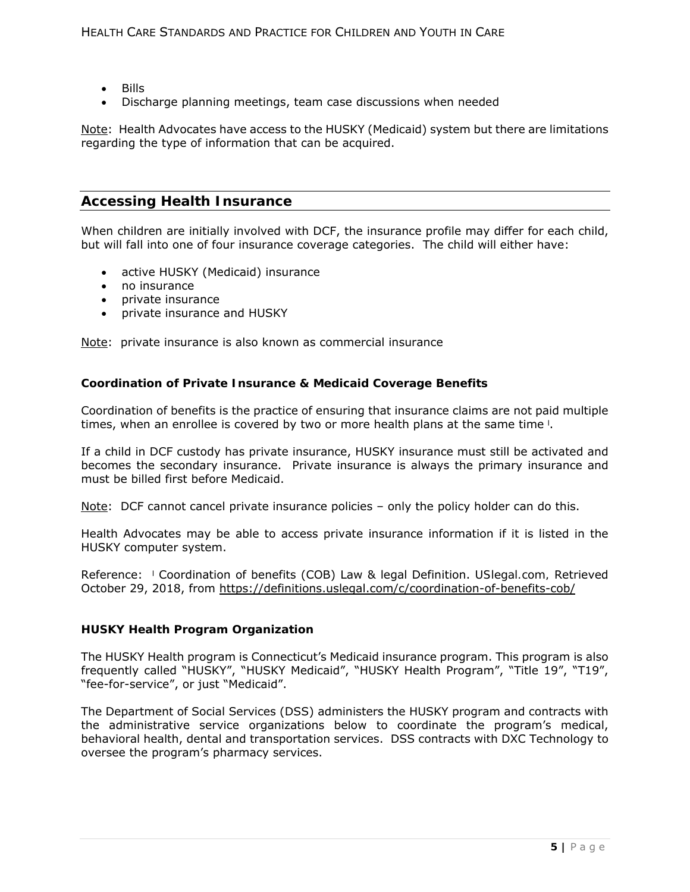- Bills
- Discharge planning meetings, team case discussions when needed

Note: Health Advocates have access to the HUSKY (Medicaid) system but there are limitations regarding the type of information that can be acquired.

## Accessing Health Insurance

When children are initially involved with DCF, the insurance profile may differ for each child, but will fall into one of four insurance coverage categories. The child will either have:

- active HUSKY (Medicaid) insurance
- no insurance
- private insurance
- private insurance and HUSKY

Note: private insurance is also known as commercial insurance

### Coordination of Private Insurance & Medicaid Coverage Benefits

Coordination of benefits is the practice of ensuring that insurance claims are not paid multiple times, when an enrollee is covered by two or more health plans at the same time [I].

If a child in DCF custody has private insurance, HUSKY insurance must still be activated and becomes the secondary insurance. Private insurance is always the primary insurance and must be billed first before Medicaid.

Note: DCF cannot cancel private insurance policies – only the policy holder can do this.

Health Advocates may be able to access private insurance information if it is listed in the HUSKY computer system.

Reference: [I] Coordination of benefits (COB) Law & legal Definition. USlegal.com, Retrieved October 29, 2018, from https://definitions.uslegal.com/c/coordination-of-benefits-cob/

### HUSKY Health Program Organization

The HUSKY Health program is Connecticut's Medicaid insurance program. This program is also frequently called "HUSKY", "HUSKY Medicaid", "HUSKY Health Program", "Title 19", "T19", "fee-for-service", or just "Medicaid".

The Department of Social Services (DSS) administers the HUSKY program and contracts with the administrative service organizations below to coordinate the program's medical, behavioral health, dental and transportation services. DSS contracts with DXC Technology to oversee the program's pharmacy services.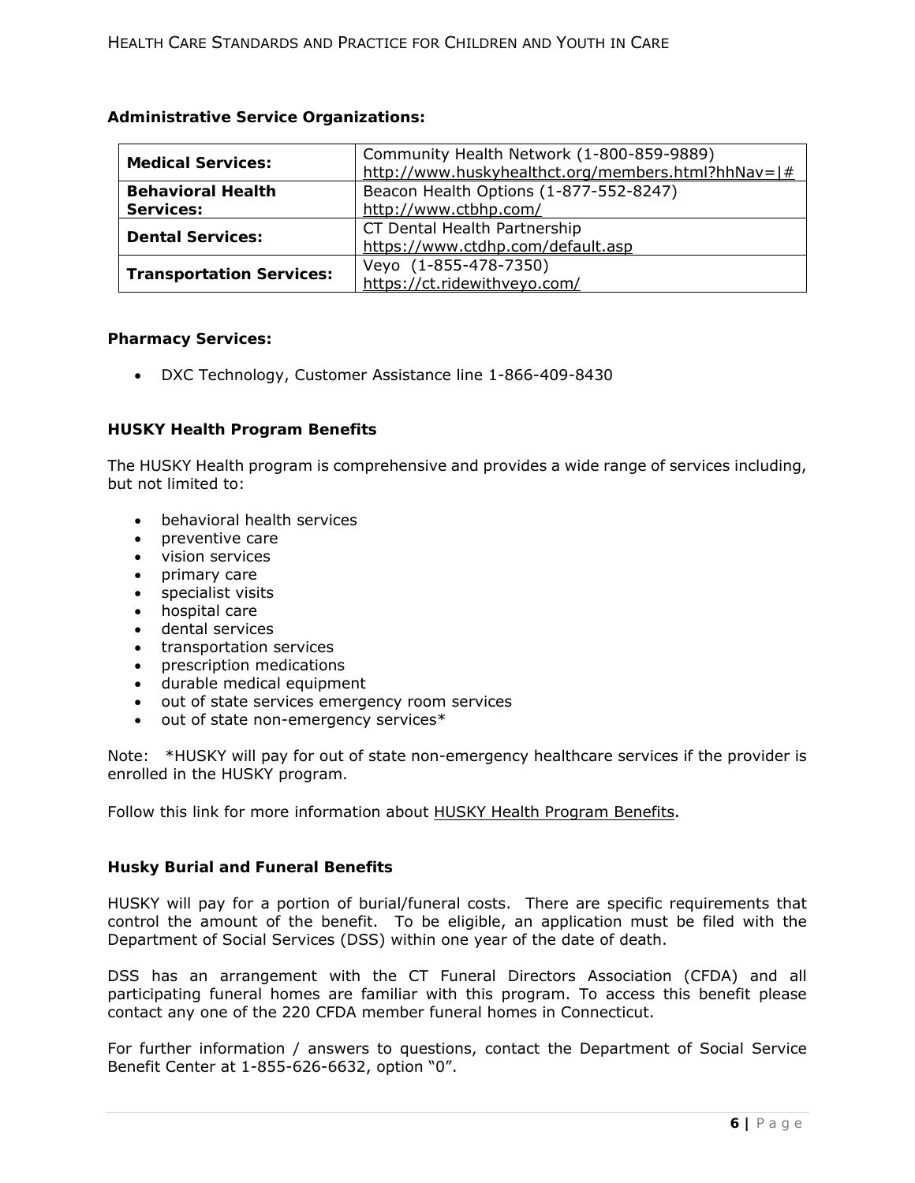**Administrative Service Organizations:**

| | |
|---|---|
| **Medical Services:** | Community Health Network (1-800-859-9889) http://www.huskyhealthct.org/members.html?hhNav=\|# |
| **Behavioral Health Services:** | Beacon Health Options (1-877-552-8247) http://www.ctbhp.com/ |
| **Dental Services:** | CT Dental Health Partnership https://www.ctdhp.com/default.asp |
| **Transportation Services:** | Veyo (1-855-478-7350) https://ct.ridewithveyo.com/ |

**Pharmacy Services:**

- DXC Technology, Customer Assistance line 1-866-409-8430

**HUSKY Health Program Benefits**

The HUSKY Health program is comprehensive and provides a wide range of services including, but not limited to:

- behavioral health services
- preventive care
- vision services
- primary care
- specialist visits
- hospital care
- dental services
- transportation services
- prescription medications
- durable medical equipment
- out of state services emergency room services
- out of state non-emergency services*

Note: *HUSKY will pay for out of state non-emergency healthcare services if the provider is enrolled in the HUSKY program.

Follow this link for more information about HUSKY Health Program Benefits.

**Husky Burial and Funeral Benefits**

HUSKY will pay for a portion of burial/funeral costs. There are specific requirements that control the amount of the benefit. To be eligible, an application must be filed with the Department of Social Services (DSS) within one year of the date of death.

DSS has an arrangement with the CT Funeral Directors Association (CFDA) and all participating funeral homes are familiar with this program. To access this benefit please contact any one of the 220 CFDA member funeral homes in Connecticut.

For further information / answers to questions, contact the Department of Social Service Benefit Center at 1-855-626-6632, option "0".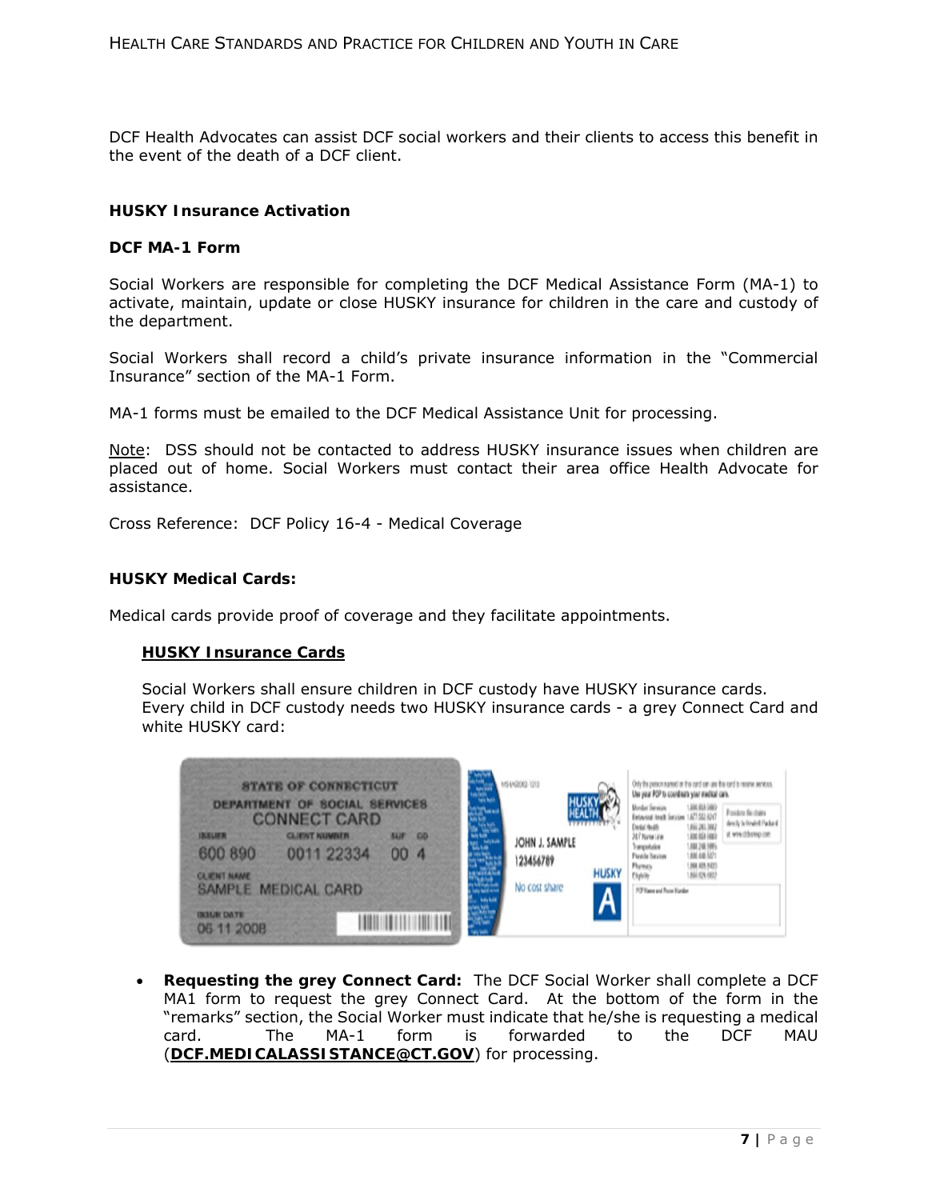DCF Health Advocates can assist DCF social workers and their clients to access this benefit in the event of the death of a DCF client.

**HUSKY Insurance Activation**

**DCF MA-1 Form**

Social Workers are responsible for completing the DCF Medical Assistance Form (MA-1) to activate, maintain, update or close HUSKY insurance for children in the care and custody of the department.

Social Workers shall record a child's private insurance information in the "Commercial Insurance" section of the MA-1 Form.

MA-1 forms must be emailed to the DCF Medical Assistance Unit for processing.

Note: DSS should not be contacted to address HUSKY insurance issues when children are placed out of home. Social Workers must contact their area office Health Advocate for assistance.

Cross Reference: DCF Policy 16-4 - Medical Coverage

**HUSKY Medical Cards:**

Medical cards provide proof of coverage and they facilitate appointments.

**HUSKY Insurance Cards**

Social Workers shall ensure children in DCF custody have HUSKY insurance cards. Every child in DCF custody needs two HUSKY insurance cards - a grey Connect Card and white HUSKY card:

- **Requesting the grey Connect Card:** The DCF Social Worker shall complete a DCF MA1 form to request the grey Connect Card. At the bottom of the form in the "remarks" section, the Social Worker must indicate that he/she is requesting a medical card. The MA-1 form is forwarded to the DCF MAU (**DCF.MEDICALASSISTANCE@CT.GOV**) for processing.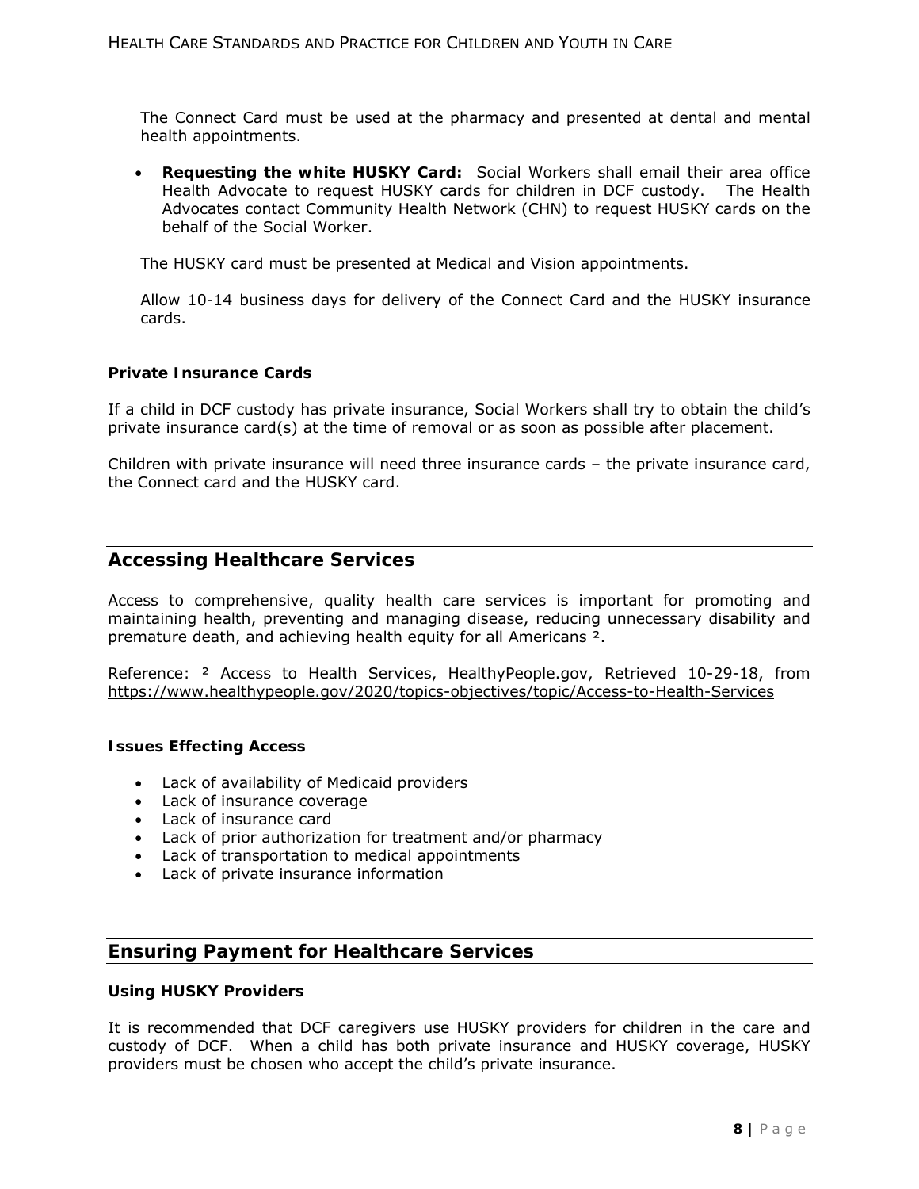The Connect Card must be used at the pharmacy and presented at dental and mental health appointments.

- **Requesting the white HUSKY Card:** Social Workers shall email their area office Health Advocate to request HUSKY cards for children in DCF custody. The Health Advocates contact Community Health Network (CHN) to request HUSKY cards on the behalf of the Social Worker.

The HUSKY card must be presented at Medical and Vision appointments.

Allow 10-14 business days for delivery of the Connect Card and the HUSKY insurance cards.

### Private Insurance Cards

If a child in DCF custody has private insurance, Social Workers shall try to obtain the child's private insurance card(s) at the time of removal or as soon as possible after placement.

Children with private insurance will need three insurance cards – the private insurance card, the Connect card and the HUSKY card.

## Accessing Healthcare Services

Access to comprehensive, quality health care services is important for promoting and maintaining health, preventing and managing disease, reducing unnecessary disability and premature death, and achieving health equity for all Americans [2].

Reference: [2] Access to Health Services, HealthyPeople.gov, Retrieved 10-29-18, from https://www.healthypeople.gov/2020/topics-objectives/topic/Access-to-Health-Services

### Issues Effecting Access

- Lack of availability of Medicaid providers
- Lack of insurance coverage
- Lack of insurance card
- Lack of prior authorization for treatment and/or pharmacy
- Lack of transportation to medical appointments
- Lack of private insurance information

## Ensuring Payment for Healthcare Services

### Using HUSKY Providers

It is recommended that DCF caregivers use HUSKY providers for children in the care and custody of DCF. When a child has both private insurance and HUSKY coverage, HUSKY providers must be chosen who accept the child's private insurance.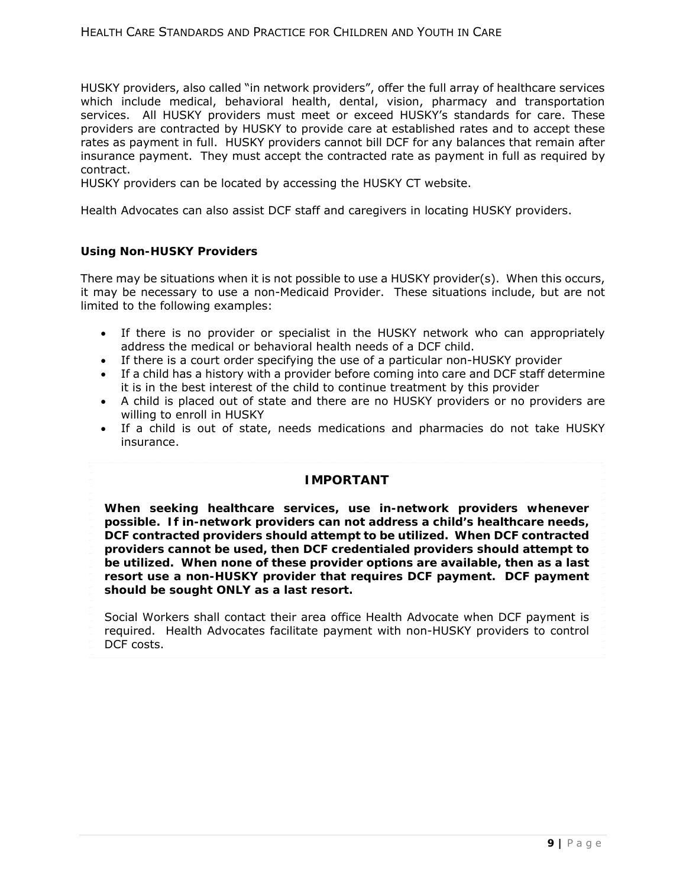HUSKY providers, also called "in network providers", offer the full array of healthcare services which include medical, behavioral health, dental, vision, pharmacy and transportation services. All HUSKY providers must meet or exceed HUSKY's standards for care. These providers are contracted by HUSKY to provide care at established rates and to accept these rates as payment in full. HUSKY providers cannot bill DCF for any balances that remain after insurance payment. They must accept the contracted rate as payment in full as required by contract.
HUSKY providers can be located by accessing the HUSKY CT website.

Health Advocates can also assist DCF staff and caregivers in locating HUSKY providers.

### Using Non-HUSKY Providers

There may be situations when it is not possible to use a HUSKY provider(s). When this occurs, it may be necessary to use a non-Medicaid Provider. These situations include, but are not limited to the following examples:

- If there is no provider or specialist in the HUSKY network who can appropriately address the medical or behavioral health needs of a DCF child.
- If there is a court order specifying the use of a particular non-HUSKY provider
- If a child has a history with a provider before coming into care and DCF staff determine it is in the best interest of the child to continue treatment by this provider
- A child is placed out of state and there are no HUSKY providers or no providers are willing to enroll in HUSKY
- If a child is out of state, needs medications and pharmacies do not take HUSKY insurance.

**IMPORTANT**

**When seeking healthcare services, use in-network providers whenever possible. If in-network providers can not address a child's healthcare needs, DCF contracted providers should attempt to be utilized. When DCF contracted providers cannot be used, then DCF credentialed providers should attempt to be utilized. When none of these provider options are available, then as a last resort use a non-HUSKY provider that requires DCF payment. DCF payment should be sought ONLY as a last resort.**

Social Workers shall contact their area office Health Advocate when DCF payment is required. Health Advocates facilitate payment with non-HUSKY providers to control DCF costs.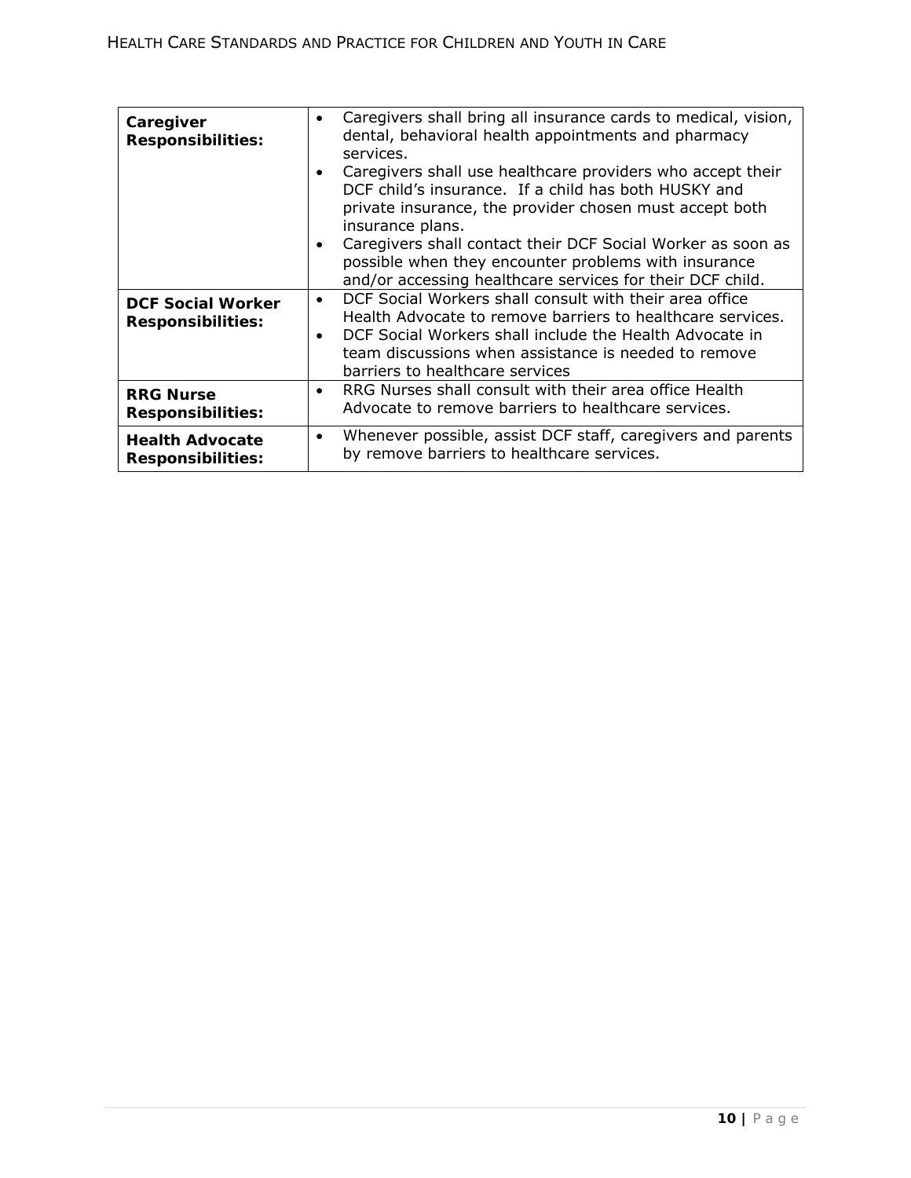| | |
|---|---|
| **Caregiver Responsibilities:** | • Caregivers shall bring all insurance cards to medical, vision, dental, behavioral health appointments and pharmacy services.<br>• Caregivers shall use healthcare providers who accept their DCF child's insurance. If a child has both HUSKY and private insurance, the provider chosen must accept both insurance plans.<br>• Caregivers shall contact their DCF Social Worker as soon as possible when they encounter problems with insurance and/or accessing healthcare services for their DCF child. |
| **DCF Social Worker Responsibilities:** | • DCF Social Workers shall consult with their area office Health Advocate to remove barriers to healthcare services.<br>• DCF Social Workers shall include the Health Advocate in team discussions when assistance is needed to remove barriers to healthcare services |
| **RRG Nurse Responsibilities:** | • RRG Nurses shall consult with their area office Health Advocate to remove barriers to healthcare services. |
| **Health Advocate Responsibilities:** | • Whenever possible, assist DCF staff, caregivers and parents by remove barriers to healthcare services. |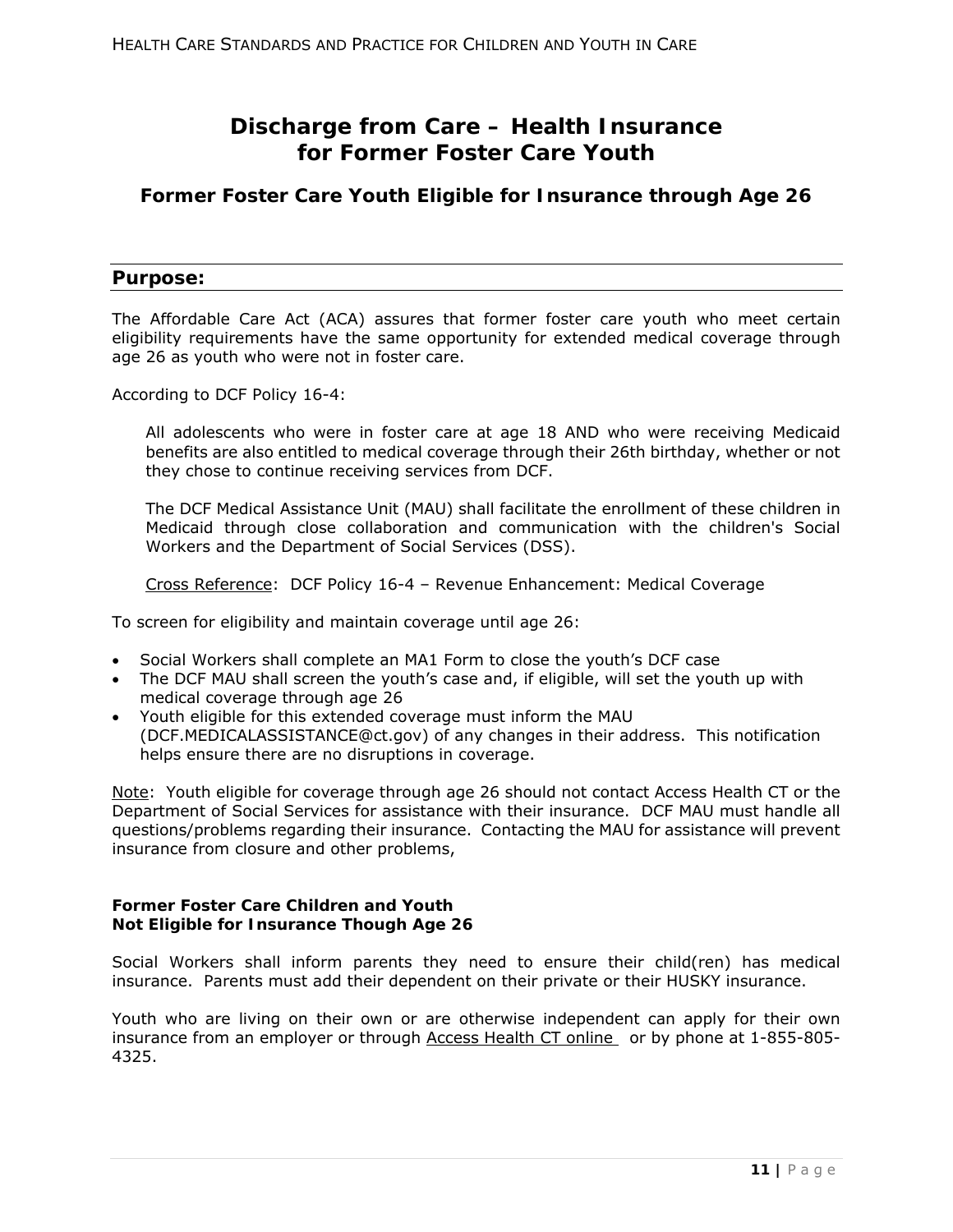# Discharge from Care – Health Insurance for Former Foster Care Youth

## Former Foster Care Youth Eligible for Insurance through Age 26

### Purpose:

The Affordable Care Act (ACA) assures that former foster care youth who meet certain eligibility requirements have the same opportunity for extended medical coverage through age 26 as youth who were not in foster care.

According to DCF Policy 16-4:

> All adolescents who were in foster care at age 18 AND who were receiving Medicaid benefits are also entitled to medical coverage through their 26th birthday, whether or not they chose to continue receiving services from DCF.
>
> The DCF Medical Assistance Unit (MAU) shall facilitate the enrollment of these children in Medicaid through close collaboration and communication with the children's Social Workers and the Department of Social Services (DSS).
>
> Cross Reference: DCF Policy 16-4 – Revenue Enhancement: Medical Coverage

To screen for eligibility and maintain coverage until age 26:

- Social Workers shall complete an MA1 Form to close the youth's DCF case
- The DCF MAU shall screen the youth's case and, if eligible, will set the youth up with medical coverage through age 26
- Youth eligible for this extended coverage must inform the MAU (DCF.MEDICALASSISTANCE@ct.gov) of any changes in their address. This notification helps ensure there are no disruptions in coverage.

Note: Youth eligible for coverage through age 26 should not contact Access Health CT or the Department of Social Services for assistance with their insurance. DCF MAU must handle all questions/problems regarding their insurance. Contacting the MAU for assistance will prevent insurance from closure and other problems,

**Former Foster Care Children and Youth**
**Not Eligible for Insurance Though Age 26**

Social Workers shall inform parents they need to ensure their child(ren) has medical insurance. Parents must add their dependent on their private or their HUSKY insurance.

Youth who are living on their own or are otherwise independent can apply for their own insurance from an employer or through Access Health CT online or by phone at 1-855-805-4325.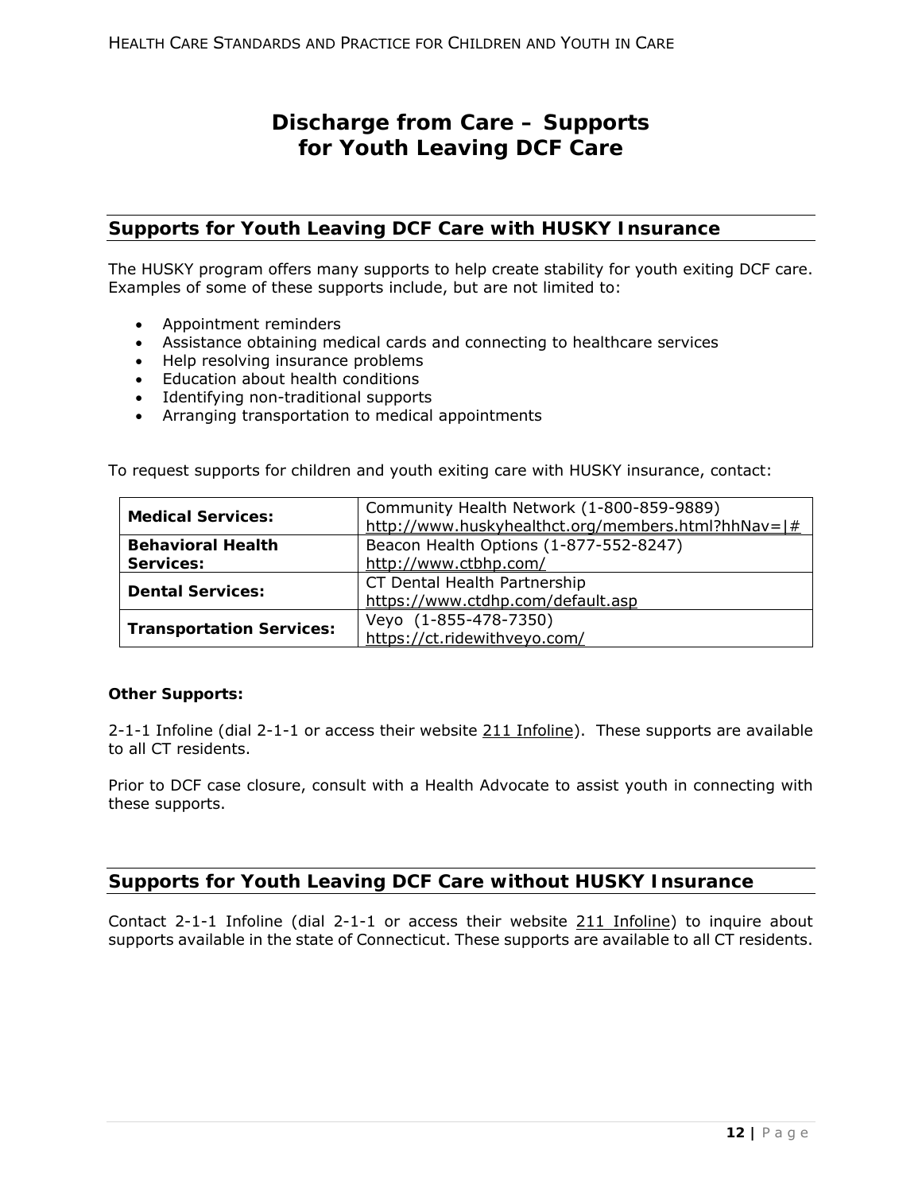# Discharge from Care – Supports for Youth Leaving DCF Care

## Supports for Youth Leaving DCF Care with HUSKY Insurance

The HUSKY program offers many supports to help create stability for youth exiting DCF care. Examples of some of these supports include, but are not limited to:

- Appointment reminders
- Assistance obtaining medical cards and connecting to healthcare services
- Help resolving insurance problems
- Education about health conditions
- Identifying non-traditional supports
- Arranging transportation to medical appointments

To request supports for children and youth exiting care with HUSKY insurance, contact:

| | |
|---|---|
| **Medical Services:** | Community Health Network (1-800-859-9889) http://www.huskyhealthct.org/members.html?hhNav=|# |
| **Behavioral Health Services:** | Beacon Health Options (1-877-552-8247) http://www.ctbhp.com/ |
| **Dental Services:** | CT Dental Health Partnership https://www.ctdhp.com/default.asp |
| **Transportation Services:** | Veyo (1-855-478-7350) https://ct.ridewithveyo.com/ |

**Other Supports:**

2-1-1 Infoline (dial 2-1-1 or access their website 211 Infoline). These supports are available to all CT residents.

Prior to DCF case closure, consult with a Health Advocate to assist youth in connecting with these supports.

## Supports for Youth Leaving DCF Care without HUSKY Insurance

Contact 2-1-1 Infoline (dial 2-1-1 or access their website 211 Infoline) to inquire about supports available in the state of Connecticut. These supports are available to all CT residents.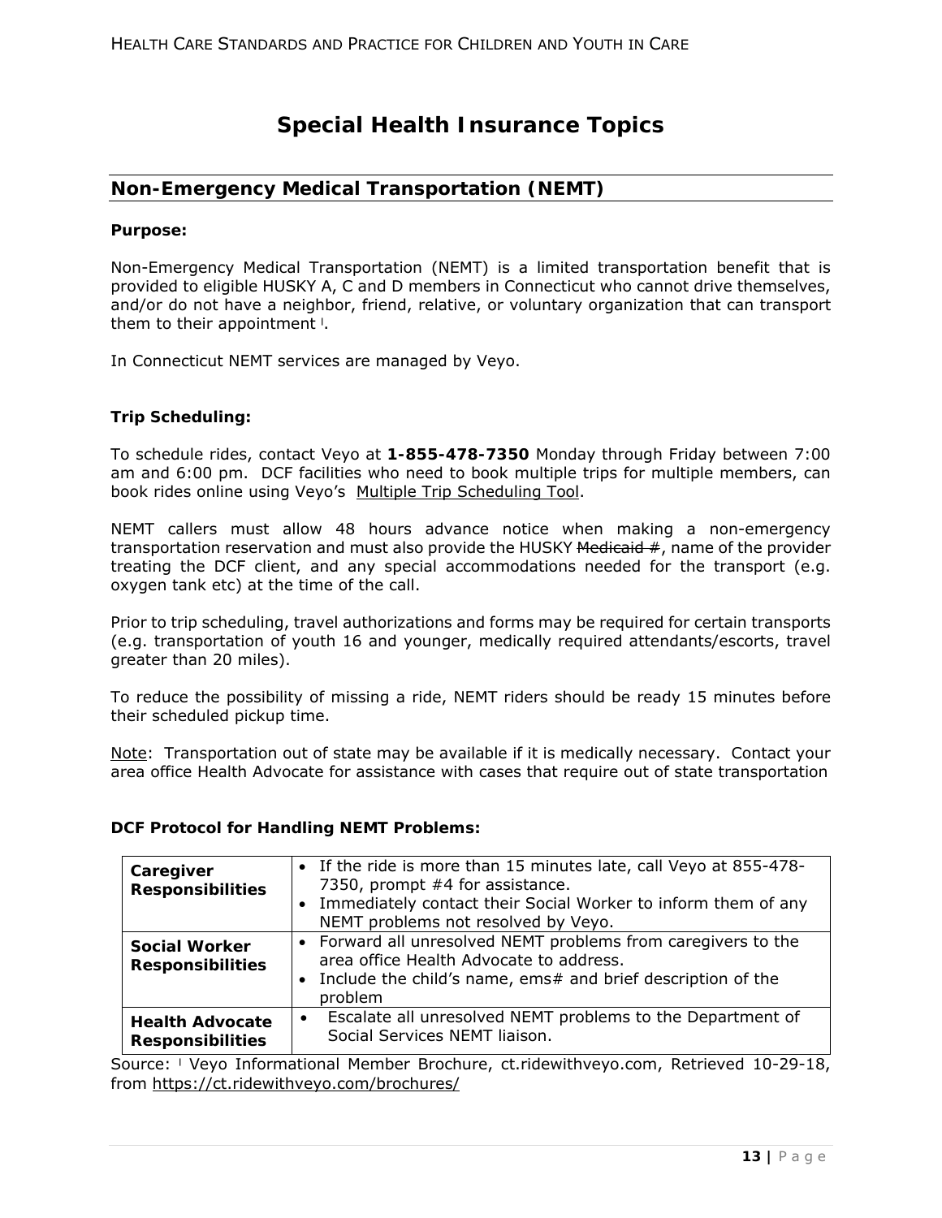# Special Health Insurance Topics

## Non-Emergency Medical Transportation (NEMT)

**Purpose:**

Non-Emergency Medical Transportation (NEMT) is a limited transportation benefit that is provided to eligible HUSKY A, C and D members in Connecticut who cannot drive themselves, and/or do not have a neighbor, friend, relative, or voluntary organization that can transport them to their appointment [i].

In Connecticut NEMT services are managed by Veyo.

**Trip Scheduling:**

To schedule rides, contact Veyo at **1-855-478-7350** Monday through Friday between 7:00 am and 6:00 pm. DCF facilities who need to book multiple trips for multiple members, can book rides online using Veyo's Multiple Trip Scheduling Tool.

NEMT callers must allow 48 hours advance notice when making a non-emergency transportation reservation and must also provide the HUSKY ~~Medicaid #~~, name of the provider treating the DCF client, and any special accommodations needed for the transport (e.g. oxygen tank etc) at the time of the call.

Prior to trip scheduling, travel authorizations and forms may be required for certain transports (e.g. transportation of youth 16 and younger, medically required attendants/escorts, travel greater than 20 miles).

To reduce the possibility of missing a ride, NEMT riders should be ready 15 minutes before their scheduled pickup time.

Note: Transportation out of state may be available if it is medically necessary. Contact your area office Health Advocate for assistance with cases that require out of state transportation

**DCF Protocol for Handling NEMT Problems:**

| | |
|---|---|
| **Caregiver Responsibilities** | • If the ride is more than 15 minutes late, call Veyo at 855-478-7350, prompt #4 for assistance.<br>• Immediately contact their Social Worker to inform them of any NEMT problems not resolved by Veyo. |
| **Social Worker Responsibilities** | • Forward all unresolved NEMT problems from caregivers to the area office Health Advocate to address.<br>• Include the child's name, ems# and brief description of the problem |
| **Health Advocate Responsibilities** | • Escalate all unresolved NEMT problems to the Department of Social Services NEMT liaison. |

Source: [i] Veyo Informational Member Brochure, ct.ridewithveyo.com, Retrieved 10-29-18, from https://ct.ridewithveyo.com/brochures/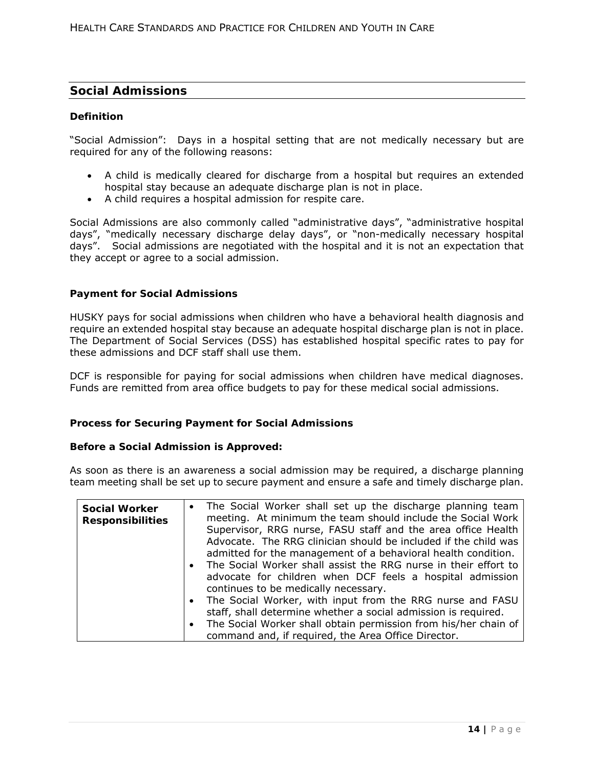## Social Admissions

### Definition

"Social Admission": Days in a hospital setting that are not medically necessary but are required for any of the following reasons:

- A child is medically cleared for discharge from a hospital but requires an extended hospital stay because an adequate discharge plan is not in place.
- A child requires a hospital admission for respite care.

Social Admissions are also commonly called "administrative days", "administrative hospital days", "medically necessary discharge delay days", or "non-medically necessary hospital days". Social admissions are negotiated with the hospital and it is not an expectation that they accept or agree to a social admission.

### Payment for Social Admissions

HUSKY pays for social admissions when children who have a behavioral health diagnosis and require an extended hospital stay because an adequate hospital discharge plan is not in place. The Department of Social Services (DSS) has established hospital specific rates to pay for these admissions and DCF staff shall use them.

DCF is responsible for paying for social admissions when children have medical diagnoses. Funds are remitted from area office budgets to pay for these medical social admissions.

### Process for Securing Payment for Social Admissions

#### Before a Social Admission is Approved:

As soon as there is an awareness a social admission may be required, a discharge planning team meeting shall be set up to secure payment and ensure a safe and timely discharge plan.

| | |
|---|---|
| **Social Worker Responsibilities** | • The Social Worker shall set up the discharge planning team meeting. At minimum the team should include the Social Work Supervisor, RRG nurse, FASU staff and the area office Health Advocate. The RRG clinician should be included if the child was admitted for the management of a behavioral health condition.<br>• The Social Worker shall assist the RRG nurse in their effort to advocate for children when DCF feels a hospital admission continues to be medically necessary.<br>• The Social Worker, with input from the RRG nurse and FASU staff, shall determine whether a social admission is required.<br>• The Social Worker shall obtain permission from his/her chain of command and, if required, the Area Office Director. |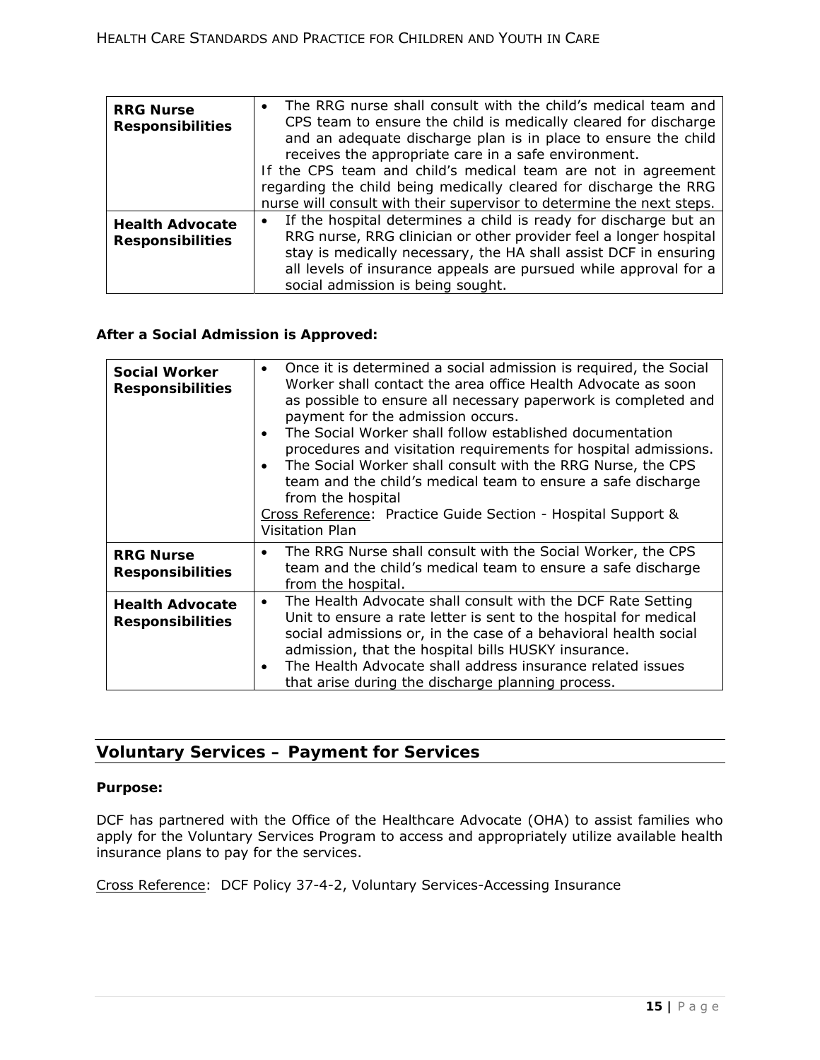| | |
|---|---|
| **RRG Nurse Responsibilities** | • The RRG nurse shall consult with the child's medical team and CPS team to ensure the child is medically cleared for discharge and an adequate discharge plan is in place to ensure the child receives the appropriate care in a safe environment.<br>If the CPS team and child's medical team are not in agreement regarding the child being medically cleared for discharge the RRG nurse will consult with their supervisor to determine the next steps. |
| **Health Advocate Responsibilities** | • If the hospital determines a child is ready for discharge but an RRG nurse, RRG clinician or other provider feel a longer hospital stay is medically necessary, the HA shall assist DCF in ensuring all levels of insurance appeals are pursued while approval for a social admission is being sought. |

**After a Social Admission is Approved:**

| | |
|---|---|
| **Social Worker Responsibilities** | • Once it is determined a social admission is required, the Social Worker shall contact the area office Health Advocate as soon as possible to ensure all necessary paperwork is completed and payment for the admission occurs.<br>• The Social Worker shall follow established documentation procedures and visitation requirements for hospital admissions.<br>• The Social Worker shall consult with the RRG Nurse, the CPS team and the child's medical team to ensure a safe discharge from the hospital<br>Cross Reference: Practice Guide Section - Hospital Support & Visitation Plan |
| **RRG Nurse Responsibilities** | • The RRG Nurse shall consult with the Social Worker, the CPS team and the child's medical team to ensure a safe discharge from the hospital. |
| **Health Advocate Responsibilities** | • The Health Advocate shall consult with the DCF Rate Setting Unit to ensure a rate letter is sent to the hospital for medical social admissions or, in the case of a behavioral health social admission, that the hospital bills HUSKY insurance.<br>• The Health Advocate shall address insurance related issues that arise during the discharge planning process. |

## Voluntary Services – Payment for Services

**Purpose:**

DCF has partnered with the Office of the Healthcare Advocate (OHA) to assist families who apply for the Voluntary Services Program to access and appropriately utilize available health insurance plans to pay for the services.

Cross Reference: DCF Policy 37-4-2, Voluntary Services-Accessing Insurance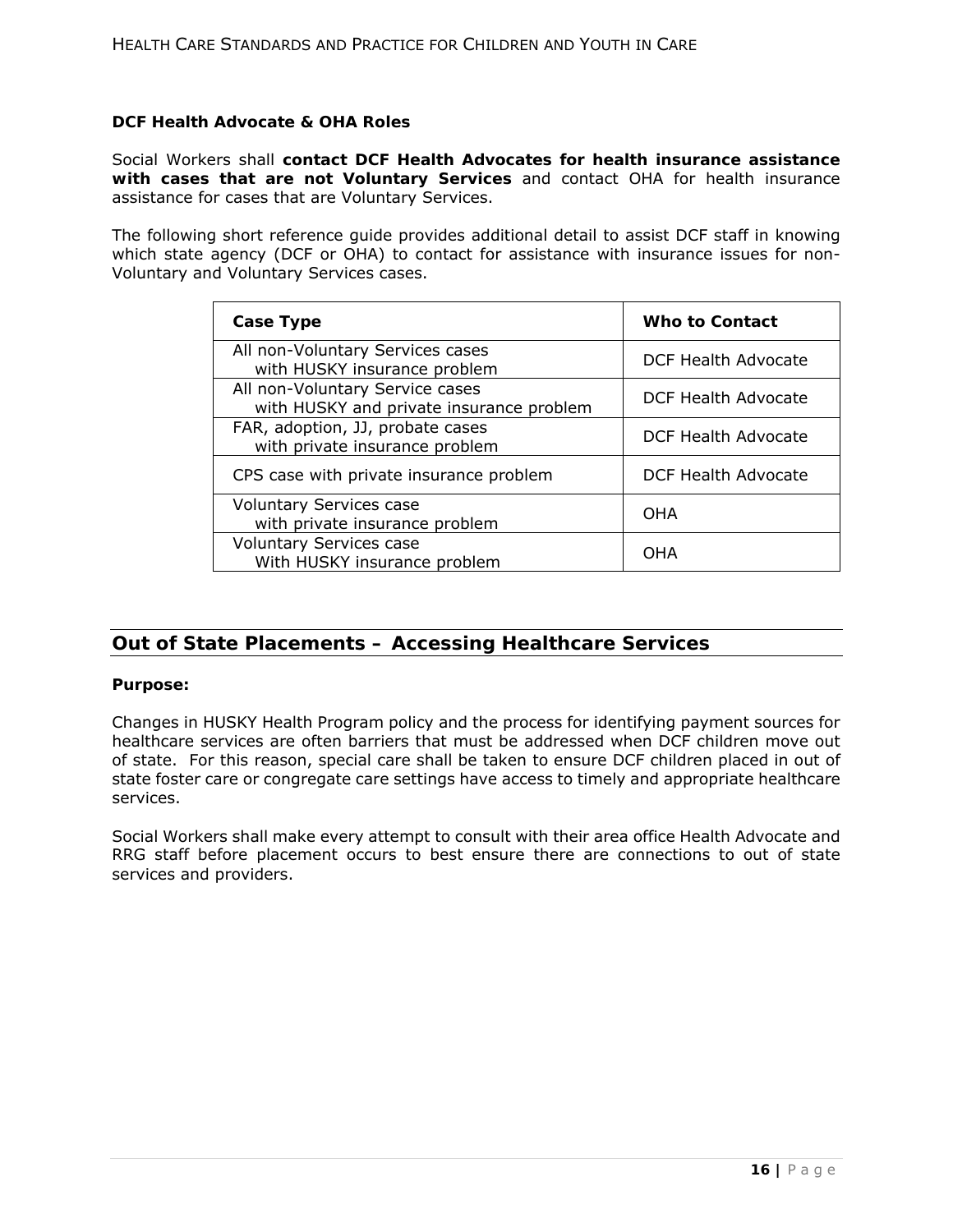**DCF Health Advocate & OHA Roles**

Social Workers shall **contact DCF Health Advocates for health insurance assistance with cases that are not Voluntary Services** and contact OHA for health insurance assistance for cases that are Voluntary Services.

The following short reference guide provides additional detail to assist DCF staff in knowing which state agency (DCF or OHA) to contact for assistance with insurance issues for non-Voluntary and Voluntary Services cases.

| **Case Type** | **Who to Contact** |
| --- | --- |
| All non-Voluntary Services cases with HUSKY insurance problem | DCF Health Advocate |
| All non-Voluntary Service cases with HUSKY and private insurance problem | DCF Health Advocate |
| FAR, adoption, JJ, probate cases with private insurance problem | DCF Health Advocate |
| CPS case with private insurance problem | DCF Health Advocate |
| Voluntary Services case with private insurance problem | OHA |
| Voluntary Services case With HUSKY insurance problem | OHA |

## Out of State Placements – Accessing Healthcare Services

**Purpose:**

Changes in HUSKY Health Program policy and the process for identifying payment sources for healthcare services are often barriers that must be addressed when DCF children move out of state. For this reason, special care shall be taken to ensure DCF children placed in out of state foster care or congregate care settings have access to timely and appropriate healthcare services.

Social Workers shall make every attempt to consult with their area office Health Advocate and RRG staff before placement occurs to best ensure there are connections to out of state services and providers.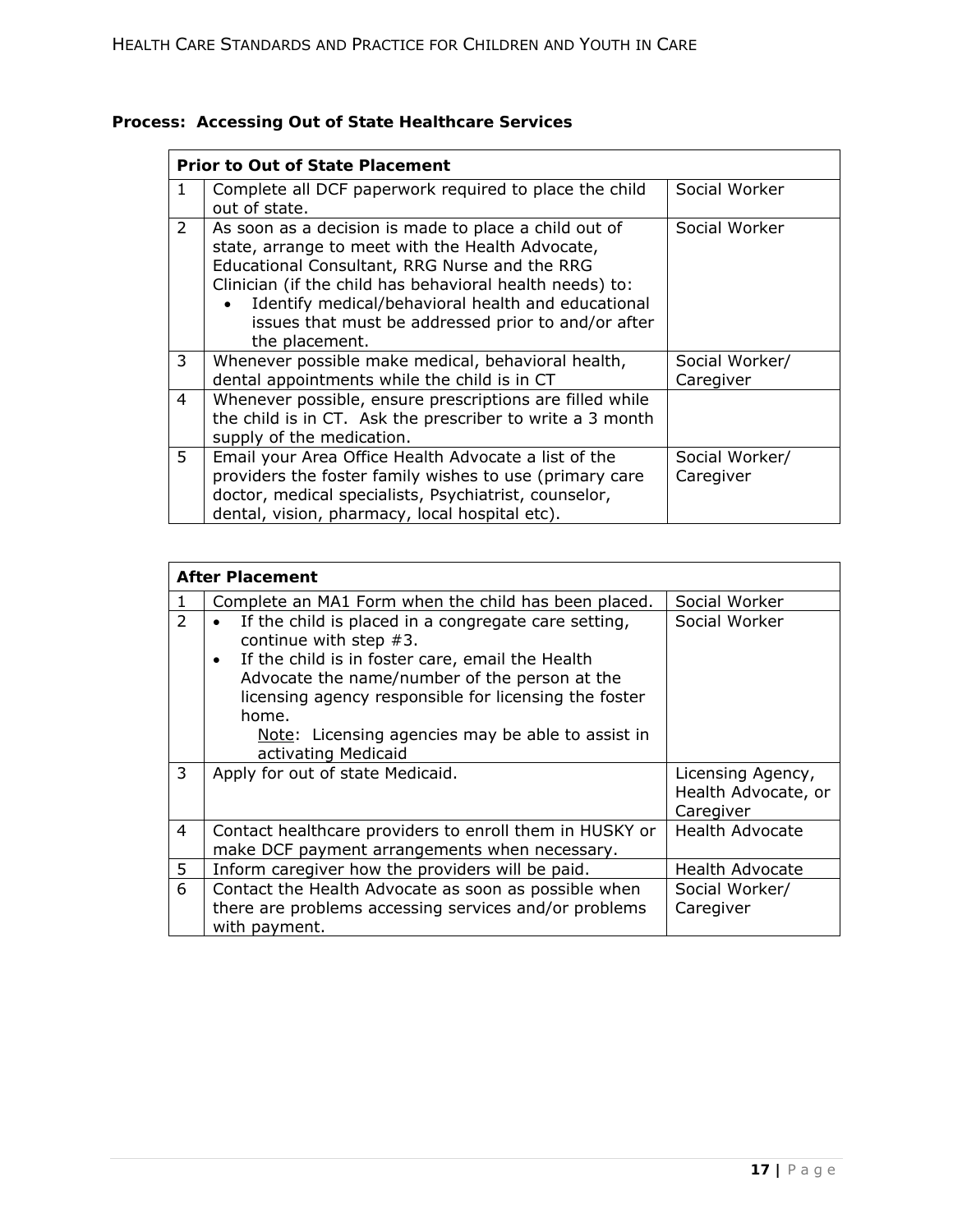**Process: Accessing Out of State Healthcare Services**

| Prior to Out of State Placement | | |
|---|---|---|
| 1 | Complete all DCF paperwork required to place the child out of state. | Social Worker |
| 2 | As soon as a decision is made to place a child out of state, arrange to meet with the Health Advocate, Educational Consultant, RRG Nurse and the RRG Clinician (if the child has behavioral health needs) to:<br>• Identify medical/behavioral health and educational issues that must be addressed prior to and/or after the placement. | Social Worker |
| 3 | Whenever possible make medical, behavioral health, dental appointments while the child is in CT | Social Worker/ Caregiver |
| 4 | Whenever possible, ensure prescriptions are filled while the child is in CT. Ask the prescriber to write a 3 month supply of the medication. | |
| 5 | Email your Area Office Health Advocate a list of the providers the foster family wishes to use (primary care doctor, medical specialists, Psychiatrist, counselor, dental, vision, pharmacy, local hospital etc). | Social Worker/ Caregiver |

| After Placement | | |
|---|---|---|
| 1 | Complete an MA1 Form when the child has been placed. | Social Worker |
| 2 | • If the child is placed in a congregate care setting, continue with step #3.<br>• If the child is in foster care, email the Health Advocate the name/number of the person at the licensing agency responsible for licensing the foster home.<br>Note: Licensing agencies may be able to assist in activating Medicaid | Social Worker |
| 3 | Apply for out of state Medicaid. | Licensing Agency, Health Advocate, or Caregiver |
| 4 | Contact healthcare providers to enroll them in HUSKY or make DCF payment arrangements when necessary. | Health Advocate |
| 5 | Inform caregiver how the providers will be paid. | Health Advocate |
| 6 | Contact the Health Advocate as soon as possible when there are problems accessing services and/or problems with payment. | Social Worker/ Caregiver |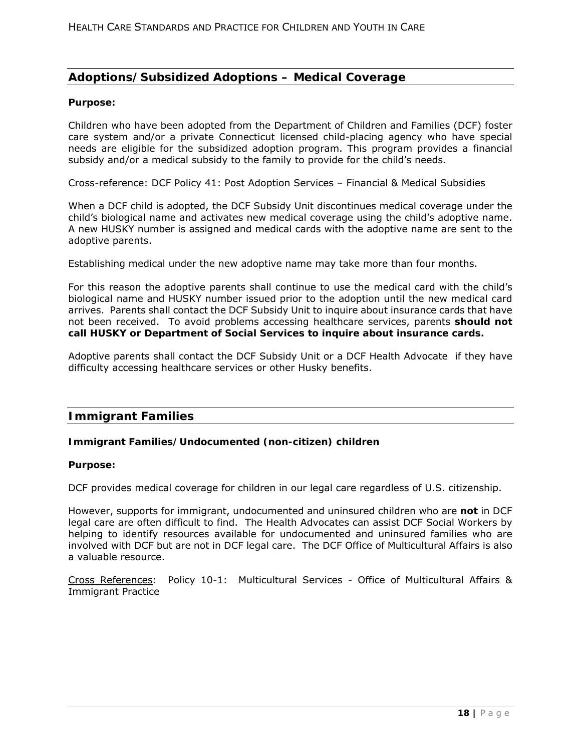## Adoptions/Subsidized Adoptions – Medical Coverage

**Purpose:**

Children who have been adopted from the Department of Children and Families (DCF) foster care system and/or a private Connecticut licensed child-placing agency who have special needs are eligible for the subsidized adoption program. This program provides a financial subsidy and/or a medical subsidy to the family to provide for the child's needs.

Cross-reference: DCF Policy 41: Post Adoption Services – Financial & Medical Subsidies

When a DCF child is adopted, the DCF Subsidy Unit discontinues medical coverage under the child's biological name and activates new medical coverage using the child's adoptive name. A new HUSKY number is assigned and medical cards with the adoptive name are sent to the adoptive parents.

Establishing medical under the new adoptive name may take more than four months.

For this reason the adoptive parents shall continue to use the medical card with the child's biological name and HUSKY number issued prior to the adoption until the new medical card arrives. Parents shall contact the DCF Subsidy Unit to inquire about insurance cards that have not been received. To avoid problems accessing healthcare services, parents **should not call HUSKY or Department of Social Services to inquire about insurance cards.**

Adoptive parents shall contact the DCF Subsidy Unit or a DCF Health Advocate if they have difficulty accessing healthcare services or other Husky benefits.

## Immigrant Families

**Immigrant Families/Undocumented (non-citizen) children**

**Purpose:**

DCF provides medical coverage for children in our legal care regardless of U.S. citizenship.

However, supports for immigrant, undocumented and uninsured children who are **not** in DCF legal care are often difficult to find. The Health Advocates can assist DCF Social Workers by helping to identify resources available for undocumented and uninsured families who are involved with DCF but are not in DCF legal care. The DCF Office of Multicultural Affairs is also a valuable resource.

Cross References: Policy 10-1: Multicultural Services - Office of Multicultural Affairs & Immigrant Practice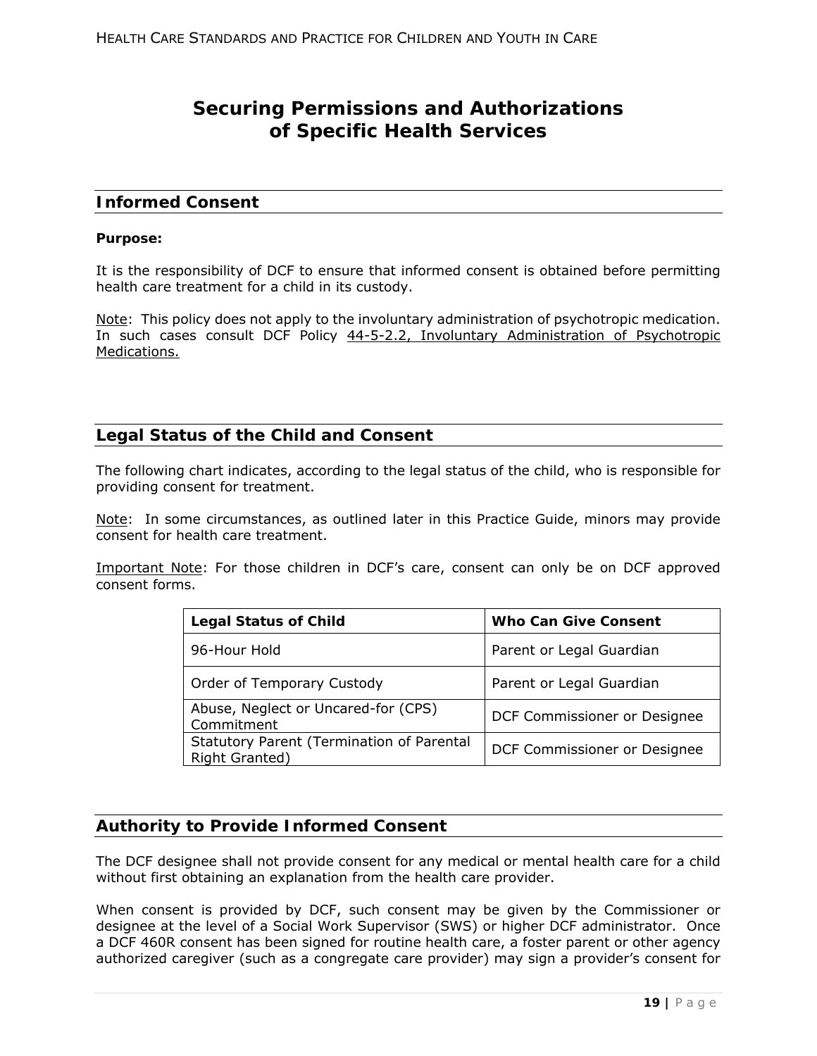# Securing Permissions and Authorizations of Specific Health Services

## Informed Consent

**Purpose:**

It is the responsibility of DCF to ensure that informed consent is obtained before permitting health care treatment for a child in its custody.

Note: This policy does not apply to the involuntary administration of psychotropic medication. In such cases consult DCF Policy 44-5-2.2, Involuntary Administration of Psychotropic Medications.

## Legal Status of the Child and Consent

The following chart indicates, according to the legal status of the child, who is responsible for providing consent for treatment.

Note: In some circumstances, as outlined later in this Practice Guide, minors may provide consent for health care treatment.

Important Note: For those children in DCF's care, consent can only be on DCF approved consent forms.

| Legal Status of Child | Who Can Give Consent |
|---|---|
| 96-Hour Hold | Parent or Legal Guardian |
| Order of Temporary Custody | Parent or Legal Guardian |
| Abuse, Neglect or Uncared-for (CPS) Commitment | DCF Commissioner or Designee |
| Statutory Parent (Termination of Parental Right Granted) | DCF Commissioner or Designee |

## Authority to Provide Informed Consent

The DCF designee shall not provide consent for any medical or mental health care for a child without first obtaining an explanation from the health care provider.

When consent is provided by DCF, such consent may be given by the Commissioner or designee at the level of a Social Work Supervisor (SWS) or higher DCF administrator. Once a DCF 460R consent has been signed for routine health care, a foster parent or other agency authorized caregiver (such as a congregate care provider) may sign a provider's consent for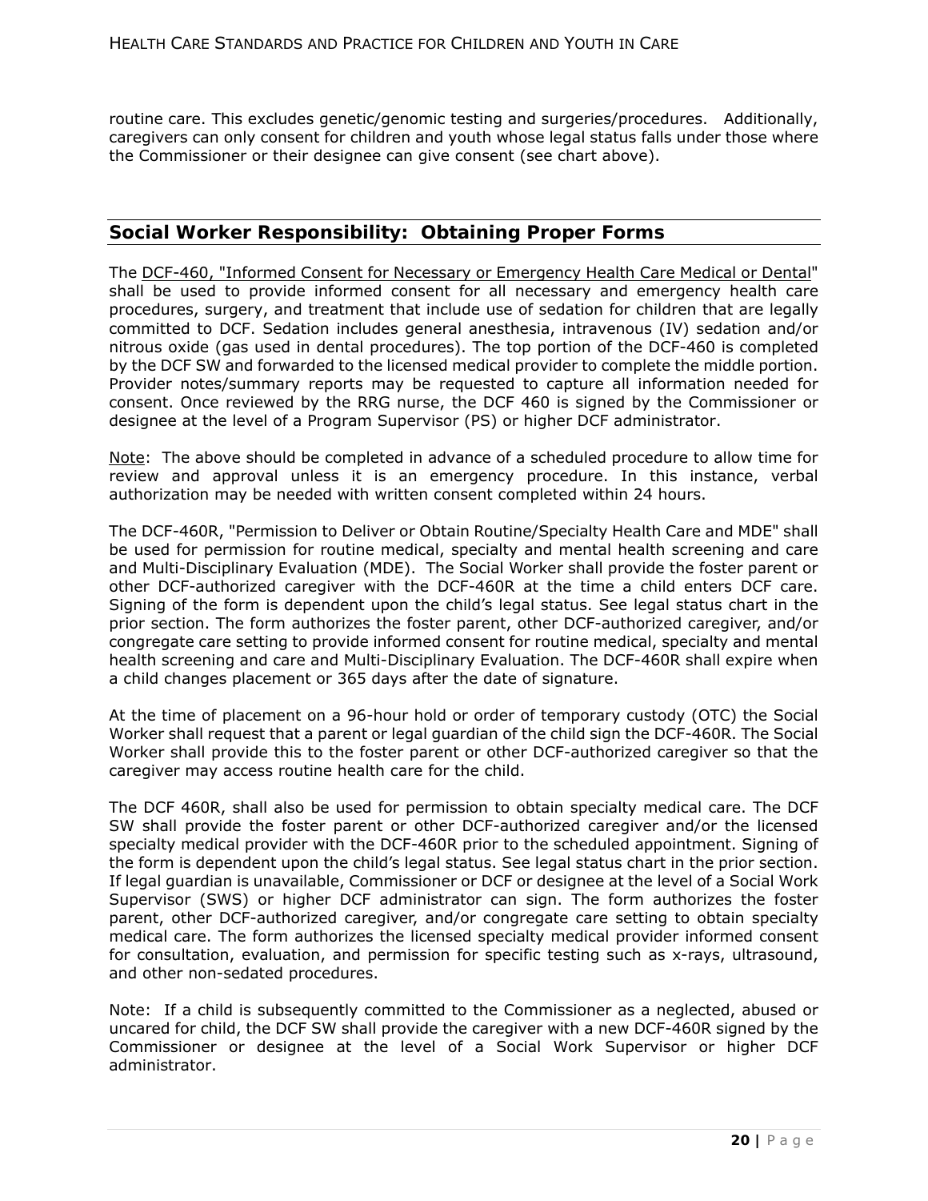routine care. This excludes genetic/genomic testing and surgeries/procedures. Additionally, caregivers can only consent for children and youth whose legal status falls under those where the Commissioner or their designee can give consent (see chart above).

## Social Worker Responsibility: Obtaining Proper Forms

The DCF-460, "Informed Consent for Necessary or Emergency Health Care Medical or Dental" shall be used to provide informed consent for all necessary and emergency health care procedures, surgery, and treatment that include use of sedation for children that are legally committed to DCF. Sedation includes general anesthesia, intravenous (IV) sedation and/or nitrous oxide (gas used in dental procedures). The top portion of the DCF-460 is completed by the DCF SW and forwarded to the licensed medical provider to complete the middle portion. Provider notes/summary reports may be requested to capture all information needed for consent. Once reviewed by the RRG nurse, the DCF 460 is signed by the Commissioner or designee at the level of a Program Supervisor (PS) or higher DCF administrator.

Note: The above should be completed in advance of a scheduled procedure to allow time for review and approval unless it is an emergency procedure. In this instance, verbal authorization may be needed with written consent completed within 24 hours.

The DCF-460R, "Permission to Deliver or Obtain Routine/Specialty Health Care and MDE" shall be used for permission for routine medical, specialty and mental health screening and care and Multi-Disciplinary Evaluation (MDE). The Social Worker shall provide the foster parent or other DCF-authorized caregiver with the DCF-460R at the time a child enters DCF care. Signing of the form is dependent upon the child's legal status. See legal status chart in the prior section. The form authorizes the foster parent, other DCF-authorized caregiver, and/or congregate care setting to provide informed consent for routine medical, specialty and mental health screening and care and Multi-Disciplinary Evaluation. The DCF-460R shall expire when a child changes placement or 365 days after the date of signature.

At the time of placement on a 96-hour hold or order of temporary custody (OTC) the Social Worker shall request that a parent or legal guardian of the child sign the DCF-460R. The Social Worker shall provide this to the foster parent or other DCF-authorized caregiver so that the caregiver may access routine health care for the child.

The DCF 460R, shall also be used for permission to obtain specialty medical care. The DCF SW shall provide the foster parent or other DCF-authorized caregiver and/or the licensed specialty medical provider with the DCF-460R prior to the scheduled appointment. Signing of the form is dependent upon the child's legal status. See legal status chart in the prior section. If legal guardian is unavailable, Commissioner or DCF or designee at the level of a Social Work Supervisor (SWS) or higher DCF administrator can sign. The form authorizes the foster parent, other DCF-authorized caregiver, and/or congregate care setting to obtain specialty medical care. The form authorizes the licensed specialty medical provider informed consent for consultation, evaluation, and permission for specific testing such as x-rays, ultrasound, and other non-sedated procedures.

Note: If a child is subsequently committed to the Commissioner as a neglected, abused or uncared for child, the DCF SW shall provide the caregiver with a new DCF-460R signed by the Commissioner or designee at the level of a Social Work Supervisor or higher DCF administrator.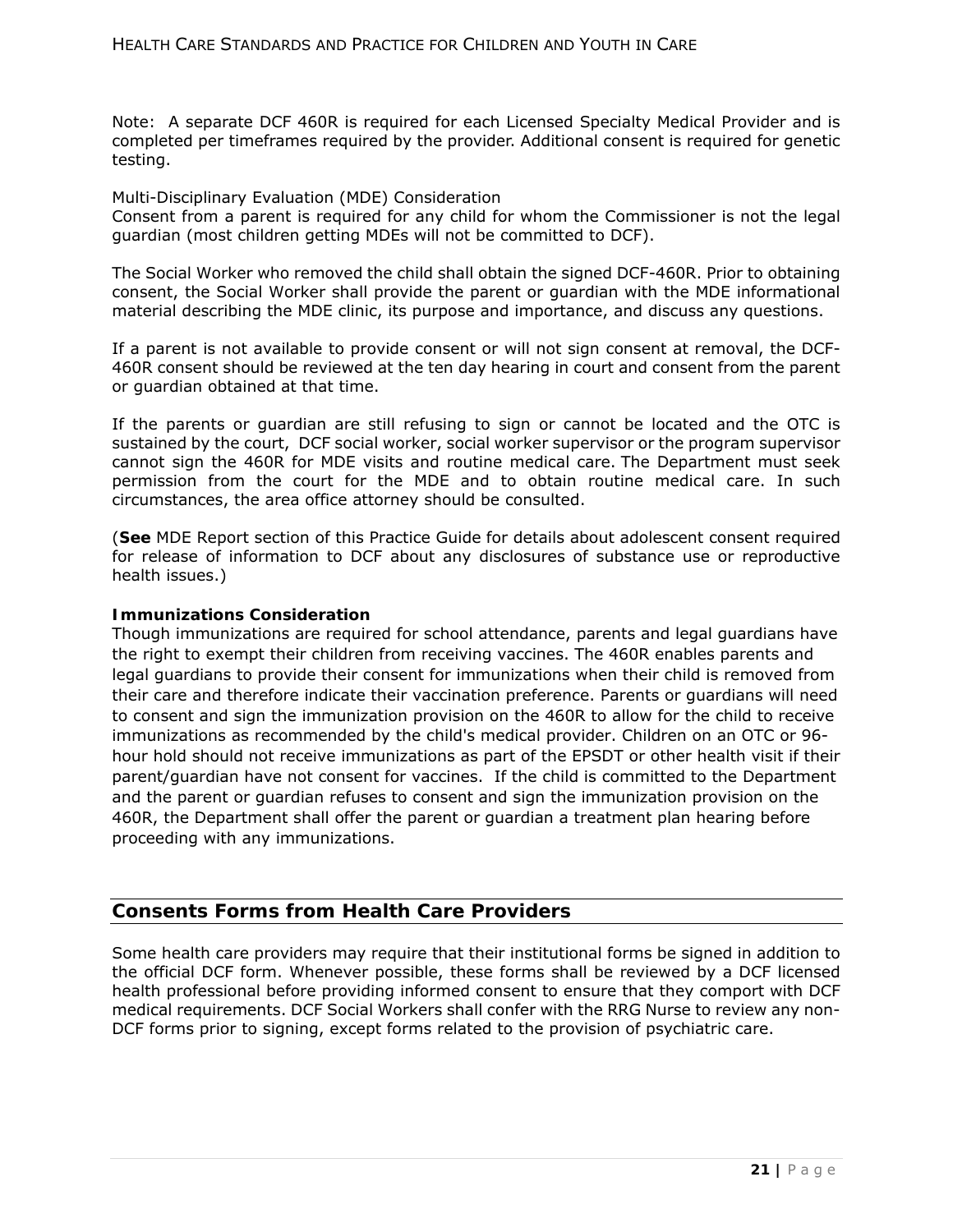Note: A separate DCF 460R is required for each Licensed Specialty Medical Provider and is completed per timeframes required by the provider. Additional consent is required for genetic testing.

Multi-Disciplinary Evaluation (MDE) Consideration
Consent from a parent is required for any child for whom the Commissioner is not the legal guardian (most children getting MDEs will not be committed to DCF).

The Social Worker who removed the child shall obtain the signed DCF-460R. Prior to obtaining consent, the Social Worker shall provide the parent or guardian with the MDE informational material describing the MDE clinic, its purpose and importance, and discuss any questions.

If a parent is not available to provide consent or will not sign consent at removal, the DCF-460R consent should be reviewed at the ten day hearing in court and consent from the parent or guardian obtained at that time.

If the parents or guardian are still refusing to sign or cannot be located and the OTC is sustained by the court, DCF social worker, social worker supervisor or the program supervisor cannot sign the 460R for MDE visits and routine medical care. The Department must seek permission from the court for the MDE and to obtain routine medical care. In such circumstances, the area office attorney should be consulted.

(**See** MDE Report section of this Practice Guide for details about adolescent consent required for release of information to DCF about any disclosures of substance use or reproductive health issues.)

**Immunizations Consideration**
Though immunizations are required for school attendance, parents and legal guardians have the right to exempt their children from receiving vaccines. The 460R enables parents and legal guardians to provide their consent for immunizations when their child is removed from their care and therefore indicate their vaccination preference. Parents or guardians will need to consent and sign the immunization provision on the 460R to allow for the child to receive immunizations as recommended by the child's medical provider. Children on an OTC or 96-hour hold should not receive immunizations as part of the EPSDT or other health visit if their parent/guardian have not consent for vaccines. If the child is committed to the Department and the parent or guardian refuses to consent and sign the immunization provision on the 460R, the Department shall offer the parent or guardian a treatment plan hearing before proceeding with any immunizations.

## Consents Forms from Health Care Providers

Some health care providers may require that their institutional forms be signed in addition to the official DCF form. Whenever possible, these forms shall be reviewed by a DCF licensed health professional before providing informed consent to ensure that they comport with DCF medical requirements. DCF Social Workers shall confer with the RRG Nurse to review any non-DCF forms prior to signing, except forms related to the provision of psychiatric care.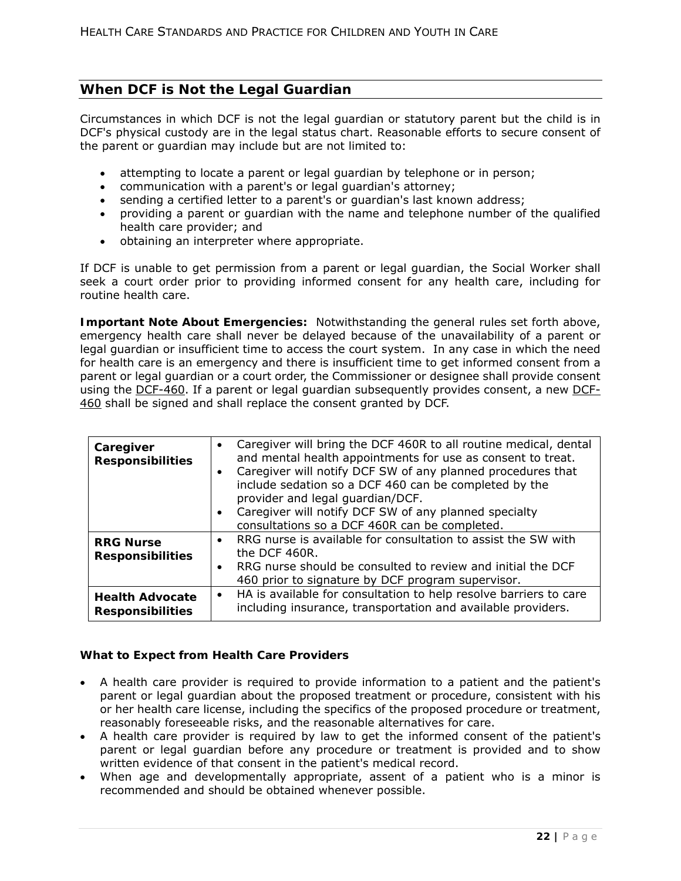## When DCF is Not the Legal Guardian

Circumstances in which DCF is not the legal guardian or statutory parent but the child is in DCF's physical custody are in the legal status chart. Reasonable efforts to secure consent of the parent or guardian may include but are not limited to:

- attempting to locate a parent or legal guardian by telephone or in person;
- communication with a parent's or legal guardian's attorney;
- sending a certified letter to a parent's or guardian's last known address;
- providing a parent or guardian with the name and telephone number of the qualified health care provider; and
- obtaining an interpreter where appropriate.

If DCF is unable to get permission from a parent or legal guardian, the Social Worker shall seek a court order prior to providing informed consent for any health care, including for routine health care.

**Important Note About Emergencies:** Notwithstanding the general rules set forth above, emergency health care shall never be delayed because of the unavailability of a parent or legal guardian or insufficient time to access the court system. In any case in which the need for health care is an emergency and there is insufficient time to get informed consent from a parent or legal guardian or a court order, the Commissioner or designee shall provide consent using the DCF-460. If a parent or legal guardian subsequently provides consent, a new DCF-460 shall be signed and shall replace the consent granted by DCF.

| | |
|---|---|
| **Caregiver Responsibilities** | • Caregiver will bring the DCF 460R to all routine medical, dental and mental health appointments for use as consent to treat.<br>• Caregiver will notify DCF SW of any planned procedures that include sedation so a DCF 460 can be completed by the provider and legal guardian/DCF.<br>• Caregiver will notify DCF SW of any planned specialty consultations so a DCF 460R can be completed. |
| **RRG Nurse Responsibilities** | • RRG nurse is available for consultation to assist the SW with the DCF 460R.<br>• RRG nurse should be consulted to review and initial the DCF 460 prior to signature by DCF program supervisor. |
| **Health Advocate Responsibilities** | • HA is available for consultation to help resolve barriers to care including insurance, transportation and available providers. |

**What to Expect from Health Care Providers**

- A health care provider is required to provide information to a patient and the patient's parent or legal guardian about the proposed treatment or procedure, consistent with his or her health care license, including the specifics of the proposed procedure or treatment, reasonably foreseeable risks, and the reasonable alternatives for care.
- A health care provider is required by law to get the informed consent of the patient's parent or legal guardian before any procedure or treatment is provided and to show written evidence of that consent in the patient's medical record.
- When age and developmentally appropriate, assent of a patient who is a minor is recommended and should be obtained whenever possible.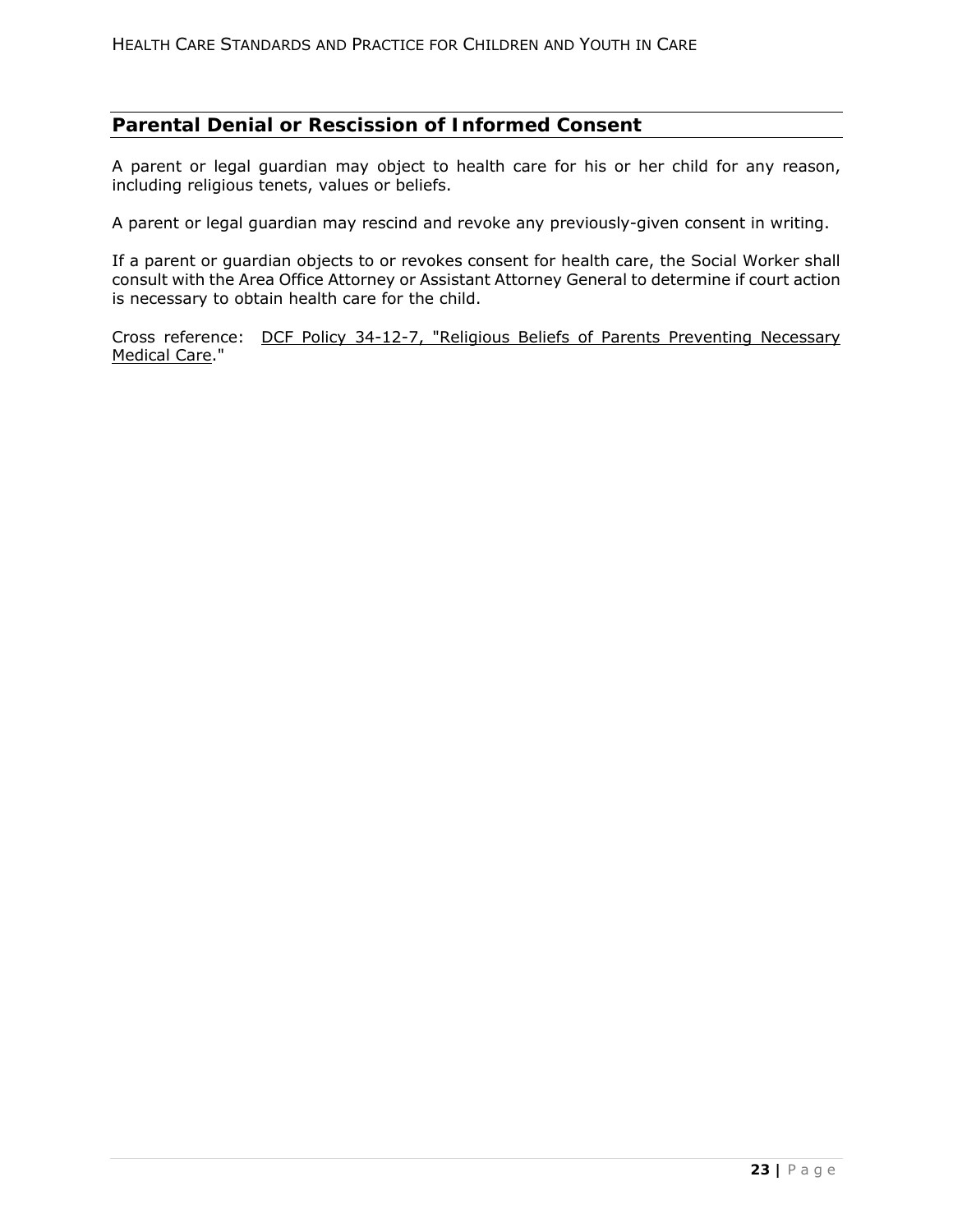## Parental Denial or Rescission of Informed Consent

A parent or legal guardian may object to health care for his or her child for any reason, including religious tenets, values or beliefs.

A parent or legal guardian may rescind and revoke any previously-given consent in writing.

If a parent or guardian objects to or revokes consent for health care, the Social Worker shall consult with the Area Office Attorney or Assistant Attorney General to determine if court action is necessary to obtain health care for the child.

Cross reference: DCF Policy 34-12-7, "Religious Beliefs of Parents Preventing Necessary Medical Care."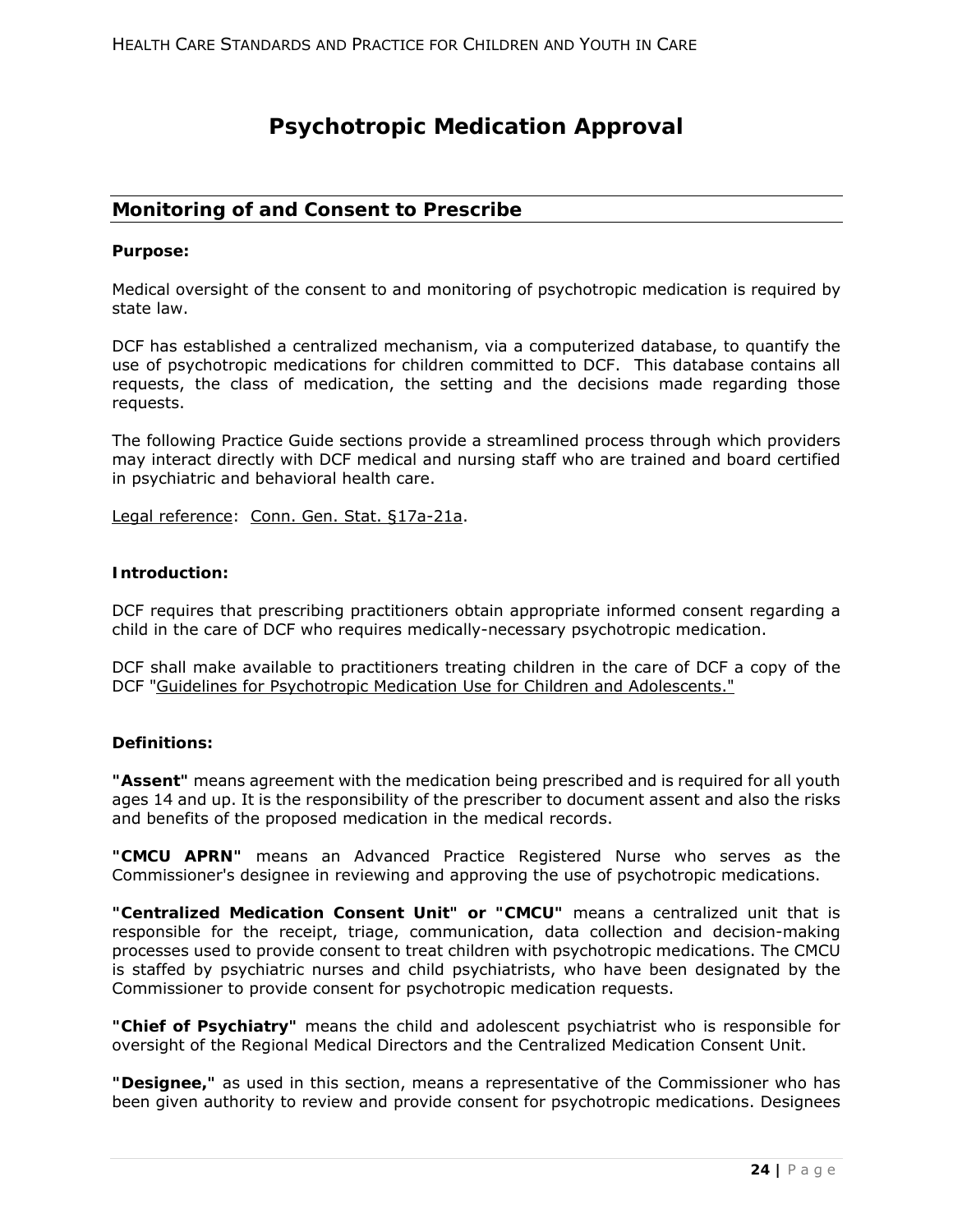# Psychotropic Medication Approval

## Monitoring of and Consent to Prescribe

**Purpose:**

Medical oversight of the consent to and monitoring of psychotropic medication is required by state law.

DCF has established a centralized mechanism, via a computerized database, to quantify the use of psychotropic medications for children committed to DCF. This database contains all requests, the class of medication, the setting and the decisions made regarding those requests.

The following Practice Guide sections provide a streamlined process through which providers may interact directly with DCF medical and nursing staff who are trained and board certified in psychiatric and behavioral health care.

Legal reference: Conn. Gen. Stat. §17a-21a.

**Introduction:**

DCF requires that prescribing practitioners obtain appropriate informed consent regarding a child in the care of DCF who requires medically-necessary psychotropic medication.

DCF shall make available to practitioners treating children in the care of DCF a copy of the DCF "Guidelines for Psychotropic Medication Use for Children and Adolescents."

**Definitions:**

**"Assent"** means agreement with the medication being prescribed and is required for all youth ages 14 and up. It is the responsibility of the prescriber to document assent and also the risks and benefits of the proposed medication in the medical records.

**"CMCU APRN"** means an Advanced Practice Registered Nurse who serves as the Commissioner's designee in reviewing and approving the use of psychotropic medications.

**"Centralized Medication Consent Unit" or "CMCU"** means a centralized unit that is responsible for the receipt, triage, communication, data collection and decision-making processes used to provide consent to treat children with psychotropic medications. The CMCU is staffed by psychiatric nurses and child psychiatrists, who have been designated by the Commissioner to provide consent for psychotropic medication requests.

**"Chief of Psychiatry"** means the child and adolescent psychiatrist who is responsible for oversight of the Regional Medical Directors and the Centralized Medication Consent Unit.

**"Designee,"** as used in this section, means a representative of the Commissioner who has been given authority to review and provide consent for psychotropic medications. Designees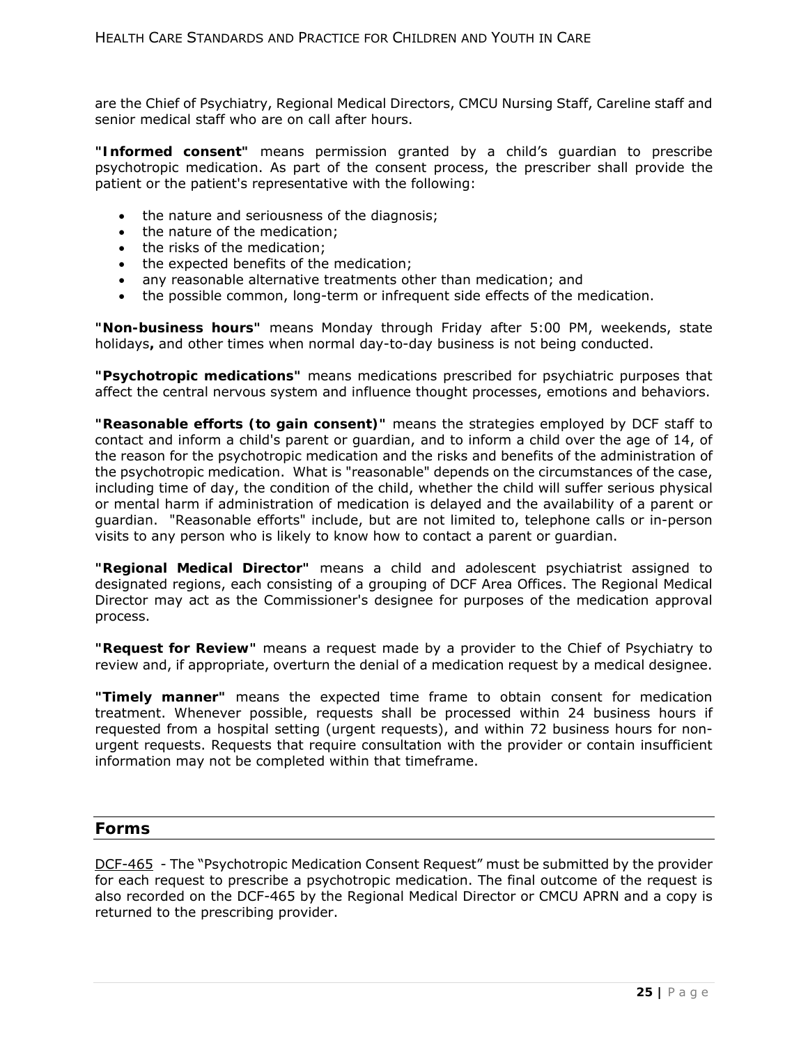are the Chief of Psychiatry, Regional Medical Directors, CMCU Nursing Staff, Careline staff and senior medical staff who are on call after hours.

**"Informed consent"** means permission granted by a child's guardian to prescribe psychotropic medication. As part of the consent process, the prescriber shall provide the patient or the patient's representative with the following:

- the nature and seriousness of the diagnosis;
- the nature of the medication;
- the risks of the medication;
- the expected benefits of the medication;
- any reasonable alternative treatments other than medication; and
- the possible common, long-term or infrequent side effects of the medication.

**"Non-business hours"** means Monday through Friday after 5:00 PM, weekends, state holidays**,** and other times when normal day-to-day business is not being conducted.

**"Psychotropic medications"** means medications prescribed for psychiatric purposes that affect the central nervous system and influence thought processes, emotions and behaviors.

**"Reasonable efforts (to gain consent)"** means the strategies employed by DCF staff to contact and inform a child's parent or guardian, and to inform a child over the age of 14, of the reason for the psychotropic medication and the risks and benefits of the administration of the psychotropic medication. What is "reasonable" depends on the circumstances of the case, including time of day, the condition of the child, whether the child will suffer serious physical or mental harm if administration of medication is delayed and the availability of a parent or guardian. "Reasonable efforts" include, but are not limited to, telephone calls or in-person visits to any person who is likely to know how to contact a parent or guardian.

**"Regional Medical Director"** means a child and adolescent psychiatrist assigned to designated regions, each consisting of a grouping of DCF Area Offices. The Regional Medical Director may act as the Commissioner's designee for purposes of the medication approval process.

**"Request for Review"** means a request made by a provider to the Chief of Psychiatry to review and, if appropriate, overturn the denial of a medication request by a medical designee.

**"Timely manner"** means the expected time frame to obtain consent for medication treatment. Whenever possible, requests shall be processed within 24 business hours if requested from a hospital setting (urgent requests), and within 72 business hours for non-urgent requests. Requests that require consultation with the provider or contain insufficient information may not be completed within that timeframe.

## Forms

DCF-465 - The "Psychotropic Medication Consent Request" must be submitted by the provider for each request to prescribe a psychotropic medication. The final outcome of the request is also recorded on the DCF-465 by the Regional Medical Director or CMCU APRN and a copy is returned to the prescribing provider.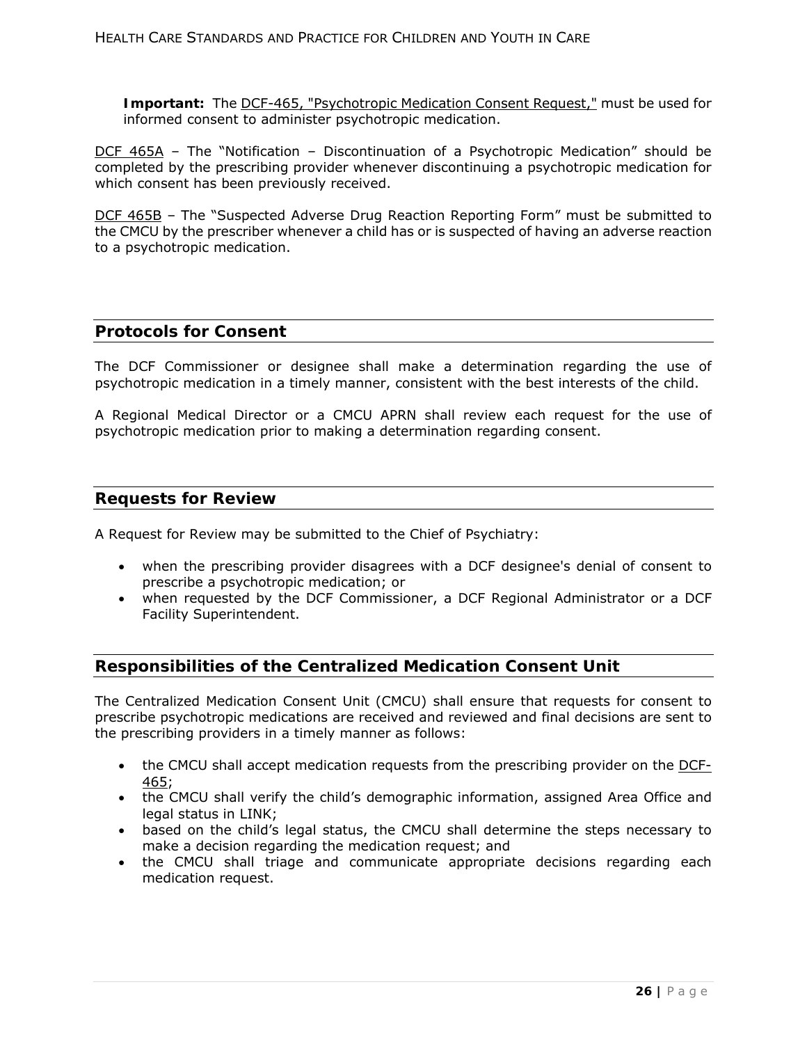**Important:** The DCF-465, "Psychotropic Medication Consent Request," must be used for informed consent to administer psychotropic medication.

DCF 465A – The "Notification – Discontinuation of a Psychotropic Medication" should be completed by the prescribing provider whenever discontinuing a psychotropic medication for which consent has been previously received.

DCF 465B – The "Suspected Adverse Drug Reaction Reporting Form" must be submitted to the CMCU by the prescriber whenever a child has or is suspected of having an adverse reaction to a psychotropic medication.

## Protocols for Consent

The DCF Commissioner or designee shall make a determination regarding the use of psychotropic medication in a timely manner, consistent with the best interests of the child.

A Regional Medical Director or a CMCU APRN shall review each request for the use of psychotropic medication prior to making a determination regarding consent.

## Requests for Review

A Request for Review may be submitted to the Chief of Psychiatry:

- when the prescribing provider disagrees with a DCF designee's denial of consent to prescribe a psychotropic medication; or
- when requested by the DCF Commissioner, a DCF Regional Administrator or a DCF Facility Superintendent.

## Responsibilities of the Centralized Medication Consent Unit

The Centralized Medication Consent Unit (CMCU) shall ensure that requests for consent to prescribe psychotropic medications are received and reviewed and final decisions are sent to the prescribing providers in a timely manner as follows:

- the CMCU shall accept medication requests from the prescribing provider on the DCF-465;
- the CMCU shall verify the child's demographic information, assigned Area Office and legal status in LINK;
- based on the child's legal status, the CMCU shall determine the steps necessary to make a decision regarding the medication request; and
- the CMCU shall triage and communicate appropriate decisions regarding each medication request.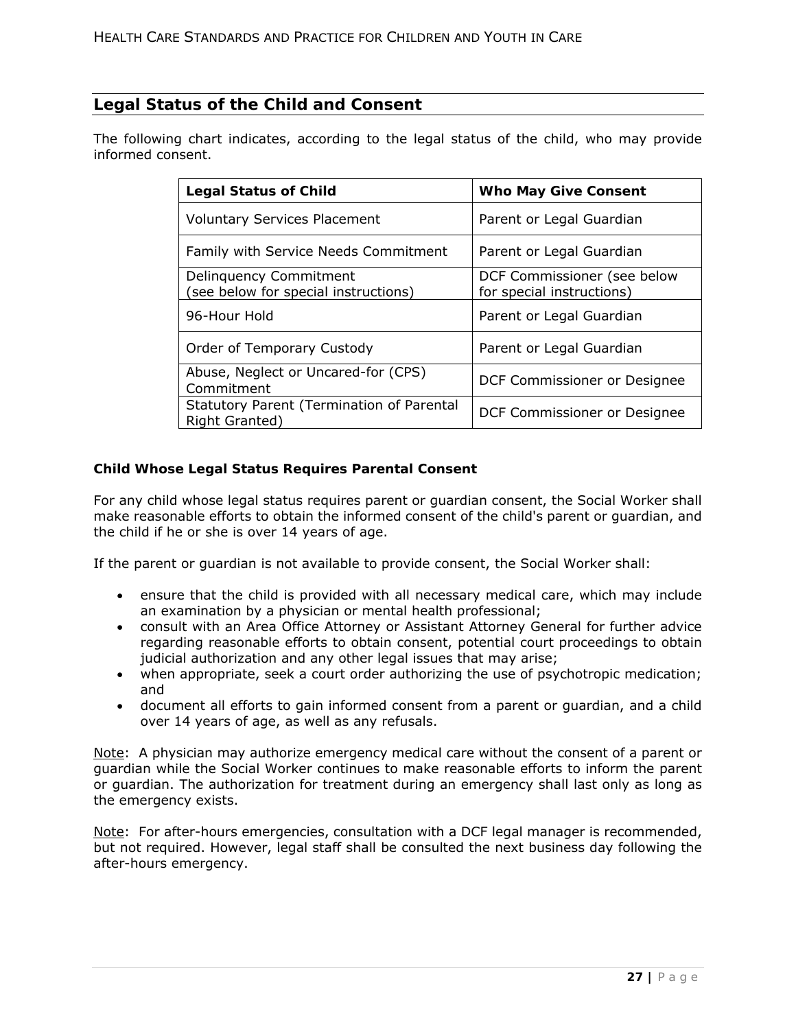## Legal Status of the Child and Consent

The following chart indicates, according to the legal status of the child, who may provide informed consent.

| Legal Status of Child | Who May Give Consent |
|---|---|
| Voluntary Services Placement | Parent or Legal Guardian |
| Family with Service Needs Commitment | Parent or Legal Guardian |
| Delinquency Commitment (see below for special instructions) | DCF Commissioner (see below for special instructions) |
| 96-Hour Hold | Parent or Legal Guardian |
| Order of Temporary Custody | Parent or Legal Guardian |
| Abuse, Neglect or Uncared-for (CPS) Commitment | DCF Commissioner or Designee |
| Statutory Parent (Termination of Parental Right Granted) | DCF Commissioner or Designee |

**Child Whose Legal Status Requires Parental Consent**

For any child whose legal status requires parent or guardian consent, the Social Worker shall make reasonable efforts to obtain the informed consent of the child's parent or guardian, and the child if he or she is over 14 years of age.

If the parent or guardian is not available to provide consent, the Social Worker shall:

- ensure that the child is provided with all necessary medical care, which may include an examination by a physician or mental health professional;
- consult with an Area Office Attorney or Assistant Attorney General for further advice regarding reasonable efforts to obtain consent, potential court proceedings to obtain judicial authorization and any other legal issues that may arise;
- when appropriate, seek a court order authorizing the use of psychotropic medication; and
- document all efforts to gain informed consent from a parent or guardian, and a child over 14 years of age, as well as any refusals.

Note: A physician may authorize emergency medical care without the consent of a parent or guardian while the Social Worker continues to make reasonable efforts to inform the parent or guardian. The authorization for treatment during an emergency shall last only as long as the emergency exists.

Note: For after-hours emergencies, consultation with a DCF legal manager is recommended, but not required. However, legal staff shall be consulted the next business day following the after-hours emergency.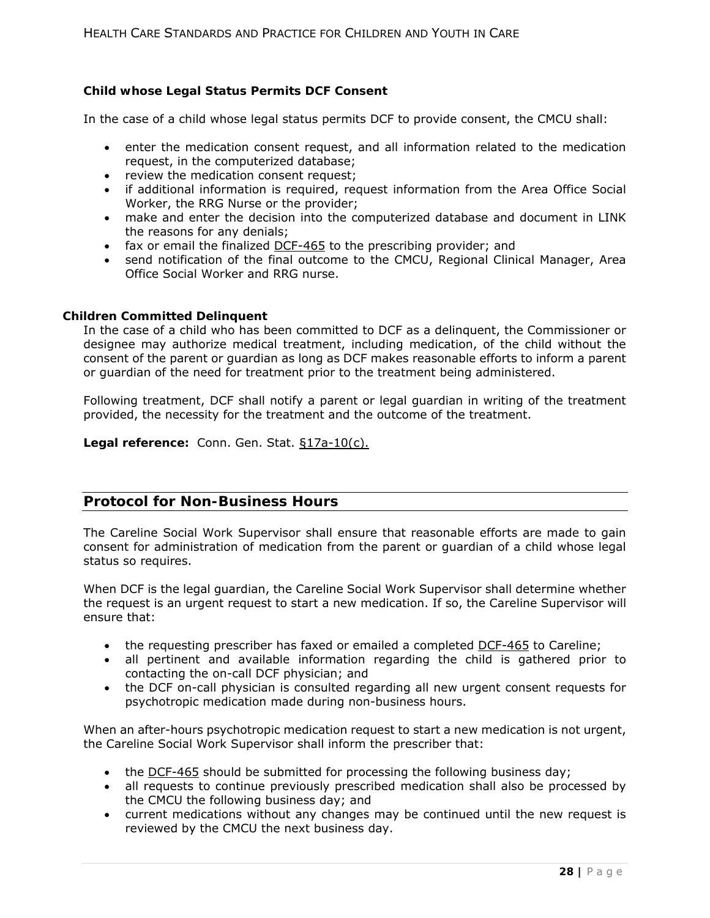### Child whose Legal Status Permits DCF Consent

In the case of a child whose legal status permits DCF to provide consent, the CMCU shall:

- enter the medication consent request, and all information related to the medication request, in the computerized database;
- review the medication consent request;
- if additional information is required, request information from the Area Office Social Worker, the RRG Nurse or the provider;
- make and enter the decision into the computerized database and document in LINK the reasons for any denials;
- fax or email the finalized DCF-465 to the prescribing provider; and
- send notification of the final outcome to the CMCU, Regional Clinical Manager, Area Office Social Worker and RRG nurse.

### Children Committed Delinquent

In the case of a child who has been committed to DCF as a delinquent, the Commissioner or designee may authorize medical treatment, including medication, of the child without the consent of the parent or guardian as long as DCF makes reasonable efforts to inform a parent or guardian of the need for treatment prior to the treatment being administered.

Following treatment, DCF shall notify a parent or legal guardian in writing of the treatment provided, the necessity for the treatment and the outcome of the treatment.

**Legal reference:** Conn. Gen. Stat. §17a-10(c).

## Protocol for Non-Business Hours

The Careline Social Work Supervisor shall ensure that reasonable efforts are made to gain consent for administration of medication from the parent or guardian of a child whose legal status so requires.

When DCF is the legal guardian, the Careline Social Work Supervisor shall determine whether the request is an urgent request to start a new medication. If so, the Careline Supervisor will ensure that:

- the requesting prescriber has faxed or emailed a completed DCF-465 to Careline;
- all pertinent and available information regarding the child is gathered prior to contacting the on-call DCF physician; and
- the DCF on-call physician is consulted regarding all new urgent consent requests for psychotropic medication made during non-business hours.

When an after-hours psychotropic medication request to start a new medication is not urgent, the Careline Social Work Supervisor shall inform the prescriber that:

- the DCF-465 should be submitted for processing the following business day;
- all requests to continue previously prescribed medication shall also be processed by the CMCU the following business day; and
- current medications without any changes may be continued until the new request is reviewed by the CMCU the next business day.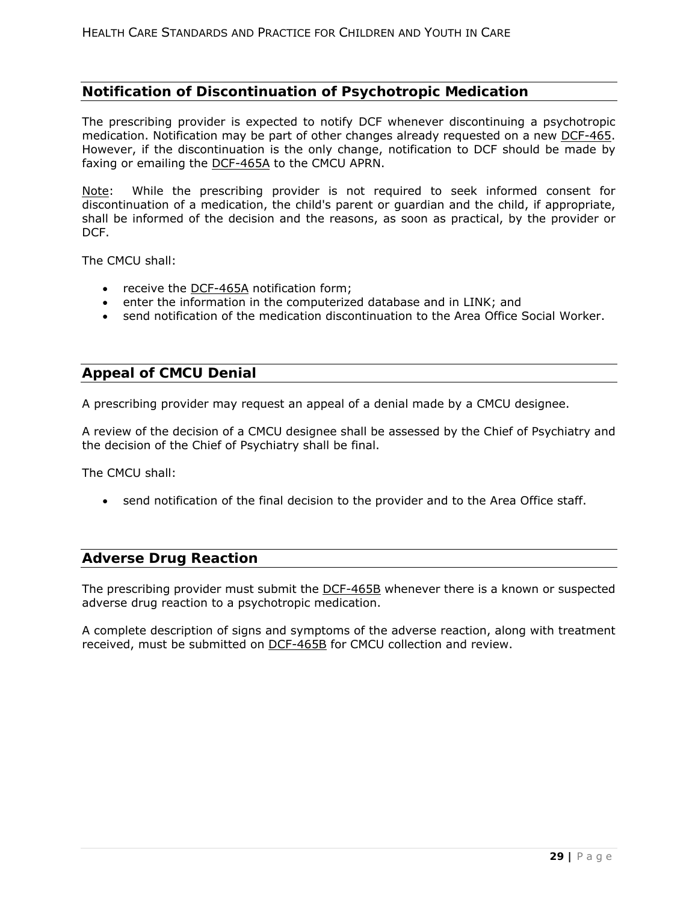## Notification of Discontinuation of Psychotropic Medication

The prescribing provider is expected to notify DCF whenever discontinuing a psychotropic medication. Notification may be part of other changes already requested on a new DCF-465. However, if the discontinuation is the only change, notification to DCF should be made by faxing or emailing the DCF-465A to the CMCU APRN.

Note: While the prescribing provider is not required to seek informed consent for discontinuation of a medication, the child's parent or guardian and the child, if appropriate, shall be informed of the decision and the reasons, as soon as practical, by the provider or DCF.

The CMCU shall:

- receive the DCF-465A notification form;
- enter the information in the computerized database and in LINK; and
- send notification of the medication discontinuation to the Area Office Social Worker.

## Appeal of CMCU Denial

A prescribing provider may request an appeal of a denial made by a CMCU designee.

A review of the decision of a CMCU designee shall be assessed by the Chief of Psychiatry and the decision of the Chief of Psychiatry shall be final.

The CMCU shall:

- send notification of the final decision to the provider and to the Area Office staff.

## Adverse Drug Reaction

The prescribing provider must submit the DCF-465B whenever there is a known or suspected adverse drug reaction to a psychotropic medication.

A complete description of signs and symptoms of the adverse reaction, along with treatment received, must be submitted on DCF-465B for CMCU collection and review.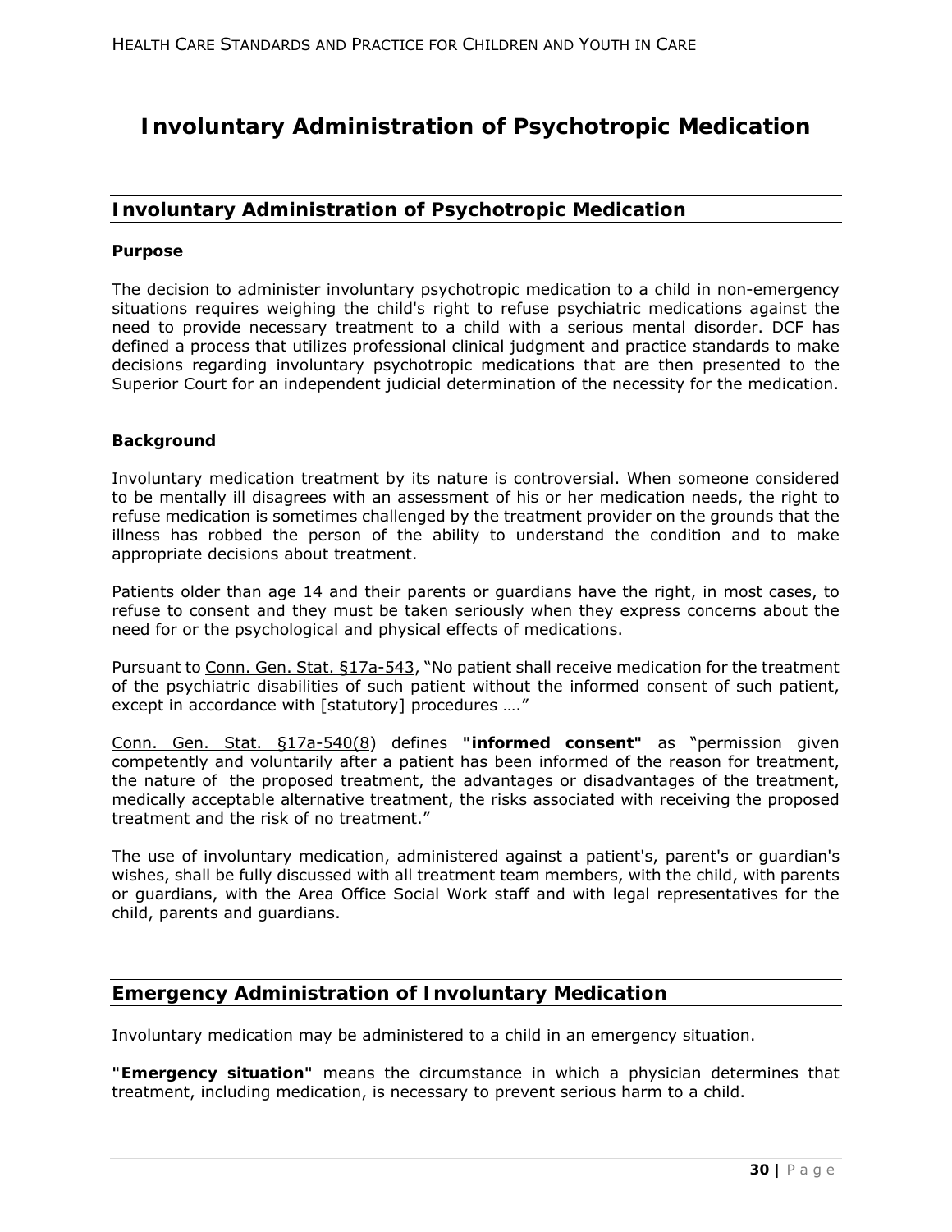# Involuntary Administration of Psychotropic Medication

## Involuntary Administration of Psychotropic Medication

### Purpose

The decision to administer involuntary psychotropic medication to a child in non-emergency situations requires weighing the child's right to refuse psychiatric medications against the need to provide necessary treatment to a child with a serious mental disorder. DCF has defined a process that utilizes professional clinical judgment and practice standards to make decisions regarding involuntary psychotropic medications that are then presented to the Superior Court for an independent judicial determination of the necessity for the medication.

### Background

Involuntary medication treatment by its nature is controversial. When someone considered to be mentally ill disagrees with an assessment of his or her medication needs, the right to refuse medication is sometimes challenged by the treatment provider on the grounds that the illness has robbed the person of the ability to understand the condition and to make appropriate decisions about treatment.

Patients older than age 14 and their parents or guardians have the right, in most cases, to refuse to consent and they must be taken seriously when they express concerns about the need for or the psychological and physical effects of medications.

Pursuant to Conn. Gen. Stat. §17a-543, "No patient shall receive medication for the treatment of the psychiatric disabilities of such patient without the informed consent of such patient, except in accordance with [statutory] procedures …."

Conn. Gen. Stat. §17a-540(8) defines **"informed consent"** as "permission given competently and voluntarily after a patient has been informed of the reason for treatment, the nature of the proposed treatment, the advantages or disadvantages of the treatment, medically acceptable alternative treatment, the risks associated with receiving the proposed treatment and the risk of no treatment."

The use of involuntary medication, administered against a patient's, parent's or guardian's wishes, shall be fully discussed with all treatment team members, with the child, with parents or guardians, with the Area Office Social Work staff and with legal representatives for the child, parents and guardians.

## Emergency Administration of Involuntary Medication

Involuntary medication may be administered to a child in an emergency situation.

**"Emergency situation"** means the circumstance in which a physician determines that treatment, including medication, is necessary to prevent serious harm to a child.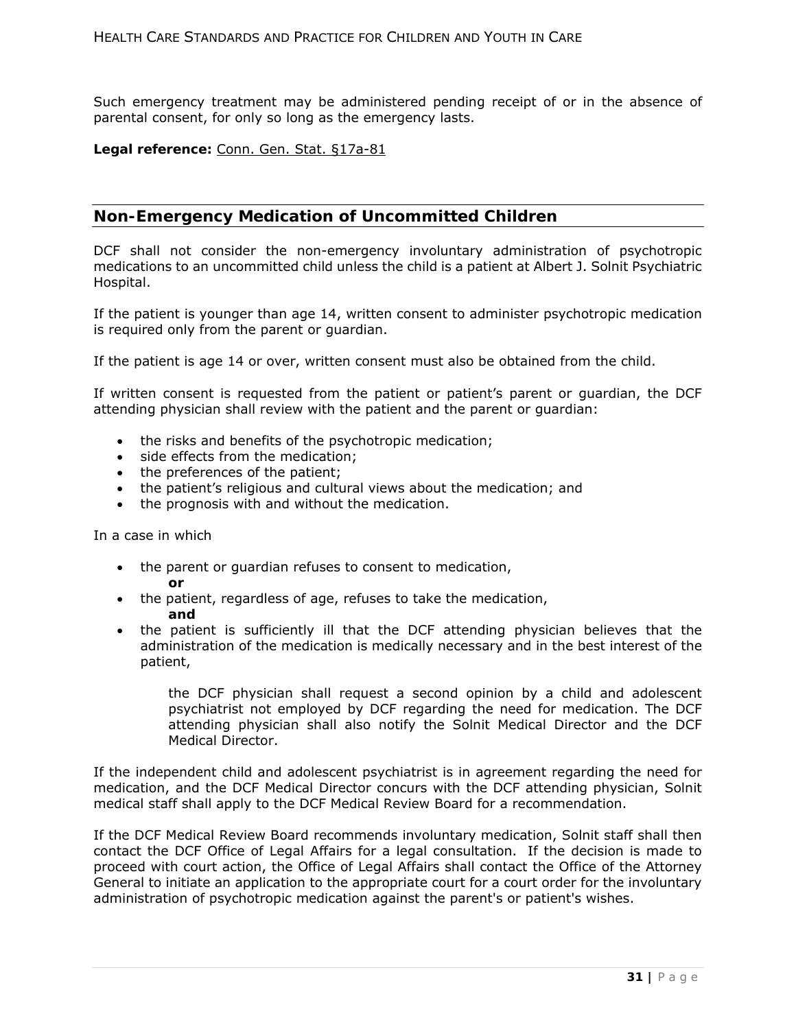Such emergency treatment may be administered pending receipt of or in the absence of parental consent, for only so long as the emergency lasts.

**Legal reference:** Conn. Gen. Stat. §17a-81

## Non-Emergency Medication of Uncommitted Children

DCF shall not consider the non-emergency involuntary administration of psychotropic medications to an uncommitted child unless the child is a patient at Albert J. Solnit Psychiatric Hospital.

If the patient is younger than age 14, written consent to administer psychotropic medication is required only from the parent or guardian.

If the patient is age 14 or over, written consent must also be obtained from the child.

If written consent is requested from the patient or patient's parent or guardian, the DCF attending physician shall review with the patient and the parent or guardian:

- the risks and benefits of the psychotropic medication;
- side effects from the medication;
- the preferences of the patient;
- the patient's religious and cultural views about the medication; and
- the prognosis with and without the medication.

In a case in which

- the parent or guardian refuses to consent to medication,
  **or**
- the patient, regardless of age, refuses to take the medication,
  **and**
- the patient is sufficiently ill that the DCF attending physician believes that the administration of the medication is medically necessary and in the best interest of the patient,

  the DCF physician shall request a second opinion by a child and adolescent psychiatrist not employed by DCF regarding the need for medication. The DCF attending physician shall also notify the Solnit Medical Director and the DCF Medical Director.

If the independent child and adolescent psychiatrist is in agreement regarding the need for medication, and the DCF Medical Director concurs with the DCF attending physician, Solnit medical staff shall apply to the DCF Medical Review Board for a recommendation.

If the DCF Medical Review Board recommends involuntary medication, Solnit staff shall then contact the DCF Office of Legal Affairs for a legal consultation. If the decision is made to proceed with court action, the Office of Legal Affairs shall contact the Office of the Attorney General to initiate an application to the appropriate court for a court order for the involuntary administration of psychotropic medication against the parent's or patient's wishes.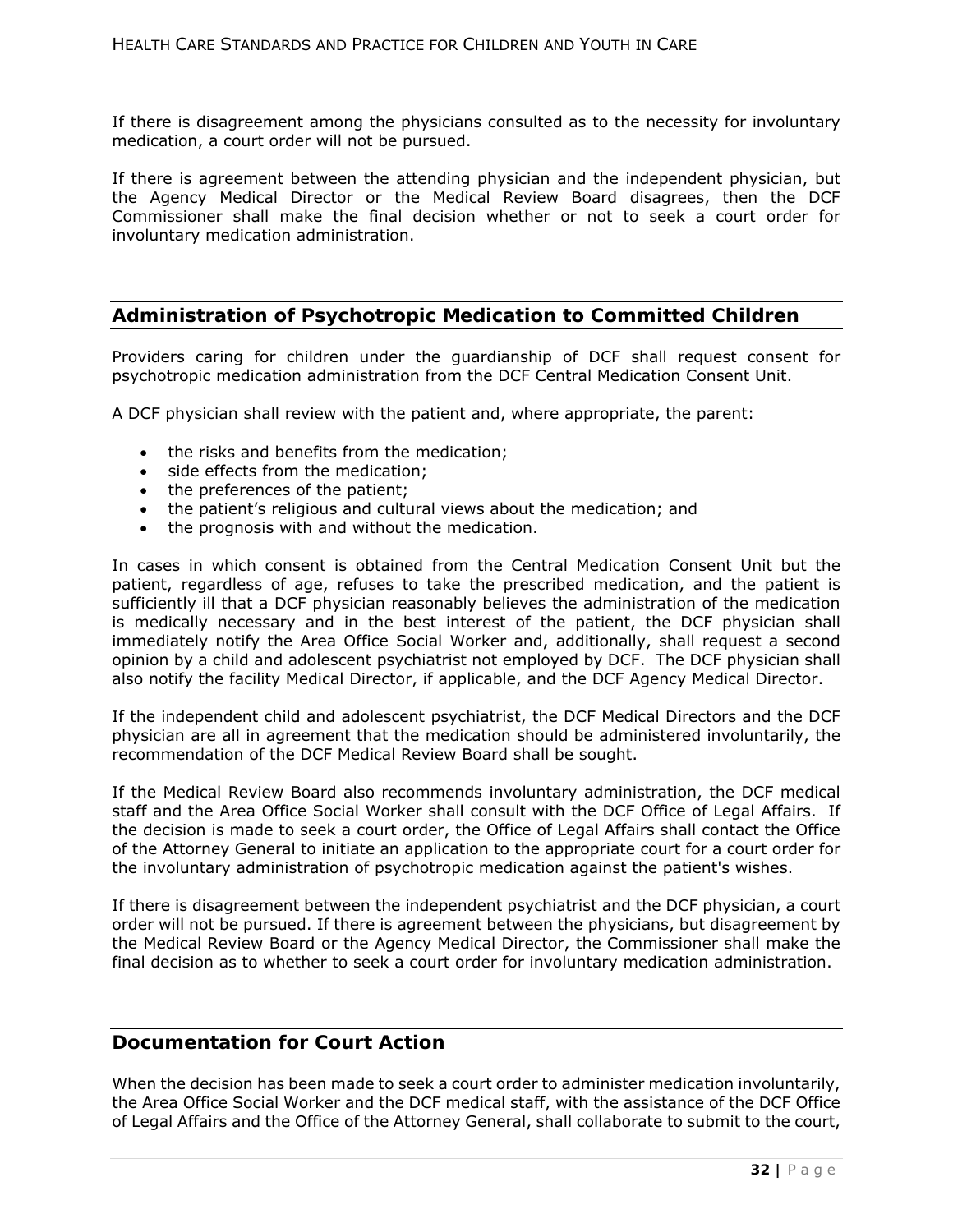If there is disagreement among the physicians consulted as to the necessity for involuntary medication, a court order will not be pursued.

If there is agreement between the attending physician and the independent physician, but the Agency Medical Director or the Medical Review Board disagrees, then the DCF Commissioner shall make the final decision whether or not to seek a court order for involuntary medication administration.

## Administration of Psychotropic Medication to Committed Children

Providers caring for children under the guardianship of DCF shall request consent for psychotropic medication administration from the DCF Central Medication Consent Unit.

A DCF physician shall review with the patient and, where appropriate, the parent:

- the risks and benefits from the medication;
- side effects from the medication;
- the preferences of the patient;
- the patient's religious and cultural views about the medication; and
- the prognosis with and without the medication.

In cases in which consent is obtained from the Central Medication Consent Unit but the patient, regardless of age, refuses to take the prescribed medication, and the patient is sufficiently ill that a DCF physician reasonably believes the administration of the medication is medically necessary and in the best interest of the patient, the DCF physician shall immediately notify the Area Office Social Worker and, additionally, shall request a second opinion by a child and adolescent psychiatrist not employed by DCF. The DCF physician shall also notify the facility Medical Director, if applicable, and the DCF Agency Medical Director.

If the independent child and adolescent psychiatrist, the DCF Medical Directors and the DCF physician are all in agreement that the medication should be administered involuntarily, the recommendation of the DCF Medical Review Board shall be sought.

If the Medical Review Board also recommends involuntary administration, the DCF medical staff and the Area Office Social Worker shall consult with the DCF Office of Legal Affairs. If the decision is made to seek a court order, the Office of Legal Affairs shall contact the Office of the Attorney General to initiate an application to the appropriate court for a court order for the involuntary administration of psychotropic medication against the patient's wishes.

If there is disagreement between the independent psychiatrist and the DCF physician, a court order will not be pursued. If there is agreement between the physicians, but disagreement by the Medical Review Board or the Agency Medical Director, the Commissioner shall make the final decision as to whether to seek a court order for involuntary medication administration.

## Documentation for Court Action

When the decision has been made to seek a court order to administer medication involuntarily, the Area Office Social Worker and the DCF medical staff, with the assistance of the DCF Office of Legal Affairs and the Office of the Attorney General, shall collaborate to submit to the court,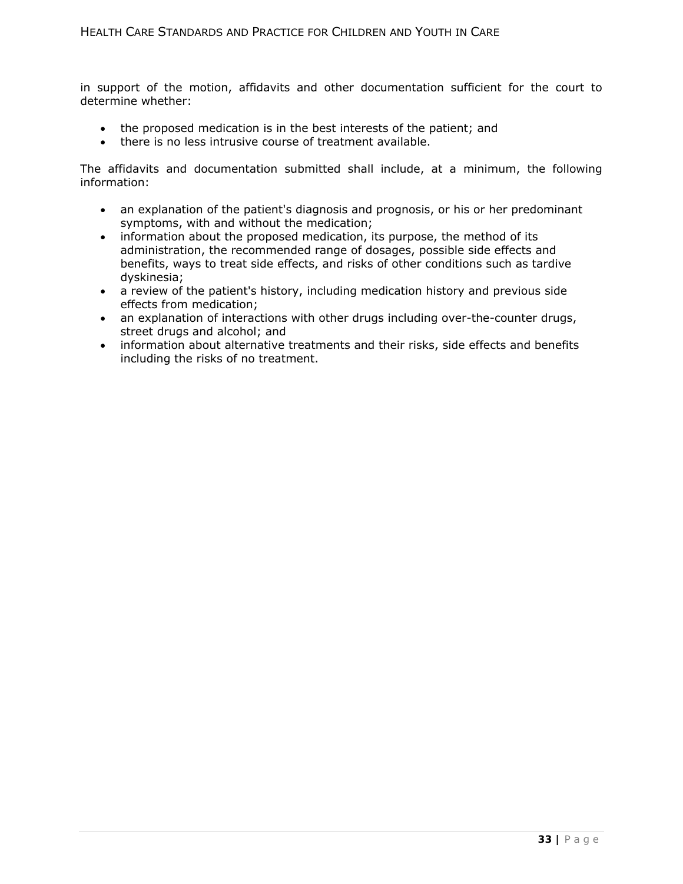in support of the motion, affidavits and other documentation sufficient for the court to determine whether:

- the proposed medication is in the best interests of the patient; and
- there is no less intrusive course of treatment available.

The affidavits and documentation submitted shall include, at a minimum, the following information:

- an explanation of the patient's diagnosis and prognosis, or his or her predominant symptoms, with and without the medication;
- information about the proposed medication, its purpose, the method of its administration, the recommended range of dosages, possible side effects and benefits, ways to treat side effects, and risks of other conditions such as tardive dyskinesia;
- a review of the patient's history, including medication history and previous side effects from medication;
- an explanation of interactions with other drugs including over-the-counter drugs, street drugs and alcohol; and
- information about alternative treatments and their risks, side effects and benefits including the risks of no treatment.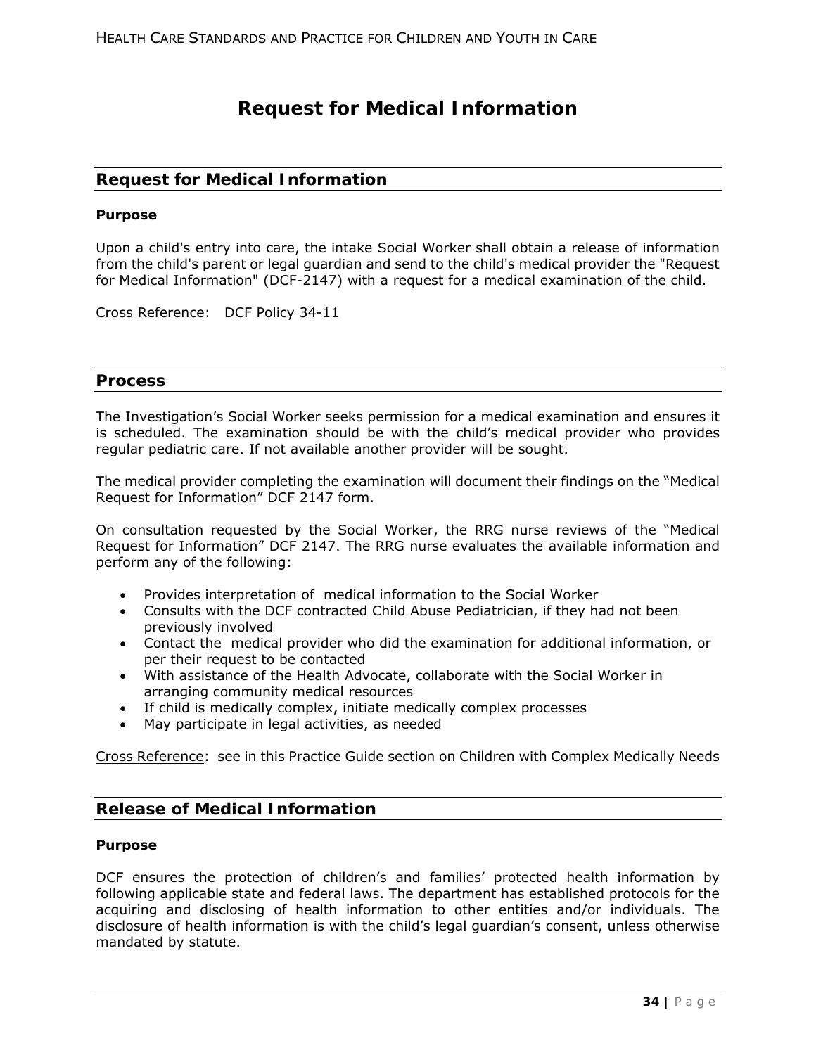# Request for Medical Information

## Request for Medical Information

**Purpose**

Upon a child's entry into care, the intake Social Worker shall obtain a release of information from the child's parent or legal guardian and send to the child's medical provider the "Request for Medical Information" (DCF-2147) with a request for a medical examination of the child.

Cross Reference: DCF Policy 34-11

## Process

The Investigation's Social Worker seeks permission for a medical examination and ensures it is scheduled. The examination should be with the child's medical provider who provides regular pediatric care. If not available another provider will be sought.

The medical provider completing the examination will document their findings on the "Medical Request for Information" DCF 2147 form.

On consultation requested by the Social Worker, the RRG nurse reviews of the "Medical Request for Information" DCF 2147. The RRG nurse evaluates the available information and perform any of the following:

- Provides interpretation of medical information to the Social Worker
- Consults with the DCF contracted Child Abuse Pediatrician, if they had not been previously involved
- Contact the medical provider who did the examination for additional information, or per their request to be contacted
- With assistance of the Health Advocate, collaborate with the Social Worker in arranging community medical resources
- If child is medically complex, initiate medically complex processes
- May participate in legal activities, as needed

Cross Reference: see in this Practice Guide section on Children with Complex Medically Needs

## Release of Medical Information

**Purpose**

DCF ensures the protection of children's and families' protected health information by following applicable state and federal laws. The department has established protocols for the acquiring and disclosing of health information to other entities and/or individuals. The disclosure of health information is with the child's legal guardian's consent, unless otherwise mandated by statute.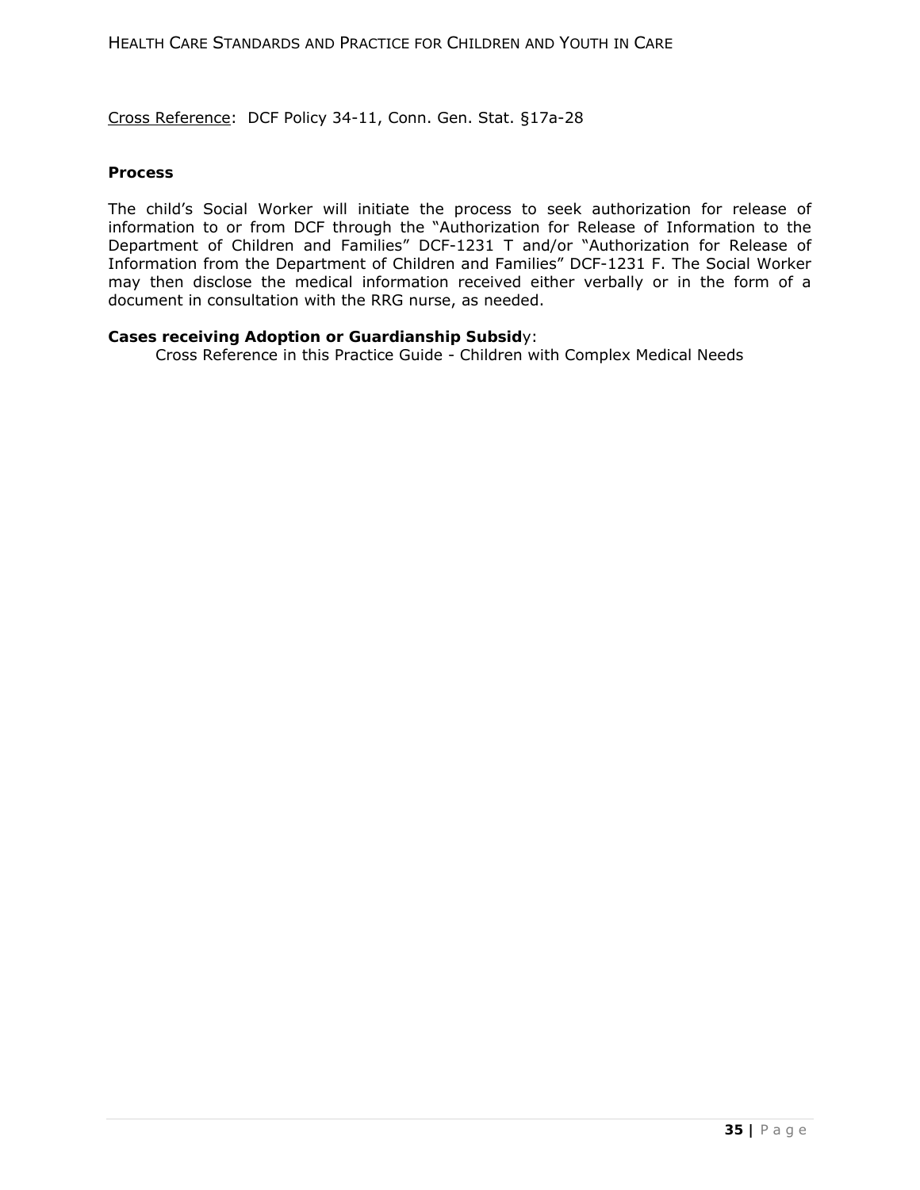Cross Reference: DCF Policy 34-11, Conn. Gen. Stat. §17a-28

**Process**

The child's Social Worker will initiate the process to seek authorization for release of information to or from DCF through the "Authorization for Release of Information to the Department of Children and Families" DCF-1231 T and/or "Authorization for Release of Information from the Department of Children and Families" DCF-1231 F. The Social Worker may then disclose the medical information received either verbally or in the form of a document in consultation with the RRG nurse, as needed.

**Cases receiving Adoption or Guardianship Subsidy:**

Cross Reference in this Practice Guide - Children with Complex Medical Needs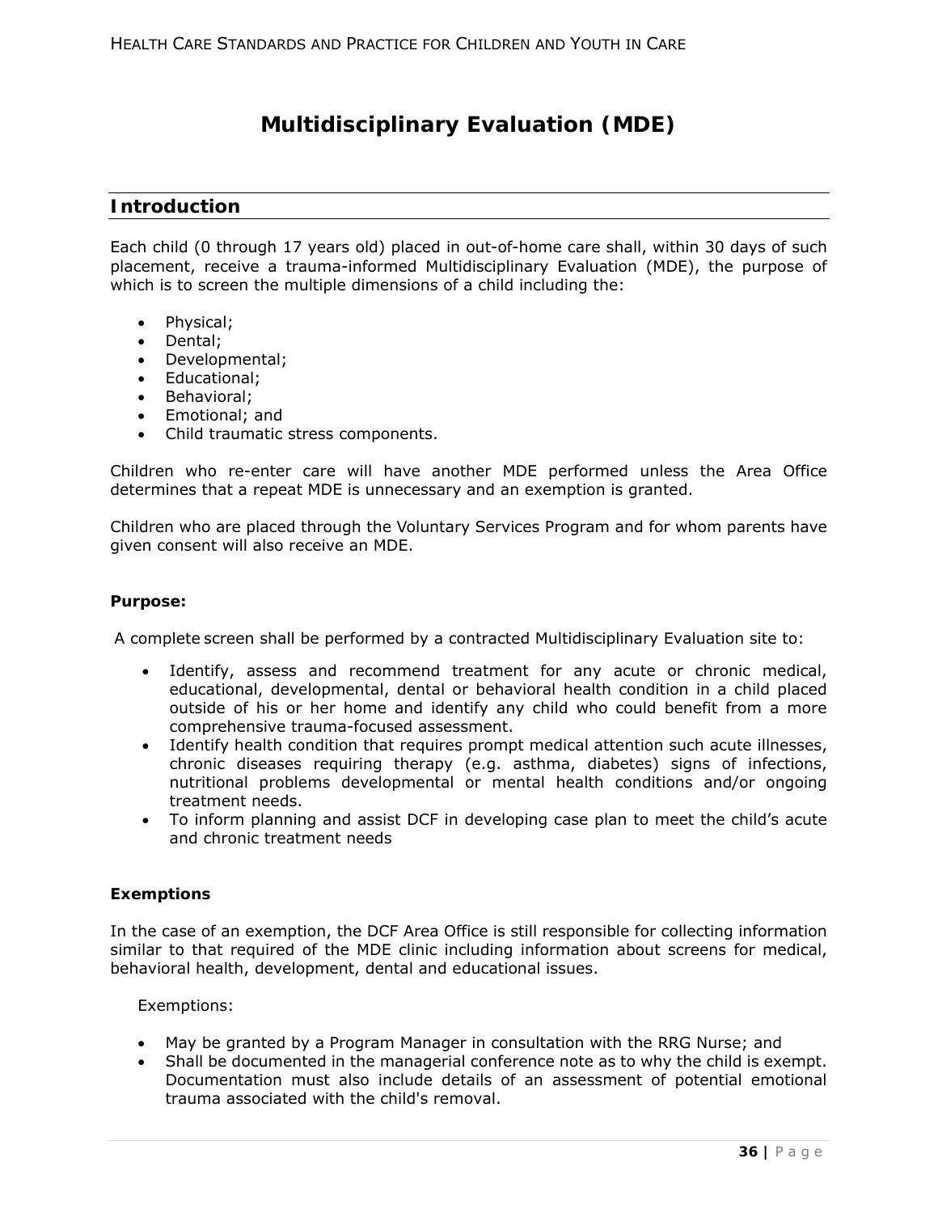# Multidisciplinary Evaluation (MDE)

## Introduction

Each child (0 through 17 years old) placed in out-of-home care shall, within 30 days of such placement, receive a trauma-informed Multidisciplinary Evaluation (MDE), the purpose of which is to screen the multiple dimensions of a child including the:

- Physical;
- Dental;
- Developmental;
- Educational;
- Behavioral;
- Emotional; and
- Child traumatic stress components.

Children who re-enter care will have another MDE performed unless the Area Office determines that a repeat MDE is unnecessary and an exemption is granted.

Children who are placed through the Voluntary Services Program and for whom parents have given consent will also receive an MDE.

**Purpose:**

A complete screen shall be performed by a contracted Multidisciplinary Evaluation site to:

- Identify, assess and recommend treatment for any acute or chronic medical, educational, developmental, dental or behavioral health condition in a child placed outside of his or her home and identify any child who could benefit from a more comprehensive trauma-focused assessment.
- Identify health condition that requires prompt medical attention such acute illnesses, chronic diseases requiring therapy (e.g. asthma, diabetes) signs of infections, nutritional problems developmental or mental health conditions and/or ongoing treatment needs.
- To inform planning and assist DCF in developing case plan to meet the child's acute and chronic treatment needs

**Exemptions**

In the case of an exemption, the DCF Area Office is still responsible for collecting information similar to that required of the MDE clinic including information about screens for medical, behavioral health, development, dental and educational issues.

Exemptions:

- May be granted by a Program Manager in consultation with the RRG Nurse; and
- Shall be documented in the managerial conference note as to why the child is exempt. Documentation must also include details of an assessment of potential emotional trauma associated with the child's removal.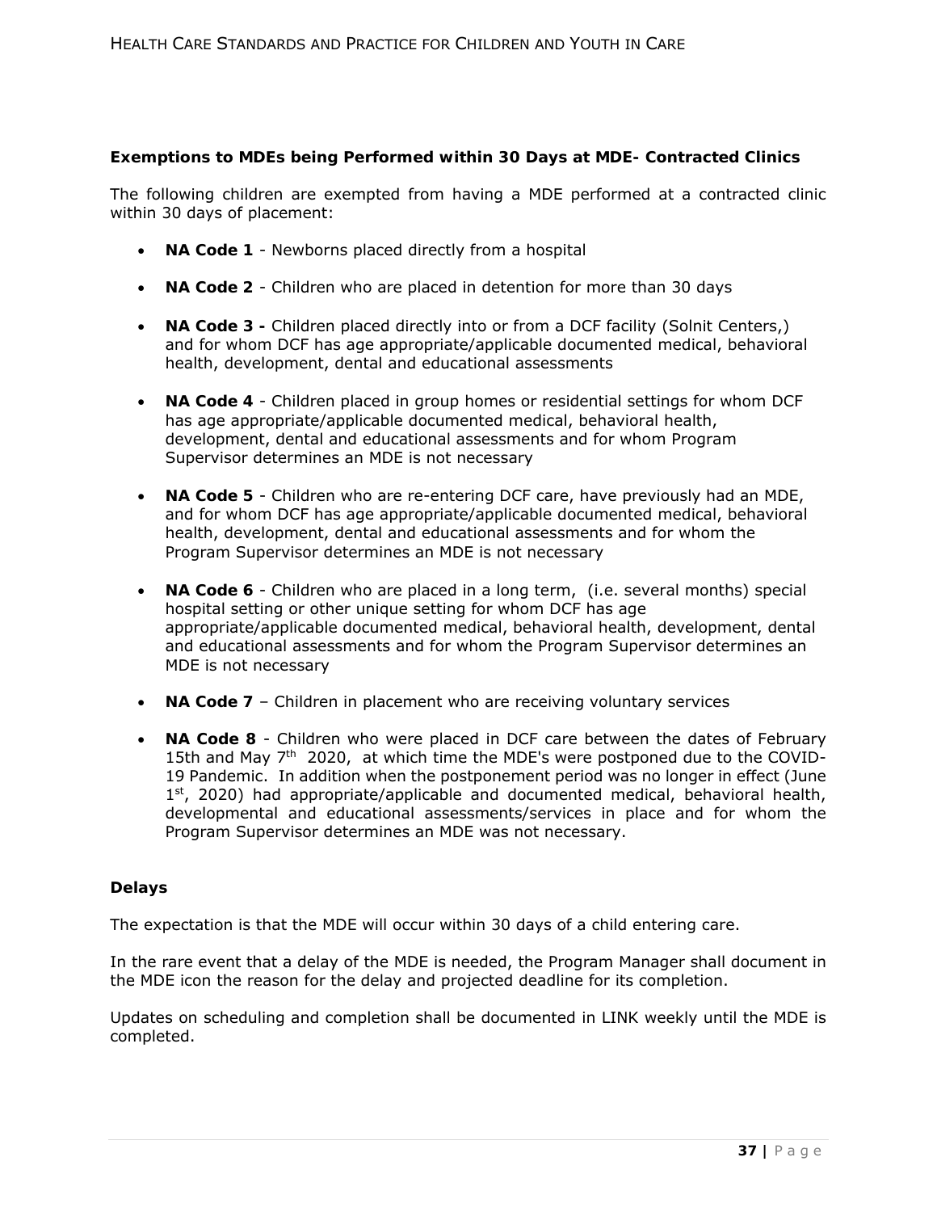### Exemptions to MDEs being Performed within 30 Days at MDE- Contracted Clinics

The following children are exempted from having a MDE performed at a contracted clinic within 30 days of placement:

- **NA Code 1** - Newborns placed directly from a hospital
- **NA Code 2** - Children who are placed in detention for more than 30 days
- **NA Code 3 -** Children placed directly into or from a DCF facility (Solnit Centers,) and for whom DCF has age appropriate/applicable documented medical, behavioral health, development, dental and educational assessments
- **NA Code 4** - Children placed in group homes or residential settings for whom DCF has age appropriate/applicable documented medical, behavioral health, development, dental and educational assessments and for whom Program Supervisor determines an MDE is not necessary
- **NA Code 5** - Children who are re-entering DCF care, have previously had an MDE, and for whom DCF has age appropriate/applicable documented medical, behavioral health, development, dental and educational assessments and for whom the Program Supervisor determines an MDE is not necessary
- **NA Code 6** - Children who are placed in a long term, (i.e. several months) special hospital setting or other unique setting for whom DCF has age appropriate/applicable documented medical, behavioral health, development, dental and educational assessments and for whom the Program Supervisor determines an MDE is not necessary
- **NA Code 7** – Children in placement who are receiving voluntary services
- **NA Code 8** - Children who were placed in DCF care between the dates of February 15th and May 7th 2020, at which time the MDE's were postponed due to the COVID-19 Pandemic. In addition when the postponement period was no longer in effect (June 1st, 2020) had appropriate/applicable and documented medical, behavioral health, developmental and educational assessments/services in place and for whom the Program Supervisor determines an MDE was not necessary.

### Delays

The expectation is that the MDE will occur within 30 days of a child entering care.

In the rare event that a delay of the MDE is needed, the Program Manager shall document in the MDE icon the reason for the delay and projected deadline for its completion.

Updates on scheduling and completion shall be documented in LINK weekly until the MDE is completed.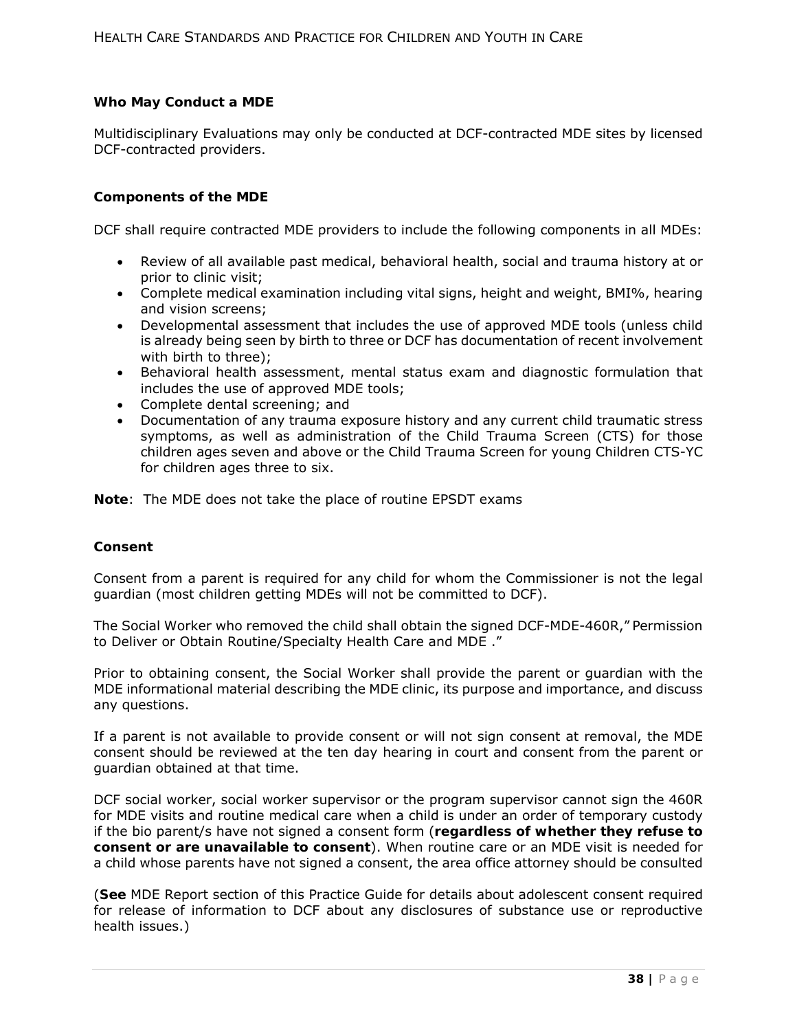### Who May Conduct a MDE

Multidisciplinary Evaluations may only be conducted at DCF-contracted MDE sites by licensed DCF-contracted providers.

### Components of the MDE

DCF shall require contracted MDE providers to include the following components in all MDEs:

- Review of all available past medical, behavioral health, social and trauma history at or prior to clinic visit;
- Complete medical examination including vital signs, height and weight, BMI%, hearing and vision screens;
- Developmental assessment that includes the use of approved MDE tools (unless child is already being seen by birth to three or DCF has documentation of recent involvement with birth to three);
- Behavioral health assessment, mental status exam and diagnostic formulation that includes the use of approved MDE tools;
- Complete dental screening; and
- Documentation of any trauma exposure history and any current child traumatic stress symptoms, as well as administration of the Child Trauma Screen (CTS) for those children ages seven and above or the Child Trauma Screen for young Children CTS-YC for children ages three to six.

**Note**: The MDE does not take the place of routine EPSDT exams

### Consent

Consent from a parent is required for any child for whom the Commissioner is not the legal guardian (most children getting MDEs will not be committed to DCF).

The Social Worker who removed the child shall obtain the signed DCF-MDE-460R," Permission to Deliver or Obtain Routine/Specialty Health Care and MDE ."

Prior to obtaining consent, the Social Worker shall provide the parent or guardian with the MDE informational material describing the MDE clinic, its purpose and importance, and discuss any questions.

If a parent is not available to provide consent or will not sign consent at removal, the MDE consent should be reviewed at the ten day hearing in court and consent from the parent or guardian obtained at that time.

DCF social worker, social worker supervisor or the program supervisor cannot sign the 460R for MDE visits and routine medical care when a child is under an order of temporary custody if the bio parent/s have not signed a consent form (**regardless of whether they refuse to consent or are unavailable to consent**). When routine care or an MDE visit is needed for a child whose parents have not signed a consent, the area office attorney should be consulted

(**See** MDE Report section of this Practice Guide for details about adolescent consent required for release of information to DCF about any disclosures of substance use or reproductive health issues.)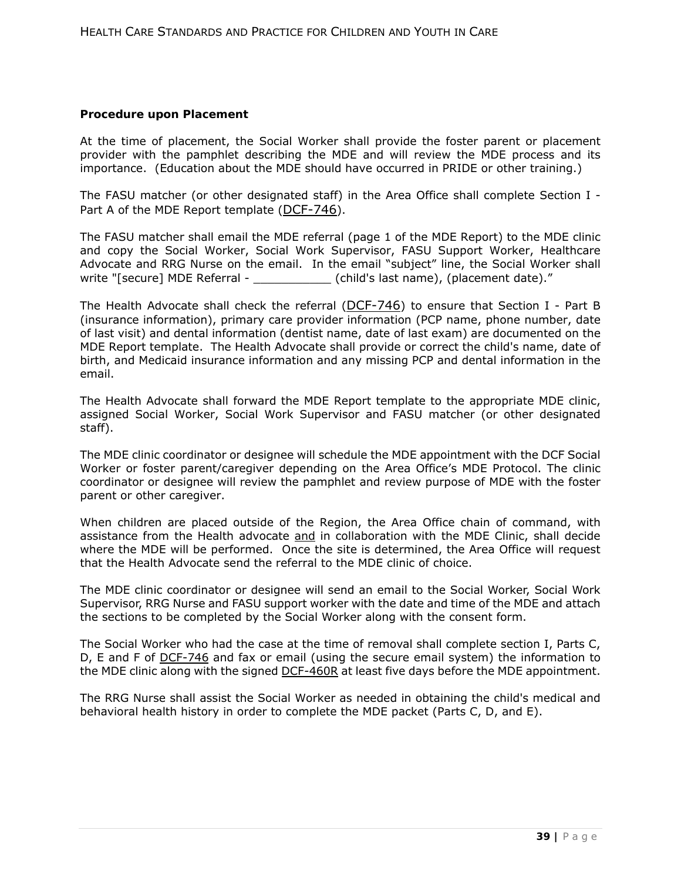**Procedure upon Placement**

At the time of placement, the Social Worker shall provide the foster parent or placement provider with the pamphlet describing the MDE and will review the MDE process and its importance. (Education about the MDE should have occurred in PRIDE or other training.)

The FASU matcher (or other designated staff) in the Area Office shall complete Section I - Part A of the MDE Report template (DCF-746).

The FASU matcher shall email the MDE referral (page 1 of the MDE Report) to the MDE clinic and copy the Social Worker, Social Work Supervisor, FASU Support Worker, Healthcare Advocate and RRG Nurse on the email. In the email "subject" line, the Social Worker shall write "[secure] MDE Referral - ___________ (child's last name), (placement date)."

The Health Advocate shall check the referral (DCF-746) to ensure that Section I - Part B (insurance information), primary care provider information (PCP name, phone number, date of last visit) and dental information (dentist name, date of last exam) are documented on the MDE Report template. The Health Advocate shall provide or correct the child's name, date of birth, and Medicaid insurance information and any missing PCP and dental information in the email.

The Health Advocate shall forward the MDE Report template to the appropriate MDE clinic, assigned Social Worker, Social Work Supervisor and FASU matcher (or other designated staff).

The MDE clinic coordinator or designee will schedule the MDE appointment with the DCF Social Worker or foster parent/caregiver depending on the Area Office's MDE Protocol. The clinic coordinator or designee will review the pamphlet and review purpose of MDE with the foster parent or other caregiver.

When children are placed outside of the Region, the Area Office chain of command, with assistance from the Health advocate and in collaboration with the MDE Clinic, shall decide where the MDE will be performed. Once the site is determined, the Area Office will request that the Health Advocate send the referral to the MDE clinic of choice.

The MDE clinic coordinator or designee will send an email to the Social Worker, Social Work Supervisor, RRG Nurse and FASU support worker with the date and time of the MDE and attach the sections to be completed by the Social Worker along with the consent form.

The Social Worker who had the case at the time of removal shall complete section I, Parts C, D, E and F of DCF-746 and fax or email (using the secure email system) the information to the MDE clinic along with the signed DCF-460R at least five days before the MDE appointment.

The RRG Nurse shall assist the Social Worker as needed in obtaining the child's medical and behavioral health history in order to complete the MDE packet (Parts C, D, and E).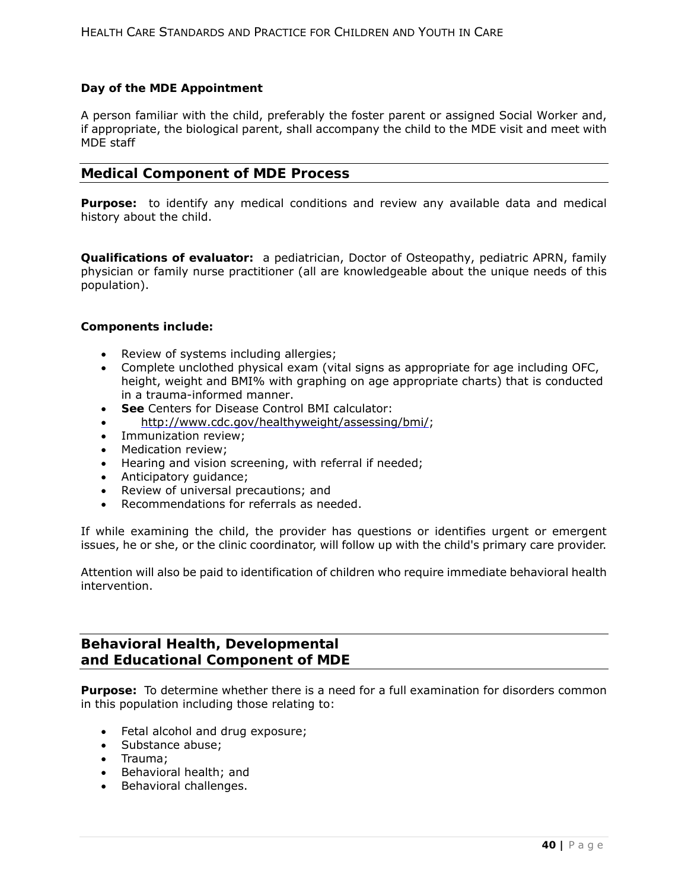**Day of the MDE Appointment**

A person familiar with the child, preferably the foster parent or assigned Social Worker and, if appropriate, the biological parent, shall accompany the child to the MDE visit and meet with MDE staff

## Medical Component of MDE Process

**Purpose:** to identify any medical conditions and review any available data and medical history about the child.

**Qualifications of evaluator:** a pediatrician, Doctor of Osteopathy, pediatric APRN, family physician or family nurse practitioner (all are knowledgeable about the unique needs of this population).

**Components include:**

- Review of systems including allergies;
- Complete unclothed physical exam (vital signs as appropriate for age including OFC, height, weight and BMI% with graphing on age appropriate charts) that is conducted in a trauma-informed manner.
- **See** Centers for Disease Control BMI calculator:
- http://www.cdc.gov/healthyweight/assessing/bmi/;
- Immunization review;
- Medication review;
- Hearing and vision screening, with referral if needed;
- Anticipatory guidance;
- Review of universal precautions; and
- Recommendations for referrals as needed.

If while examining the child, the provider has questions or identifies urgent or emergent issues, he or she, or the clinic coordinator, will follow up with the child's primary care provider.

Attention will also be paid to identification of children who require immediate behavioral health intervention.

## Behavioral Health, Developmental and Educational Component of MDE

**Purpose:** To determine whether there is a need for a full examination for disorders common in this population including those relating to:

- Fetal alcohol and drug exposure;
- Substance abuse;
- Trauma;
- Behavioral health; and
- Behavioral challenges.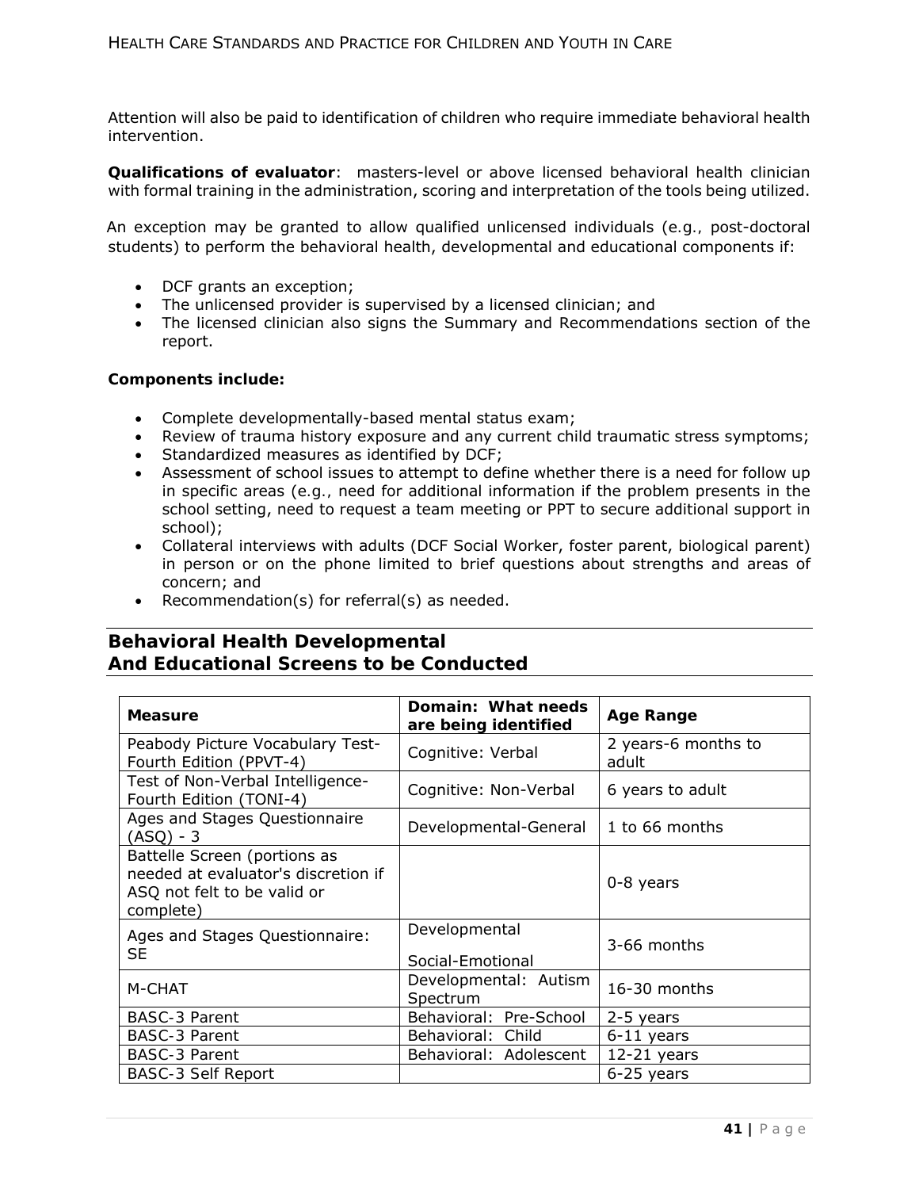Attention will also be paid to identification of children who require immediate behavioral health intervention.

**Qualifications of evaluator**: masters-level or above licensed behavioral health clinician with formal training in the administration, scoring and interpretation of the tools being utilized.

An exception may be granted to allow qualified unlicensed individuals (e.g., post-doctoral students) to perform the behavioral health, developmental and educational components if:

- DCF grants an exception;
- The unlicensed provider is supervised by a licensed clinician; and
- The licensed clinician also signs the Summary and Recommendations section of the report.

**Components include:**

- Complete developmentally-based mental status exam;
- Review of trauma history exposure and any current child traumatic stress symptoms;
- Standardized measures as identified by DCF;
- Assessment of school issues to attempt to define whether there is a need for follow up in specific areas (e.g., need for additional information if the problem presents in the school setting, need to request a team meeting or PPT to secure additional support in school);
- Collateral interviews with adults (DCF Social Worker, foster parent, biological parent) in person or on the phone limited to brief questions about strengths and areas of concern; and
- Recommendation(s) for referral(s) as needed.

## Behavioral Health Developmental And Educational Screens to be Conducted

| Measure | Domain: What needs are being identified | Age Range |
|---|---|---|
| Peabody Picture Vocabulary Test-Fourth Edition (PPVT-4) | Cognitive: Verbal | 2 years-6 months to adult |
| Test of Non-Verbal Intelligence-Fourth Edition (TONI-4) | Cognitive: Non-Verbal | 6 years to adult |
| Ages and Stages Questionnaire (ASQ) - 3 | Developmental-General | 1 to 66 months |
| Battelle Screen (portions as needed at evaluator's discretion if ASQ not felt to be valid or complete) | | 0-8 years |
| Ages and Stages Questionnaire: SE | Developmental Social-Emotional | 3-66 months |
| M-CHAT | Developmental: Autism Spectrum | 16-30 months |
| BASC-3 Parent | Behavioral: Pre-School | 2-5 years |
| BASC-3 Parent | Behavioral: Child | 6-11 years |
| BASC-3 Parent | Behavioral: Adolescent | 12-21 years |
| BASC-3 Self Report | | 6-25 years |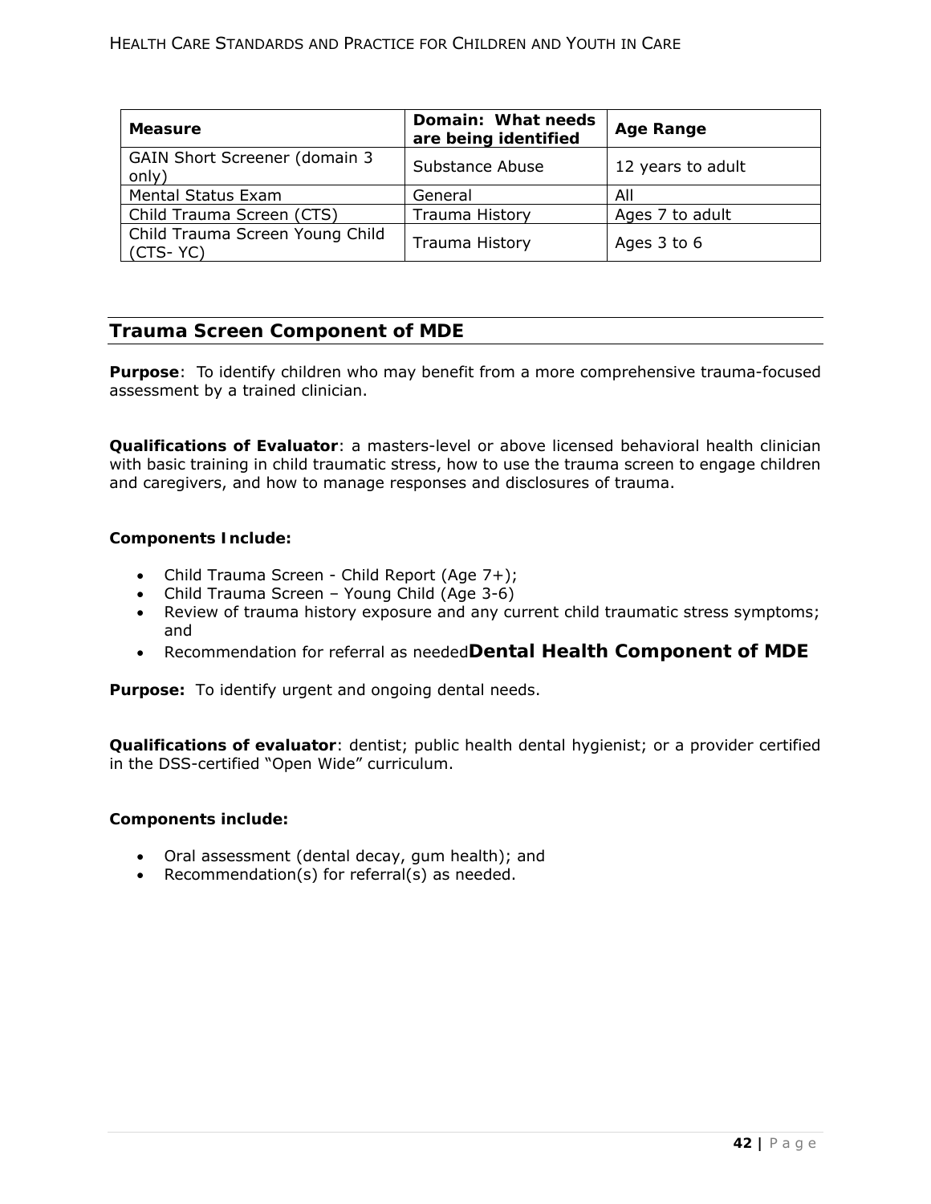| Measure | Domain: What needs are being identified | Age Range |
|---|---|---|
| GAIN Short Screener (domain 3 only) | Substance Abuse | 12 years to adult |
| Mental Status Exam | General | All |
| Child Trauma Screen (CTS) | Trauma History | Ages 7 to adult |
| Child Trauma Screen Young Child (CTS- YC) | Trauma History | Ages 3 to 6 |

## Trauma Screen Component of MDE

**Purpose**: To identify children who may benefit from a more comprehensive trauma-focused assessment by a trained clinician.

**Qualifications of Evaluator**: a masters-level or above licensed behavioral health clinician with basic training in child traumatic stress, how to use the trauma screen to engage children and caregivers, and how to manage responses and disclosures of trauma.

**Components Include:**

- Child Trauma Screen - Child Report (Age 7+);
- Child Trauma Screen – Young Child (Age 3-6)
- Review of trauma history exposure and any current child traumatic stress symptoms; and
- Recommendation for referral as needed

## Dental Health Component of MDE

**Purpose:** To identify urgent and ongoing dental needs.

**Qualifications of evaluator**: dentist; public health dental hygienist; or a provider certified in the DSS-certified "Open Wide" curriculum.

**Components include:**

- Oral assessment (dental decay, gum health); and
- Recommendation(s) for referral(s) as needed.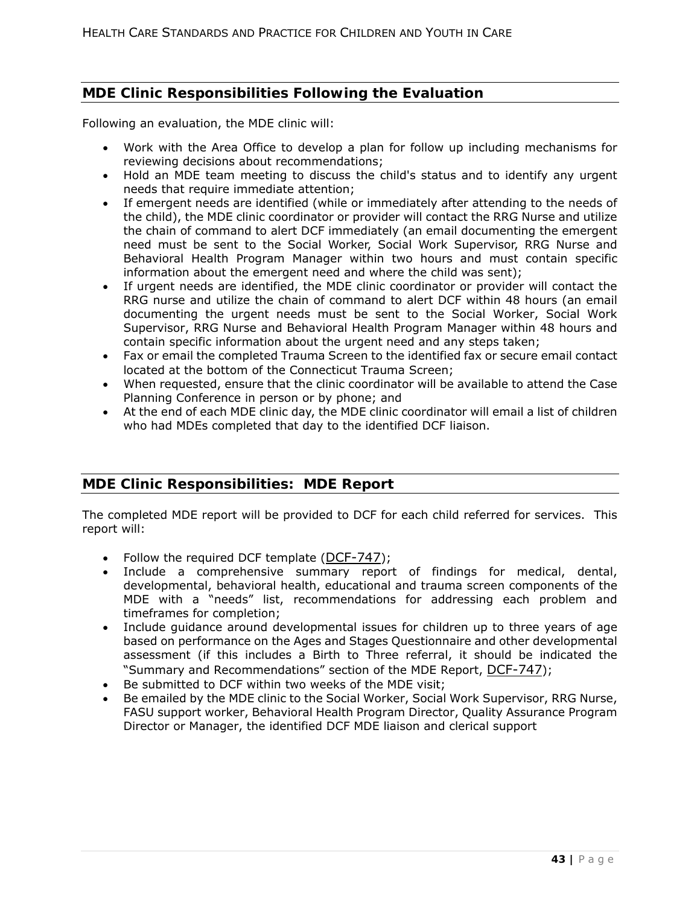## MDE Clinic Responsibilities Following the Evaluation

Following an evaluation, the MDE clinic will:

- Work with the Area Office to develop a plan for follow up including mechanisms for reviewing decisions about recommendations;
- Hold an MDE team meeting to discuss the child's status and to identify any urgent needs that require immediate attention;
- If emergent needs are identified (while or immediately after attending to the needs of the child), the MDE clinic coordinator or provider will contact the RRG Nurse and utilize the chain of command to alert DCF immediately (an email documenting the emergent need must be sent to the Social Worker, Social Work Supervisor, RRG Nurse and Behavioral Health Program Manager within two hours and must contain specific information about the emergent need and where the child was sent);
- If urgent needs are identified, the MDE clinic coordinator or provider will contact the RRG nurse and utilize the chain of command to alert DCF within 48 hours (an email documenting the urgent needs must be sent to the Social Worker, Social Work Supervisor, RRG Nurse and Behavioral Health Program Manager within 48 hours and contain specific information about the urgent need and any steps taken;
- Fax or email the completed Trauma Screen to the identified fax or secure email contact located at the bottom of the Connecticut Trauma Screen;
- When requested, ensure that the clinic coordinator will be available to attend the Case Planning Conference in person or by phone; and
- At the end of each MDE clinic day, the MDE clinic coordinator will email a list of children who had MDEs completed that day to the identified DCF liaison.

## MDE Clinic Responsibilities: MDE Report

The completed MDE report will be provided to DCF for each child referred for services. This report will:

- Follow the required DCF template (DCF-747);
- Include a comprehensive summary report of findings for medical, dental, developmental, behavioral health, educational and trauma screen components of the MDE with a "needs" list, recommendations for addressing each problem and timeframes for completion;
- Include guidance around developmental issues for children up to three years of age based on performance on the Ages and Stages Questionnaire and other developmental assessment (if this includes a Birth to Three referral, it should be indicated the "Summary and Recommendations" section of the MDE Report, DCF-747);
- Be submitted to DCF within two weeks of the MDE visit;
- Be emailed by the MDE clinic to the Social Worker, Social Work Supervisor, RRG Nurse, FASU support worker, Behavioral Health Program Director, Quality Assurance Program Director or Manager, the identified DCF MDE liaison and clerical support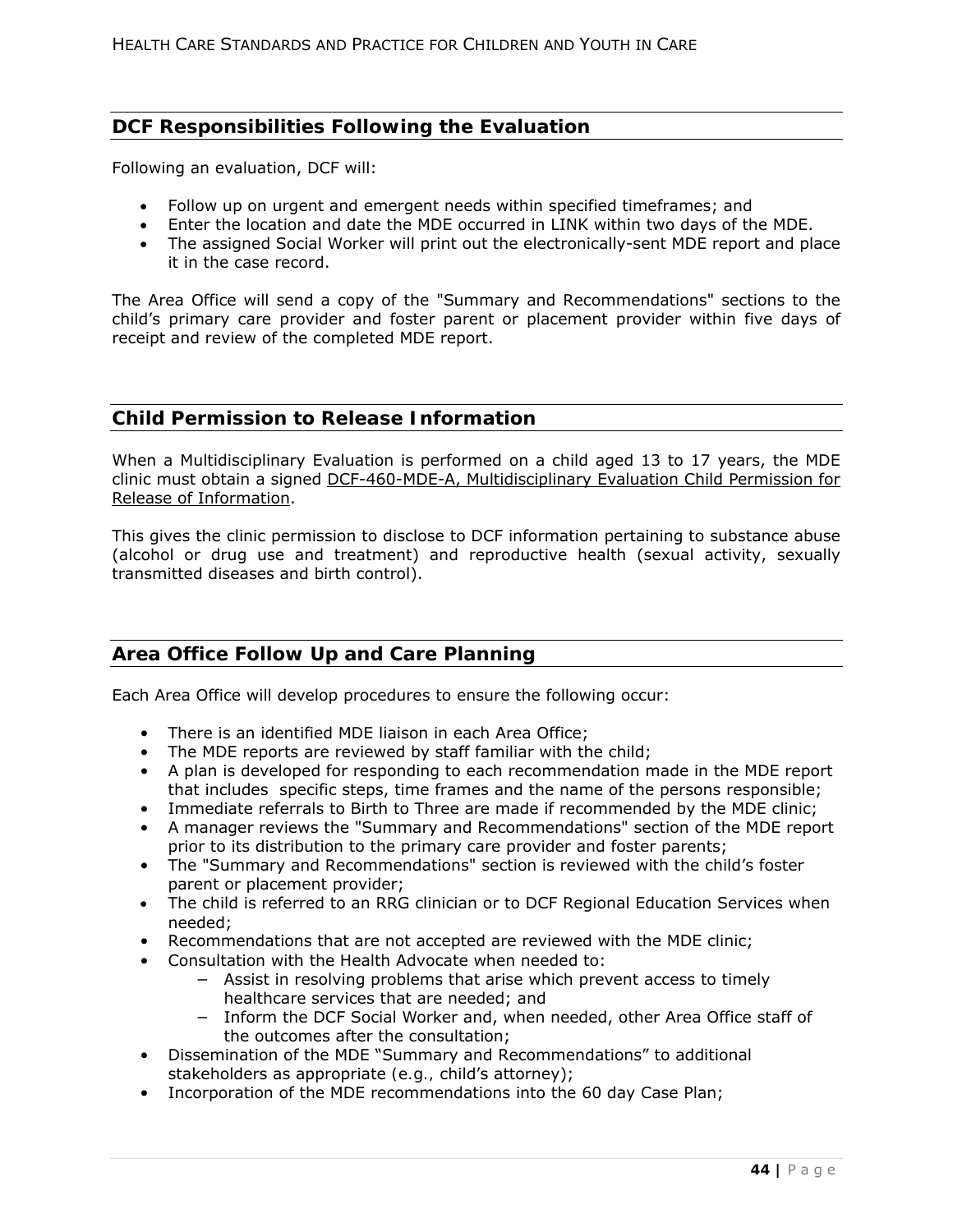## DCF Responsibilities Following the Evaluation

Following an evaluation, DCF will:

- Follow up on urgent and emergent needs within specified timeframes; and
- Enter the location and date the MDE occurred in LINK within two days of the MDE.
- The assigned Social Worker will print out the electronically-sent MDE report and place it in the case record.

The Area Office will send a copy of the "Summary and Recommendations" sections to the child's primary care provider and foster parent or placement provider within five days of receipt and review of the completed MDE report.

## Child Permission to Release Information

When a Multidisciplinary Evaluation is performed on a child aged 13 to 17 years, the MDE clinic must obtain a signed DCF-460-MDE-A, Multidisciplinary Evaluation Child Permission for Release of Information.

This gives the clinic permission to disclose to DCF information pertaining to substance abuse (alcohol or drug use and treatment) and reproductive health (sexual activity, sexually transmitted diseases and birth control).

## Area Office Follow Up and Care Planning

Each Area Office will develop procedures to ensure the following occur:

- There is an identified MDE liaison in each Area Office;
- The MDE reports are reviewed by staff familiar with the child;
- A plan is developed for responding to each recommendation made in the MDE report that includes specific steps, time frames and the name of the persons responsible;
- Immediate referrals to Birth to Three are made if recommended by the MDE clinic;
- A manager reviews the "Summary and Recommendations" section of the MDE report prior to its distribution to the primary care provider and foster parents;
- The "Summary and Recommendations" section is reviewed with the child's foster parent or placement provider;
- The child is referred to an RRG clinician or to DCF Regional Education Services when needed;
- Recommendations that are not accepted are reviewed with the MDE clinic;
- Consultation with the Health Advocate when needed to:
  - Assist in resolving problems that arise which prevent access to timely healthcare services that are needed; and
  - Inform the DCF Social Worker and, when needed, other Area Office staff of the outcomes after the consultation;
- Dissemination of the MDE "Summary and Recommendations" to additional stakeholders as appropriate (e.g., child's attorney);
- Incorporation of the MDE recommendations into the 60 day Case Plan;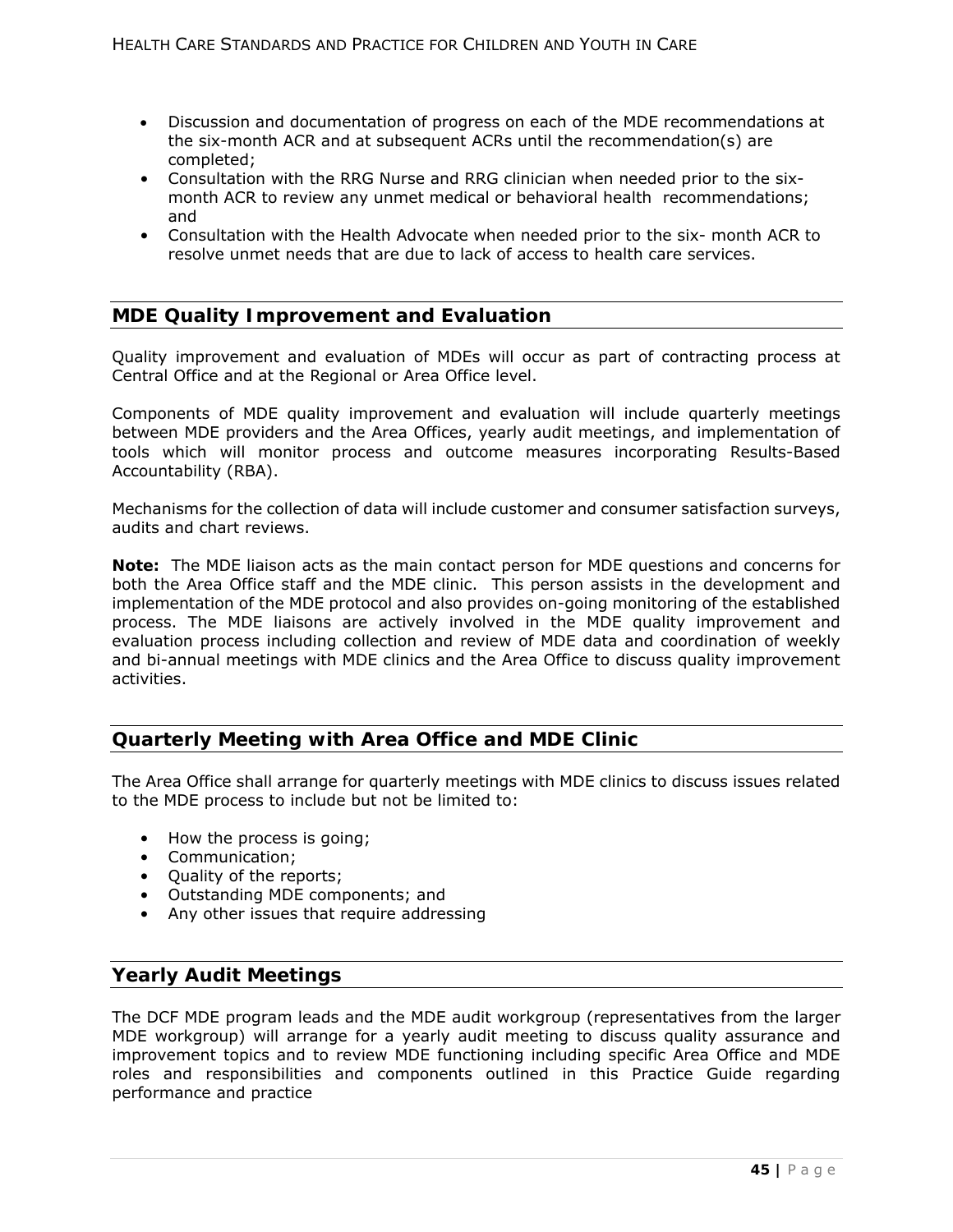- Discussion and documentation of progress on each of the MDE recommendations at the six-month ACR and at subsequent ACRs until the recommendation(s) are completed;
- Consultation with the RRG Nurse and RRG clinician when needed prior to the six-month ACR to review any unmet medical or behavioral health recommendations; and
- Consultation with the Health Advocate when needed prior to the six- month ACR to resolve unmet needs that are due to lack of access to health care services.

## MDE Quality Improvement and Evaluation

Quality improvement and evaluation of MDEs will occur as part of contracting process at Central Office and at the Regional or Area Office level.

Components of MDE quality improvement and evaluation will include quarterly meetings between MDE providers and the Area Offices, yearly audit meetings, and implementation of tools which will monitor process and outcome measures incorporating Results-Based Accountability (RBA).

Mechanisms for the collection of data will include customer and consumer satisfaction surveys, audits and chart reviews.

**Note:** The MDE liaison acts as the main contact person for MDE questions and concerns for both the Area Office staff and the MDE clinic. This person assists in the development and implementation of the MDE protocol and also provides on-going monitoring of the established process. The MDE liaisons are actively involved in the MDE quality improvement and evaluation process including collection and review of MDE data and coordination of weekly and bi-annual meetings with MDE clinics and the Area Office to discuss quality improvement activities.

## Quarterly Meeting with Area Office and MDE Clinic

The Area Office shall arrange for quarterly meetings with MDE clinics to discuss issues related to the MDE process to include but not be limited to:

- How the process is going;
- Communication;
- Quality of the reports;
- Outstanding MDE components; and
- Any other issues that require addressing

## Yearly Audit Meetings

The DCF MDE program leads and the MDE audit workgroup (representatives from the larger MDE workgroup) will arrange for a yearly audit meeting to discuss quality assurance and improvement topics and to review MDE functioning including specific Area Office and MDE roles and responsibilities and components outlined in this Practice Guide regarding performance and practice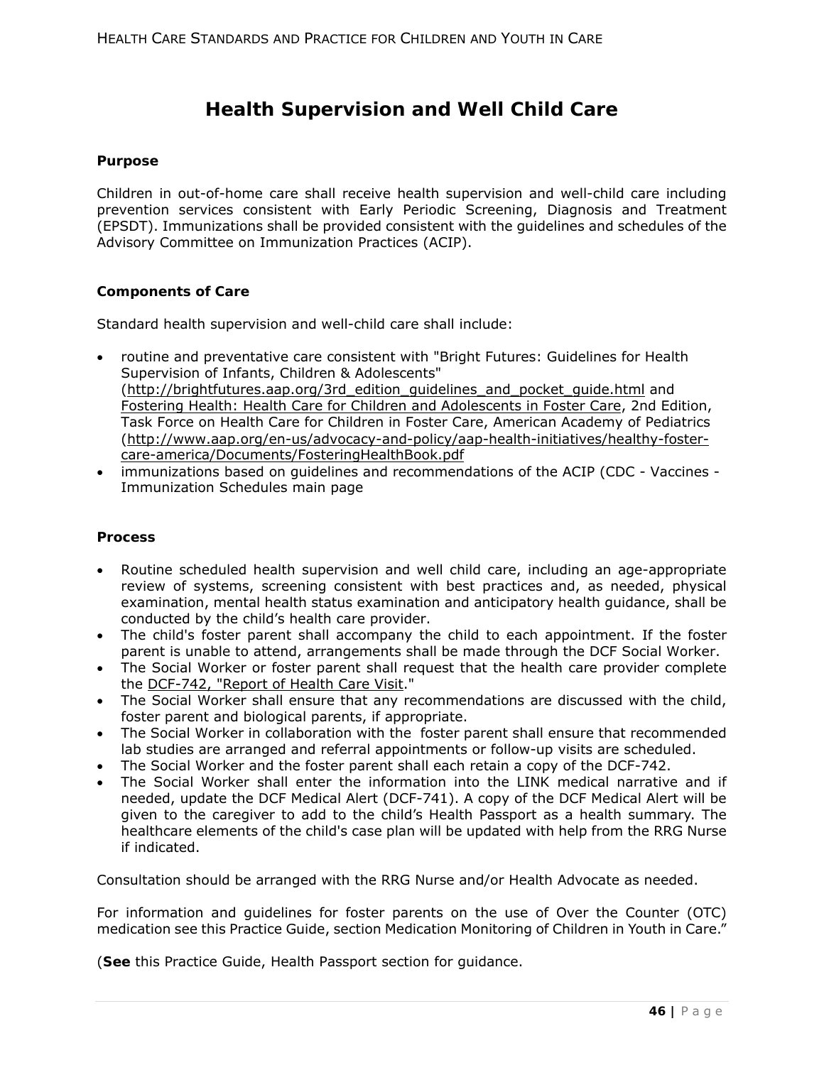# Health Supervision and Well Child Care

**Purpose**

Children in out-of-home care shall receive health supervision and well-child care including prevention services consistent with Early Periodic Screening, Diagnosis and Treatment (EPSDT). Immunizations shall be provided consistent with the guidelines and schedules of the Advisory Committee on Immunization Practices (ACIP).

**Components of Care**

Standard health supervision and well-child care shall include:

- routine and preventative care consistent with "Bright Futures: Guidelines for Health Supervision of Infants, Children & Adolescents" (http://brightfutures.aap.org/3rd_edition_guidelines_and_pocket_guide.html and Fostering Health: Health Care for Children and Adolescents in Foster Care, 2nd Edition, Task Force on Health Care for Children in Foster Care, American Academy of Pediatrics (http://www.aap.org/en-us/advocacy-and-policy/aap-health-initiatives/healthy-foster-care-america/Documents/FosteringHealthBook.pdf
- immunizations based on guidelines and recommendations of the ACIP (CDC - Vaccines - Immunization Schedules main page

**Process**

- Routine scheduled health supervision and well child care, including an age-appropriate review of systems, screening consistent with best practices and, as needed, physical examination, mental health status examination and anticipatory health guidance, shall be conducted by the child's health care provider.
- The child's foster parent shall accompany the child to each appointment. If the foster parent is unable to attend, arrangements shall be made through the DCF Social Worker.
- The Social Worker or foster parent shall request that the health care provider complete the DCF-742, "Report of Health Care Visit."
- The Social Worker shall ensure that any recommendations are discussed with the child, foster parent and biological parents, if appropriate.
- The Social Worker in collaboration with the foster parent shall ensure that recommended lab studies are arranged and referral appointments or follow-up visits are scheduled.
- The Social Worker and the foster parent shall each retain a copy of the DCF-742.
- The Social Worker shall enter the information into the LINK medical narrative and if needed, update the DCF Medical Alert (DCF-741). A copy of the DCF Medical Alert will be given to the caregiver to add to the child's Health Passport as a health summary. The healthcare elements of the child's case plan will be updated with help from the RRG Nurse if indicated.

Consultation should be arranged with the RRG Nurse and/or Health Advocate as needed.

For information and guidelines for foster parents on the use of Over the Counter (OTC) medication see this Practice Guide, section Medication Monitoring of Children in Youth in Care."

(**See** this Practice Guide, Health Passport section for guidance.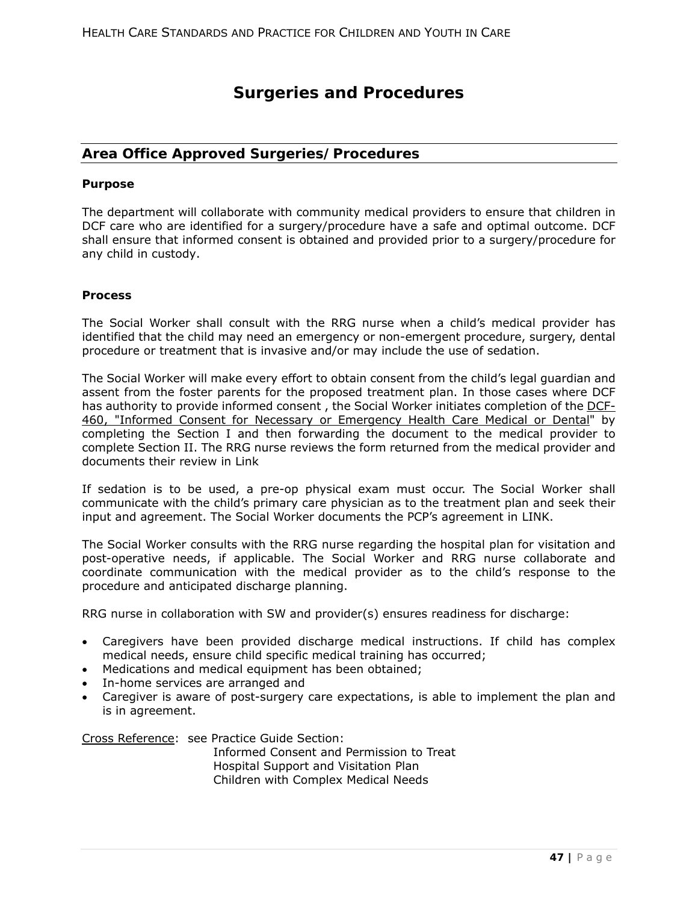# Surgeries and Procedures

## Area Office Approved Surgeries/Procedures

**Purpose**

The department will collaborate with community medical providers to ensure that children in DCF care who are identified for a surgery/procedure have a safe and optimal outcome. DCF shall ensure that informed consent is obtained and provided prior to a surgery/procedure for any child in custody.

**Process**

The Social Worker shall consult with the RRG nurse when a child's medical provider has identified that the child may need an emergency or non-emergent procedure, surgery, dental procedure or treatment that is invasive and/or may include the use of sedation.

The Social Worker will make every effort to obtain consent from the child's legal guardian and assent from the foster parents for the proposed treatment plan. In those cases where DCF has authority to provide informed consent , the Social Worker initiates completion of the DCF-460, "Informed Consent for Necessary or Emergency Health Care Medical or Dental" by completing the Section I and then forwarding the document to the medical provider to complete Section II. The RRG nurse reviews the form returned from the medical provider and documents their review in Link

If sedation is to be used, a pre-op physical exam must occur. The Social Worker shall communicate with the child's primary care physician as to the treatment plan and seek their input and agreement. The Social Worker documents the PCP's agreement in LINK.

The Social Worker consults with the RRG nurse regarding the hospital plan for visitation and post-operative needs, if applicable. The Social Worker and RRG nurse collaborate and coordinate communication with the medical provider as to the child's response to the procedure and anticipated discharge planning.

RRG nurse in collaboration with SW and provider(s) ensures readiness for discharge:

- Caregivers have been provided discharge medical instructions. If child has complex medical needs, ensure child specific medical training has occurred;
- Medications and medical equipment has been obtained;
- In-home services are arranged and
- Caregiver is aware of post-surgery care expectations, is able to implement the plan and is in agreement.

Cross Reference: see Practice Guide Section:
Informed Consent and Permission to Treat
Hospital Support and Visitation Plan
Children with Complex Medical Needs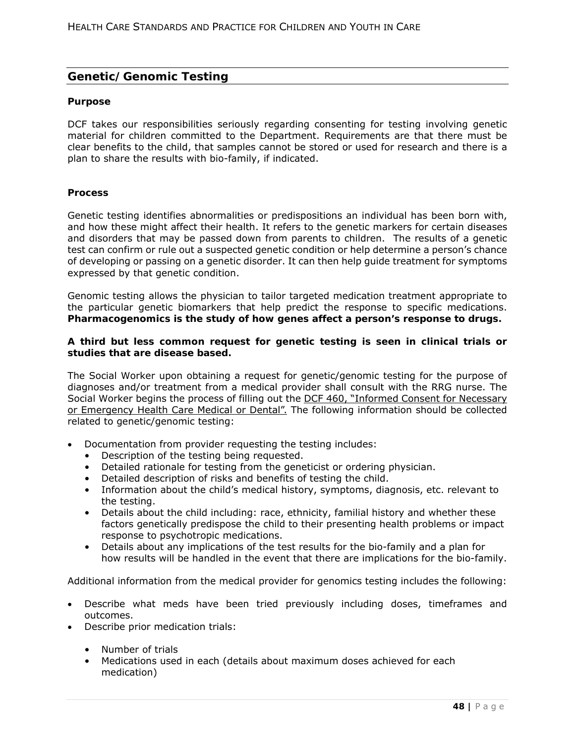## Genetic/Genomic Testing

### Purpose

DCF takes our responsibilities seriously regarding consenting for testing involving genetic material for children committed to the Department. Requirements are that there must be clear benefits to the child, that samples cannot be stored or used for research and there is a plan to share the results with bio-family, if indicated.

### Process

Genetic testing identifies abnormalities or predispositions an individual has been born with, and how these might affect their health. It refers to the genetic markers for certain diseases and disorders that may be passed down from parents to children. The results of a genetic test can confirm or rule out a suspected genetic condition or help determine a person's chance of developing or passing on a genetic disorder. It can then help guide treatment for symptoms expressed by that genetic condition.

Genomic testing allows the physician to tailor targeted medication treatment appropriate to the particular genetic biomarkers that help predict the response to specific medications. **Pharmacogenomics is the study of how genes affect a person's response to drugs.**

**A third but less common request for genetic testing is seen in clinical trials or studies that are disease based.**

The Social Worker upon obtaining a request for genetic/genomic testing for the purpose of diagnoses and/or treatment from a medical provider shall consult with the RRG nurse. The Social Worker begins the process of filling out the DCF 460, "Informed Consent for Necessary or Emergency Health Care Medical or Dental". The following information should be collected related to genetic/genomic testing:

- Documentation from provider requesting the testing includes:
  - Description of the testing being requested.
  - Detailed rationale for testing from the geneticist or ordering physician.
  - Detailed description of risks and benefits of testing the child.
  - Information about the child's medical history, symptoms, diagnosis, etc. relevant to the testing.
  - Details about the child including: race, ethnicity, familial history and whether these factors genetically predispose the child to their presenting health problems or impact response to psychotropic medications.
  - Details about any implications of the test results for the bio-family and a plan for how results will be handled in the event that there are implications for the bio-family.

Additional information from the medical provider for genomics testing includes the following:

- Describe what meds have been tried previously including doses, timeframes and outcomes.
- Describe prior medication trials:
  - Number of trials
  - Medications used in each (details about maximum doses achieved for each medication)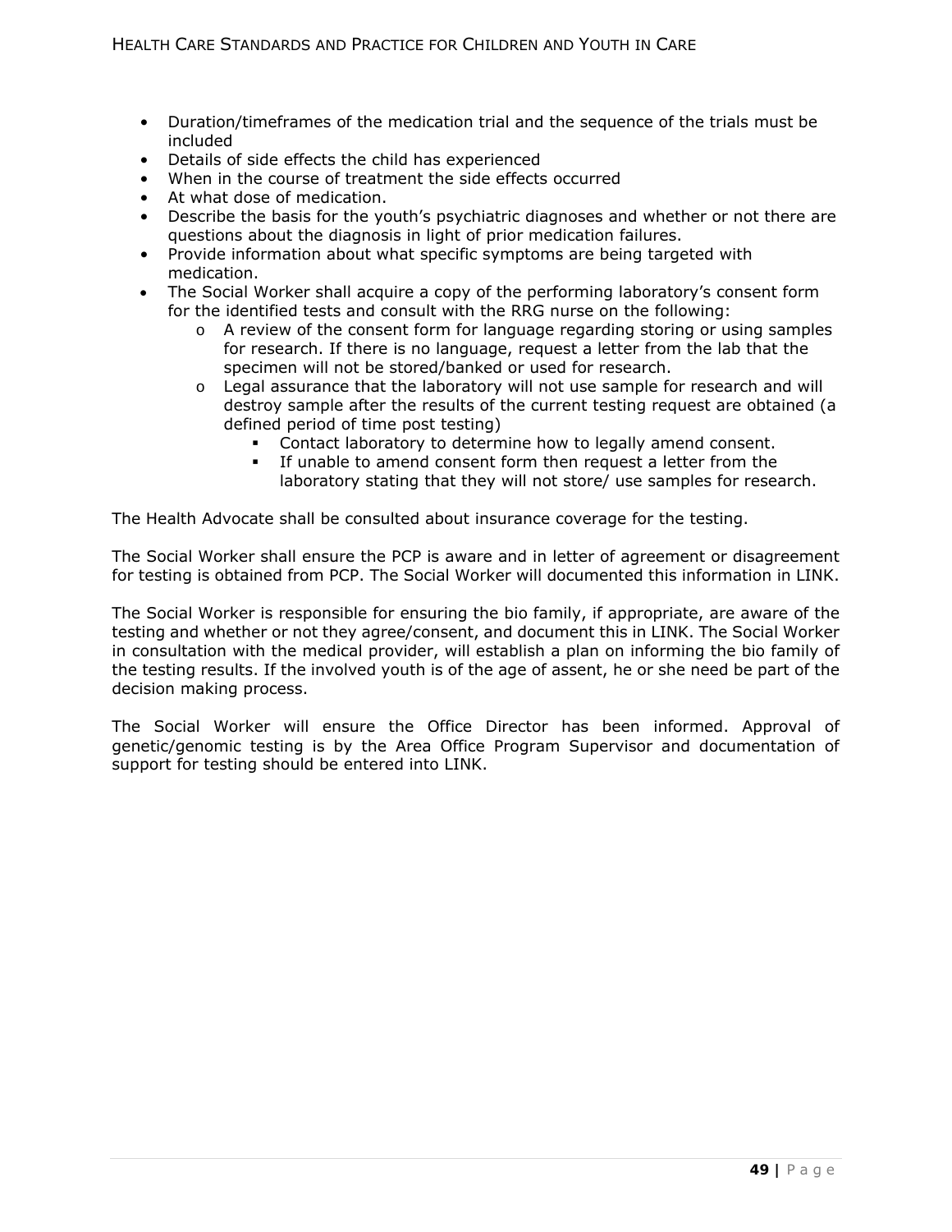- Duration/timeframes of the medication trial and the sequence of the trials must be included
- Details of side effects the child has experienced
- When in the course of treatment the side effects occurred
- At what dose of medication.
- Describe the basis for the youth's psychiatric diagnoses and whether or not there are questions about the diagnosis in light of prior medication failures.
- Provide information about what specific symptoms are being targeted with medication.
- The Social Worker shall acquire a copy of the performing laboratory's consent form for the identified tests and consult with the RRG nurse on the following:
    - A review of the consent form for language regarding storing or using samples for research. If there is no language, request a letter from the lab that the specimen will not be stored/banked or used for research.
    - Legal assurance that the laboratory will not use sample for research and will destroy sample after the results of the current testing request are obtained (a defined period of time post testing)
        - Contact laboratory to determine how to legally amend consent.
        - If unable to amend consent form then request a letter from the laboratory stating that they will not store/ use samples for research.

The Health Advocate shall be consulted about insurance coverage for the testing.

The Social Worker shall ensure the PCP is aware and in letter of agreement or disagreement for testing is obtained from PCP. The Social Worker will documented this information in LINK.

The Social Worker is responsible for ensuring the bio family, if appropriate, are aware of the testing and whether or not they agree/consent, and document this in LINK. The Social Worker in consultation with the medical provider, will establish a plan on informing the bio family of the testing results. If the involved youth is of the age of assent, he or she need be part of the decision making process.

The Social Worker will ensure the Office Director has been informed. Approval of genetic/genomic testing is by the Area Office Program Supervisor and documentation of support for testing should be entered into LINK.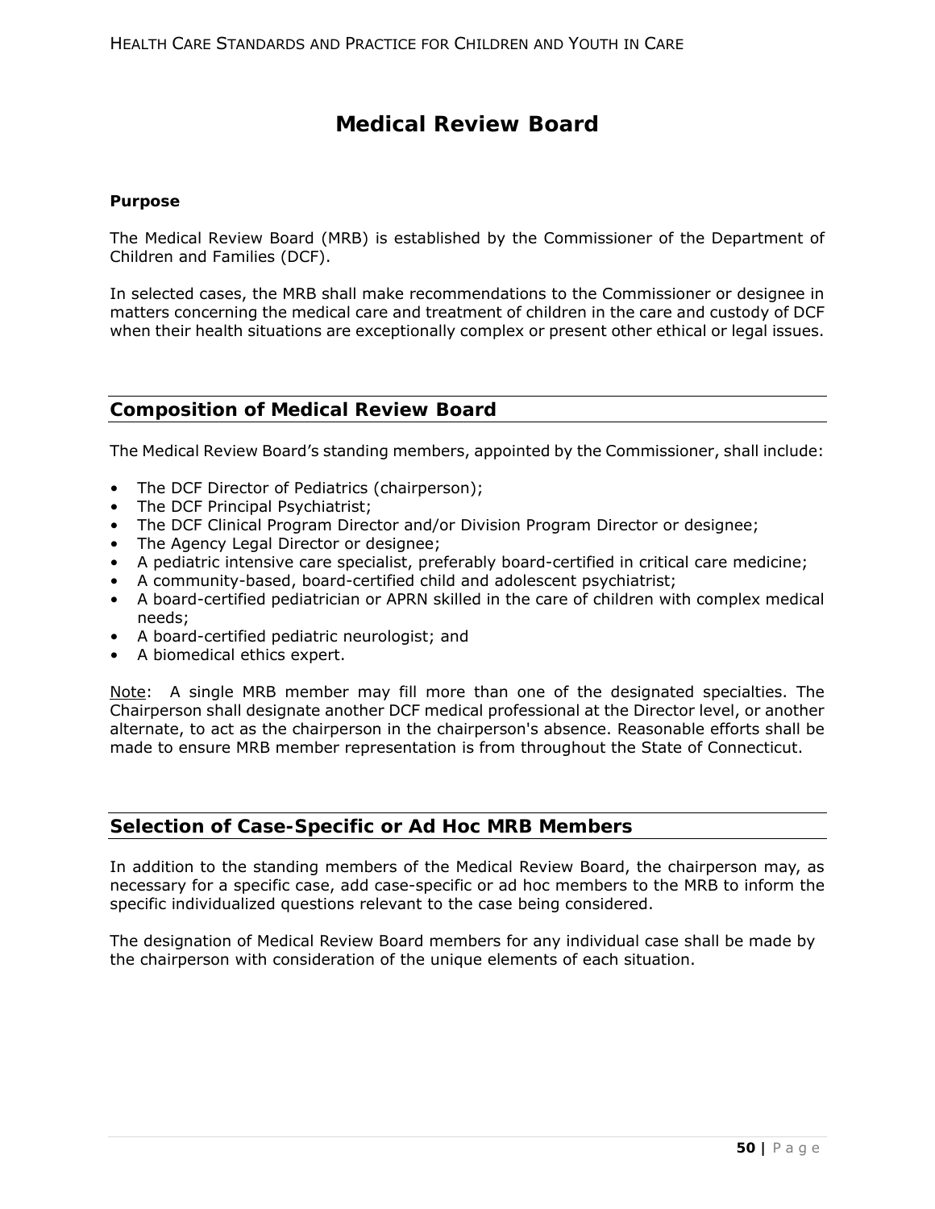# Medical Review Board

**Purpose**

The Medical Review Board (MRB) is established by the Commissioner of the Department of Children and Families (DCF).

In selected cases, the MRB shall make recommendations to the Commissioner or designee in matters concerning the medical care and treatment of children in the care and custody of DCF when their health situations are exceptionally complex or present other ethical or legal issues.

## Composition of Medical Review Board

The Medical Review Board's standing members, appointed by the Commissioner, shall include:

- The DCF Director of Pediatrics (chairperson);
- The DCF Principal Psychiatrist;
- The DCF Clinical Program Director and/or Division Program Director or designee;
- The Agency Legal Director or designee;
- A pediatric intensive care specialist, preferably board-certified in critical care medicine;
- A community-based, board-certified child and adolescent psychiatrist;
- A board-certified pediatrician or APRN skilled in the care of children with complex medical needs;
- A board-certified pediatric neurologist; and
- A biomedical ethics expert.

Note: A single MRB member may fill more than one of the designated specialties. The Chairperson shall designate another DCF medical professional at the Director level, or another alternate, to act as the chairperson in the chairperson's absence. Reasonable efforts shall be made to ensure MRB member representation is from throughout the State of Connecticut.

## Selection of Case-Specific or Ad Hoc MRB Members

In addition to the standing members of the Medical Review Board, the chairperson may, as necessary for a specific case, add case-specific or ad hoc members to the MRB to inform the specific individualized questions relevant to the case being considered.

The designation of Medical Review Board members for any individual case shall be made by the chairperson with consideration of the unique elements of each situation.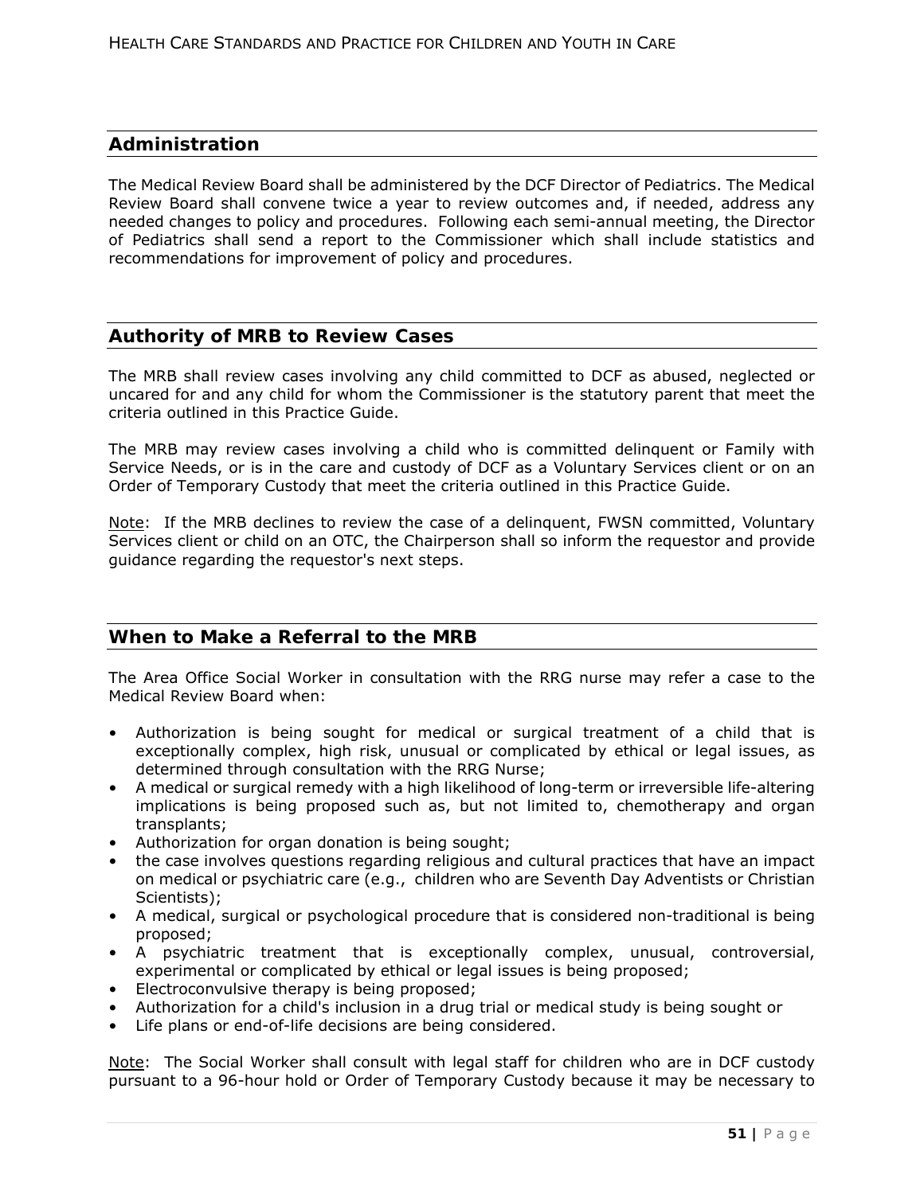## Administration

The Medical Review Board shall be administered by the DCF Director of Pediatrics. The Medical Review Board shall convene twice a year to review outcomes and, if needed, address any needed changes to policy and procedures. Following each semi-annual meeting, the Director of Pediatrics shall send a report to the Commissioner which shall include statistics and recommendations for improvement of policy and procedures.

## Authority of MRB to Review Cases

The MRB shall review cases involving any child committed to DCF as abused, neglected or uncared for and any child for whom the Commissioner is the statutory parent that meet the criteria outlined in this Practice Guide.

The MRB may review cases involving a child who is committed delinquent or Family with Service Needs, or is in the care and custody of DCF as a Voluntary Services client or on an Order of Temporary Custody that meet the criteria outlined in this Practice Guide.

Note: If the MRB declines to review the case of a delinquent, FWSN committed, Voluntary Services client or child on an OTC, the Chairperson shall so inform the requestor and provide guidance regarding the requestor's next steps.

## When to Make a Referral to the MRB

The Area Office Social Worker in consultation with the RRG nurse may refer a case to the Medical Review Board when:

- Authorization is being sought for medical or surgical treatment of a child that is exceptionally complex, high risk, unusual or complicated by ethical or legal issues, as determined through consultation with the RRG Nurse;
- A medical or surgical remedy with a high likelihood of long-term or irreversible life-altering implications is being proposed such as, but not limited to, chemotherapy and organ transplants;
- Authorization for organ donation is being sought;
- the case involves questions regarding religious and cultural practices that have an impact on medical or psychiatric care (e.g., children who are Seventh Day Adventists or Christian Scientists);
- A medical, surgical or psychological procedure that is considered non-traditional is being proposed;
- A psychiatric treatment that is exceptionally complex, unusual, controversial, experimental or complicated by ethical or legal issues is being proposed;
- Electroconvulsive therapy is being proposed;
- Authorization for a child's inclusion in a drug trial or medical study is being sought or
- Life plans or end-of-life decisions are being considered.

Note: The Social Worker shall consult with legal staff for children who are in DCF custody pursuant to a 96-hour hold or Order of Temporary Custody because it may be necessary to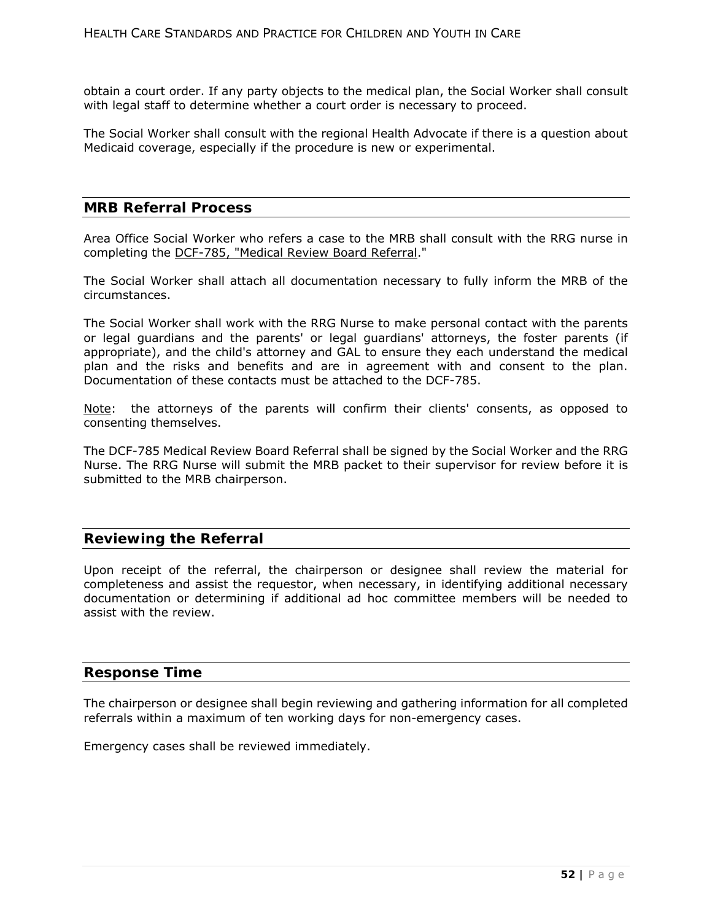obtain a court order. If any party objects to the medical plan, the Social Worker shall consult with legal staff to determine whether a court order is necessary to proceed.

The Social Worker shall consult with the regional Health Advocate if there is a question about Medicaid coverage, especially if the procedure is new or experimental.

## MRB Referral Process

Area Office Social Worker who refers a case to the MRB shall consult with the RRG nurse in completing the DCF-785, "Medical Review Board Referral."

The Social Worker shall attach all documentation necessary to fully inform the MRB of the circumstances.

The Social Worker shall work with the RRG Nurse to make personal contact with the parents or legal guardians and the parents' or legal guardians' attorneys, the foster parents (if appropriate), and the child's attorney and GAL to ensure they each understand the medical plan and the risks and benefits and are in agreement with and consent to the plan. Documentation of these contacts must be attached to the DCF-785.

Note: the attorneys of the parents will confirm their clients' consents, as opposed to consenting themselves.

The DCF-785 Medical Review Board Referral shall be signed by the Social Worker and the RRG Nurse. The RRG Nurse will submit the MRB packet to their supervisor for review before it is submitted to the MRB chairperson.

## Reviewing the Referral

Upon receipt of the referral, the chairperson or designee shall review the material for completeness and assist the requestor, when necessary, in identifying additional necessary documentation or determining if additional ad hoc committee members will be needed to assist with the review.

## Response Time

The chairperson or designee shall begin reviewing and gathering information for all completed referrals within a maximum of ten working days for non-emergency cases.

Emergency cases shall be reviewed immediately.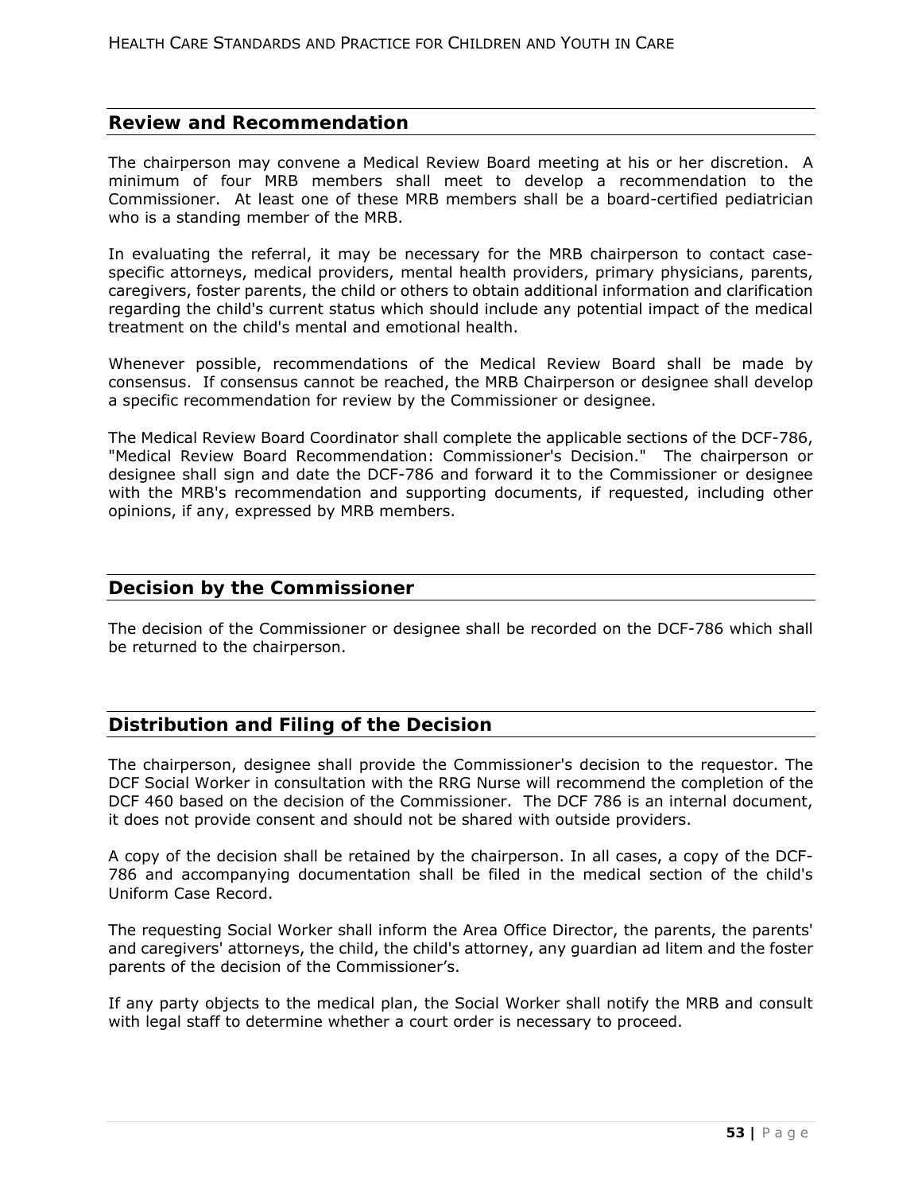## Review and Recommendation

The chairperson may convene a Medical Review Board meeting at his or her discretion. A minimum of four MRB members shall meet to develop a recommendation to the Commissioner. At least one of these MRB members shall be a board-certified pediatrician who is a standing member of the MRB.

In evaluating the referral, it may be necessary for the MRB chairperson to contact case-specific attorneys, medical providers, mental health providers, primary physicians, parents, caregivers, foster parents, the child or others to obtain additional information and clarification regarding the child's current status which should include any potential impact of the medical treatment on the child's mental and emotional health.

Whenever possible, recommendations of the Medical Review Board shall be made by consensus. If consensus cannot be reached, the MRB Chairperson or designee shall develop a specific recommendation for review by the Commissioner or designee.

The Medical Review Board Coordinator shall complete the applicable sections of the DCF-786, "Medical Review Board Recommendation: Commissioner's Decision." The chairperson or designee shall sign and date the DCF-786 and forward it to the Commissioner or designee with the MRB's recommendation and supporting documents, if requested, including other opinions, if any, expressed by MRB members.

## Decision by the Commissioner

The decision of the Commissioner or designee shall be recorded on the DCF-786 which shall be returned to the chairperson.

## Distribution and Filing of the Decision

The chairperson, designee shall provide the Commissioner's decision to the requestor. The DCF Social Worker in consultation with the RRG Nurse will recommend the completion of the DCF 460 based on the decision of the Commissioner. The DCF 786 is an internal document, it does not provide consent and should not be shared with outside providers.

A copy of the decision shall be retained by the chairperson. In all cases, a copy of the DCF-786 and accompanying documentation shall be filed in the medical section of the child's Uniform Case Record.

The requesting Social Worker shall inform the Area Office Director, the parents, the parents' and caregivers' attorneys, the child, the child's attorney, any guardian ad litem and the foster parents of the decision of the Commissioner's.

If any party objects to the medical plan, the Social Worker shall notify the MRB and consult with legal staff to determine whether a court order is necessary to proceed.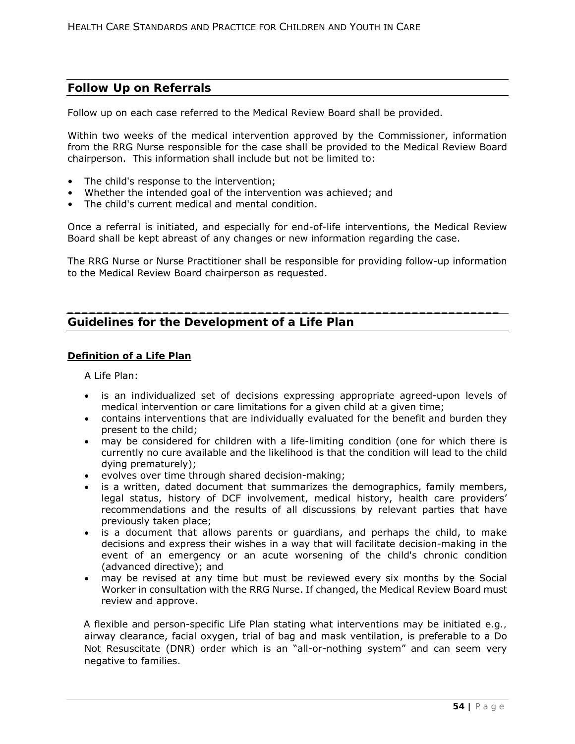## Follow Up on Referrals

Follow up on each case referred to the Medical Review Board shall be provided.

Within two weeks of the medical intervention approved by the Commissioner, information from the RRG Nurse responsible for the case shall be provided to the Medical Review Board chairperson. This information shall include but not be limited to:

- The child's response to the intervention;
- Whether the intended goal of the intervention was achieved; and
- The child's current medical and mental condition.

Once a referral is initiated, and especially for end-of-life interventions, the Medical Review Board shall be kept abreast of any changes or new information regarding the case.

The RRG Nurse or Nurse Practitioner shall be responsible for providing follow-up information to the Medical Review Board chairperson as requested.

## Guidelines for the Development of a Life Plan

### Definition of a Life Plan

A Life Plan:

- is an individualized set of decisions expressing appropriate agreed-upon levels of medical intervention or care limitations for a given child at a given time;
- contains interventions that are individually evaluated for the benefit and burden they present to the child;
- may be considered for children with a life-limiting condition (one for which there is currently no cure available and the likelihood is that the condition will lead to the child dying prematurely);
- evolves over time through shared decision-making;
- is a written, dated document that summarizes the demographics, family members, legal status, history of DCF involvement, medical history, health care providers' recommendations and the results of all discussions by relevant parties that have previously taken place;
- is a document that allows parents or guardians, and perhaps the child, to make decisions and express their wishes in a way that will facilitate decision-making in the event of an emergency or an acute worsening of the child's chronic condition (advanced directive); and
- may be revised at any time but must be reviewed every six months by the Social Worker in consultation with the RRG Nurse. If changed, the Medical Review Board must review and approve.

A flexible and person-specific Life Plan stating what interventions may be initiated e.g., airway clearance, facial oxygen, trial of bag and mask ventilation, is preferable to a Do Not Resuscitate (DNR) order which is an "all-or-nothing system" and can seem very negative to families.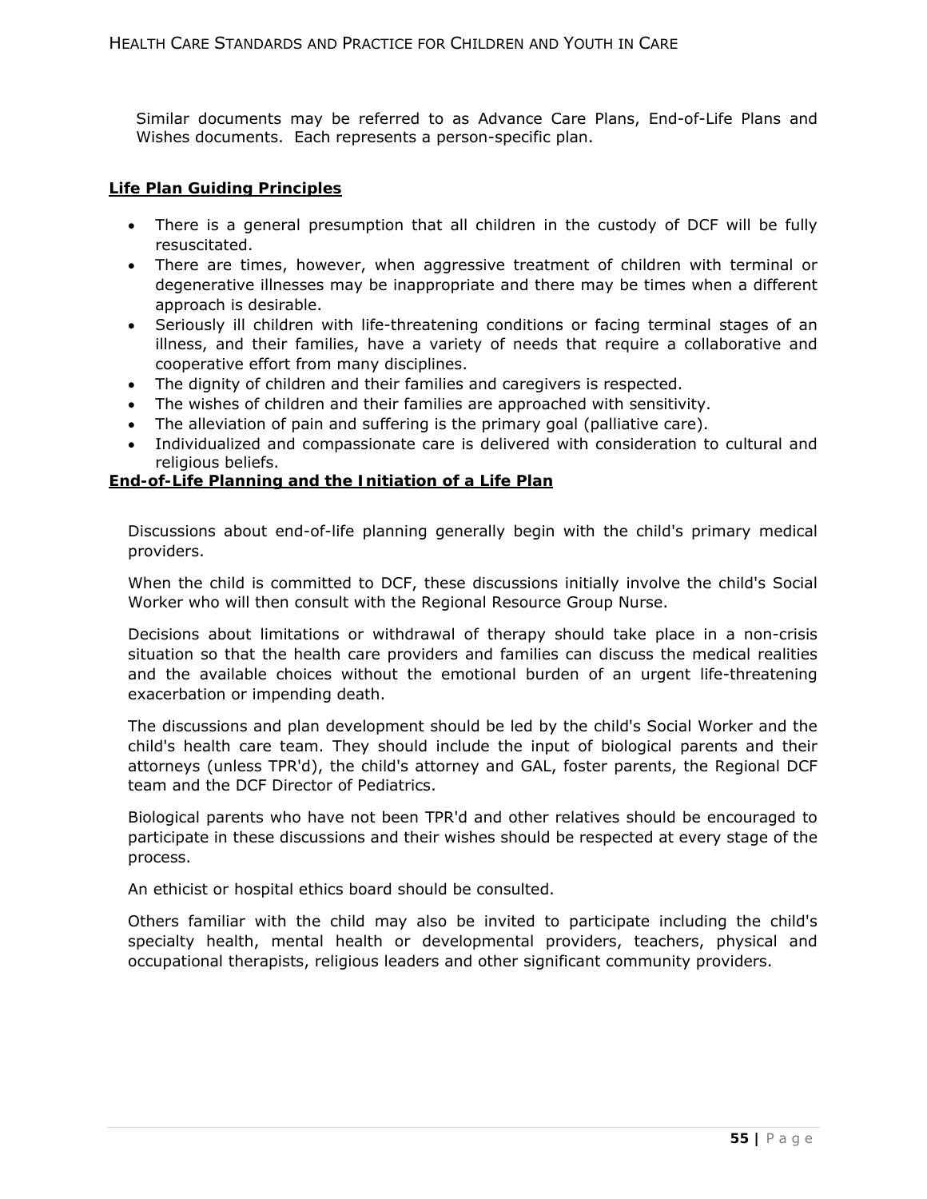Similar documents may be referred to as Advance Care Plans, End-of-Life Plans and Wishes documents. Each represents a person-specific plan.

## **Life Plan Guiding Principles**

- There is a general presumption that all children in the custody of DCF will be fully resuscitated.
- There are times, however, when aggressive treatment of children with terminal or degenerative illnesses may be inappropriate and there may be times when a different approach is desirable.
- Seriously ill children with life-threatening conditions or facing terminal stages of an illness, and their families, have a variety of needs that require a collaborative and cooperative effort from many disciplines.
- The dignity of children and their families and caregivers is respected.
- The wishes of children and their families are approached with sensitivity.
- The alleviation of pain and suffering is the primary goal (palliative care).
- Individualized and compassionate care is delivered with consideration to cultural and religious beliefs.

## **End-of-Life Planning and the Initiation of a Life Plan**

Discussions about end-of-life planning generally begin with the child's primary medical providers.

When the child is committed to DCF, these discussions initially involve the child's Social Worker who will then consult with the Regional Resource Group Nurse.

Decisions about limitations or withdrawal of therapy should take place in a non-crisis situation so that the health care providers and families can discuss the medical realities and the available choices without the emotional burden of an urgent life-threatening exacerbation or impending death.

The discussions and plan development should be led by the child's Social Worker and the child's health care team. They should include the input of biological parents and their attorneys (unless TPR'd), the child's attorney and GAL, foster parents, the Regional DCF team and the DCF Director of Pediatrics.

Biological parents who have not been TPR'd and other relatives should be encouraged to participate in these discussions and their wishes should be respected at every stage of the process.

An ethicist or hospital ethics board should be consulted.

Others familiar with the child may also be invited to participate including the child's specialty health, mental health or developmental providers, teachers, physical and occupational therapists, religious leaders and other significant community providers.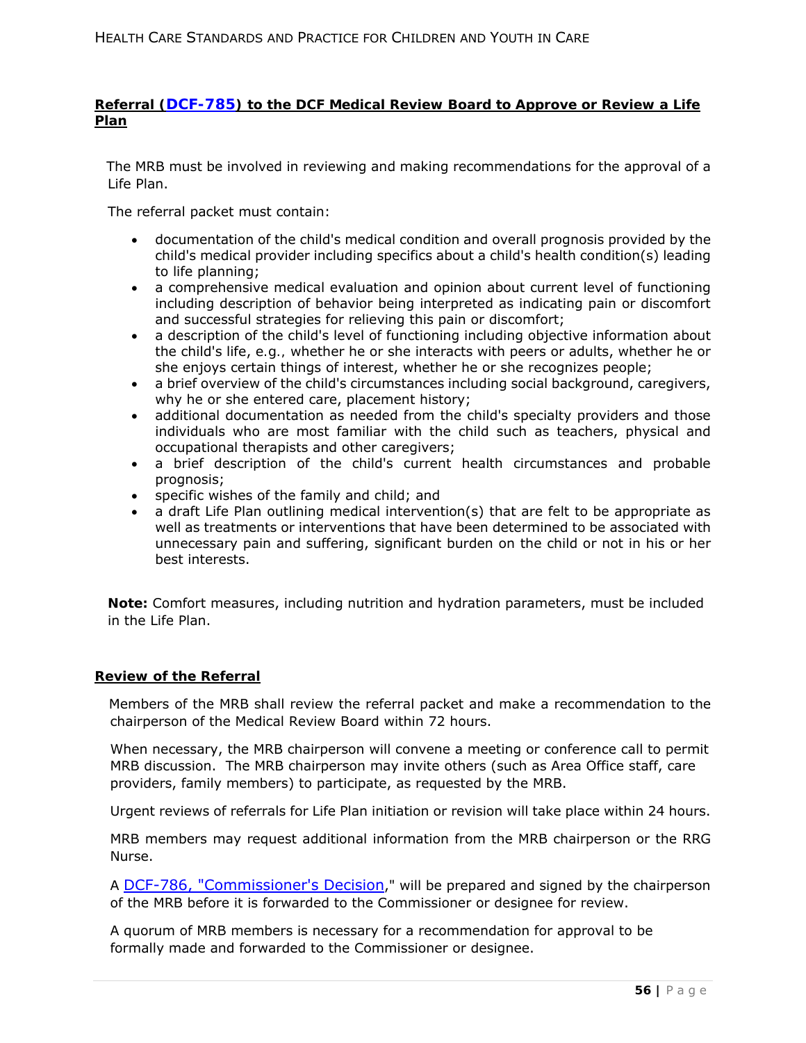**Referral (DCF-785) to the DCF Medical Review Board to Approve or Review a Life Plan**

The MRB must be involved in reviewing and making recommendations for the approval of a Life Plan.

The referral packet must contain:

- documentation of the child's medical condition and overall prognosis provided by the child's medical provider including specifics about a child's health condition(s) leading to life planning;
- a comprehensive medical evaluation and opinion about current level of functioning including description of behavior being interpreted as indicating pain or discomfort and successful strategies for relieving this pain or discomfort;
- a description of the child's level of functioning including objective information about the child's life, e.g., whether he or she interacts with peers or adults, whether he or she enjoys certain things of interest, whether he or she recognizes people;
- a brief overview of the child's circumstances including social background, caregivers, why he or she entered care, placement history;
- additional documentation as needed from the child's specialty providers and those individuals who are most familiar with the child such as teachers, physical and occupational therapists and other caregivers;
- a brief description of the child's current health circumstances and probable prognosis;
- specific wishes of the family and child; and
- a draft Life Plan outlining medical intervention(s) that are felt to be appropriate as well as treatments or interventions that have been determined to be associated with unnecessary pain and suffering, significant burden on the child or not in his or her best interests.

**Note:** Comfort measures, including nutrition and hydration parameters, must be included in the Life Plan.

**Review of the Referral**

Members of the MRB shall review the referral packet and make a recommendation to the chairperson of the Medical Review Board within 72 hours.

When necessary, the MRB chairperson will convene a meeting or conference call to permit MRB discussion. The MRB chairperson may invite others (such as Area Office staff, care providers, family members) to participate, as requested by the MRB.

Urgent reviews of referrals for Life Plan initiation or revision will take place within 24 hours.

MRB members may request additional information from the MRB chairperson or the RRG Nurse.

A DCF-786, "Commissioner's Decision," will be prepared and signed by the chairperson of the MRB before it is forwarded to the Commissioner or designee for review.

A quorum of MRB members is necessary for a recommendation for approval to be formally made and forwarded to the Commissioner or designee.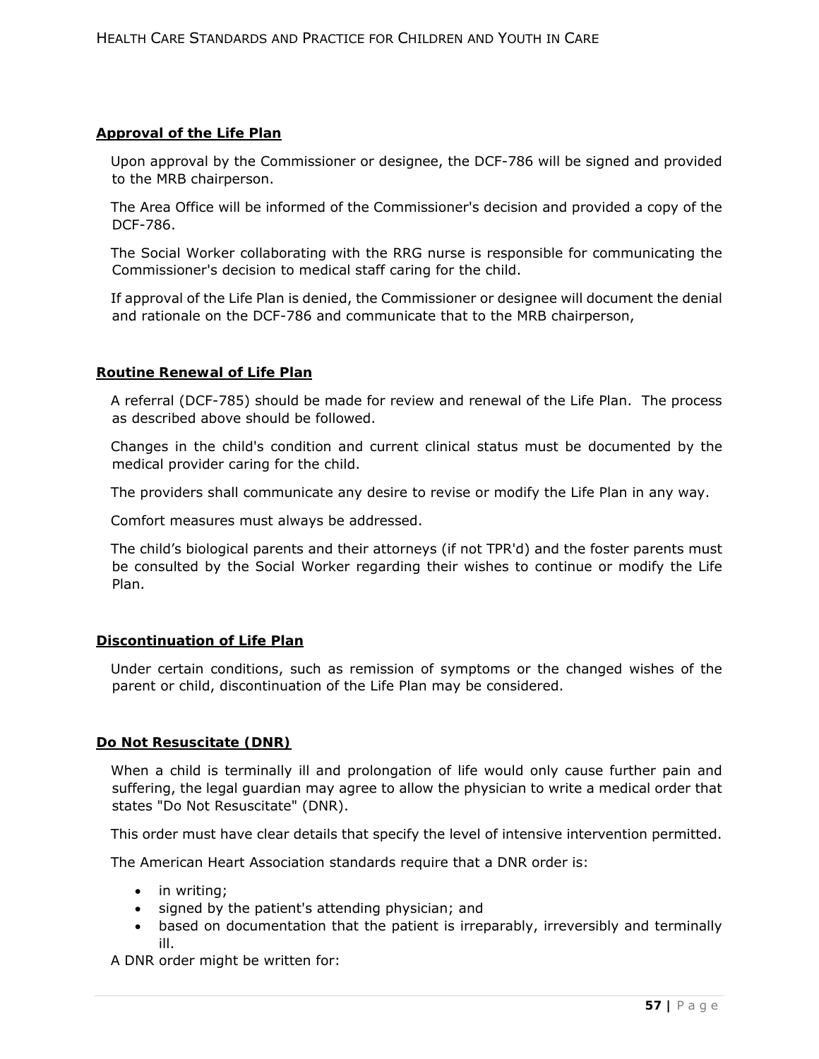## Approval of the Life Plan

Upon approval by the Commissioner or designee, the DCF-786 will be signed and provided to the MRB chairperson.

The Area Office will be informed of the Commissioner's decision and provided a copy of the DCF-786.

The Social Worker collaborating with the RRG nurse is responsible for communicating the Commissioner's decision to medical staff caring for the child.

If approval of the Life Plan is denied, the Commissioner or designee will document the denial and rationale on the DCF-786 and communicate that to the MRB chairperson,

## Routine Renewal of Life Plan

A referral (DCF-785) should be made for review and renewal of the Life Plan. The process as described above should be followed.

Changes in the child's condition and current clinical status must be documented by the medical provider caring for the child.

The providers shall communicate any desire to revise or modify the Life Plan in any way.

Comfort measures must always be addressed.

The child's biological parents and their attorneys (if not TPR'd) and the foster parents must be consulted by the Social Worker regarding their wishes to continue or modify the Life Plan.

## Discontinuation of Life Plan

Under certain conditions, such as remission of symptoms or the changed wishes of the parent or child, discontinuation of the Life Plan may be considered.

## Do Not Resuscitate (DNR)

When a child is terminally ill and prolongation of life would only cause further pain and suffering, the legal guardian may agree to allow the physician to write a medical order that states "Do Not Resuscitate" (DNR).

This order must have clear details that specify the level of intensive intervention permitted.

The American Heart Association standards require that a DNR order is:

- in writing;
- signed by the patient's attending physician; and
- based on documentation that the patient is irreparably, irreversibly and terminally ill.

A DNR order might be written for: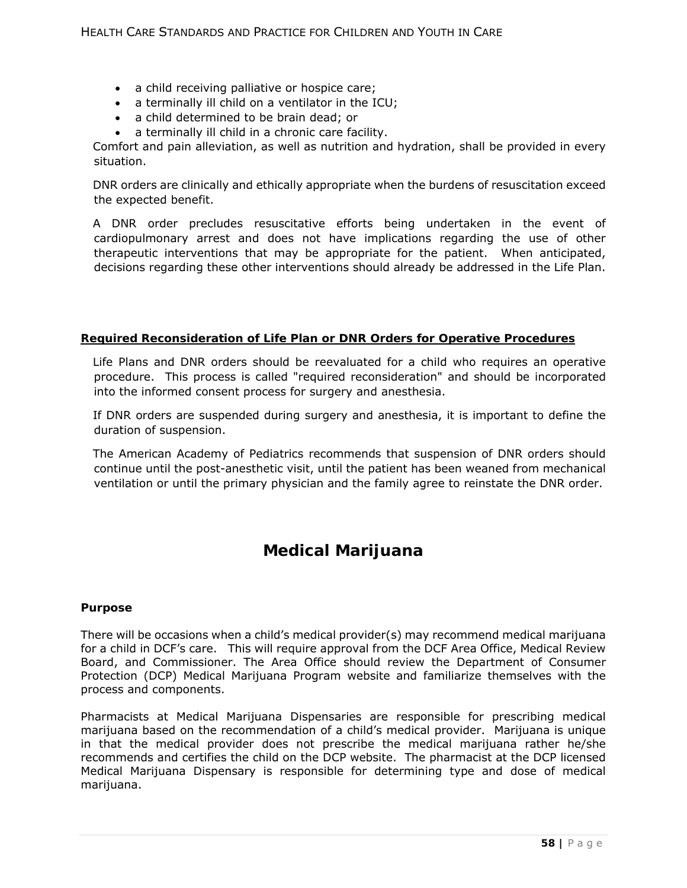- a child receiving palliative or hospice care;
- a terminally ill child on a ventilator in the ICU;
- a child determined to be brain dead; or
- a terminally ill child in a chronic care facility.

Comfort and pain alleviation, as well as nutrition and hydration, shall be provided in every situation.

DNR orders are clinically and ethically appropriate when the burdens of resuscitation exceed the expected benefit.

A DNR order precludes resuscitative efforts being undertaken in the event of cardiopulmonary arrest and does not have implications regarding the use of other therapeutic interventions that may be appropriate for the patient. When anticipated, decisions regarding these other interventions should already be addressed in the Life Plan.

**Required Reconsideration of Life Plan or DNR Orders for Operative Procedures**

Life Plans and DNR orders should be reevaluated for a child who requires an operative procedure. This process is called "required reconsideration" and should be incorporated into the informed consent process for surgery and anesthesia.

If DNR orders are suspended during surgery and anesthesia, it is important to define the duration of suspension.

The American Academy of Pediatrics recommends that suspension of DNR orders should continue until the post-anesthetic visit, until the patient has been weaned from mechanical ventilation or until the primary physician and the family agree to reinstate the DNR order.

# Medical Marijuana

### Purpose

There will be occasions when a child's medical provider(s) may recommend medical marijuana for a child in DCF's care. This will require approval from the DCF Area Office, Medical Review Board, and Commissioner. The Area Office should review the Department of Consumer Protection (DCP) Medical Marijuana Program website and familiarize themselves with the process and components.

Pharmacists at Medical Marijuana Dispensaries are responsible for prescribing medical marijuana based on the recommendation of a child's medical provider. Marijuana is unique in that the medical provider does not prescribe the medical marijuana rather he/she recommends and certifies the child on the DCP website. The pharmacist at the DCP licensed Medical Marijuana Dispensary is responsible for determining type and dose of medical marijuana.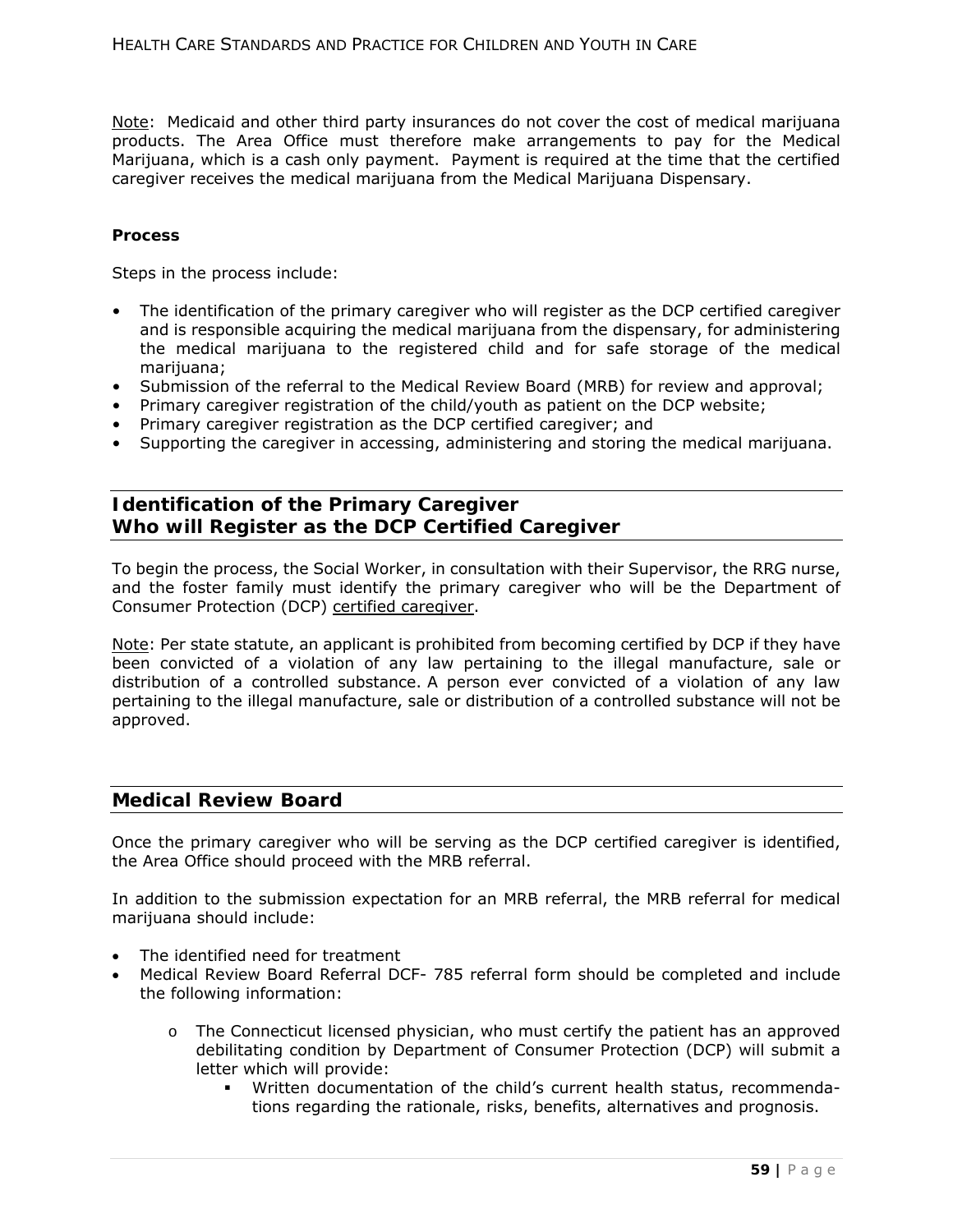Note: Medicaid and other third party insurances do not cover the cost of medical marijuana products. The Area Office must therefore make arrangements to pay for the Medical Marijuana, which is a cash only payment. Payment is required at the time that the certified caregiver receives the medical marijuana from the Medical Marijuana Dispensary.

**Process**

Steps in the process include:

- The identification of the primary caregiver who will register as the DCP certified caregiver and is responsible acquiring the medical marijuana from the dispensary, for administering the medical marijuana to the registered child and for safe storage of the medical marijuana;
- Submission of the referral to the Medical Review Board (MRB) for review and approval;
- Primary caregiver registration of the child/youth as patient on the DCP website;
- Primary caregiver registration as the DCP certified caregiver; and
- Supporting the caregiver in accessing, administering and storing the medical marijuana.

## Identification of the Primary Caregiver Who will Register as the DCP Certified Caregiver

To begin the process, the Social Worker, in consultation with their Supervisor, the RRG nurse, and the foster family must identify the primary caregiver who will be the Department of Consumer Protection (DCP) certified caregiver.

Note: Per state statute, an applicant is prohibited from becoming certified by DCP if they have been convicted of a violation of any law pertaining to the illegal manufacture, sale or distribution of a controlled substance. A person ever convicted of a violation of any law pertaining to the illegal manufacture, sale or distribution of a controlled substance will not be approved.

## Medical Review Board

Once the primary caregiver who will be serving as the DCP certified caregiver is identified, the Area Office should proceed with the MRB referral.

In addition to the submission expectation for an MRB referral, the MRB referral for medical marijuana should include:

- The identified need for treatment
- Medical Review Board Referral DCF- 785 referral form should be completed and include the following information:
  - The Connecticut licensed physician, who must certify the patient has an approved debilitating condition by Department of Consumer Protection (DCP) will submit a letter which will provide:
    - Written documentation of the child's current health status, recommendations regarding the rationale, risks, benefits, alternatives and prognosis.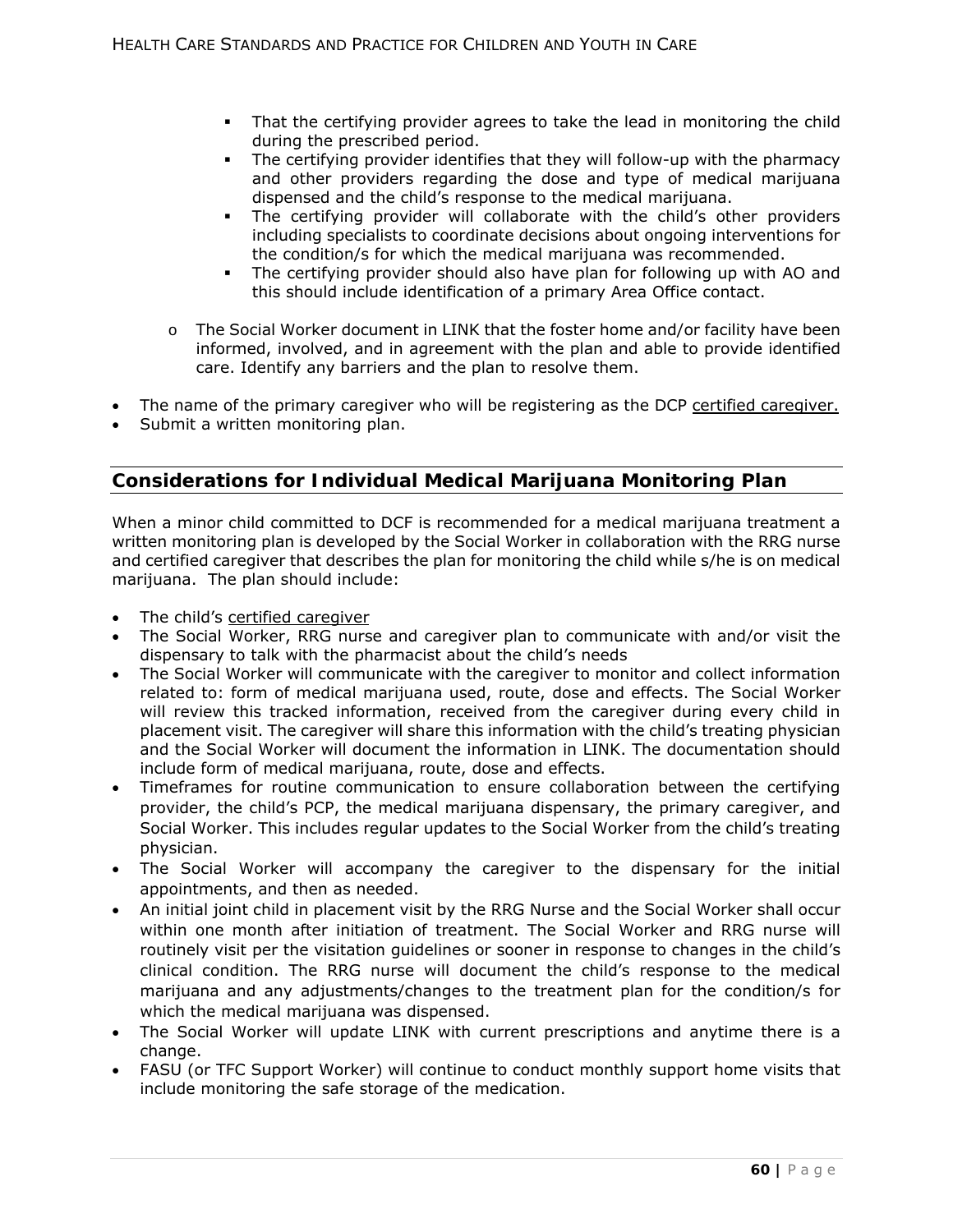- That the certifying provider agrees to take the lead in monitoring the child during the prescribed period.
        - The certifying provider identifies that they will follow-up with the pharmacy and other providers regarding the dose and type of medical marijuana dispensed and the child's response to the medical marijuana.
        - The certifying provider will collaborate with the child's other providers including specialists to coordinate decisions about ongoing interventions for the condition/s for which the medical marijuana was recommended.
        - The certifying provider should also have plan for following up with AO and this should include identification of a primary Area Office contact.
    - The Social Worker document in LINK that the foster home and/or facility have been informed, involved, and in agreement with the plan and able to provide identified care. Identify any barriers and the plan to resolve them.
- The name of the primary caregiver who will be registering as the DCP certified caregiver.
- Submit a written monitoring plan.

## Considerations for Individual Medical Marijuana Monitoring Plan

When a minor child committed to DCF is recommended for a medical marijuana treatment a written monitoring plan is developed by the Social Worker in collaboration with the RRG nurse and certified caregiver that describes the plan for monitoring the child while s/he is on medical marijuana. The plan should include:

- The child's certified caregiver
- The Social Worker, RRG nurse and caregiver plan to communicate with and/or visit the dispensary to talk with the pharmacist about the child's needs
- The Social Worker will communicate with the caregiver to monitor and collect information related to: form of medical marijuana used, route, dose and effects. The Social Worker will review this tracked information, received from the caregiver during every child in placement visit. The caregiver will share this information with the child's treating physician and the Social Worker will document the information in LINK. The documentation should include form of medical marijuana, route, dose and effects.
- Timeframes for routine communication to ensure collaboration between the certifying provider, the child's PCP, the medical marijuana dispensary, the primary caregiver, and Social Worker. This includes regular updates to the Social Worker from the child's treating physician.
- The Social Worker will accompany the caregiver to the dispensary for the initial appointments, and then as needed.
- An initial joint child in placement visit by the RRG Nurse and the Social Worker shall occur within one month after initiation of treatment. The Social Worker and RRG nurse will routinely visit per the visitation guidelines or sooner in response to changes in the child's clinical condition. The RRG nurse will document the child's response to the medical marijuana and any adjustments/changes to the treatment plan for the condition/s for which the medical marijuana was dispensed.
- The Social Worker will update LINK with current prescriptions and anytime there is a change.
- FASU (or TFC Support Worker) will continue to conduct monthly support home visits that include monitoring the safe storage of the medication.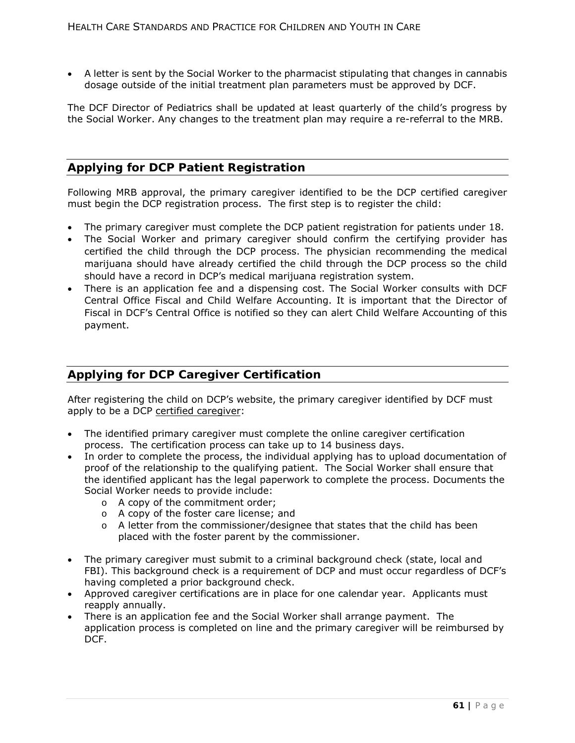- A letter is sent by the Social Worker to the pharmacist stipulating that changes in cannabis dosage outside of the initial treatment plan parameters must be approved by DCF.

The DCF Director of Pediatrics shall be updated at least quarterly of the child's progress by the Social Worker. Any changes to the treatment plan may require a re-referral to the MRB.

## Applying for DCP Patient Registration

Following MRB approval, the primary caregiver identified to be the DCP certified caregiver must begin the DCP registration process. The first step is to register the child:

- The primary caregiver must complete the DCP patient registration for patients under 18.
- The Social Worker and primary caregiver should confirm the certifying provider has certified the child through the DCP process. The physician recommending the medical marijuana should have already certified the child through the DCP process so the child should have a record in DCP's medical marijuana registration system.
- There is an application fee and a dispensing cost. The Social Worker consults with DCF Central Office Fiscal and Child Welfare Accounting. It is important that the Director of Fiscal in DCF's Central Office is notified so they can alert Child Welfare Accounting of this payment.

## Applying for DCP Caregiver Certification

After registering the child on DCP's website, the primary caregiver identified by DCF must apply to be a DCP certified caregiver:

- The identified primary caregiver must complete the online caregiver certification process. The certification process can take up to 14 business days.
- In order to complete the process, the individual applying has to upload documentation of proof of the relationship to the qualifying patient. The Social Worker shall ensure that the identified applicant has the legal paperwork to complete the process. Documents the Social Worker needs to provide include:
  - A copy of the commitment order;
  - A copy of the foster care license; and
  - A letter from the commissioner/designee that states that the child has been placed with the foster parent by the commissioner.
- The primary caregiver must submit to a criminal background check (state, local and FBI). This background check is a requirement of DCP and must occur regardless of DCF's having completed a prior background check.
- Approved caregiver certifications are in place for one calendar year. Applicants must reapply annually.
- There is an application fee and the Social Worker shall arrange payment. The application process is completed on line and the primary caregiver will be reimbursed by DCF.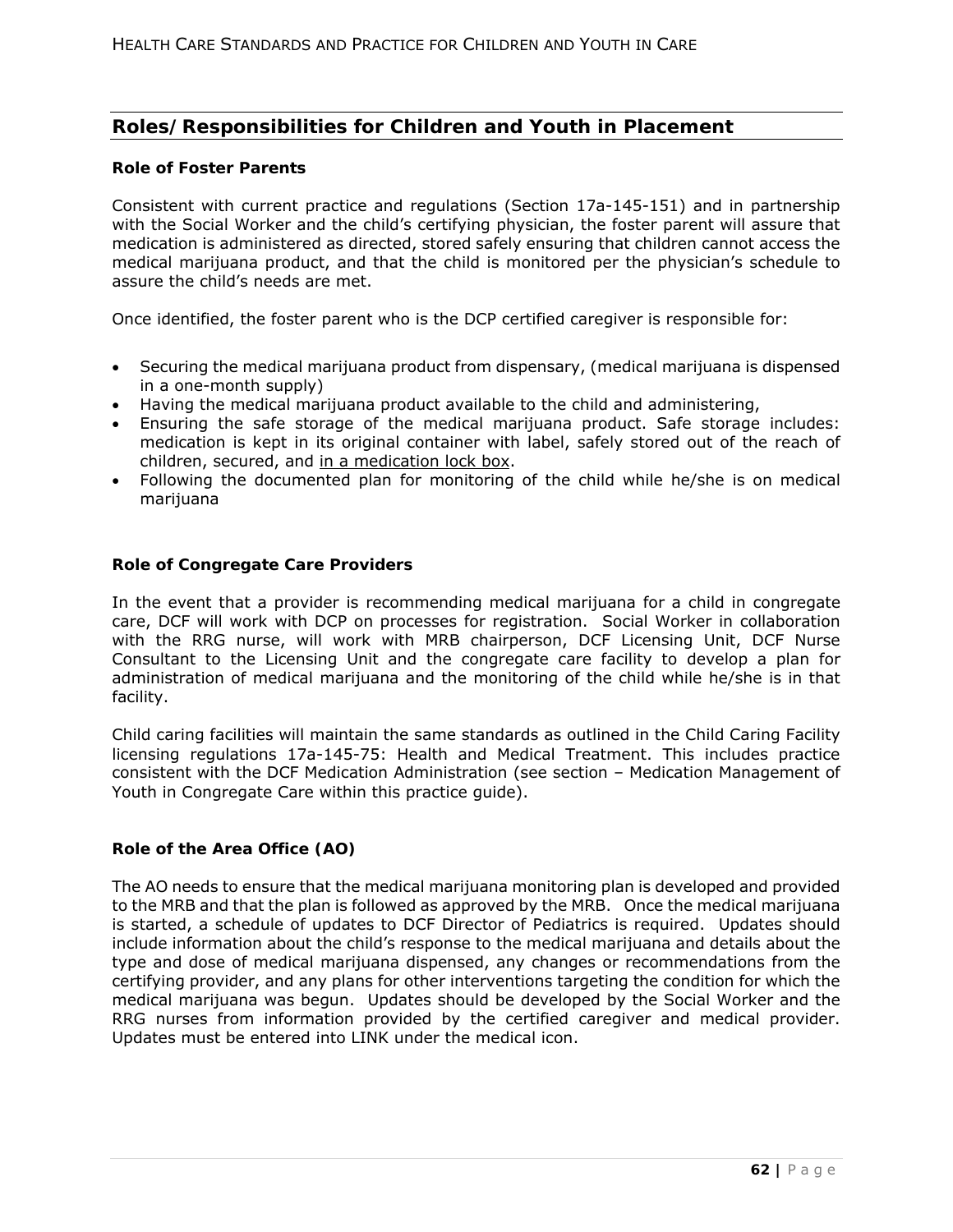## Roles/Responsibilities for Children and Youth in Placement

### Role of Foster Parents

Consistent with current practice and regulations (Section 17a-145-151) and in partnership with the Social Worker and the child's certifying physician, the foster parent will assure that medication is administered as directed, stored safely ensuring that children cannot access the medical marijuana product, and that the child is monitored per the physician's schedule to assure the child's needs are met.

Once identified, the foster parent who is the DCP certified caregiver is responsible for:

- Securing the medical marijuana product from dispensary, (medical marijuana is dispensed in a one-month supply)
- Having the medical marijuana product available to the child and administering,
- Ensuring the safe storage of the medical marijuana product. Safe storage includes: medication is kept in its original container with label, safely stored out of the reach of children, secured, and <u>in a medication lock box</u>.
- Following the documented plan for monitoring of the child while he/she is on medical marijuana

### Role of Congregate Care Providers

In the event that a provider is recommending medical marijuana for a child in congregate care, DCF will work with DCP on processes for registration. Social Worker in collaboration with the RRG nurse, will work with MRB chairperson, DCF Licensing Unit, DCF Nurse Consultant to the Licensing Unit and the congregate care facility to develop a plan for administration of medical marijuana and the monitoring of the child while he/she is in that facility.

Child caring facilities will maintain the same standards as outlined in the Child Caring Facility licensing regulations 17a-145-75: Health and Medical Treatment. This includes practice consistent with the DCF Medication Administration (see section – Medication Management of Youth in Congregate Care within this practice guide).

### Role of the Area Office (AO)

The AO needs to ensure that the medical marijuana monitoring plan is developed and provided to the MRB and that the plan is followed as approved by the MRB. Once the medical marijuana is started, a schedule of updates to DCF Director of Pediatrics is required. Updates should include information about the child's response to the medical marijuana and details about the type and dose of medical marijuana dispensed, any changes or recommendations from the certifying provider, and any plans for other interventions targeting the condition for which the medical marijuana was begun. Updates should be developed by the Social Worker and the RRG nurses from information provided by the certified caregiver and medical provider. Updates must be entered into LINK under the medical icon.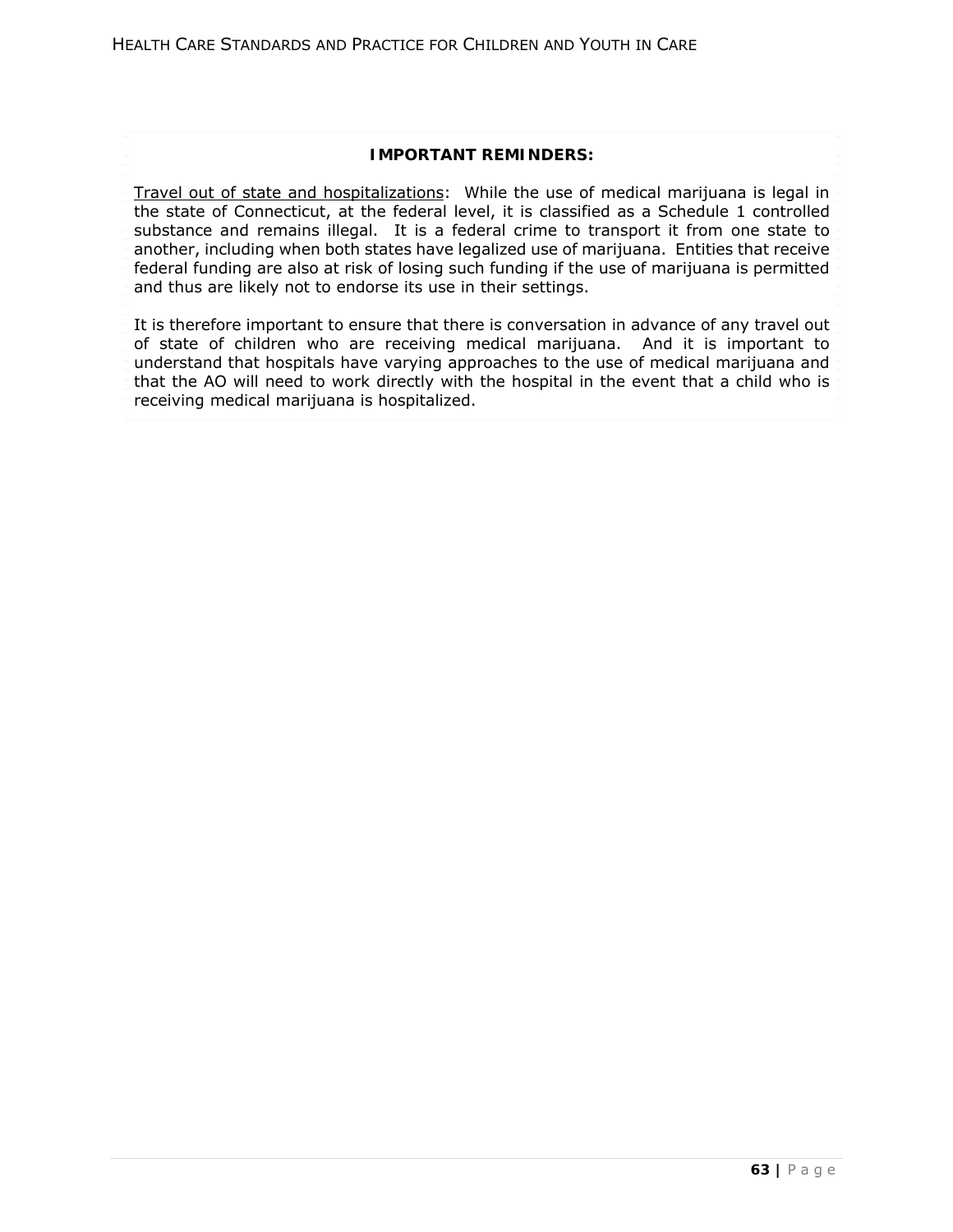**IMPORTANT REMINDERS:**

Travel out of state and hospitalizations: While the use of medical marijuana is legal in the state of Connecticut, at the federal level, it is classified as a Schedule 1 controlled substance and remains illegal. It is a federal crime to transport it from one state to another, including when both states have legalized use of marijuana. Entities that receive federal funding are also at risk of losing such funding if the use of marijuana is permitted and thus are likely not to endorse its use in their settings.

It is therefore important to ensure that there is conversation in advance of any travel out of state of children who are receiving medical marijuana. And it is important to understand that hospitals have varying approaches to the use of medical marijuana and that the AO will need to work directly with the hospital in the event that a child who is receiving medical marijuana is hospitalized.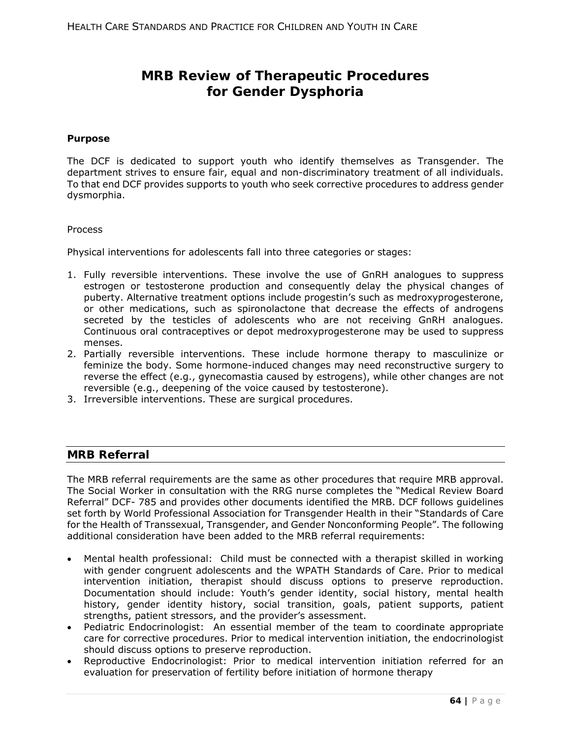# MRB Review of Therapeutic Procedures for Gender Dysphoria

**Purpose**

The DCF is dedicated to support youth who identify themselves as Transgender. The department strives to ensure fair, equal and non-discriminatory treatment of all individuals. To that end DCF provides supports to youth who seek corrective procedures to address gender dysmorphia.

Process

Physical interventions for adolescents fall into three categories or stages:

1. Fully reversible interventions. These involve the use of GnRH analogues to suppress estrogen or testosterone production and consequently delay the physical changes of puberty. Alternative treatment options include progestin's such as medroxyprogesterone, or other medications, such as spironolactone that decrease the effects of androgens secreted by the testicles of adolescents who are not receiving GnRH analogues. Continuous oral contraceptives or depot medroxyprogesterone may be used to suppress menses.
2. Partially reversible interventions. These include hormone therapy to masculinize or feminize the body. Some hormone-induced changes may need reconstructive surgery to reverse the effect (e.g., gynecomastia caused by estrogens), while other changes are not reversible (e.g., deepening of the voice caused by testosterone).
3. Irreversible interventions. These are surgical procedures.

## MRB Referral

The MRB referral requirements are the same as other procedures that require MRB approval. The Social Worker in consultation with the RRG nurse completes the "Medical Review Board Referral" DCF- 785 and provides other documents identified the MRB. DCF follows guidelines set forth by World Professional Association for Transgender Health in their "Standards of Care for the Health of Transsexual, Transgender, and Gender Nonconforming People". The following additional consideration have been added to the MRB referral requirements:

- Mental health professional: Child must be connected with a therapist skilled in working with gender congruent adolescents and the WPATH Standards of Care. Prior to medical intervention initiation, therapist should discuss options to preserve reproduction. Documentation should include: Youth's gender identity, social history, mental health history, gender identity history, social transition, goals, patient supports, patient strengths, patient stressors, and the provider's assessment.
- Pediatric Endocrinologist: An essential member of the team to coordinate appropriate care for corrective procedures. Prior to medical intervention initiation, the endocrinologist should discuss options to preserve reproduction.
- Reproductive Endocrinologist: Prior to medical intervention initiation referred for an evaluation for preservation of fertility before initiation of hormone therapy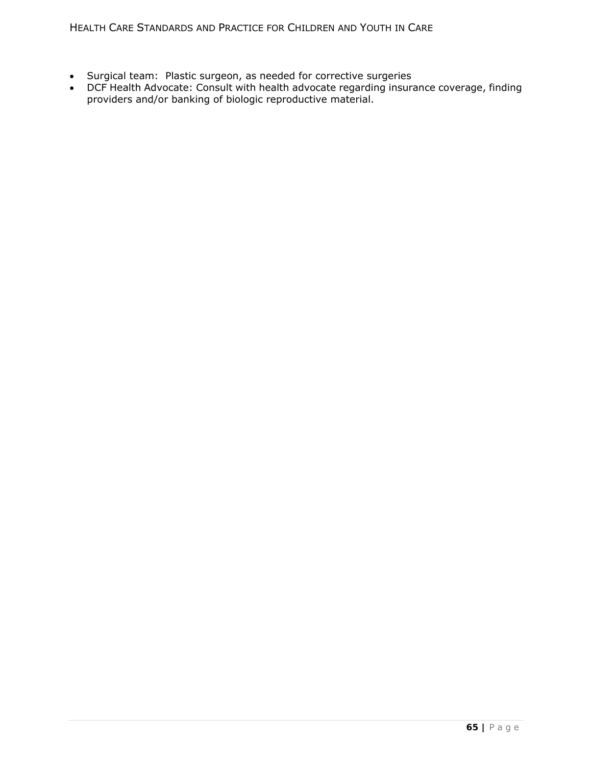- Surgical team:  Plastic surgeon, as needed for corrective surgeries
- DCF Health Advocate: Consult with health advocate regarding insurance coverage, finding providers and/or banking of biologic reproductive material.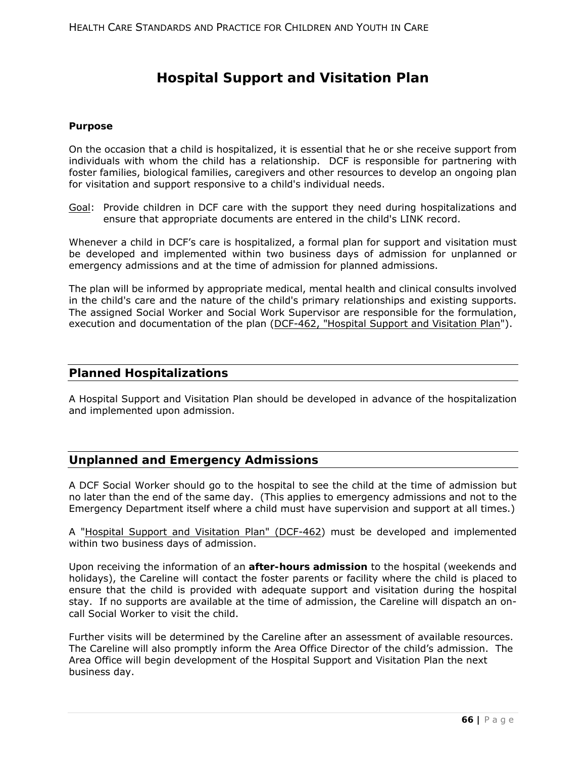# Hospital Support and Visitation Plan

**Purpose**

On the occasion that a child is hospitalized, it is essential that he or she receive support from individuals with whom the child has a relationship. DCF is responsible for partnering with foster families, biological families, caregivers and other resources to develop an ongoing plan for visitation and support responsive to a child's individual needs.

Goal: Provide children in DCF care with the support they need during hospitalizations and ensure that appropriate documents are entered in the child's LINK record.

Whenever a child in DCF's care is hospitalized, a formal plan for support and visitation must be developed and implemented within two business days of admission for unplanned or emergency admissions and at the time of admission for planned admissions.

The plan will be informed by appropriate medical, mental health and clinical consults involved in the child's care and the nature of the child's primary relationships and existing supports. The assigned Social Worker and Social Work Supervisor are responsible for the formulation, execution and documentation of the plan (DCF-462, "Hospital Support and Visitation Plan").

## Planned Hospitalizations

A Hospital Support and Visitation Plan should be developed in advance of the hospitalization and implemented upon admission.

## Unplanned and Emergency Admissions

A DCF Social Worker should go to the hospital to see the child at the time of admission but no later than the end of the same day. (This applies to emergency admissions and not to the Emergency Department itself where a child must have supervision and support at all times.)

A "Hospital Support and Visitation Plan" (DCF-462) must be developed and implemented within two business days of admission.

Upon receiving the information of an **after-hours admission** to the hospital (weekends and holidays), the Careline will contact the foster parents or facility where the child is placed to ensure that the child is provided with adequate support and visitation during the hospital stay. If no supports are available at the time of admission, the Careline will dispatch an on-call Social Worker to visit the child.

Further visits will be determined by the Careline after an assessment of available resources. The Careline will also promptly inform the Area Office Director of the child's admission. The Area Office will begin development of the Hospital Support and Visitation Plan the next business day.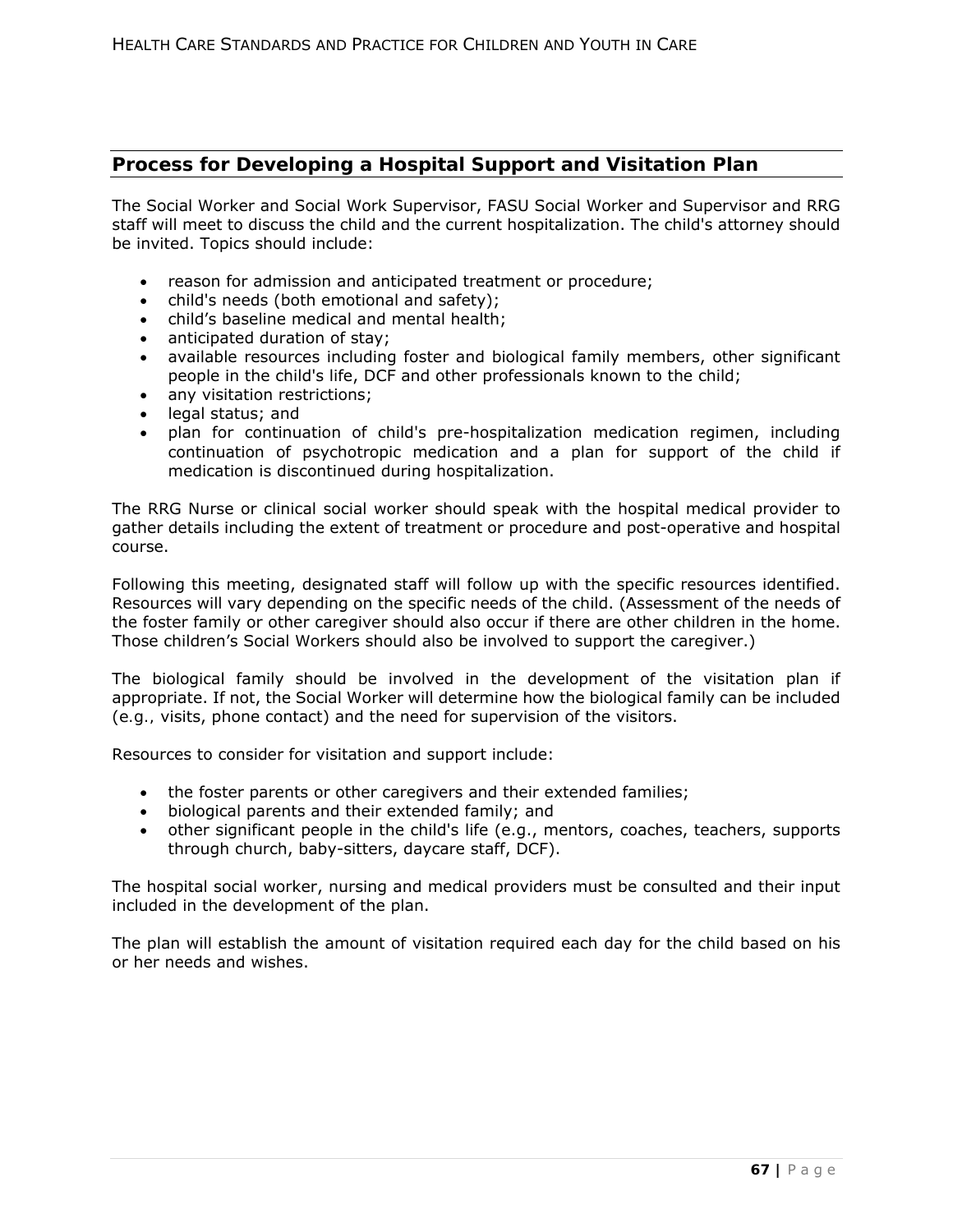## Process for Developing a Hospital Support and Visitation Plan

The Social Worker and Social Work Supervisor, FASU Social Worker and Supervisor and RRG staff will meet to discuss the child and the current hospitalization. The child's attorney should be invited. Topics should include:

- reason for admission and anticipated treatment or procedure;
- child's needs (both emotional and safety);
- child's baseline medical and mental health;
- anticipated duration of stay;
- available resources including foster and biological family members, other significant people in the child's life, DCF and other professionals known to the child;
- any visitation restrictions;
- legal status; and
- plan for continuation of child's pre-hospitalization medication regimen, including continuation of psychotropic medication and a plan for support of the child if medication is discontinued during hospitalization.

The RRG Nurse or clinical social worker should speak with the hospital medical provider to gather details including the extent of treatment or procedure and post-operative and hospital course.

Following this meeting, designated staff will follow up with the specific resources identified. Resources will vary depending on the specific needs of the child. (Assessment of the needs of the foster family or other caregiver should also occur if there are other children in the home. Those children's Social Workers should also be involved to support the caregiver.)

The biological family should be involved in the development of the visitation plan if appropriate. If not, the Social Worker will determine how the biological family can be included (e.g., visits, phone contact) and the need for supervision of the visitors.

Resources to consider for visitation and support include:

- the foster parents or other caregivers and their extended families;
- biological parents and their extended family; and
- other significant people in the child's life (e.g., mentors, coaches, teachers, supports through church, baby-sitters, daycare staff, DCF).

The hospital social worker, nursing and medical providers must be consulted and their input included in the development of the plan.

The plan will establish the amount of visitation required each day for the child based on his or her needs and wishes.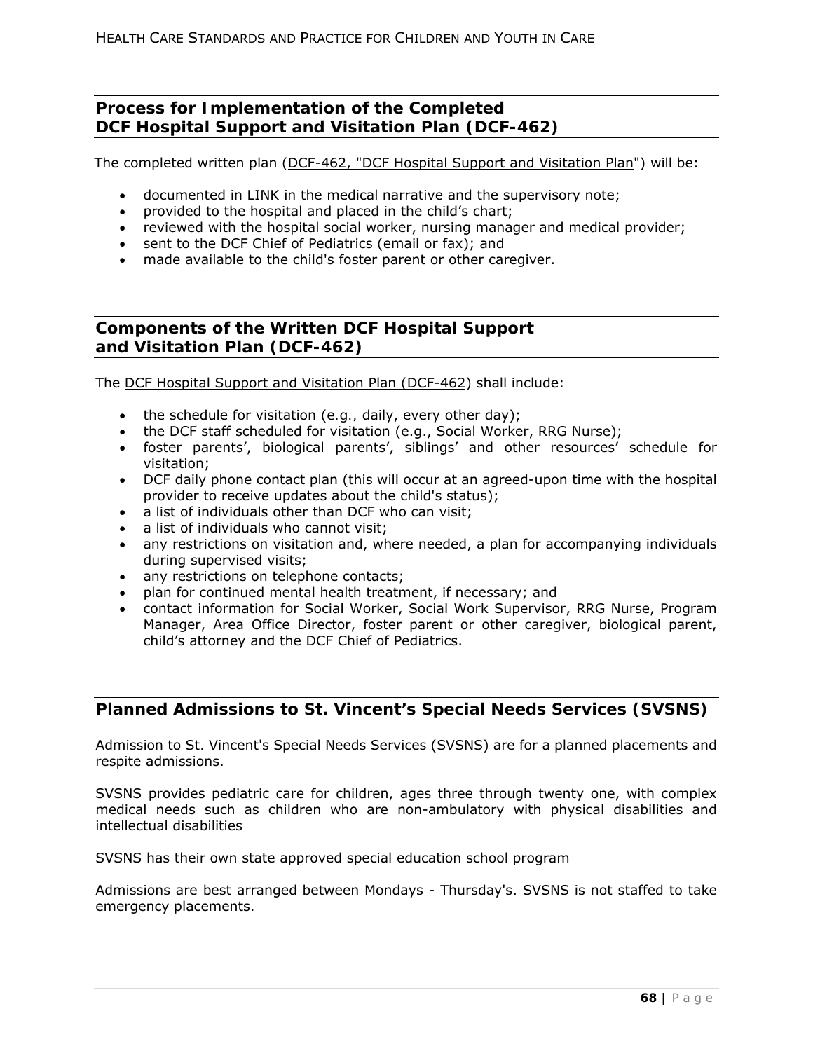## Process for Implementation of the Completed DCF Hospital Support and Visitation Plan (DCF-462)

The completed written plan (DCF-462, "DCF Hospital Support and Visitation Plan") will be:

- documented in LINK in the medical narrative and the supervisory note;
- provided to the hospital and placed in the child's chart;
- reviewed with the hospital social worker, nursing manager and medical provider;
- sent to the DCF Chief of Pediatrics (email or fax); and
- made available to the child's foster parent or other caregiver.

## Components of the Written DCF Hospital Support and Visitation Plan (DCF-462)

The DCF Hospital Support and Visitation Plan (DCF-462) shall include:

- the schedule for visitation (e.g., daily, every other day);
- the DCF staff scheduled for visitation (e.g., Social Worker, RRG Nurse);
- foster parents', biological parents', siblings' and other resources' schedule for visitation;
- DCF daily phone contact plan (this will occur at an agreed-upon time with the hospital provider to receive updates about the child's status);
- a list of individuals other than DCF who can visit;
- a list of individuals who cannot visit;
- any restrictions on visitation and, where needed, a plan for accompanying individuals during supervised visits;
- any restrictions on telephone contacts;
- plan for continued mental health treatment, if necessary; and
- contact information for Social Worker, Social Work Supervisor, RRG Nurse, Program Manager, Area Office Director, foster parent or other caregiver, biological parent, child's attorney and the DCF Chief of Pediatrics.

## Planned Admissions to St. Vincent's Special Needs Services (SVSNS)

Admission to St. Vincent's Special Needs Services (SVSNS) are for a planned placements and respite admissions.

SVSNS provides pediatric care for children, ages three through twenty one, with complex medical needs such as children who are non-ambulatory with physical disabilities and intellectual disabilities

SVSNS has their own state approved special education school program

Admissions are best arranged between Mondays - Thursday's. SVSNS is not staffed to take emergency placements.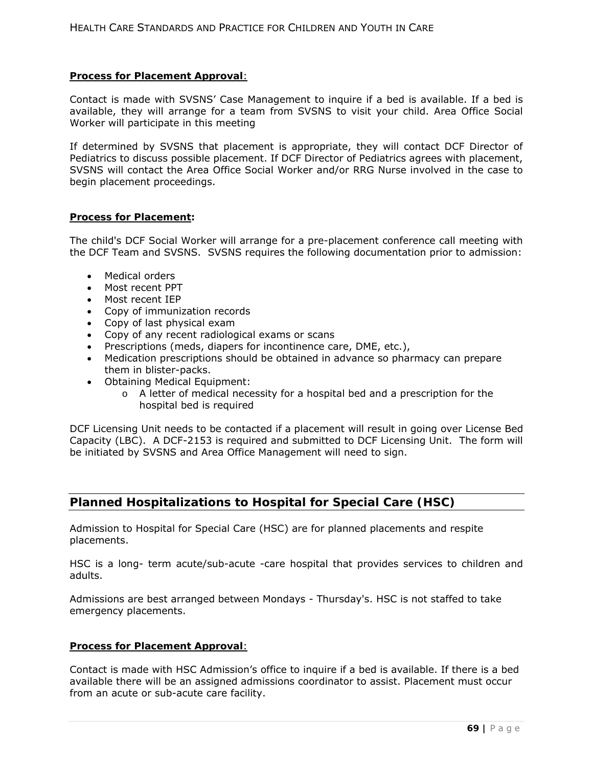**Process for Placement Approval**:

Contact is made with SVSNS' Case Management to inquire if a bed is available. If a bed is available, they will arrange for a team from SVSNS to visit your child. Area Office Social Worker will participate in this meeting

If determined by SVSNS that placement is appropriate, they will contact DCF Director of Pediatrics to discuss possible placement. If DCF Director of Pediatrics agrees with placement, SVSNS will contact the Area Office Social Worker and/or RRG Nurse involved in the case to begin placement proceedings.

**Process for Placement:**

The child's DCF Social Worker will arrange for a pre-placement conference call meeting with the DCF Team and SVSNS. SVSNS requires the following documentation prior to admission:

- Medical orders
- Most recent PPT
- Most recent IEP
- Copy of immunization records
- Copy of last physical exam
- Copy of any recent radiological exams or scans
- Prescriptions (meds, diapers for incontinence care, DME, etc.),
- Medication prescriptions should be obtained in advance so pharmacy can prepare them in blister-packs.
- Obtaining Medical Equipment:
    - A letter of medical necessity for a hospital bed and a prescription for the hospital bed is required

DCF Licensing Unit needs to be contacted if a placement will result in going over License Bed Capacity (LBC). A DCF-2153 is required and submitted to DCF Licensing Unit. The form will be initiated by SVSNS and Area Office Management will need to sign.

## Planned Hospitalizations to Hospital for Special Care (HSC)

Admission to Hospital for Special Care (HSC) are for planned placements and respite placements.

HSC is a long- term acute/sub-acute -care hospital that provides services to children and adults.

Admissions are best arranged between Mondays - Thursday's. HSC is not staffed to take emergency placements.

**Process for Placement Approval**:

Contact is made with HSC Admission's office to inquire if a bed is available. If there is a bed available there will be an assigned admissions coordinator to assist. Placement must occur from an acute or sub-acute care facility.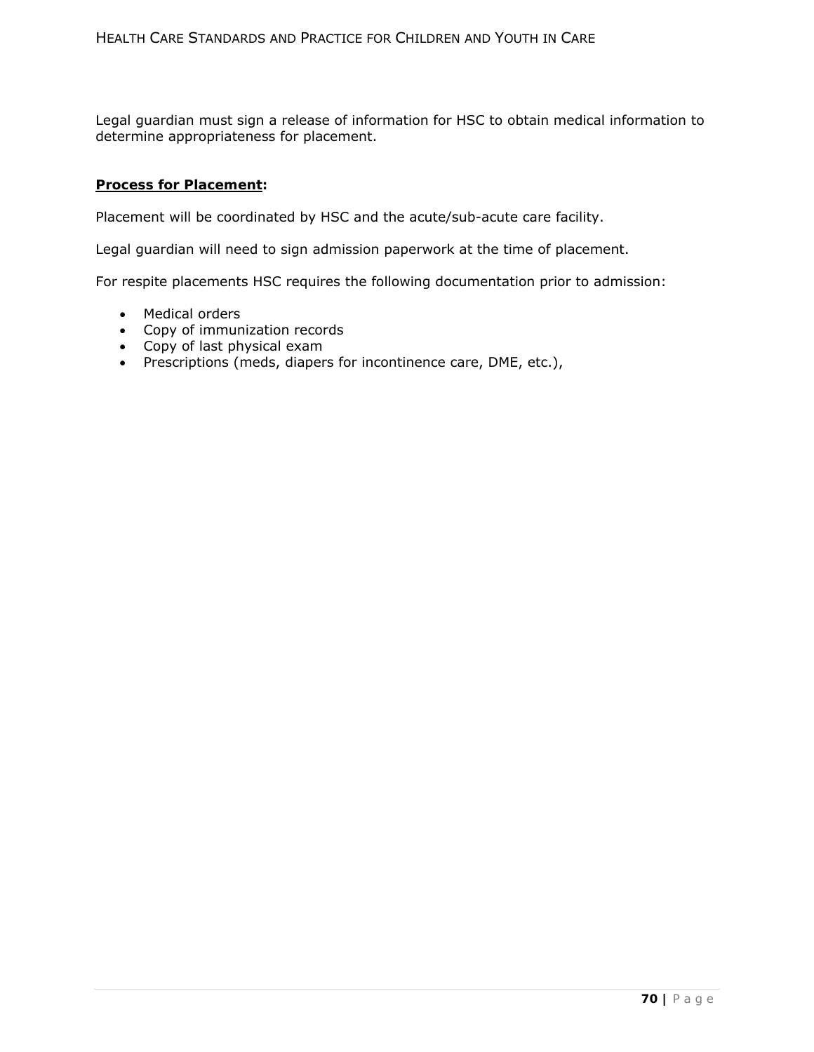Legal guardian must sign a release of information for HSC to obtain medical information to determine appropriateness for placement.

**Process for Placement:**

Placement will be coordinated by HSC and the acute/sub-acute care facility.

Legal guardian will need to sign admission paperwork at the time of placement.

For respite placements HSC requires the following documentation prior to admission:

- Medical orders
- Copy of immunization records
- Copy of last physical exam
- Prescriptions (meds, diapers for incontinence care, DME, etc.),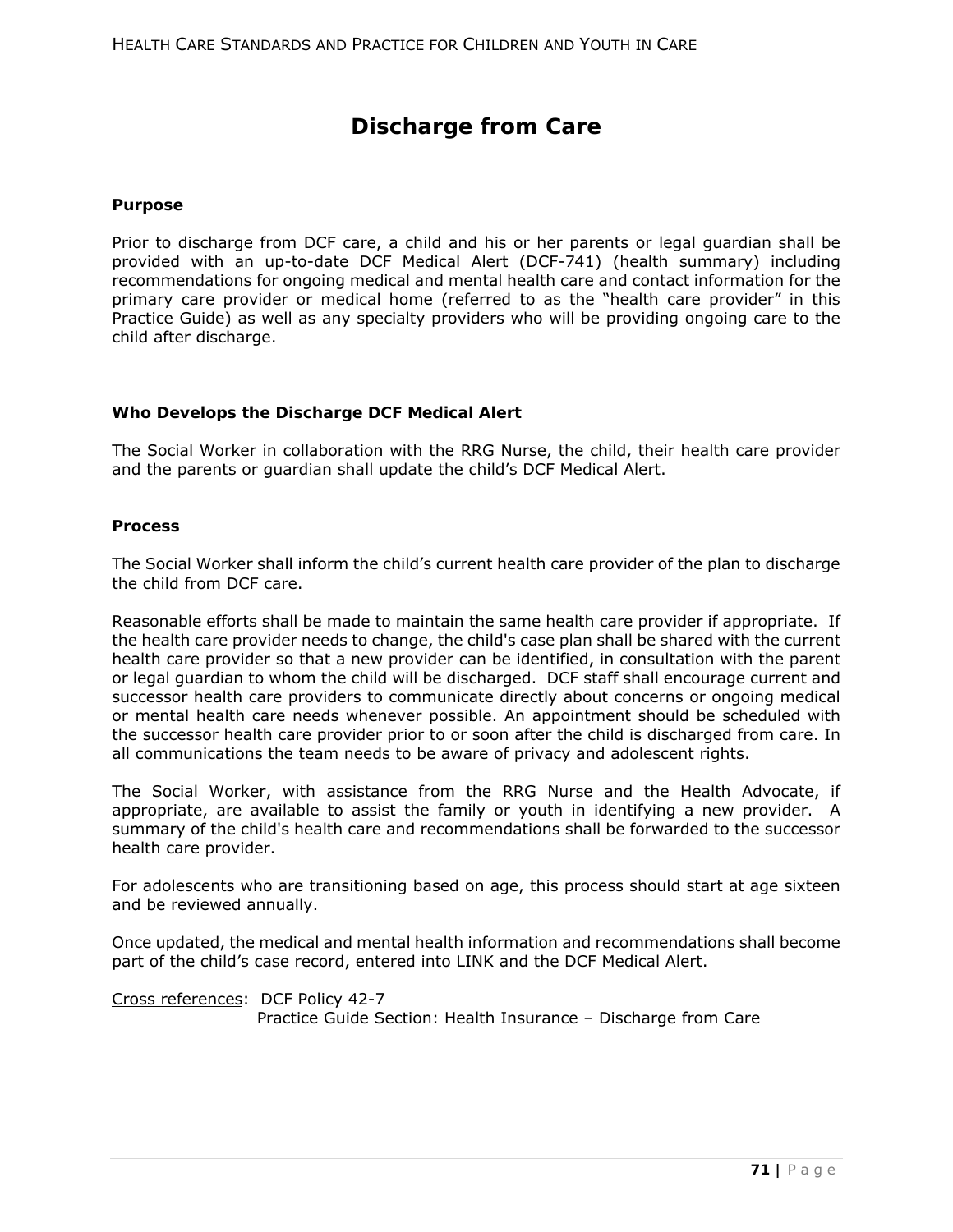# Discharge from Care

### Purpose

Prior to discharge from DCF care, a child and his or her parents or legal guardian shall be provided with an up-to-date DCF Medical Alert (DCF-741) (health summary) including recommendations for ongoing medical and mental health care and contact information for the primary care provider or medical home (referred to as the "health care provider" in this Practice Guide) as well as any specialty providers who will be providing ongoing care to the child after discharge.

### Who Develops the Discharge DCF Medical Alert

The Social Worker in collaboration with the RRG Nurse, the child, their health care provider and the parents or guardian shall update the child's DCF Medical Alert.

### Process

The Social Worker shall inform the child's current health care provider of the plan to discharge the child from DCF care.

Reasonable efforts shall be made to maintain the same health care provider if appropriate. If the health care provider needs to change, the child's case plan shall be shared with the current health care provider so that a new provider can be identified, in consultation with the parent or legal guardian to whom the child will be discharged. DCF staff shall encourage current and successor health care providers to communicate directly about concerns or ongoing medical or mental health care needs whenever possible. An appointment should be scheduled with the successor health care provider prior to or soon after the child is discharged from care. In all communications the team needs to be aware of privacy and adolescent rights.

The Social Worker, with assistance from the RRG Nurse and the Health Advocate, if appropriate, are available to assist the family or youth in identifying a new provider. A summary of the child's health care and recommendations shall be forwarded to the successor health care provider.

For adolescents who are transitioning based on age, this process should start at age sixteen and be reviewed annually.

Once updated, the medical and mental health information and recommendations shall become part of the child's case record, entered into LINK and the DCF Medical Alert.

<u>Cross references</u>: DCF Policy 42-7
Practice Guide Section: Health Insurance – Discharge from Care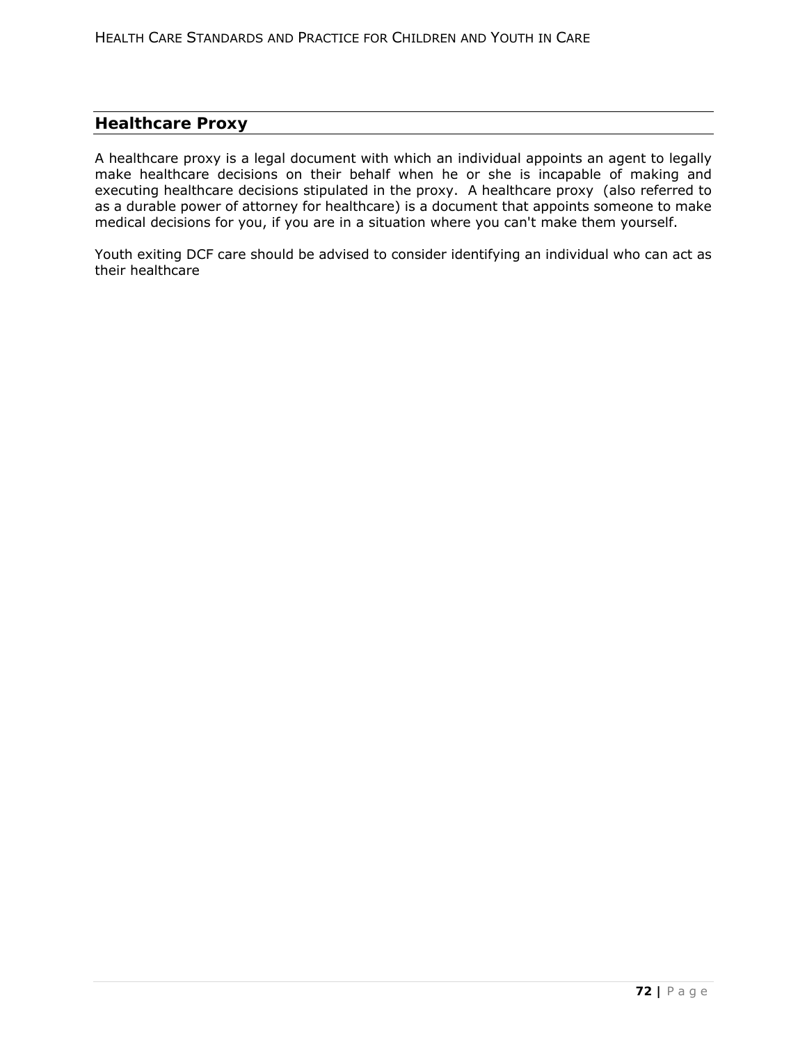## Healthcare Proxy

A healthcare proxy is a legal document with which an individual appoints an agent to legally make healthcare decisions on their behalf when he or she is incapable of making and executing healthcare decisions stipulated in the proxy. A healthcare proxy (also referred to as a durable power of attorney for healthcare) is a document that appoints someone to make medical decisions for you, if you are in a situation where you can't make them yourself.

Youth exiting DCF care should be advised to consider identifying an individual who can act as their healthcare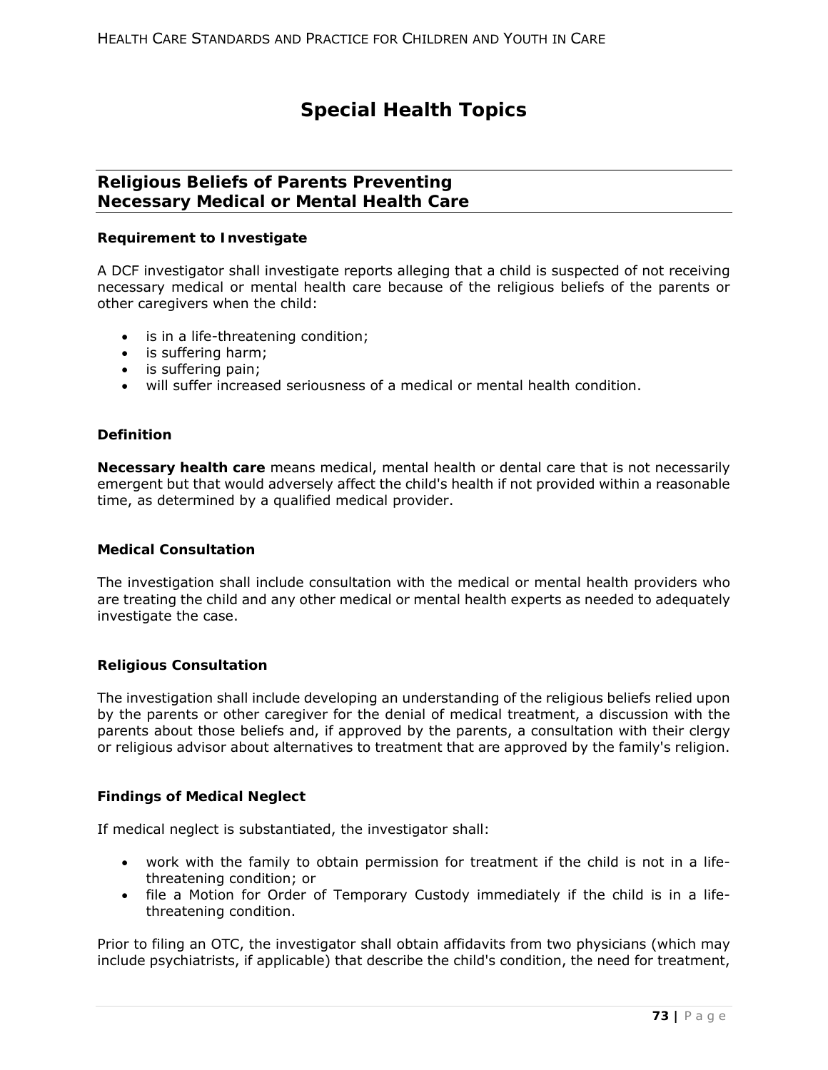# Special Health Topics

## Religious Beliefs of Parents Preventing Necessary Medical or Mental Health Care

### Requirement to Investigate

A DCF investigator shall investigate reports alleging that a child is suspected of not receiving necessary medical or mental health care because of the religious beliefs of the parents or other caregivers when the child:

- is in a life-threatening condition;
- is suffering harm;
- is suffering pain;
- will suffer increased seriousness of a medical or mental health condition.

### Definition

**Necessary health care** means medical, mental health or dental care that is not necessarily emergent but that would adversely affect the child's health if not provided within a reasonable time, as determined by a qualified medical provider.

### Medical Consultation

The investigation shall include consultation with the medical or mental health providers who are treating the child and any other medical or mental health experts as needed to adequately investigate the case.

### Religious Consultation

The investigation shall include developing an understanding of the religious beliefs relied upon by the parents or other caregiver for the denial of medical treatment, a discussion with the parents about those beliefs and, if approved by the parents, a consultation with their clergy or religious advisor about alternatives to treatment that are approved by the family's religion.

### Findings of Medical Neglect

If medical neglect is substantiated, the investigator shall:

- work with the family to obtain permission for treatment if the child is not in a life-threatening condition; or
- file a Motion for Order of Temporary Custody immediately if the child is in a life-threatening condition.

Prior to filing an OTC, the investigator shall obtain affidavits from two physicians (which may include psychiatrists, if applicable) that describe the child's condition, the need for treatment,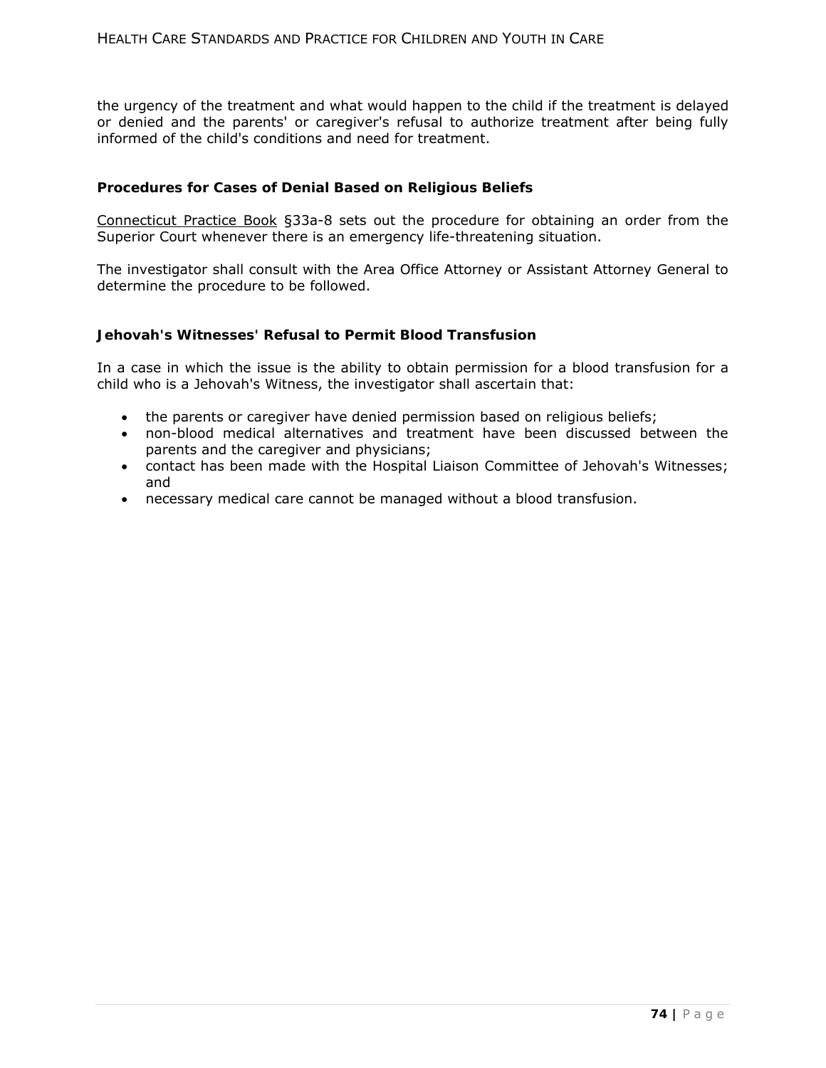the urgency of the treatment and what would happen to the child if the treatment is delayed or denied and the parents' or caregiver's refusal to authorize treatment after being fully informed of the child's conditions and need for treatment.

### Procedures for Cases of Denial Based on Religious Beliefs

Connecticut Practice Book §33a-8 sets out the procedure for obtaining an order from the Superior Court whenever there is an emergency life-threatening situation.

The investigator shall consult with the Area Office Attorney or Assistant Attorney General to determine the procedure to be followed.

### Jehovah's Witnesses' Refusal to Permit Blood Transfusion

In a case in which the issue is the ability to obtain permission for a blood transfusion for a child who is a Jehovah's Witness, the investigator shall ascertain that:

- the parents or caregiver have denied permission based on religious beliefs;
- non-blood medical alternatives and treatment have been discussed between the parents and the caregiver and physicians;
- contact has been made with the Hospital Liaison Committee of Jehovah's Witnesses; and
- necessary medical care cannot be managed without a blood transfusion.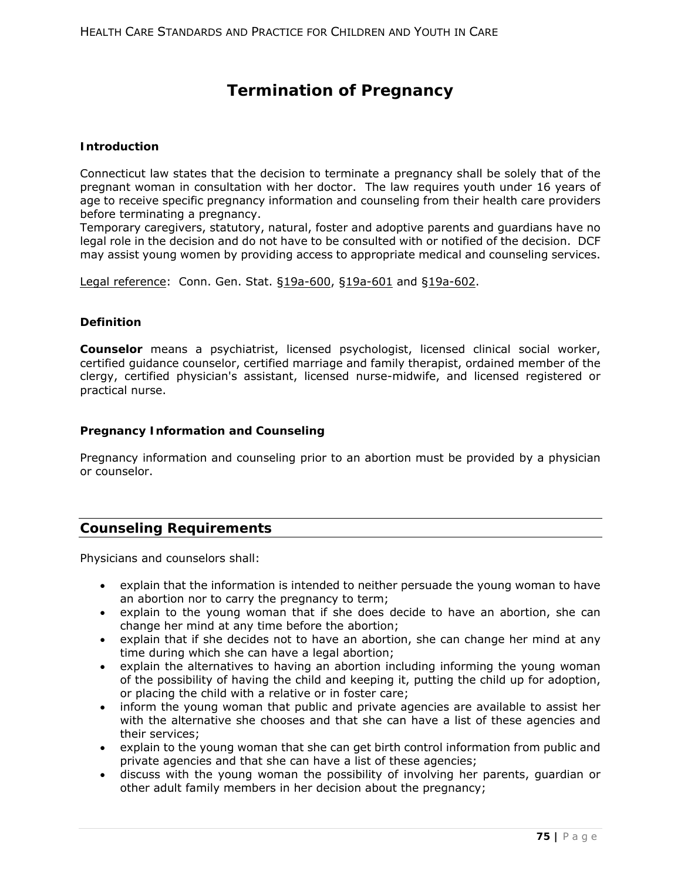# Termination of Pregnancy

### Introduction

Connecticut law states that the decision to terminate a pregnancy shall be solely that of the pregnant woman in consultation with her doctor. The law requires youth under 16 years of age to receive specific pregnancy information and counseling from their health care providers before terminating a pregnancy.

Temporary caregivers, statutory, natural, foster and adoptive parents and guardians have no legal role in the decision and do not have to be consulted with or notified of the decision. DCF may assist young women by providing access to appropriate medical and counseling services.

Legal reference: Conn. Gen. Stat. §19a-600, §19a-601 and §19a-602.

### Definition

**Counselor** means a psychiatrist, licensed psychologist, licensed clinical social worker, certified guidance counselor, certified marriage and family therapist, ordained member of the clergy, certified physician's assistant, licensed nurse-midwife, and licensed registered or practical nurse.

### Pregnancy Information and Counseling

Pregnancy information and counseling prior to an abortion must be provided by a physician or counselor.

## Counseling Requirements

Physicians and counselors shall:

- explain that the information is intended to neither persuade the young woman to have an abortion nor to carry the pregnancy to term;
- explain to the young woman that if she does decide to have an abortion, she can change her mind at any time before the abortion;
- explain that if she decides not to have an abortion, she can change her mind at any time during which she can have a legal abortion;
- explain the alternatives to having an abortion including informing the young woman of the possibility of having the child and keeping it, putting the child up for adoption, or placing the child with a relative or in foster care;
- inform the young woman that public and private agencies are available to assist her with the alternative she chooses and that she can have a list of these agencies and their services;
- explain to the young woman that she can get birth control information from public and private agencies and that she can have a list of these agencies;
- discuss with the young woman the possibility of involving her parents, guardian or other adult family members in her decision about the pregnancy;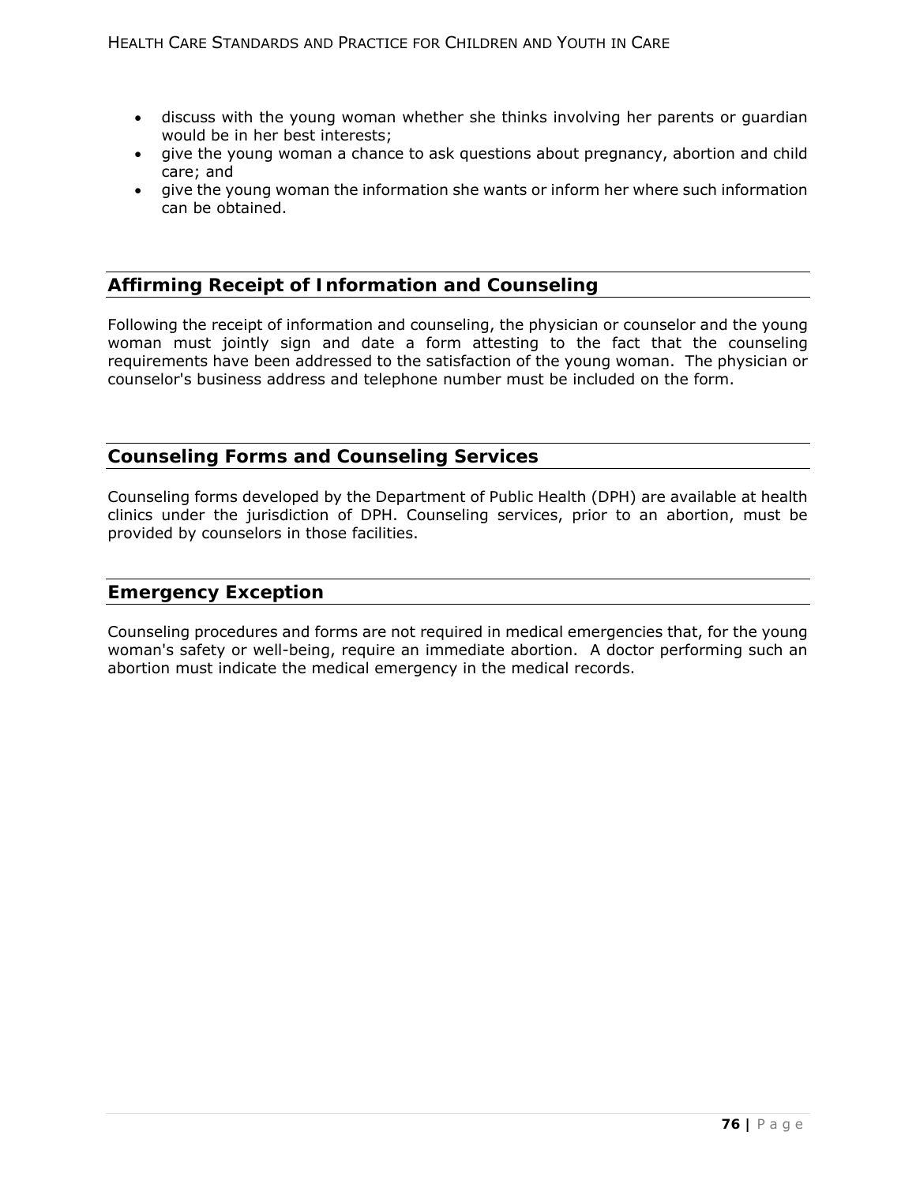- discuss with the young woman whether she thinks involving her parents or guardian would be in her best interests;
- give the young woman a chance to ask questions about pregnancy, abortion and child care; and
- give the young woman the information she wants or inform her where such information can be obtained.

## Affirming Receipt of Information and Counseling

Following the receipt of information and counseling, the physician or counselor and the young woman must jointly sign and date a form attesting to the fact that the counseling requirements have been addressed to the satisfaction of the young woman. The physician or counselor's business address and telephone number must be included on the form.

## Counseling Forms and Counseling Services

Counseling forms developed by the Department of Public Health (DPH) are available at health clinics under the jurisdiction of DPH. Counseling services, prior to an abortion, must be provided by counselors in those facilities.

## Emergency Exception

Counseling procedures and forms are not required in medical emergencies that, for the young woman's safety or well-being, require an immediate abortion. A doctor performing such an abortion must indicate the medical emergency in the medical records.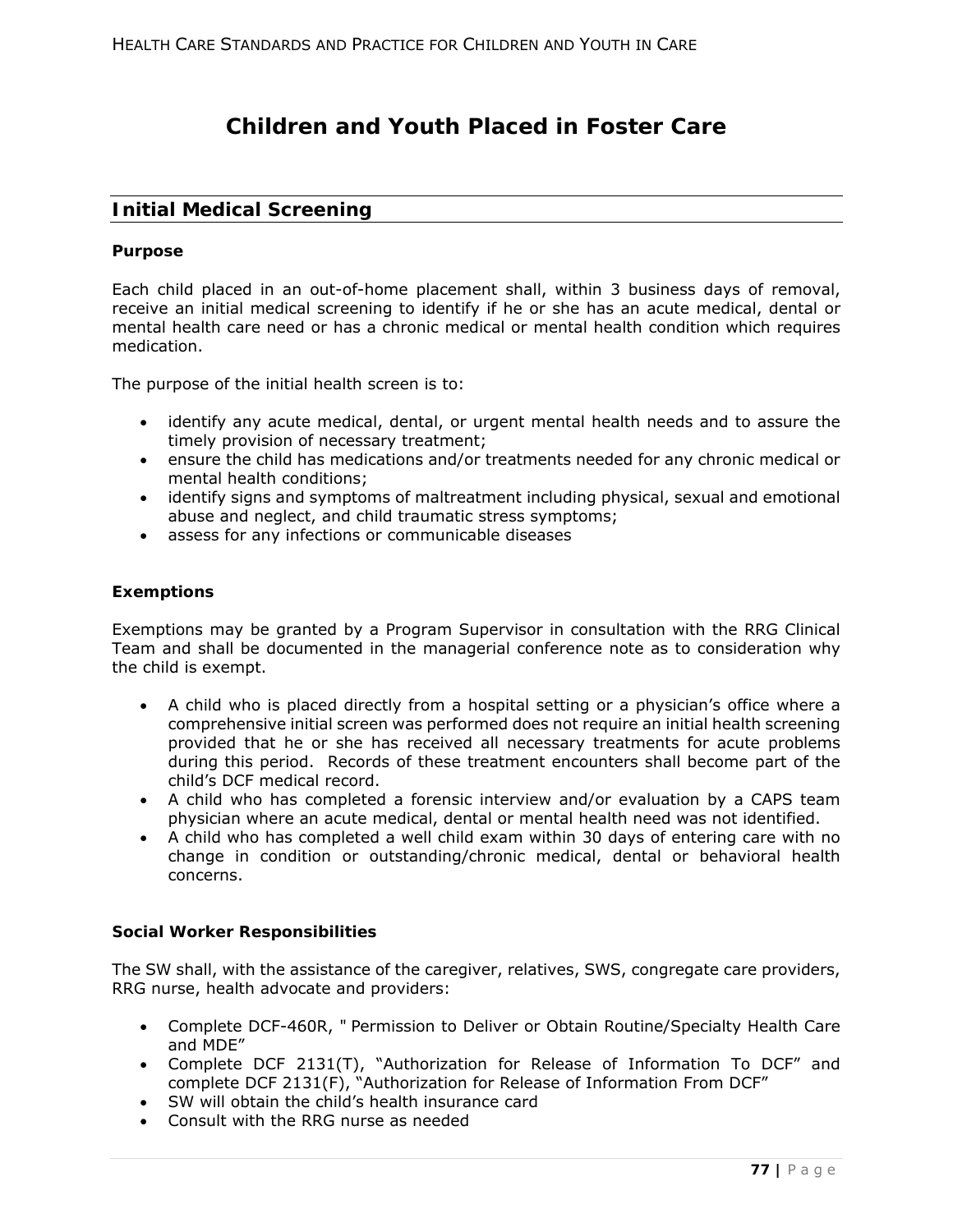# Children and Youth Placed in Foster Care

## Initial Medical Screening

### Purpose

Each child placed in an out-of-home placement shall, within 3 business days of removal, receive an initial medical screening to identify if he or she has an acute medical, dental or mental health care need or has a chronic medical or mental health condition which requires medication.

The purpose of the initial health screen is to:

- identify any acute medical, dental, or urgent mental health needs and to assure the timely provision of necessary treatment;
- ensure the child has medications and/or treatments needed for any chronic medical or mental health conditions;
- identify signs and symptoms of maltreatment including physical, sexual and emotional abuse and neglect, and child traumatic stress symptoms;
- assess for any infections or communicable diseases

### Exemptions

Exemptions may be granted by a Program Supervisor in consultation with the RRG Clinical Team and shall be documented in the managerial conference note as to consideration why the child is exempt.

- A child who is placed directly from a hospital setting or a physician's office where a comprehensive initial screen was performed does not require an initial health screening provided that he or she has received all necessary treatments for acute problems during this period. Records of these treatment encounters shall become part of the child's DCF medical record.
- A child who has completed a forensic interview and/or evaluation by a CAPS team physician where an acute medical, dental or mental health need was not identified.
- A child who has completed a well child exam within 30 days of entering care with no change in condition or outstanding/chronic medical, dental or behavioral health concerns.

### Social Worker Responsibilities

The SW shall, with the assistance of the caregiver, relatives, SWS, congregate care providers, RRG nurse, health advocate and providers:

- Complete DCF-460R, " Permission to Deliver or Obtain Routine/Specialty Health Care and MDE"
- Complete DCF 2131(T), "Authorization for Release of Information To DCF" and complete DCF 2131(F), "Authorization for Release of Information From DCF"
- SW will obtain the child's health insurance card
- Consult with the RRG nurse as needed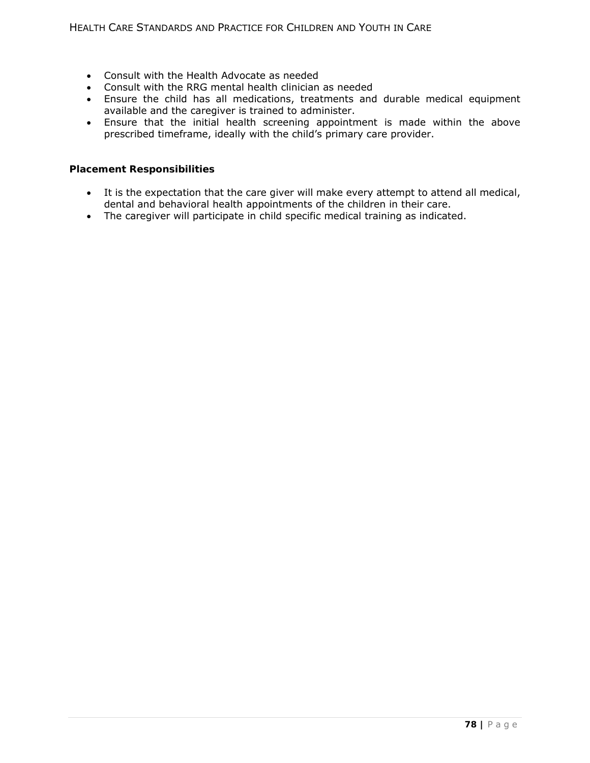- Consult with the Health Advocate as needed
- Consult with the RRG mental health clinician as needed
- Ensure the child has all medications, treatments and durable medical equipment available and the caregiver is trained to administer.
- Ensure that the initial health screening appointment is made within the above prescribed timeframe, ideally with the child's primary care provider.

**Placement Responsibilities**

- It is the expectation that the care giver will make every attempt to attend all medical, dental and behavioral health appointments of the children in their care.
- The caregiver will participate in child specific medical training as indicated.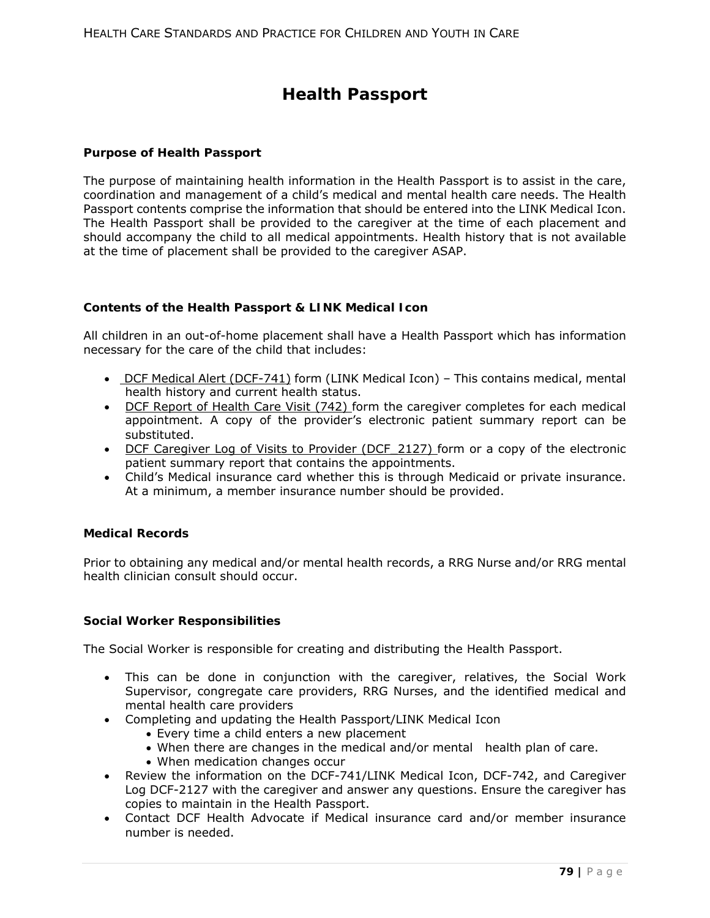# Health Passport

### Purpose of Health Passport

The purpose of maintaining health information in the Health Passport is to assist in the care, coordination and management of a child's medical and mental health care needs. The Health Passport contents comprise the information that should be entered into the LINK Medical Icon. The Health Passport shall be provided to the caregiver at the time of each placement and should accompany the child to all medical appointments. Health history that is not available at the time of placement shall be provided to the caregiver ASAP.

### Contents of the Health Passport & LINK Medical Icon

All children in an out-of-home placement shall have a Health Passport which has information necessary for the care of the child that includes:

- DCF Medical Alert (DCF-741) form (LINK Medical Icon) – This contains medical, mental health history and current health status.
- DCF Report of Health Care Visit (742) form the caregiver completes for each medical appointment. A copy of the provider's electronic patient summary report can be substituted.
- DCF Caregiver Log of Visits to Provider (DCF 2127) form or a copy of the electronic patient summary report that contains the appointments.
- Child's Medical insurance card whether this is through Medicaid or private insurance. At a minimum, a member insurance number should be provided.

### Medical Records

Prior to obtaining any medical and/or mental health records, a RRG Nurse and/or RRG mental health clinician consult should occur.

### Social Worker Responsibilities

The Social Worker is responsible for creating and distributing the Health Passport.

- This can be done in conjunction with the caregiver, relatives, the Social Work Supervisor, congregate care providers, RRG Nurses, and the identified medical and mental health care providers
- Completing and updating the Health Passport/LINK Medical Icon
  - Every time a child enters a new placement
  - When there are changes in the medical and/or mental health plan of care.
  - When medication changes occur
- Review the information on the DCF-741/LINK Medical Icon, DCF-742, and Caregiver Log DCF-2127 with the caregiver and answer any questions. Ensure the caregiver has copies to maintain in the Health Passport.
- Contact DCF Health Advocate if Medical insurance card and/or member insurance number is needed.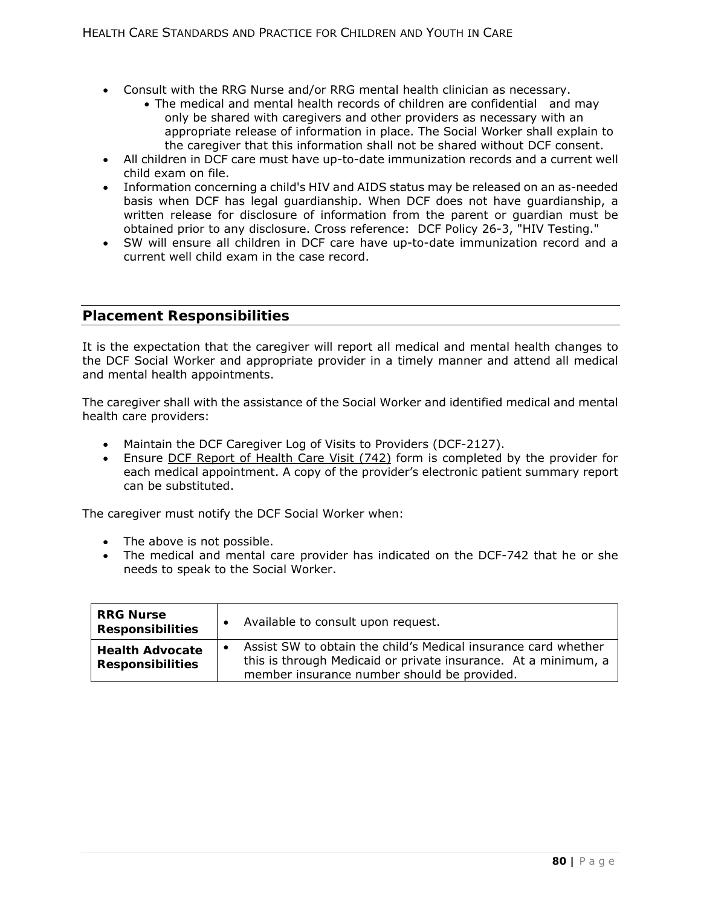- Consult with the RRG Nurse and/or RRG mental health clinician as necessary.
  - The medical and mental health records of children are confidential and may only be shared with caregivers and other providers as necessary with an appropriate release of information in place. The Social Worker shall explain to the caregiver that this information shall not be shared without DCF consent.
- All children in DCF care must have up-to-date immunization records and a current well child exam on file.
- Information concerning a child's HIV and AIDS status may be released on an as-needed basis when DCF has legal guardianship. When DCF does not have guardianship, a written release for disclosure of information from the parent or guardian must be obtained prior to any disclosure. Cross reference: DCF Policy 26-3, "HIV Testing."
- SW will ensure all children in DCF care have up-to-date immunization record and a current well child exam in the case record.

## Placement Responsibilities

It is the expectation that the caregiver will report all medical and mental health changes to the DCF Social Worker and appropriate provider in a timely manner and attend all medical and mental health appointments.

The caregiver shall with the assistance of the Social Worker and identified medical and mental health care providers:

- Maintain the DCF Caregiver Log of Visits to Providers (DCF-2127).
- Ensure DCF Report of Health Care Visit (742) form is completed by the provider for each medical appointment. A copy of the provider's electronic patient summary report can be substituted.

The caregiver must notify the DCF Social Worker when:

- The above is not possible.
- The medical and mental care provider has indicated on the DCF-742 that he or she needs to speak to the Social Worker.

| | |
|---|---|
| **RRG Nurse Responsibilities** | • Available to consult upon request. |
| **Health Advocate Responsibilities** | • Assist SW to obtain the child's Medical insurance card whether this is through Medicaid or private insurance. At a minimum, a member insurance number should be provided. |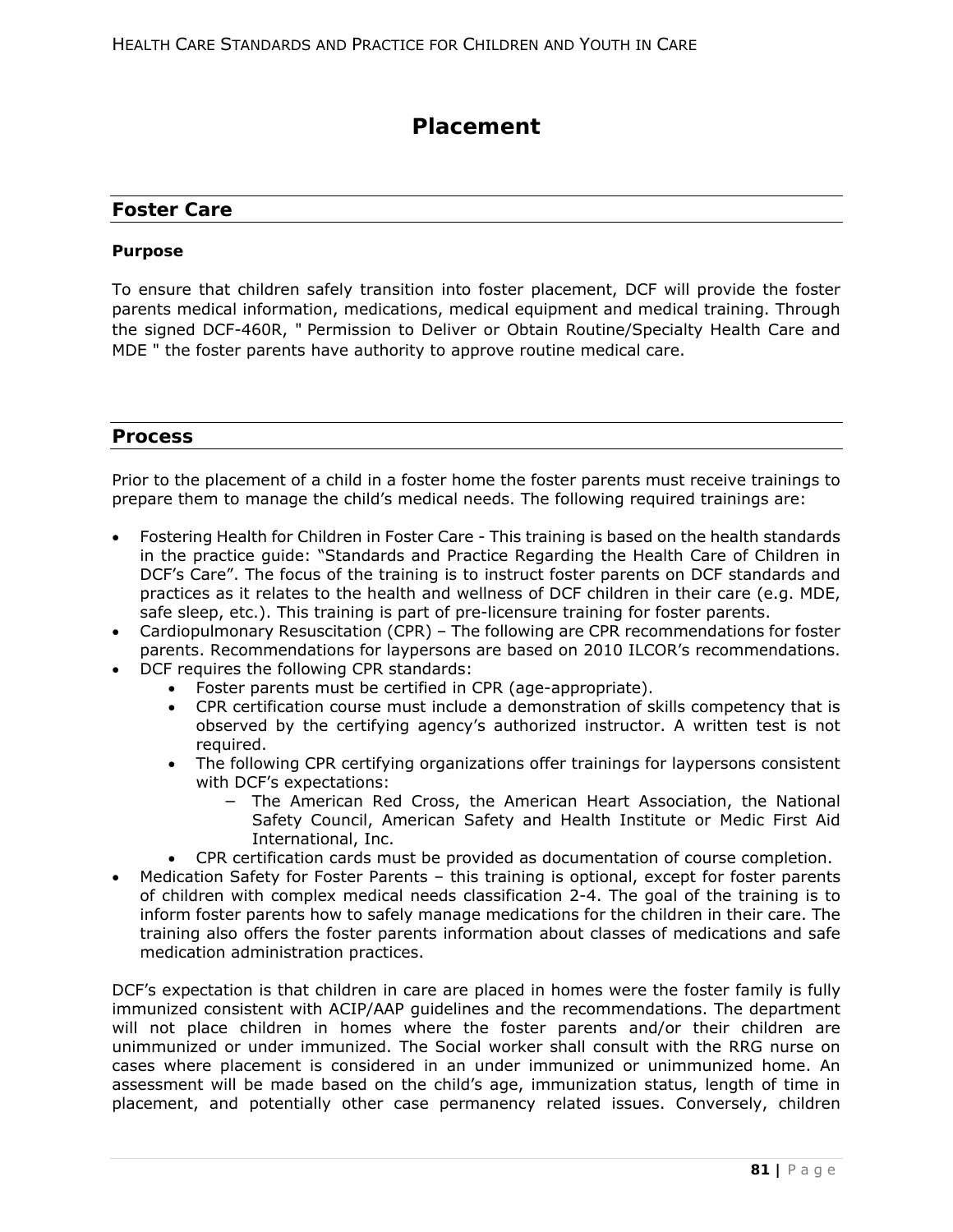# Placement

## Foster Care

**Purpose**

To ensure that children safely transition into foster placement, DCF will provide the foster parents medical information, medications, medical equipment and medical training. Through the signed DCF-460R, " Permission to Deliver or Obtain Routine/Specialty Health Care and MDE " the foster parents have authority to approve routine medical care.

## Process

Prior to the placement of a child in a foster home the foster parents must receive trainings to prepare them to manage the child's medical needs. The following required trainings are:

- Fostering Health for Children in Foster Care - This training is based on the health standards in the practice guide: "Standards and Practice Regarding the Health Care of Children in DCF's Care". The focus of the training is to instruct foster parents on DCF standards and practices as it relates to the health and wellness of DCF children in their care (e.g. MDE, safe sleep, etc.). This training is part of pre-licensure training for foster parents.
- Cardiopulmonary Resuscitation (CPR) – The following are CPR recommendations for foster parents. Recommendations for laypersons are based on 2010 ILCOR's recommendations.
- DCF requires the following CPR standards:
    - Foster parents must be certified in CPR (age-appropriate).
    - CPR certification course must include a demonstration of skills competency that is observed by the certifying agency's authorized instructor. A written test is not required.
    - The following CPR certifying organizations offer trainings for laypersons consistent with DCF's expectations:
        - The American Red Cross, the American Heart Association, the National Safety Council, American Safety and Health Institute or Medic First Aid International, Inc.
    - CPR certification cards must be provided as documentation of course completion.
- Medication Safety for Foster Parents – this training is optional, except for foster parents of children with complex medical needs classification 2-4. The goal of the training is to inform foster parents how to safely manage medications for the children in their care. The training also offers the foster parents information about classes of medications and safe medication administration practices.

DCF's expectation is that children in care are placed in homes were the foster family is fully immunized consistent with ACIP/AAP guidelines and the recommendations. The department will not place children in homes where the foster parents and/or their children are unimmunized or under immunized. The Social worker shall consult with the RRG nurse on cases where placement is considered in an under immunized or unimmunized home. An assessment will be made based on the child's age, immunization status, length of time in placement, and potentially other case permanency related issues. Conversely, children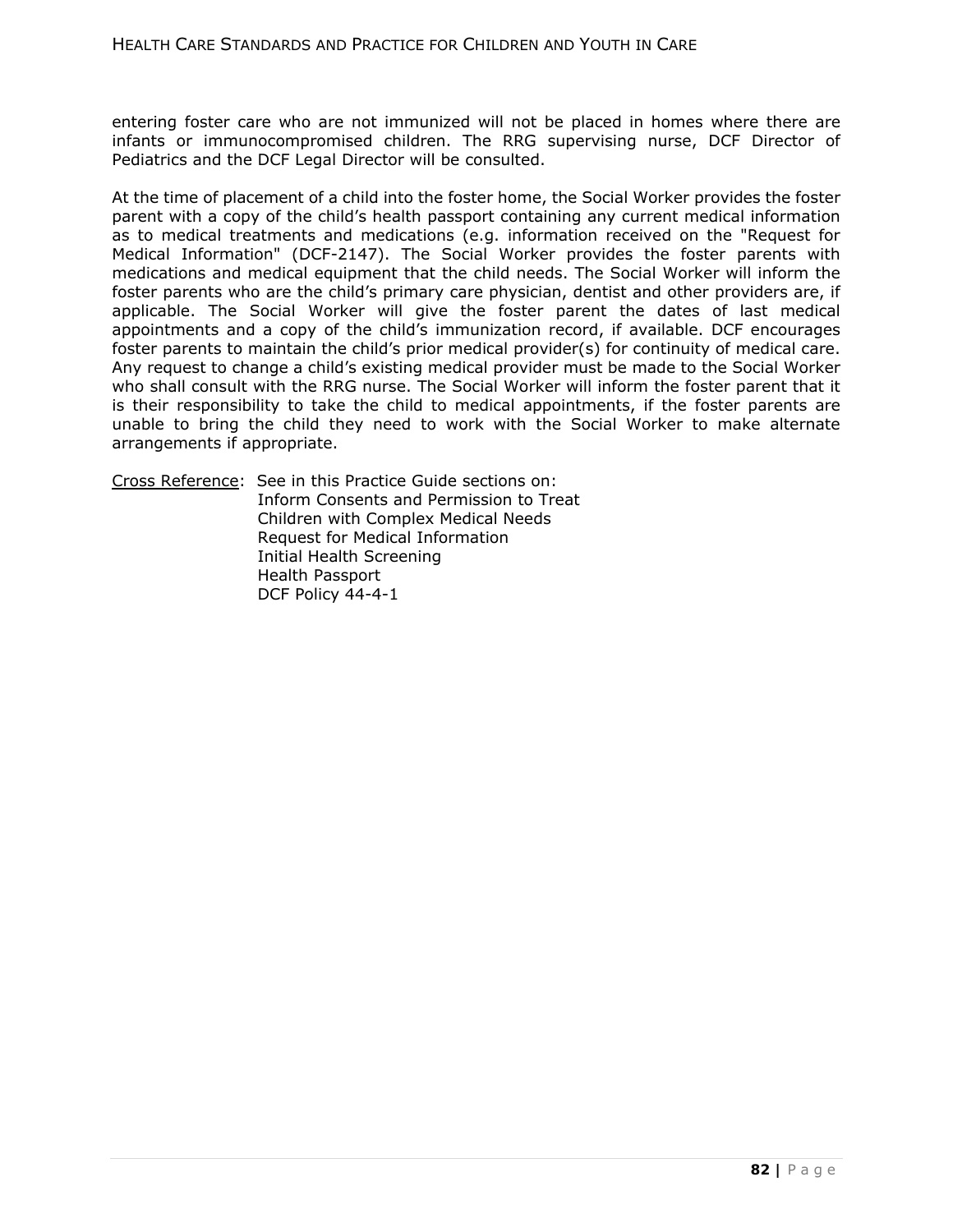entering foster care who are not immunized will not be placed in homes where there are infants or immunocompromised children. The RRG supervising nurse, DCF Director of Pediatrics and the DCF Legal Director will be consulted.

At the time of placement of a child into the foster home, the Social Worker provides the foster parent with a copy of the child's health passport containing any current medical information as to medical treatments and medications (e.g. information received on the "Request for Medical Information" (DCF-2147). The Social Worker provides the foster parents with medications and medical equipment that the child needs. The Social Worker will inform the foster parents who are the child's primary care physician, dentist and other providers are, if applicable. The Social Worker will give the foster parent the dates of last medical appointments and a copy of the child's immunization record, if available. DCF encourages foster parents to maintain the child's prior medical provider(s) for continuity of medical care. Any request to change a child's existing medical provider must be made to the Social Worker who shall consult with the RRG nurse. The Social Worker will inform the foster parent that it is their responsibility to take the child to medical appointments, if the foster parents are unable to bring the child they need to work with the Social Worker to make alternate arrangements if appropriate.

Cross Reference: See in this Practice Guide sections on:
Inform Consents and Permission to Treat
Children with Complex Medical Needs
Request for Medical Information
Initial Health Screening
Health Passport
DCF Policy 44-4-1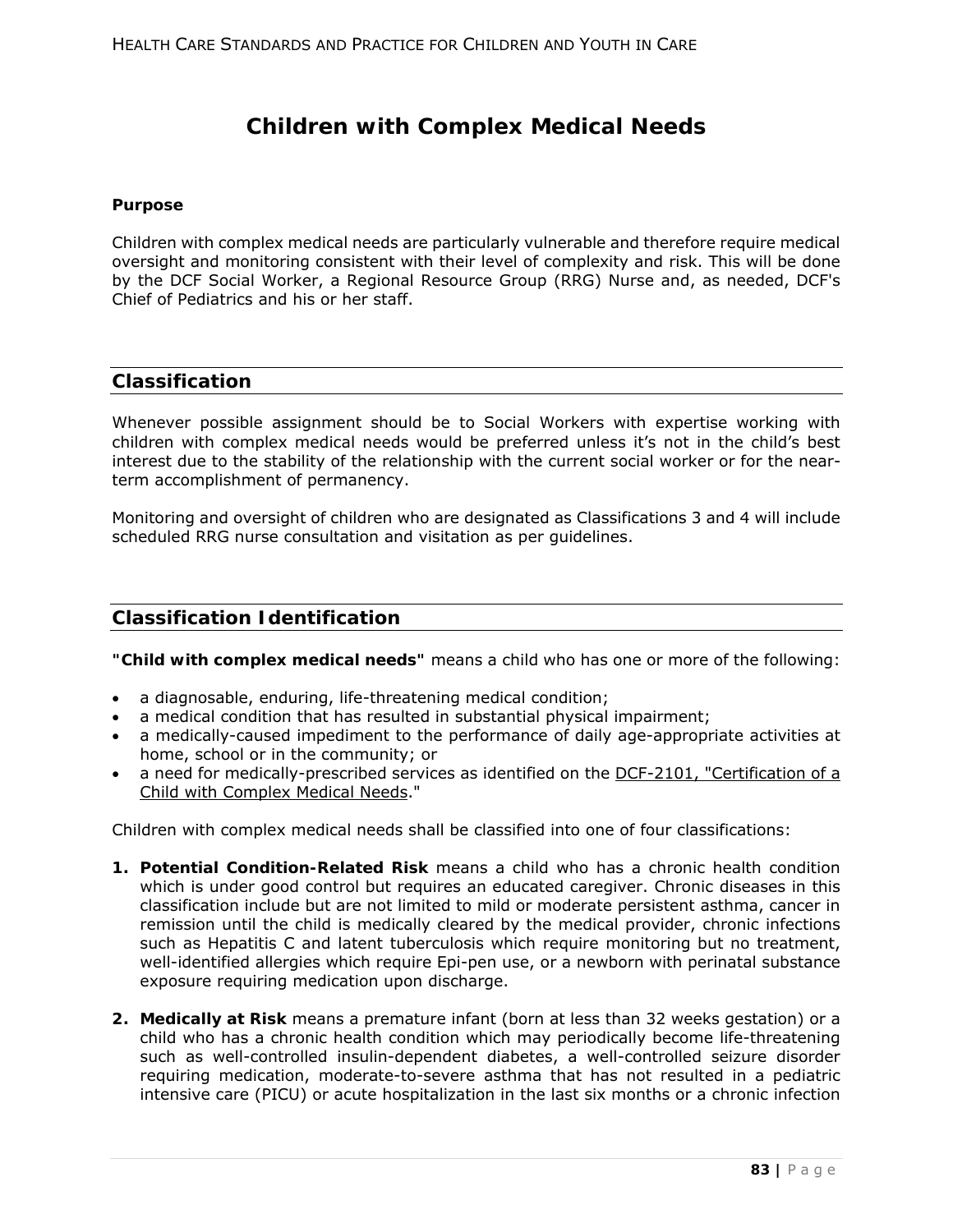# Children with Complex Medical Needs

**Purpose**

Children with complex medical needs are particularly vulnerable and therefore require medical oversight and monitoring consistent with their level of complexity and risk. This will be done by the DCF Social Worker, a Regional Resource Group (RRG) Nurse and, as needed, DCF's Chief of Pediatrics and his or her staff.

## Classification

Whenever possible assignment should be to Social Workers with expertise working with children with complex medical needs would be preferred unless it's not in the child's best interest due to the stability of the relationship with the current social worker or for the near-term accomplishment of permanency.

Monitoring and oversight of children who are designated as Classifications 3 and 4 will include scheduled RRG nurse consultation and visitation as per guidelines.

## Classification Identification

**"Child with complex medical needs"** means a child who has one or more of the following:

- a diagnosable, enduring, life-threatening medical condition;
- a medical condition that has resulted in substantial physical impairment;
- a medically-caused impediment to the performance of daily age-appropriate activities at home, school or in the community; or
- a need for medically-prescribed services as identified on the DCF-2101, "Certification of a Child with Complex Medical Needs."

Children with complex medical needs shall be classified into one of four classifications:

1. **Potential Condition-Related Risk** means a child who has a chronic health condition which is under good control but requires an educated caregiver. Chronic diseases in this classification include but are not limited to mild or moderate persistent asthma, cancer in remission until the child is medically cleared by the medical provider, chronic infections such as Hepatitis C and latent tuberculosis which require monitoring but no treatment, well-identified allergies which require Epi-pen use, or a newborn with perinatal substance exposure requiring medication upon discharge.

2. **Medically at Risk** means a premature infant (born at less than 32 weeks gestation) or a child who has a chronic health condition which may periodically become life-threatening such as well-controlled insulin-dependent diabetes, a well-controlled seizure disorder requiring medication, moderate-to-severe asthma that has not resulted in a pediatric intensive care (PICU) or acute hospitalization in the last six months or a chronic infection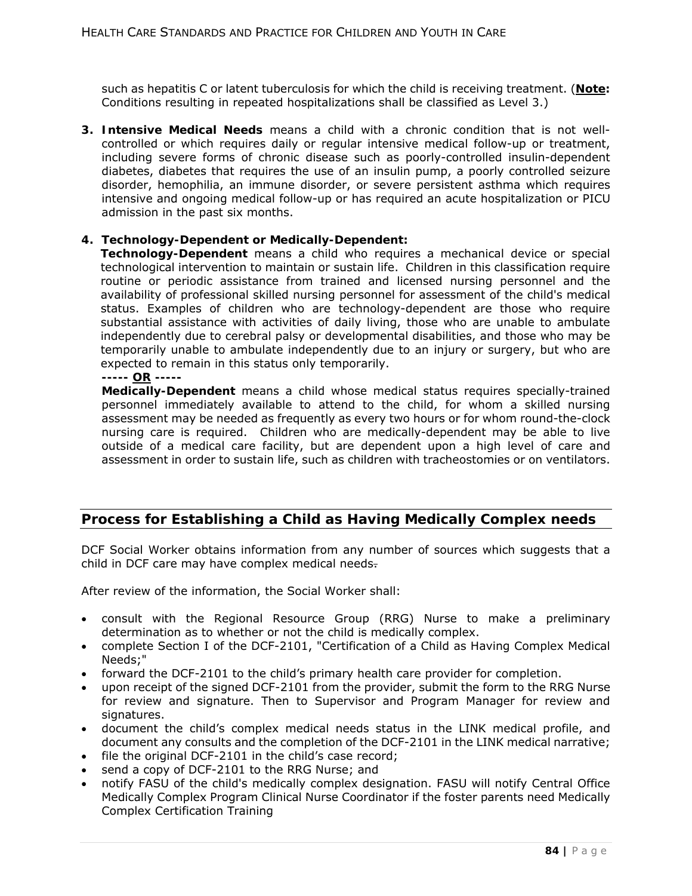such as hepatitis C or latent tuberculosis for which the child is receiving treatment. (**Note:** Conditions resulting in repeated hospitalizations shall be classified as Level 3.)

3. **Intensive Medical Needs** means a child with a chronic condition that is not well-controlled or which requires daily or regular intensive medical follow-up or treatment, including severe forms of chronic disease such as poorly-controlled insulin-dependent diabetes, diabetes that requires the use of an insulin pump, a poorly controlled seizure disorder, hemophilia, an immune disorder, or severe persistent asthma which requires intensive and ongoing medical follow-up or has required an acute hospitalization or PICU admission in the past six months.

4. **Technology-Dependent or Medically-Dependent:**
   **Technology-Dependent** means a child who requires a mechanical device or special technological intervention to maintain or sustain life. Children in this classification require routine or periodic assistance from trained and licensed nursing personnel and the availability of professional skilled nursing personnel for assessment of the child's medical status. Examples of children who are technology-dependent are those who require substantial assistance with activities of daily living, those who are unable to ambulate independently due to cerebral palsy or developmental disabilities, and those who may be temporarily unable to ambulate independently due to an injury or surgery, but who are expected to remain in this status only temporarily.
   **----- OR -----**
   **Medically-Dependent** means a child whose medical status requires specially-trained personnel immediately available to attend to the child, for whom a skilled nursing assessment may be needed as frequently as every two hours or for whom round-the-clock nursing care is required. Children who are medically-dependent may be able to live outside of a medical care facility, but are dependent upon a high level of care and assessment in order to sustain life, such as children with tracheostomies or on ventilators.

## Process for Establishing a Child as Having Medically Complex needs

DCF Social Worker obtains information from any number of sources which suggests that a child in DCF care may have complex medical needs.

After review of the information, the Social Worker shall:

- consult with the Regional Resource Group (RRG) Nurse to make a preliminary determination as to whether or not the child is medically complex.
- complete Section I of the DCF-2101, "Certification of a Child as Having Complex Medical Needs;"
- forward the DCF-2101 to the child's primary health care provider for completion.
- upon receipt of the signed DCF-2101 from the provider, submit the form to the RRG Nurse for review and signature. Then to Supervisor and Program Manager for review and signatures.
- document the child's complex medical needs status in the LINK medical profile, and document any consults and the completion of the DCF-2101 in the LINK medical narrative;
- file the original DCF-2101 in the child's case record;
- send a copy of DCF-2101 to the RRG Nurse; and
- notify FASU of the child's medically complex designation. FASU will notify Central Office Medically Complex Program Clinical Nurse Coordinator if the foster parents need Medically Complex Certification Training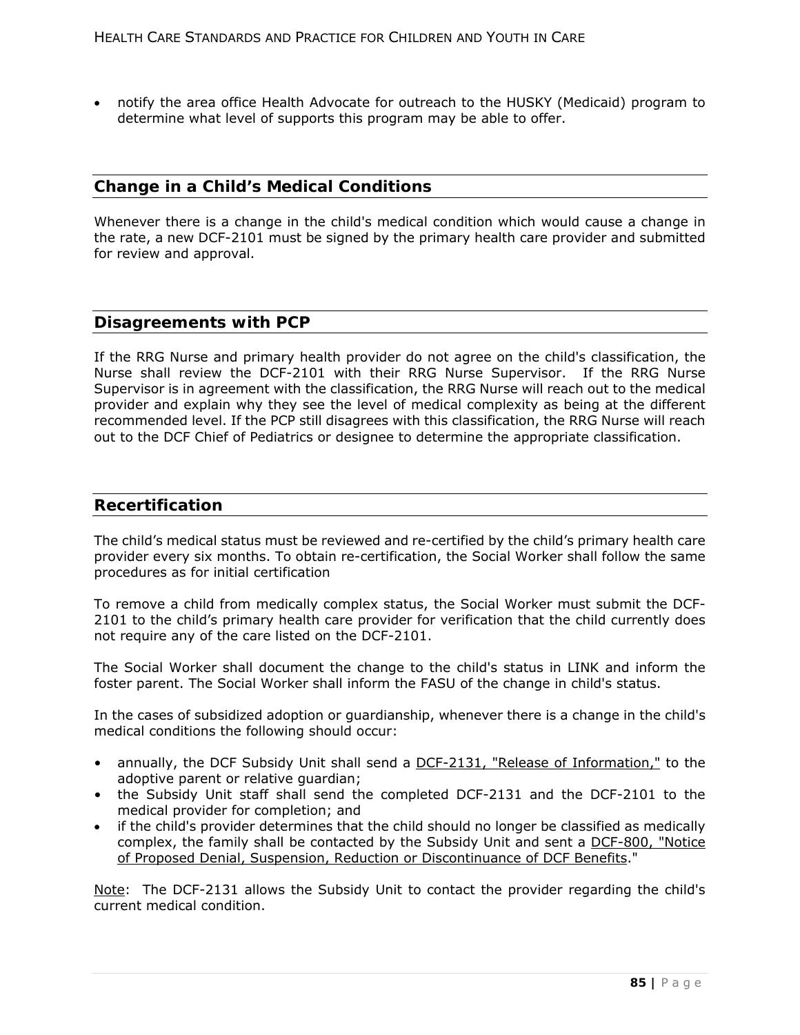- notify the area office Health Advocate for outreach to the HUSKY (Medicaid) program to determine what level of supports this program may be able to offer.

## Change in a Child's Medical Conditions

Whenever there is a change in the child's medical condition which would cause a change in the rate, a new DCF-2101 must be signed by the primary health care provider and submitted for review and approval.

## Disagreements with PCP

If the RRG Nurse and primary health provider do not agree on the child's classification, the Nurse shall review the DCF-2101 with their RRG Nurse Supervisor. If the RRG Nurse Supervisor is in agreement with the classification, the RRG Nurse will reach out to the medical provider and explain why they see the level of medical complexity as being at the different recommended level. If the PCP still disagrees with this classification, the RRG Nurse will reach out to the DCF Chief of Pediatrics or designee to determine the appropriate classification.

## Recertification

The child's medical status must be reviewed and re-certified by the child's primary health care provider every six months. To obtain re-certification, the Social Worker shall follow the same procedures as for initial certification

To remove a child from medically complex status, the Social Worker must submit the DCF-2101 to the child's primary health care provider for verification that the child currently does not require any of the care listed on the DCF-2101.

The Social Worker shall document the change to the child's status in LINK and inform the foster parent. The Social Worker shall inform the FASU of the change in child's status.

In the cases of subsidized adoption or guardianship, whenever there is a change in the child's medical conditions the following should occur:

- annually, the DCF Subsidy Unit shall send a DCF-2131, "Release of Information," to the adoptive parent or relative guardian;
- the Subsidy Unit staff shall send the completed DCF-2131 and the DCF-2101 to the medical provider for completion; and
- if the child's provider determines that the child should no longer be classified as medically complex, the family shall be contacted by the Subsidy Unit and sent a DCF-800, "Notice of Proposed Denial, Suspension, Reduction or Discontinuance of DCF Benefits."

Note: The DCF-2131 allows the Subsidy Unit to contact the provider regarding the child's current medical condition.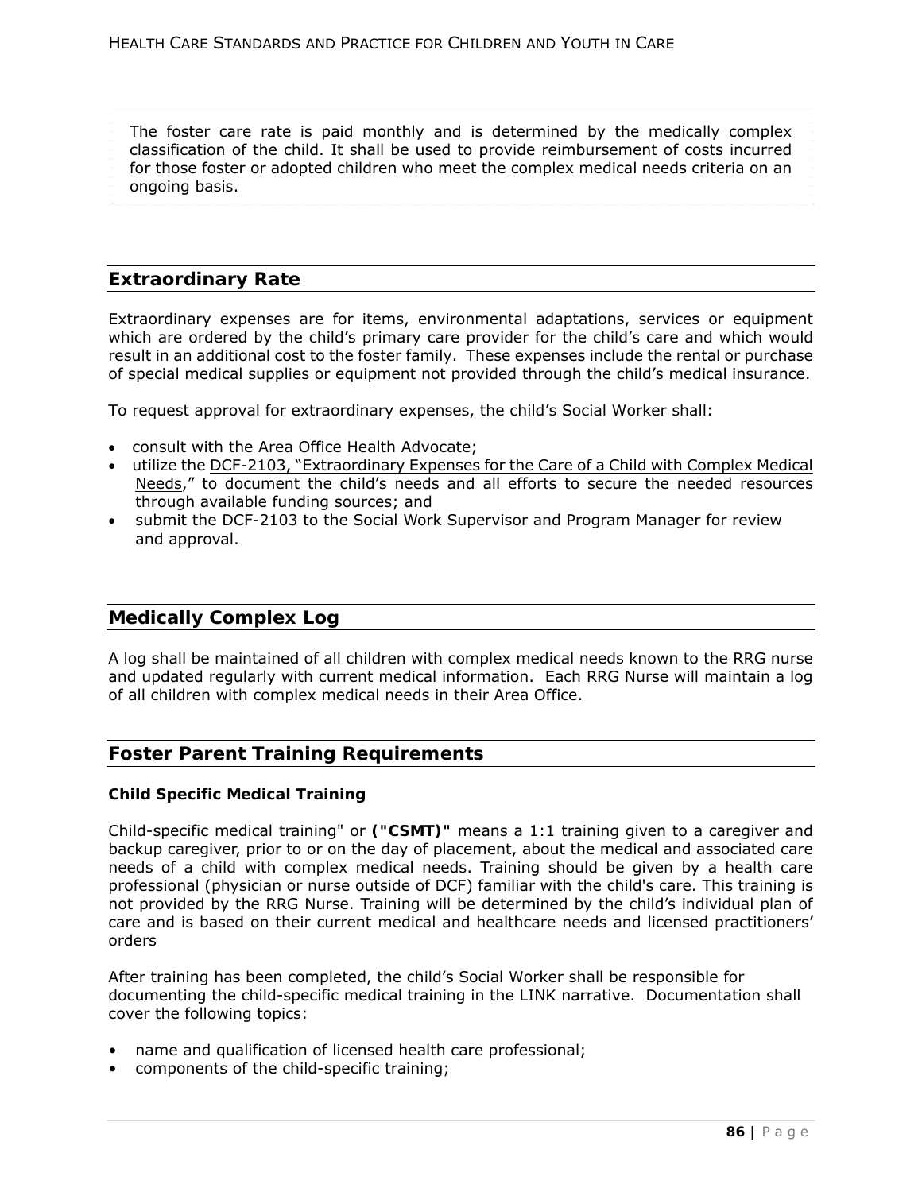The foster care rate is paid monthly and is determined by the medically complex classification of the child. It shall be used to provide reimbursement of costs incurred for those foster or adopted children who meet the complex medical needs criteria on an ongoing basis.

## Extraordinary Rate

Extraordinary expenses are for items, environmental adaptations, services or equipment which are ordered by the child's primary care provider for the child's care and which would result in an additional cost to the foster family. These expenses include the rental or purchase of special medical supplies or equipment not provided through the child's medical insurance.

To request approval for extraordinary expenses, the child's Social Worker shall:

- consult with the Area Office Health Advocate;
- utilize the DCF-2103, "Extraordinary Expenses for the Care of a Child with Complex Medical Needs," to document the child's needs and all efforts to secure the needed resources through available funding sources; and
- submit the DCF-2103 to the Social Work Supervisor and Program Manager for review and approval.

## Medically Complex Log

A log shall be maintained of all children with complex medical needs known to the RRG nurse and updated regularly with current medical information. Each RRG Nurse will maintain a log of all children with complex medical needs in their Area Office.

## Foster Parent Training Requirements

### Child Specific Medical Training

Child-specific medical training" or **("CSMT)"** means a 1:1 training given to a caregiver and backup caregiver, prior to or on the day of placement, about the medical and associated care needs of a child with complex medical needs. Training should be given by a health care professional (physician or nurse outside of DCF) familiar with the child's care. This training is not provided by the RRG Nurse. Training will be determined by the child's individual plan of care and is based on their current medical and healthcare needs and licensed practitioners' orders

After training has been completed, the child's Social Worker shall be responsible for documenting the child-specific medical training in the LINK narrative. Documentation shall cover the following topics:

- name and qualification of licensed health care professional;
- components of the child-specific training;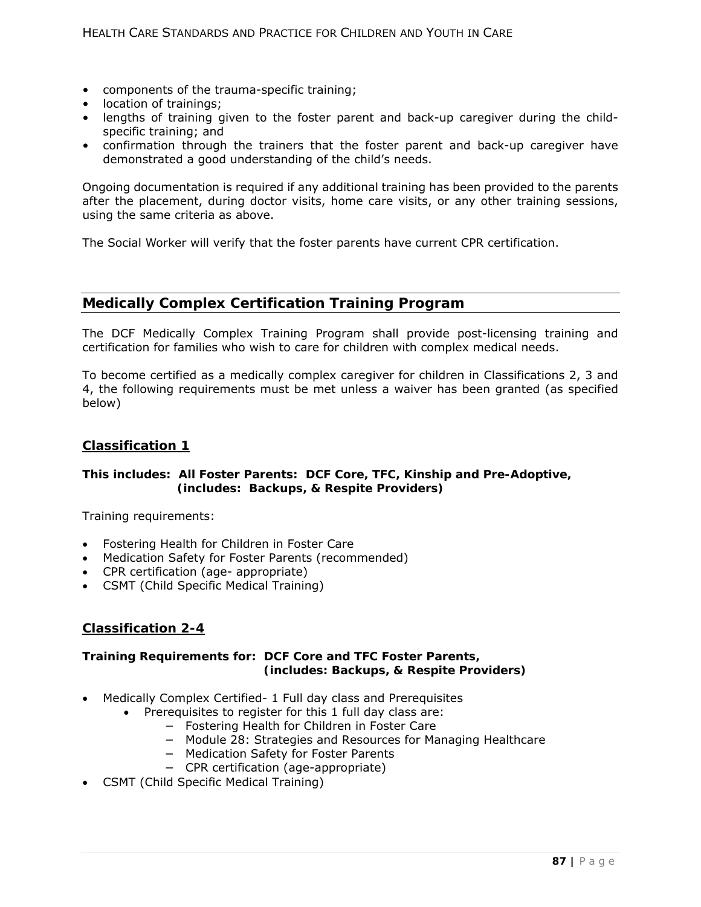- components of the trauma-specific training;
- location of trainings;
- lengths of training given to the foster parent and back-up caregiver during the child-specific training; and
- confirmation through the trainers that the foster parent and back-up caregiver have demonstrated a good understanding of the child's needs.

Ongoing documentation is required if any additional training has been provided to the parents after the placement, during doctor visits, home care visits, or any other training sessions, using the same criteria as above.

The Social Worker will verify that the foster parents have current CPR certification.

## Medically Complex Certification Training Program

The DCF Medically Complex Training Program shall provide post-licensing training and certification for families who wish to care for children with complex medical needs.

To become certified as a medically complex caregiver for children in Classifications 2, 3 and 4, the following requirements must be met unless a waiver has been granted (as specified below)

### Classification 1

**This includes: All Foster Parents: DCF Core, TFC, Kinship and Pre-Adoptive, (includes: Backups, & Respite Providers)**

Training requirements:

- Fostering Health for Children in Foster Care
- Medication Safety for Foster Parents (recommended)
- CPR certification (age- appropriate)
- CSMT (Child Specific Medical Training)

### Classification 2-4

**Training Requirements for: DCF Core and TFC Foster Parents, (includes: Backups, & Respite Providers)**

- Medically Complex Certified- 1 Full day class and Prerequisites
    - Prerequisites to register for this 1 full day class are:
        - Fostering Health for Children in Foster Care
        - Module 28: Strategies and Resources for Managing Healthcare
        - Medication Safety for Foster Parents
        - CPR certification (age-appropriate)
- CSMT (Child Specific Medical Training)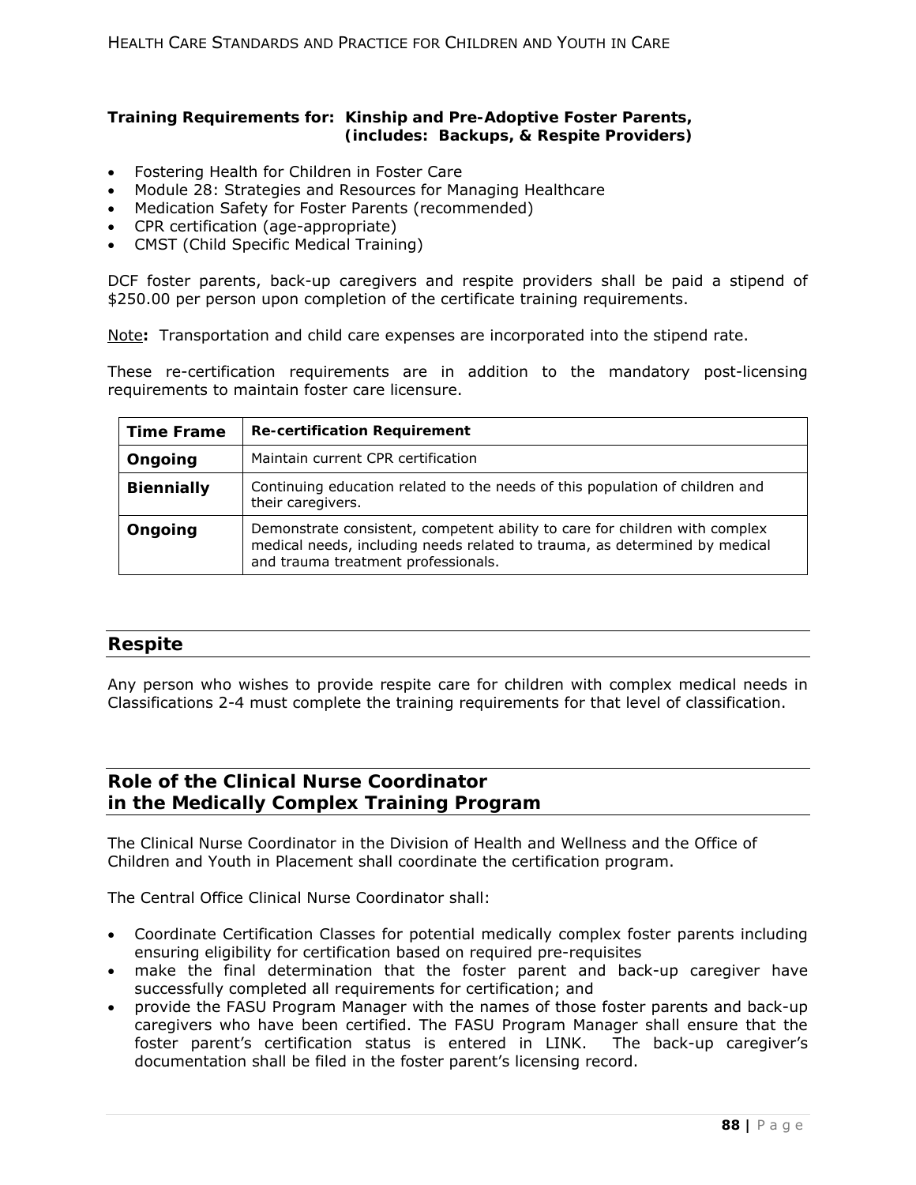**Training Requirements for: Kinship and Pre-Adoptive Foster Parents, (includes: Backups, & Respite Providers)**

- Fostering Health for Children in Foster Care
- Module 28: Strategies and Resources for Managing Healthcare
- Medication Safety for Foster Parents (recommended)
- CPR certification (age-appropriate)
- CMST (Child Specific Medical Training)

DCF foster parents, back-up caregivers and respite providers shall be paid a stipend of $250.00 per person upon completion of the certificate training requirements.

Note**:** Transportation and child care expenses are incorporated into the stipend rate.

These re-certification requirements are in addition to the mandatory post-licensing requirements to maintain foster care licensure.

| Time Frame | Re-certification Requirement |
|---|---|
| **Ongoing** | Maintain current CPR certification |
| **Biennially** | Continuing education related to the needs of this population of children and their caregivers. |
| **Ongoing** | Demonstrate consistent, competent ability to care for children with complex medical needs, including needs related to trauma, as determined by medical and trauma treatment professionals. |

## Respite

Any person who wishes to provide respite care for children with complex medical needs in Classifications 2-4 must complete the training requirements for that level of classification.

## Role of the Clinical Nurse Coordinator in the Medically Complex Training Program

The Clinical Nurse Coordinator in the Division of Health and Wellness and the Office of Children and Youth in Placement shall coordinate the certification program.

The Central Office Clinical Nurse Coordinator shall:

- Coordinate Certification Classes for potential medically complex foster parents including ensuring eligibility for certification based on required pre-requisites
- make the final determination that the foster parent and back-up caregiver have successfully completed all requirements for certification; and
- provide the FASU Program Manager with the names of those foster parents and back-up caregivers who have been certified. The FASU Program Manager shall ensure that the foster parent's certification status is entered in LINK. The back-up caregiver's documentation shall be filed in the foster parent's licensing record.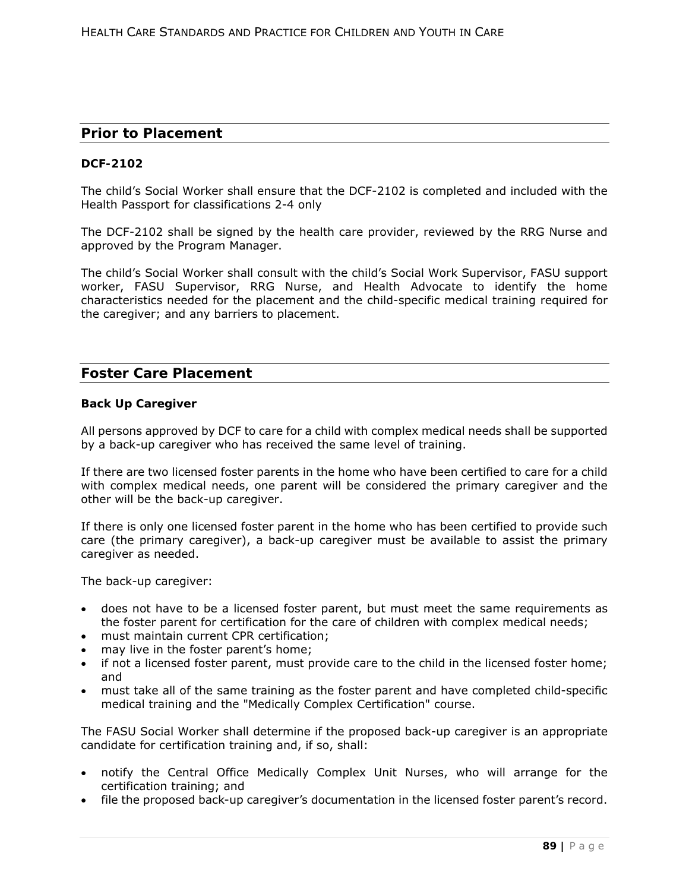## Prior to Placement

### DCF-2102

The child's Social Worker shall ensure that the DCF-2102 is completed and included with the Health Passport for classifications 2-4 only

The DCF-2102 shall be signed by the health care provider, reviewed by the RRG Nurse and approved by the Program Manager.

The child's Social Worker shall consult with the child's Social Work Supervisor, FASU support worker, FASU Supervisor, RRG Nurse, and Health Advocate to identify the home characteristics needed for the placement and the child-specific medical training required for the caregiver; and any barriers to placement.

## Foster Care Placement

### Back Up Caregiver

All persons approved by DCF to care for a child with complex medical needs shall be supported by a back-up caregiver who has received the same level of training.

If there are two licensed foster parents in the home who have been certified to care for a child with complex medical needs, one parent will be considered the primary caregiver and the other will be the back-up caregiver.

If there is only one licensed foster parent in the home who has been certified to provide such care (the primary caregiver), a back-up caregiver must be available to assist the primary caregiver as needed.

The back-up caregiver:

- does not have to be a licensed foster parent, but must meet the same requirements as the foster parent for certification for the care of children with complex medical needs;
- must maintain current CPR certification;
- may live in the foster parent's home;
- if not a licensed foster parent, must provide care to the child in the licensed foster home; and
- must take all of the same training as the foster parent and have completed child-specific medical training and the "Medically Complex Certification" course.

The FASU Social Worker shall determine if the proposed back-up caregiver is an appropriate candidate for certification training and, if so, shall:

- notify the Central Office Medically Complex Unit Nurses, who will arrange for the certification training; and
- file the proposed back-up caregiver's documentation in the licensed foster parent's record.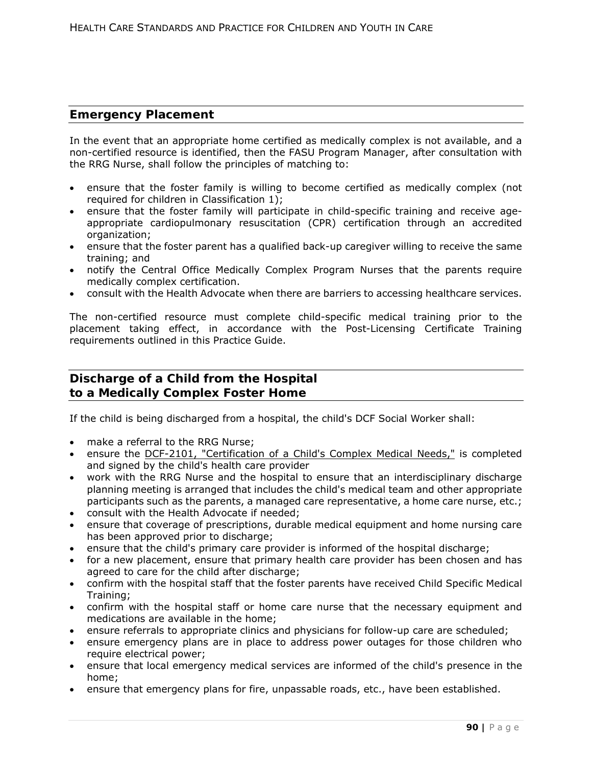## Emergency Placement

In the event that an appropriate home certified as medically complex is not available, and a non-certified resource is identified, then the FASU Program Manager, after consultation with the RRG Nurse, shall follow the principles of matching to:

- ensure that the foster family is willing to become certified as medically complex (not required for children in Classification 1);
- ensure that the foster family will participate in child-specific training and receive age-appropriate cardiopulmonary resuscitation (CPR) certification through an accredited organization;
- ensure that the foster parent has a qualified back-up caregiver willing to receive the same training; and
- notify the Central Office Medically Complex Program Nurses that the parents require medically complex certification.
- consult with the Health Advocate when there are barriers to accessing healthcare services.

The non-certified resource must complete child-specific medical training prior to the placement taking effect, in accordance with the Post-Licensing Certificate Training requirements outlined in this Practice Guide.

## Discharge of a Child from the Hospital to a Medically Complex Foster Home

If the child is being discharged from a hospital, the child's DCF Social Worker shall:

- make a referral to the RRG Nurse;
- ensure the DCF-2101, "Certification of a Child's Complex Medical Needs," is completed and signed by the child's health care provider
- work with the RRG Nurse and the hospital to ensure that an interdisciplinary discharge planning meeting is arranged that includes the child's medical team and other appropriate participants such as the parents, a managed care representative, a home care nurse, etc.;
- consult with the Health Advocate if needed;
- ensure that coverage of prescriptions, durable medical equipment and home nursing care has been approved prior to discharge;
- ensure that the child's primary care provider is informed of the hospital discharge;
- for a new placement, ensure that primary health care provider has been chosen and has agreed to care for the child after discharge;
- confirm with the hospital staff that the foster parents have received Child Specific Medical Training;
- confirm with the hospital staff or home care nurse that the necessary equipment and medications are available in the home;
- ensure referrals to appropriate clinics and physicians for follow-up care are scheduled;
- ensure emergency plans are in place to address power outages for those children who require electrical power;
- ensure that local emergency medical services are informed of the child's presence in the home;
- ensure that emergency plans for fire, unpassable roads, etc., have been established.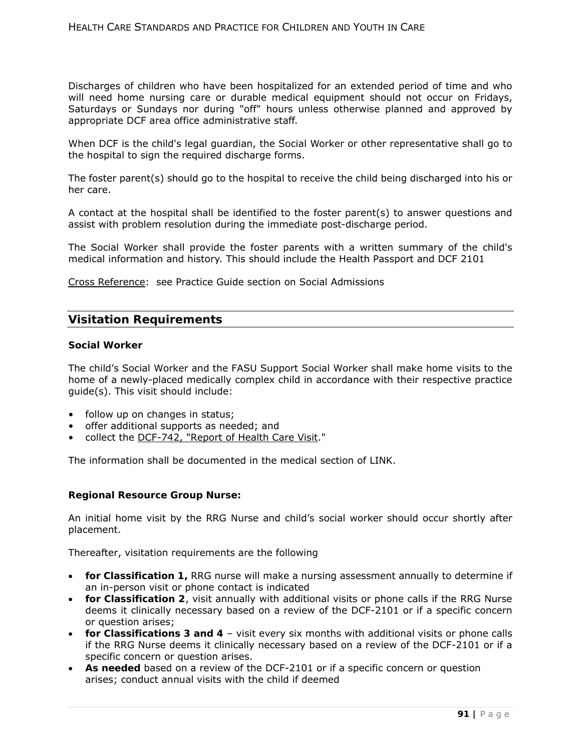Discharges of children who have been hospitalized for an extended period of time and who will need home nursing care or durable medical equipment should not occur on Fridays, Saturdays or Sundays nor during "off" hours unless otherwise planned and approved by appropriate DCF area office administrative staff.

When DCF is the child's legal guardian, the Social Worker or other representative shall go to the hospital to sign the required discharge forms.

The foster parent(s) should go to the hospital to receive the child being discharged into his or her care.

A contact at the hospital shall be identified to the foster parent(s) to answer questions and assist with problem resolution during the immediate post-discharge period.

The Social Worker shall provide the foster parents with a written summary of the child's medical information and history. This should include the Health Passport and DCF 2101

Cross Reference: see Practice Guide section on Social Admissions

## Visitation Requirements

#### Social Worker

The child's Social Worker and the FASU Support Social Worker shall make home visits to the home of a newly-placed medically complex child in accordance with their respective practice guide(s). This visit should include:

- follow up on changes in status;
- offer additional supports as needed; and
- collect the DCF-742, "Report of Health Care Visit."

The information shall be documented in the medical section of LINK.

#### Regional Resource Group Nurse:

An initial home visit by the RRG Nurse and child's social worker should occur shortly after placement.

Thereafter, visitation requirements are the following

- **for Classification 1,** RRG nurse will make a nursing assessment annually to determine if an in-person visit or phone contact is indicated
- **for Classification 2**, visit annually with additional visits or phone calls if the RRG Nurse deems it clinically necessary based on a review of the DCF-2101 or if a specific concern or question arises;
- **for Classifications 3 and 4** – visit every six months with additional visits or phone calls if the RRG Nurse deems it clinically necessary based on a review of the DCF-2101 or if a specific concern or question arises.
- **As needed** based on a review of the DCF-2101 or if a specific concern or question arises; conduct annual visits with the child if deemed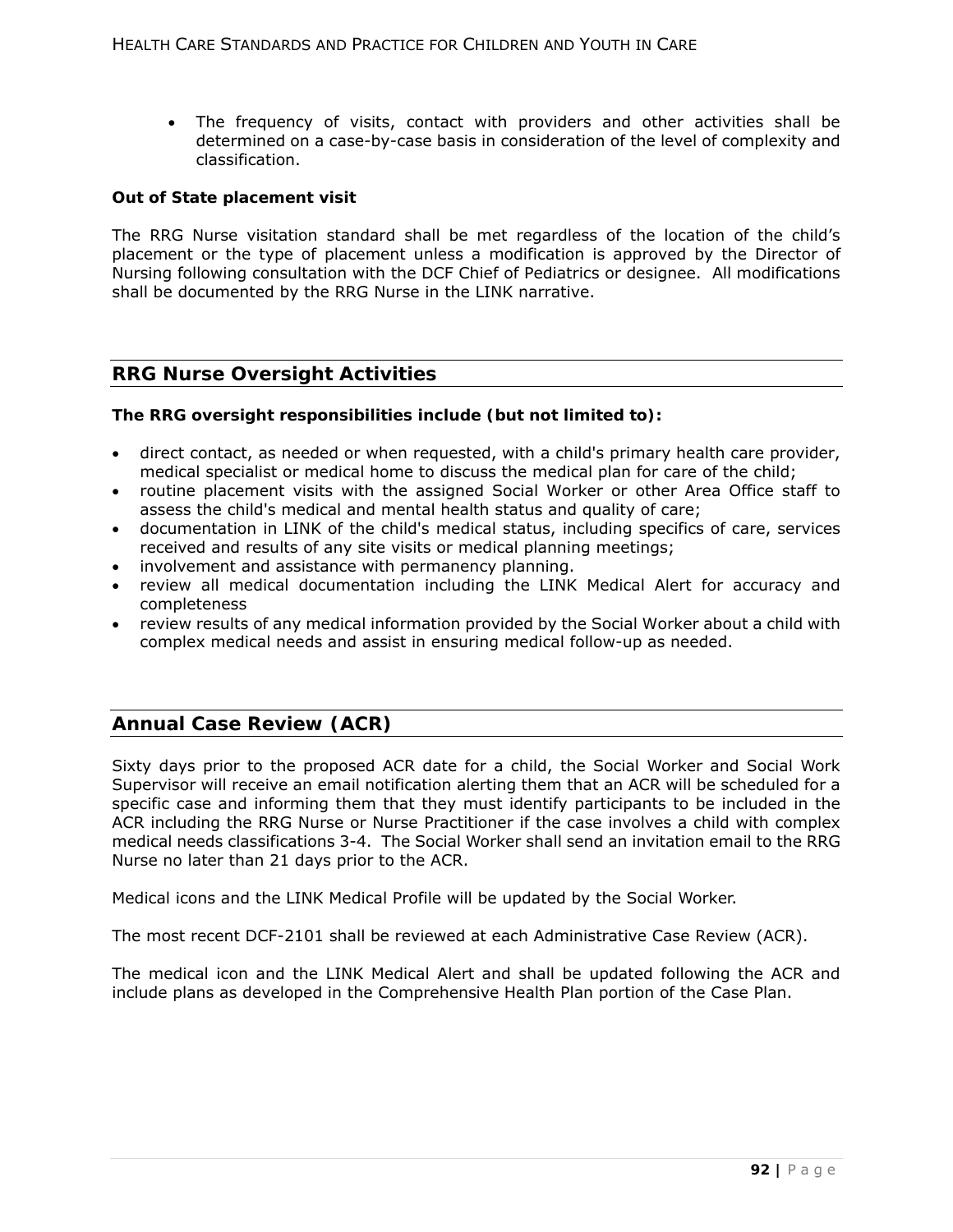- The frequency of visits, contact with providers and other activities shall be determined on a case-by-case basis in consideration of the level of complexity and classification.

**Out of State placement visit**

The RRG Nurse visitation standard shall be met regardless of the location of the child's placement or the type of placement unless a modification is approved by the Director of Nursing following consultation with the DCF Chief of Pediatrics or designee. All modifications shall be documented by the RRG Nurse in the LINK narrative.

## RRG Nurse Oversight Activities

**The RRG oversight responsibilities include (but not limited to):**

- direct contact, as needed or when requested, with a child's primary health care provider, medical specialist or medical home to discuss the medical plan for care of the child;
- routine placement visits with the assigned Social Worker or other Area Office staff to assess the child's medical and mental health status and quality of care;
- documentation in LINK of the child's medical status, including specifics of care, services received and results of any site visits or medical planning meetings;
- involvement and assistance with permanency planning.
- review all medical documentation including the LINK Medical Alert for accuracy and completeness
- review results of any medical information provided by the Social Worker about a child with complex medical needs and assist in ensuring medical follow-up as needed.

## Annual Case Review (ACR)

Sixty days prior to the proposed ACR date for a child, the Social Worker and Social Work Supervisor will receive an email notification alerting them that an ACR will be scheduled for a specific case and informing them that they must identify participants to be included in the ACR including the RRG Nurse or Nurse Practitioner if the case involves a child with complex medical needs classifications 3-4. The Social Worker shall send an invitation email to the RRG Nurse no later than 21 days prior to the ACR.

Medical icons and the LINK Medical Profile will be updated by the Social Worker.

The most recent DCF-2101 shall be reviewed at each Administrative Case Review (ACR).

The medical icon and the LINK Medical Alert and shall be updated following the ACR and include plans as developed in the Comprehensive Health Plan portion of the Case Plan.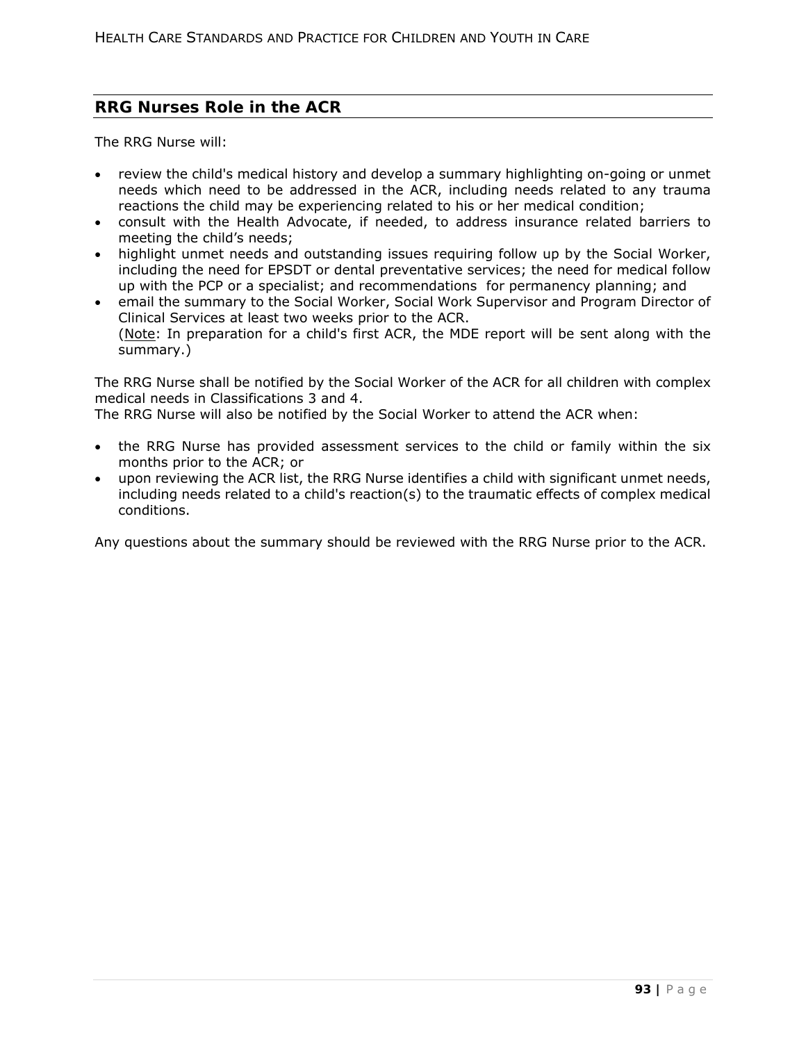## RRG Nurses Role in the ACR

The RRG Nurse will:

- review the child's medical history and develop a summary highlighting on-going or unmet needs which need to be addressed in the ACR, including needs related to any trauma reactions the child may be experiencing related to his or her medical condition;
- consult with the Health Advocate, if needed, to address insurance related barriers to meeting the child's needs;
- highlight unmet needs and outstanding issues requiring follow up by the Social Worker, including the need for EPSDT or dental preventative services; the need for medical follow up with the PCP or a specialist; and recommendations for permanency planning; and
- email the summary to the Social Worker, Social Work Supervisor and Program Director of Clinical Services at least two weeks prior to the ACR.
  (Note: In preparation for a child's first ACR, the MDE report will be sent along with the summary.)

The RRG Nurse shall be notified by the Social Worker of the ACR for all children with complex medical needs in Classifications 3 and 4.
The RRG Nurse will also be notified by the Social Worker to attend the ACR when:

- the RRG Nurse has provided assessment services to the child or family within the six months prior to the ACR; or
- upon reviewing the ACR list, the RRG Nurse identifies a child with significant unmet needs, including needs related to a child's reaction(s) to the traumatic effects of complex medical conditions.

Any questions about the summary should be reviewed with the RRG Nurse prior to the ACR.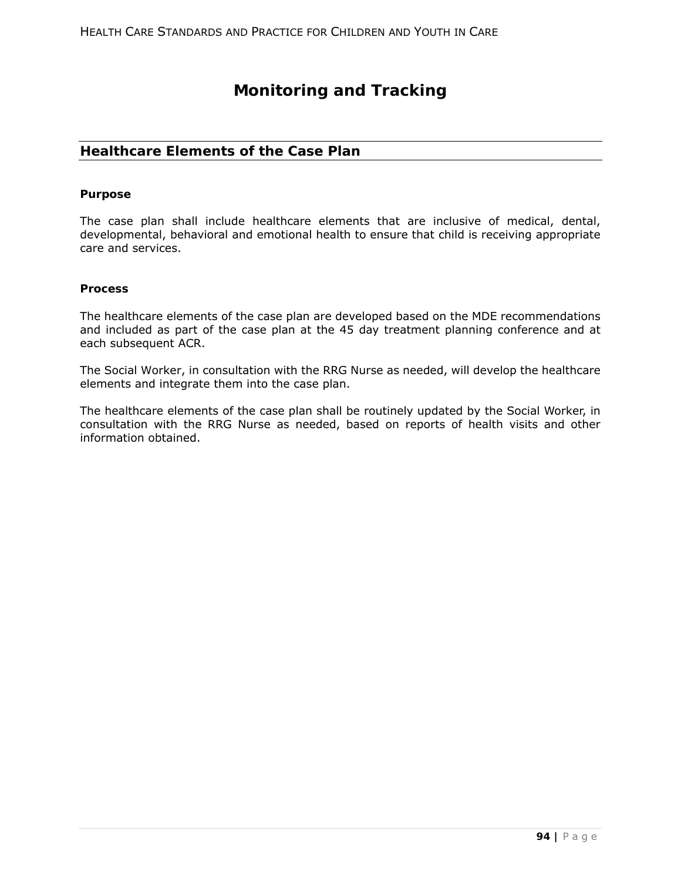# Monitoring and Tracking

## Healthcare Elements of the Case Plan

### Purpose

The case plan shall include healthcare elements that are inclusive of medical, dental, developmental, behavioral and emotional health to ensure that child is receiving appropriate care and services.

### Process

The healthcare elements of the case plan are developed based on the MDE recommendations and included as part of the case plan at the 45 day treatment planning conference and at each subsequent ACR.

The Social Worker, in consultation with the RRG Nurse as needed, will develop the healthcare elements and integrate them into the case plan.

The healthcare elements of the case plan shall be routinely updated by the Social Worker, in consultation with the RRG Nurse as needed, based on reports of health visits and other information obtained.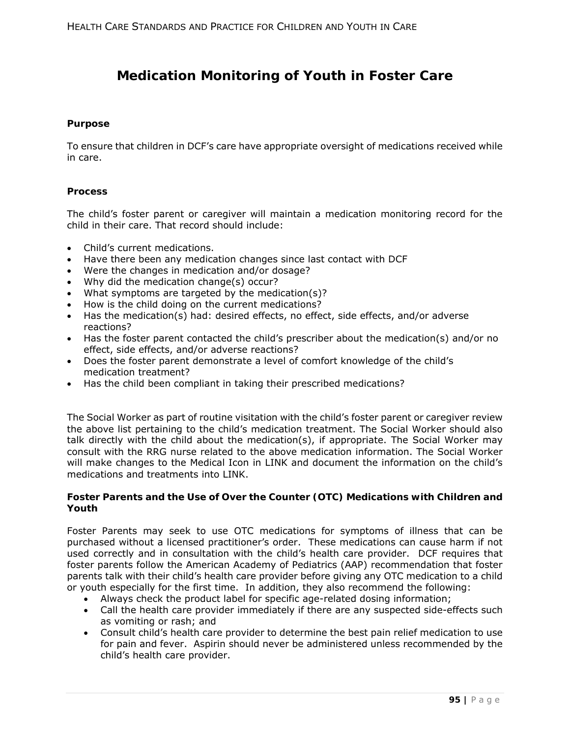# Medication Monitoring of Youth in Foster Care

**Purpose**

To ensure that children in DCF's care have appropriate oversight of medications received while in care.

**Process**

The child's foster parent or caregiver will maintain a medication monitoring record for the child in their care. That record should include:

- Child's current medications.
- Have there been any medication changes since last contact with DCF
- Were the changes in medication and/or dosage?
- Why did the medication change(s) occur?
- What symptoms are targeted by the medication(s)?
- How is the child doing on the current medications?
- Has the medication(s) had: desired effects, no effect, side effects, and/or adverse reactions?
- Has the foster parent contacted the child's prescriber about the medication(s) and/or no effect, side effects, and/or adverse reactions?
- Does the foster parent demonstrate a level of comfort knowledge of the child's medication treatment?
- Has the child been compliant in taking their prescribed medications?

The Social Worker as part of routine visitation with the child's foster parent or caregiver review the above list pertaining to the child's medication treatment. The Social Worker should also talk directly with the child about the medication(s), if appropriate. The Social Worker may consult with the RRG nurse related to the above medication information. The Social Worker will make changes to the Medical Icon in LINK and document the information on the child's medications and treatments into LINK.

**Foster Parents and the Use of Over the Counter (OTC) Medications with Children and Youth**

Foster Parents may seek to use OTC medications for symptoms of illness that can be purchased without a licensed practitioner's order. These medications can cause harm if not used correctly and in consultation with the child's health care provider. DCF requires that foster parents follow the American Academy of Pediatrics (AAP) recommendation that foster parents talk with their child's health care provider before giving any OTC medication to a child or youth especially for the first time. In addition, they also recommend the following:

- Always check the product label for specific age-related dosing information;
- Call the health care provider immediately if there are any suspected side-effects such as vomiting or rash; and
- Consult child's health care provider to determine the best pain relief medication to use for pain and fever. Aspirin should never be administered unless recommended by the child's health care provider.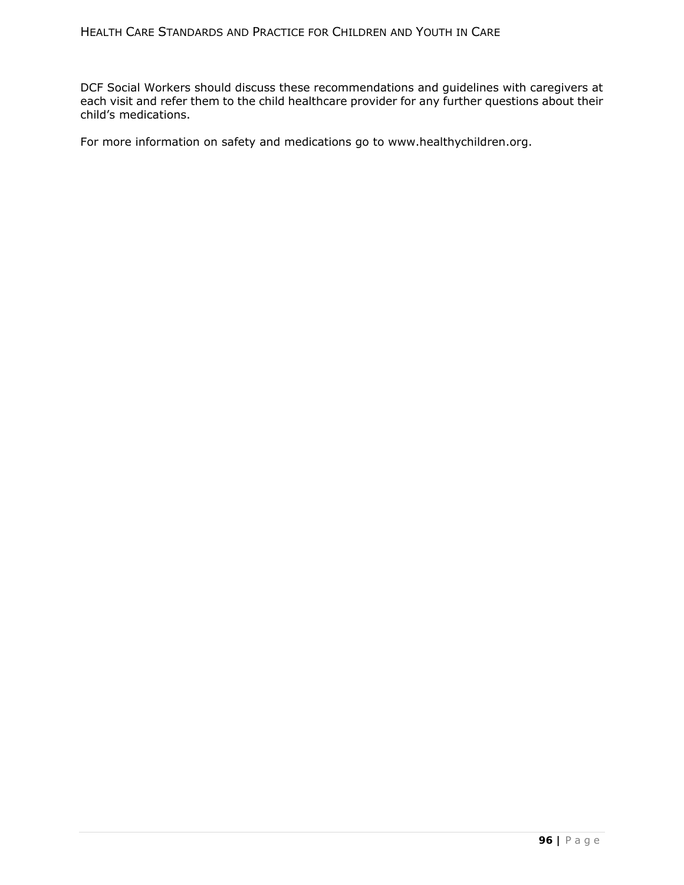DCF Social Workers should discuss these recommendations and guidelines with caregivers at each visit and refer them to the child healthcare provider for any further questions about their child's medications.

For more information on safety and medications go to www.healthychildren.org.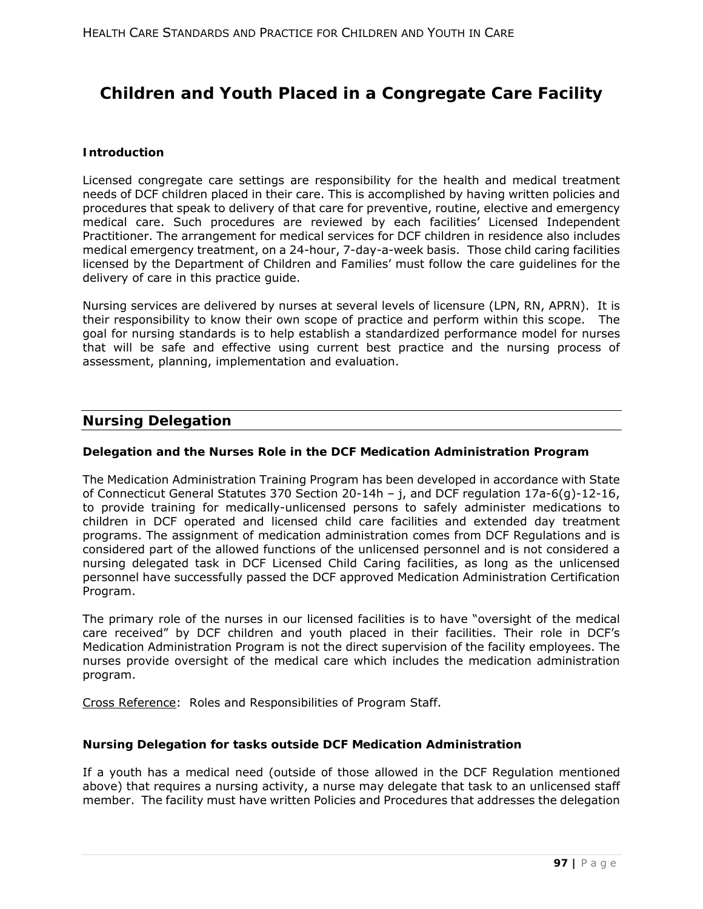# Children and Youth Placed in a Congregate Care Facility

**Introduction**

Licensed congregate care settings are responsibility for the health and medical treatment needs of DCF children placed in their care. This is accomplished by having written policies and procedures that speak to delivery of that care for preventive, routine, elective and emergency medical care. Such procedures are reviewed by each facilities' Licensed Independent Practitioner. The arrangement for medical services for DCF children in residence also includes medical emergency treatment, on a 24-hour, 7-day-a-week basis. Those child caring facilities licensed by the Department of Children and Families' must follow the care guidelines for the delivery of care in this practice guide.

Nursing services are delivered by nurses at several levels of licensure (LPN, RN, APRN). It is their responsibility to know their own scope of practice and perform within this scope. The goal for nursing standards is to help establish a standardized performance model for nurses that will be safe and effective using current best practice and the nursing process of assessment, planning, implementation and evaluation.

## Nursing Delegation

**Delegation and the Nurses Role in the DCF Medication Administration Program**

The Medication Administration Training Program has been developed in accordance with State of Connecticut General Statutes 370 Section 20-14h – j, and DCF regulation 17a-6(g)-12-16, to provide training for medically-unlicensed persons to safely administer medications to children in DCF operated and licensed child care facilities and extended day treatment programs. The assignment of medication administration comes from DCF Regulations and is considered part of the allowed functions of the unlicensed personnel and is not considered a nursing delegated task in DCF Licensed Child Caring facilities, as long as the unlicensed personnel have successfully passed the DCF approved Medication Administration Certification Program.

The primary role of the nurses in our licensed facilities is to have "oversight of the medical care received" by DCF children and youth placed in their facilities. Their role in DCF's Medication Administration Program is not the direct supervision of the facility employees. The nurses provide oversight of the medical care which includes the medication administration program.

Cross Reference: Roles and Responsibilities of Program Staff.

**Nursing Delegation for tasks outside DCF Medication Administration**

If a youth has a medical need (outside of those allowed in the DCF Regulation mentioned above) that requires a nursing activity, a nurse may delegate that task to an unlicensed staff member. The facility must have written Policies and Procedures that addresses the delegation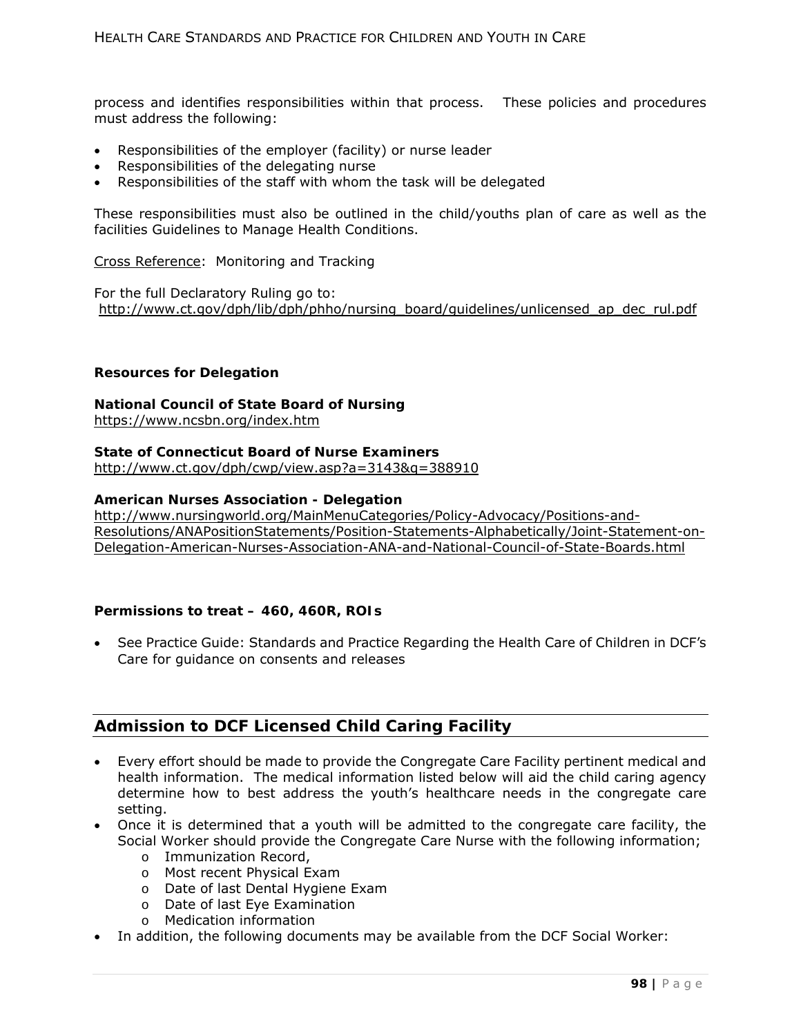process and identifies responsibilities within that process. These policies and procedures must address the following:

- Responsibilities of the employer (facility) or nurse leader
- Responsibilities of the delegating nurse
- Responsibilities of the staff with whom the task will be delegated

These responsibilities must also be outlined in the child/youths plan of care as well as the facilities Guidelines to Manage Health Conditions.

Cross Reference: Monitoring and Tracking

For the full Declaratory Ruling go to:
http://www.ct.gov/dph/lib/dph/phho/nursing_board/guidelines/unlicensed_ap_dec_rul.pdf

**Resources for Delegation**

**National Council of State Board of Nursing**
https://www.ncsbn.org/index.htm

**State of Connecticut Board of Nurse Examiners**
http://www.ct.gov/dph/cwp/view.asp?a=3143&q=388910

**American Nurses Association - Delegation**
http://www.nursingworld.org/MainMenuCategories/Policy-Advocacy/Positions-and-Resolutions/ANAPositionStatements/Position-Statements-Alphabetically/Joint-Statement-on-Delegation-American-Nurses-Association-ANA-and-National-Council-of-State-Boards.html

**Permissions to treat – 460, 460R, ROIs**

- See Practice Guide: Standards and Practice Regarding the Health Care of Children in DCF's Care for guidance on consents and releases

## Admission to DCF Licensed Child Caring Facility

- Every effort should be made to provide the Congregate Care Facility pertinent medical and health information. The medical information listed below will aid the child caring agency determine how to best address the youth's healthcare needs in the congregate care setting.
- Once it is determined that a youth will be admitted to the congregate care facility, the Social Worker should provide the Congregate Care Nurse with the following information;
  - Immunization Record,
  - Most recent Physical Exam
  - Date of last Dental Hygiene Exam
  - Date of last Eye Examination
  - Medication information
- In addition, the following documents may be available from the DCF Social Worker: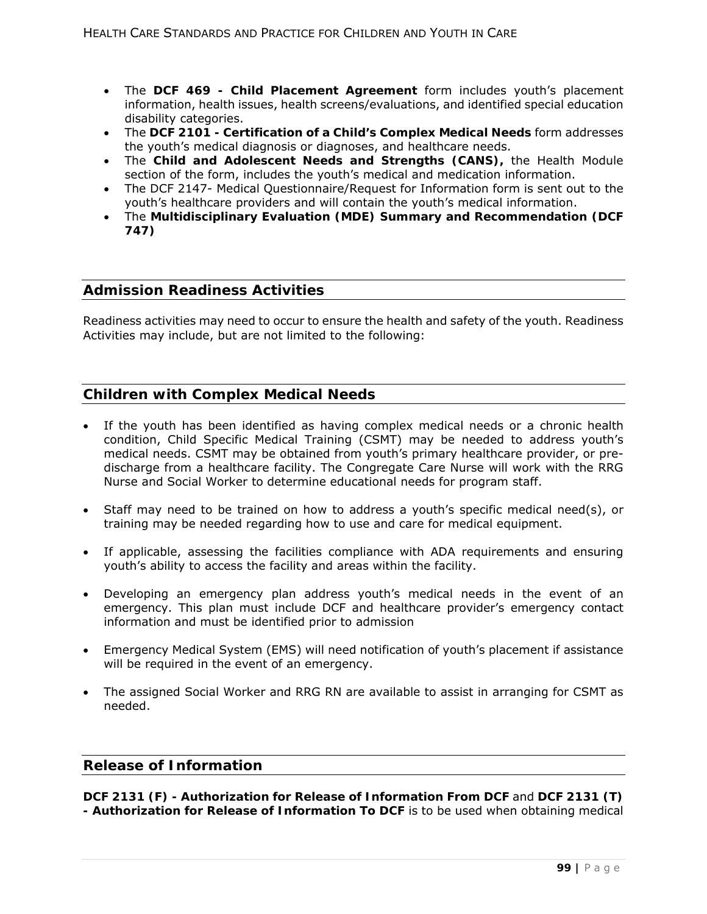- The **DCF 469 - Child Placement Agreement** form includes youth's placement information, health issues, health screens/evaluations, and identified special education disability categories.
- The **DCF 2101 - Certification of a Child's Complex Medical Needs** form addresses the youth's medical diagnosis or diagnoses, and healthcare needs.
- The **Child and Adolescent Needs and Strengths (CANS),** the Health Module section of the form, includes the youth's medical and medication information.
- The DCF 2147- Medical Questionnaire/Request for Information form is sent out to the youth's healthcare providers and will contain the youth's medical information.
- The **Multidisciplinary Evaluation (MDE) Summary and Recommendation (DCF 747)**

## Admission Readiness Activities

Readiness activities may need to occur to ensure the health and safety of the youth. Readiness Activities may include, but are not limited to the following:

## Children with Complex Medical Needs

- If the youth has been identified as having complex medical needs or a chronic health condition, Child Specific Medical Training (CSMT) may be needed to address youth's medical needs. CSMT may be obtained from youth's primary healthcare provider, or pre-discharge from a healthcare facility. The Congregate Care Nurse will work with the RRG Nurse and Social Worker to determine educational needs for program staff.

- Staff may need to be trained on how to address a youth's specific medical need(s), or training may be needed regarding how to use and care for medical equipment.

- If applicable, assessing the facilities compliance with ADA requirements and ensuring youth's ability to access the facility and areas within the facility.

- Developing an emergency plan address youth's medical needs in the event of an emergency. This plan must include DCF and healthcare provider's emergency contact information and must be identified prior to admission

- Emergency Medical System (EMS) will need notification of youth's placement if assistance will be required in the event of an emergency.

- The assigned Social Worker and RRG RN are available to assist in arranging for CSMT as needed.

## Release of Information

**DCF 2131 (F) - Authorization for Release of Information From DCF** and **DCF 2131 (T) - Authorization for Release of Information To DCF** is to be used when obtaining medical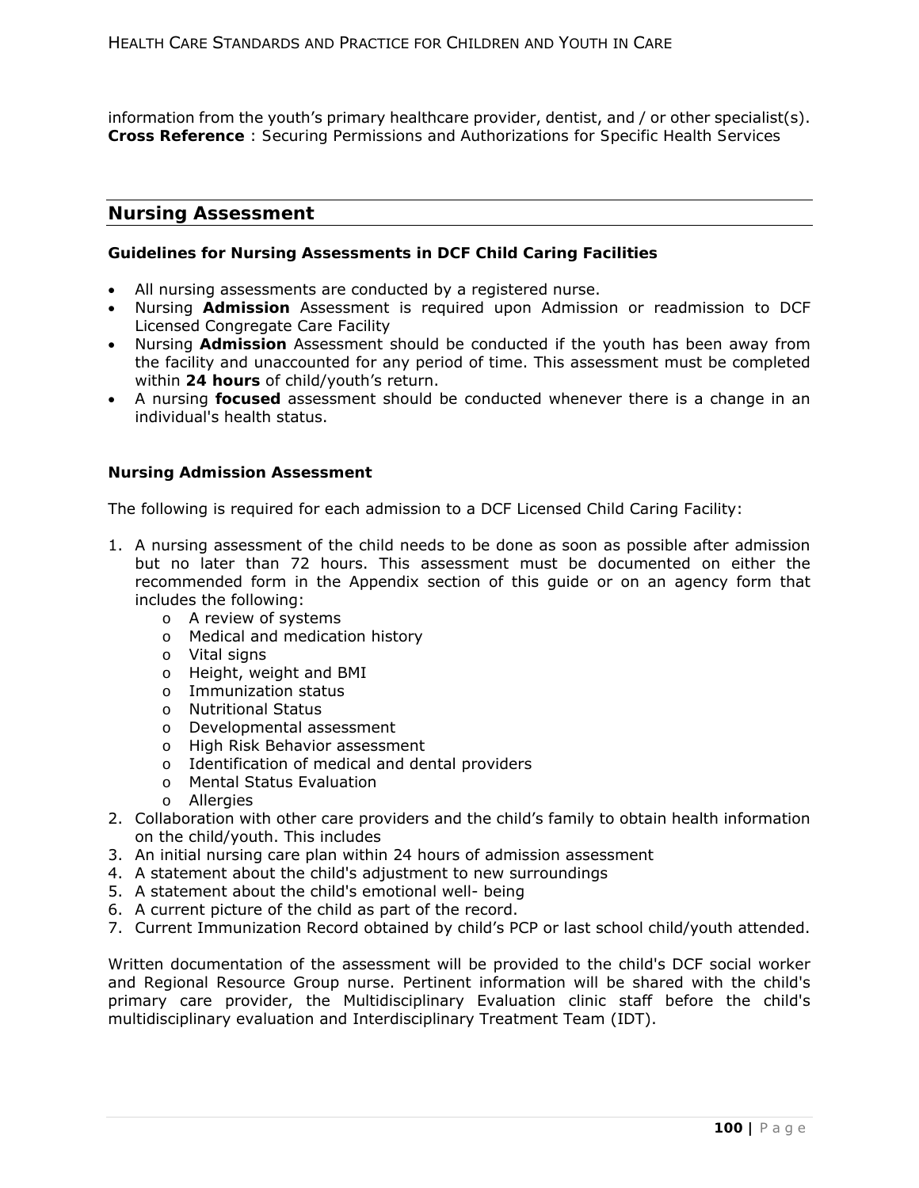information from the youth's primary healthcare provider, dentist, and / or other specialist(s).
**Cross Reference** : Securing Permissions and Authorizations for Specific Health Services

## Nursing Assessment

### Guidelines for Nursing Assessments in DCF Child Caring Facilities

- All nursing assessments are conducted by a registered nurse.
- Nursing **Admission** Assessment is required upon Admission or readmission to DCF Licensed Congregate Care Facility
- Nursing **Admission** Assessment should be conducted if the youth has been away from the facility and unaccounted for any period of time. This assessment must be completed within **24 hours** of child/youth's return.
- A nursing **focused** assessment should be conducted whenever there is a change in an individual's health status.

### Nursing Admission Assessment

The following is required for each admission to a DCF Licensed Child Caring Facility:

1. A nursing assessment of the child needs to be done as soon as possible after admission but no later than 72 hours. This assessment must be documented on either the recommended form in the Appendix section of this guide or on an agency form that includes the following:
    - A review of systems
    - Medical and medication history
    - Vital signs
    - Height, weight and BMI
    - Immunization status
    - Nutritional Status
    - Developmental assessment
    - High Risk Behavior assessment
    - Identification of medical and dental providers
    - Mental Status Evaluation
    - Allergies
2. Collaboration with other care providers and the child's family to obtain health information on the child/youth. This includes
3. An initial nursing care plan within 24 hours of admission assessment
4. A statement about the child's adjustment to new surroundings
5. A statement about the child's emotional well- being
6. A current picture of the child as part of the record.
7. Current Immunization Record obtained by child's PCP or last school child/youth attended.

Written documentation of the assessment will be provided to the child's DCF social worker and Regional Resource Group nurse. Pertinent information will be shared with the child's primary care provider, the Multidisciplinary Evaluation clinic staff before the child's multidisciplinary evaluation and Interdisciplinary Treatment Team (IDT).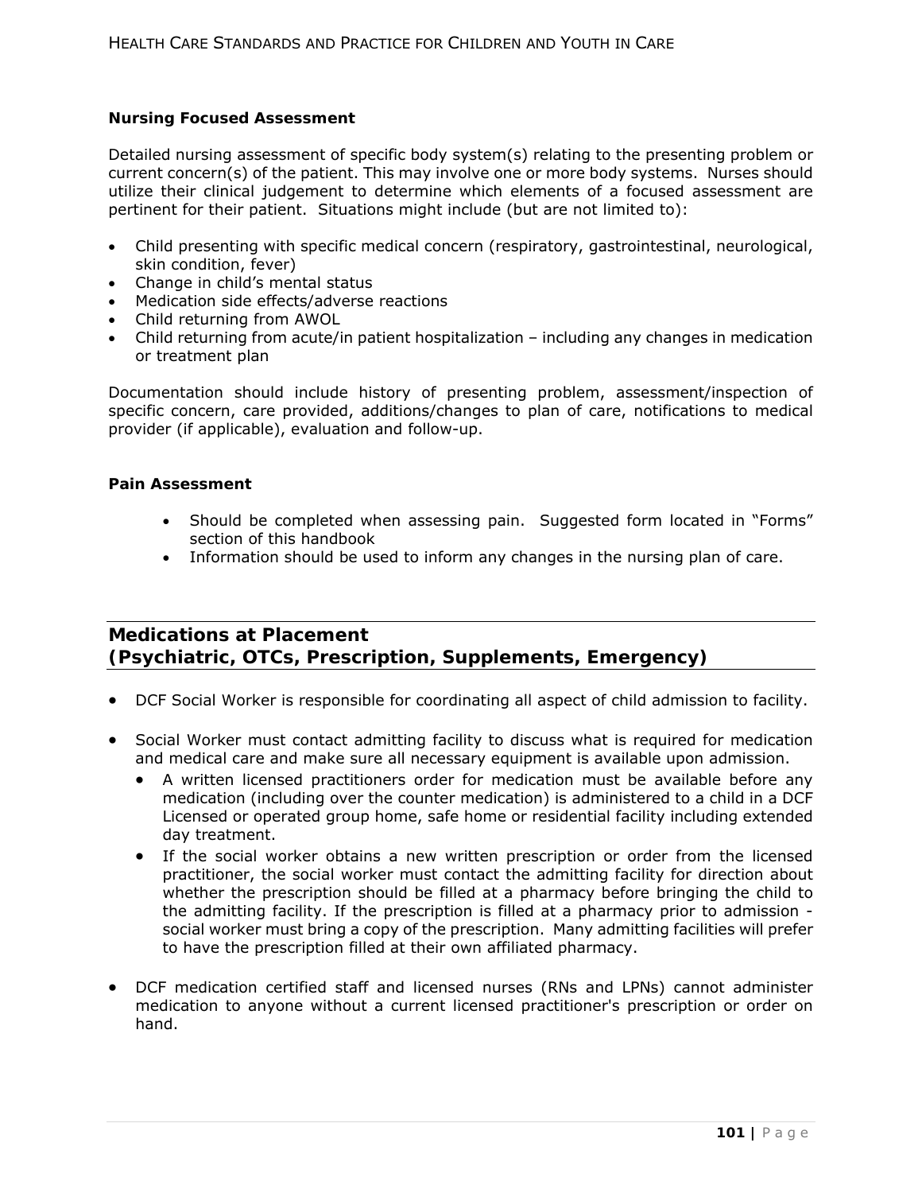**Nursing Focused Assessment**

Detailed nursing assessment of specific body system(s) relating to the presenting problem or current concern(s) of the patient. This may involve one or more body systems. Nurses should utilize their clinical judgement to determine which elements of a focused assessment are pertinent for their patient. Situations might include (but are not limited to):

- Child presenting with specific medical concern (respiratory, gastrointestinal, neurological, skin condition, fever)
- Change in child's mental status
- Medication side effects/adverse reactions
- Child returning from AWOL
- Child returning from acute/in patient hospitalization – including any changes in medication or treatment plan

Documentation should include history of presenting problem, assessment/inspection of specific concern, care provided, additions/changes to plan of care, notifications to medical provider (if applicable), evaluation and follow-up.

**Pain Assessment**

- Should be completed when assessing pain. Suggested form located in "Forms" section of this handbook
- Information should be used to inform any changes in the nursing plan of care.

## Medications at Placement (Psychiatric, OTCs, Prescription, Supplements, Emergency)

- DCF Social Worker is responsible for coordinating all aspect of child admission to facility.
- Social Worker must contact admitting facility to discuss what is required for medication and medical care and make sure all necessary equipment is available upon admission.
  - A written licensed practitioners order for medication must be available before any medication (including over the counter medication) is administered to a child in a DCF Licensed or operated group home, safe home or residential facility including extended day treatment.
  - If the social worker obtains a new written prescription or order from the licensed practitioner, the social worker must contact the admitting facility for direction about whether the prescription should be filled at a pharmacy before bringing the child to the admitting facility. If the prescription is filled at a pharmacy prior to admission - social worker must bring a copy of the prescription. Many admitting facilities will prefer to have the prescription filled at their own affiliated pharmacy.
- DCF medication certified staff and licensed nurses (RNs and LPNs) cannot administer medication to anyone without a current licensed practitioner's prescription or order on hand.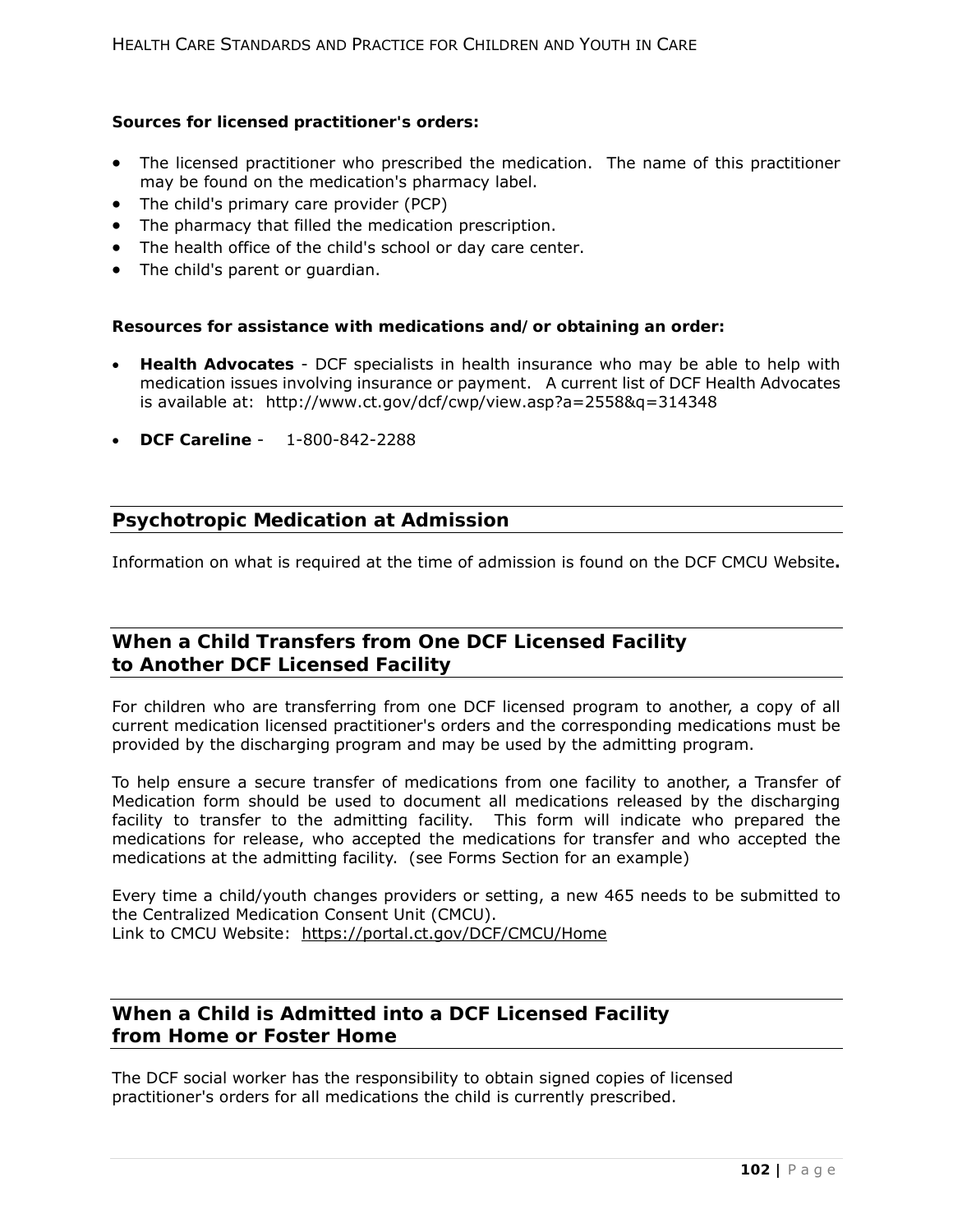**Sources for licensed practitioner's orders:**

- The licensed practitioner who prescribed the medication. The name of this practitioner may be found on the medication's pharmacy label.
- The child's primary care provider (PCP)
- The pharmacy that filled the medication prescription.
- The health office of the child's school or day care center.
- The child's parent or guardian.

**Resources for assistance with medications and/or obtaining an order:**

- **Health Advocates** - DCF specialists in health insurance who may be able to help with medication issues involving insurance or payment. A current list of DCF Health Advocates is available at: http://www.ct.gov/dcf/cwp/view.asp?a=2558&q=314348
- **DCF Careline** - 1-800-842-2288

## Psychotropic Medication at Admission

Information on what is required at the time of admission is found on the DCF CMCU Website**.**

## When a Child Transfers from One DCF Licensed Facility to Another DCF Licensed Facility

For children who are transferring from one DCF licensed program to another, a copy of all current medication licensed practitioner's orders and the corresponding medications must be provided by the discharging program and may be used by the admitting program.

To help ensure a secure transfer of medications from one facility to another, a Transfer of Medication form should be used to document all medications released by the discharging facility to transfer to the admitting facility. This form will indicate who prepared the medications for release, who accepted the medications for transfer and who accepted the medications at the admitting facility. (see Forms Section for an example)

Every time a child/youth changes providers or setting, a new 465 needs to be submitted to the Centralized Medication Consent Unit (CMCU).
Link to CMCU Website: https://portal.ct.gov/DCF/CMCU/Home

## When a Child is Admitted into a DCF Licensed Facility from Home or Foster Home

The DCF social worker has the responsibility to obtain signed copies of licensed practitioner's orders for all medications the child is currently prescribed.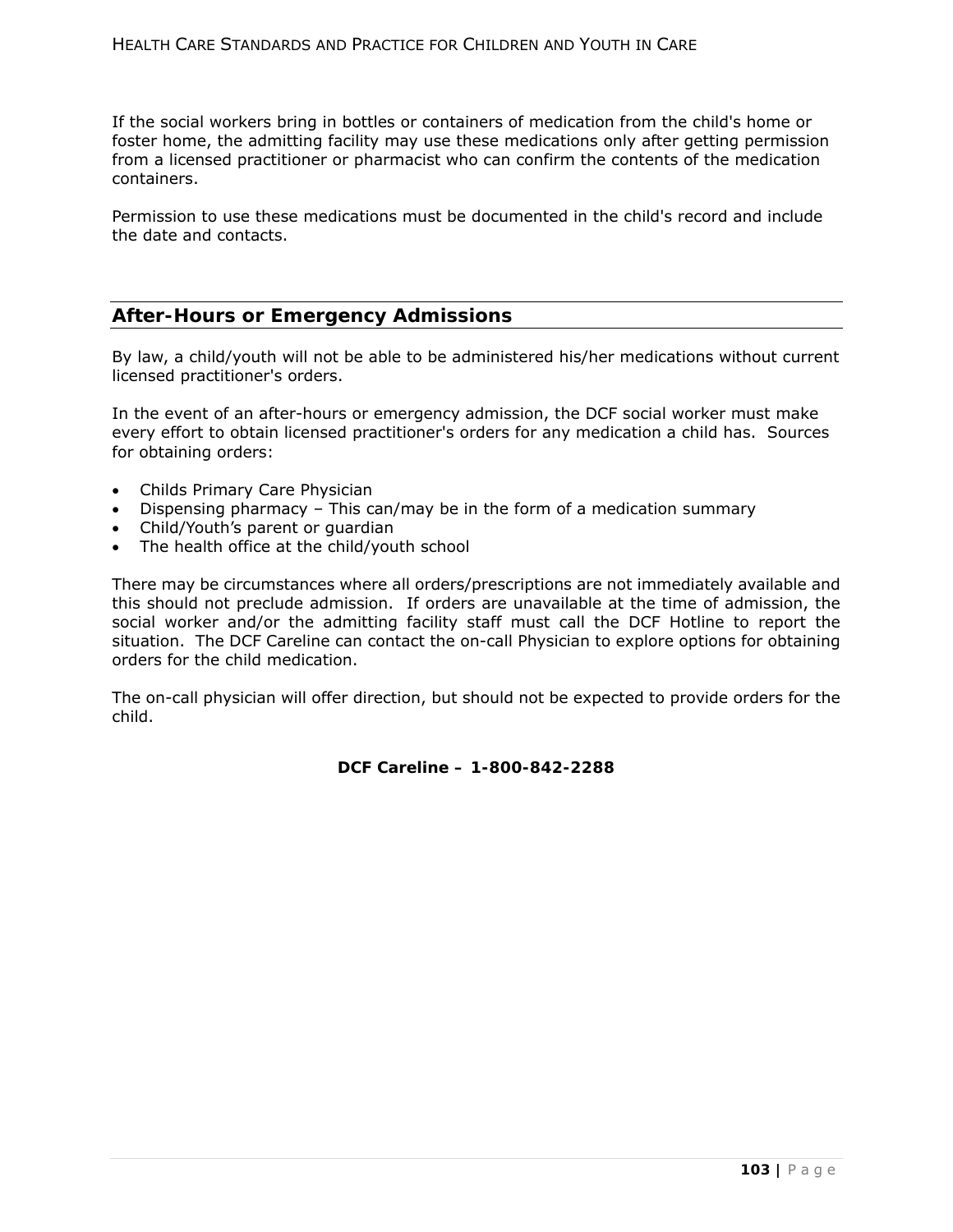If the social workers bring in bottles or containers of medication from the child's home or foster home, the admitting facility may use these medications only after getting permission from a licensed practitioner or pharmacist who can confirm the contents of the medication containers.

Permission to use these medications must be documented in the child's record and include the date and contacts.

## After-Hours or Emergency Admissions

By law, a child/youth will not be able to be administered his/her medications without current licensed practitioner's orders.

In the event of an after-hours or emergency admission, the DCF social worker must make every effort to obtain licensed practitioner's orders for any medication a child has. Sources for obtaining orders:

- Childs Primary Care Physician
- Dispensing pharmacy – This can/may be in the form of a medication summary
- Child/Youth's parent or guardian
- The health office at the child/youth school

There may be circumstances where all orders/prescriptions are not immediately available and this should not preclude admission. If orders are unavailable at the time of admission, the social worker and/or the admitting facility staff must call the DCF Hotline to report the situation. The DCF Careline can contact the on-call Physician to explore options for obtaining orders for the child medication.

The on-call physician will offer direction, but should not be expected to provide orders for the child.

**DCF Careline – 1-800-842-2288**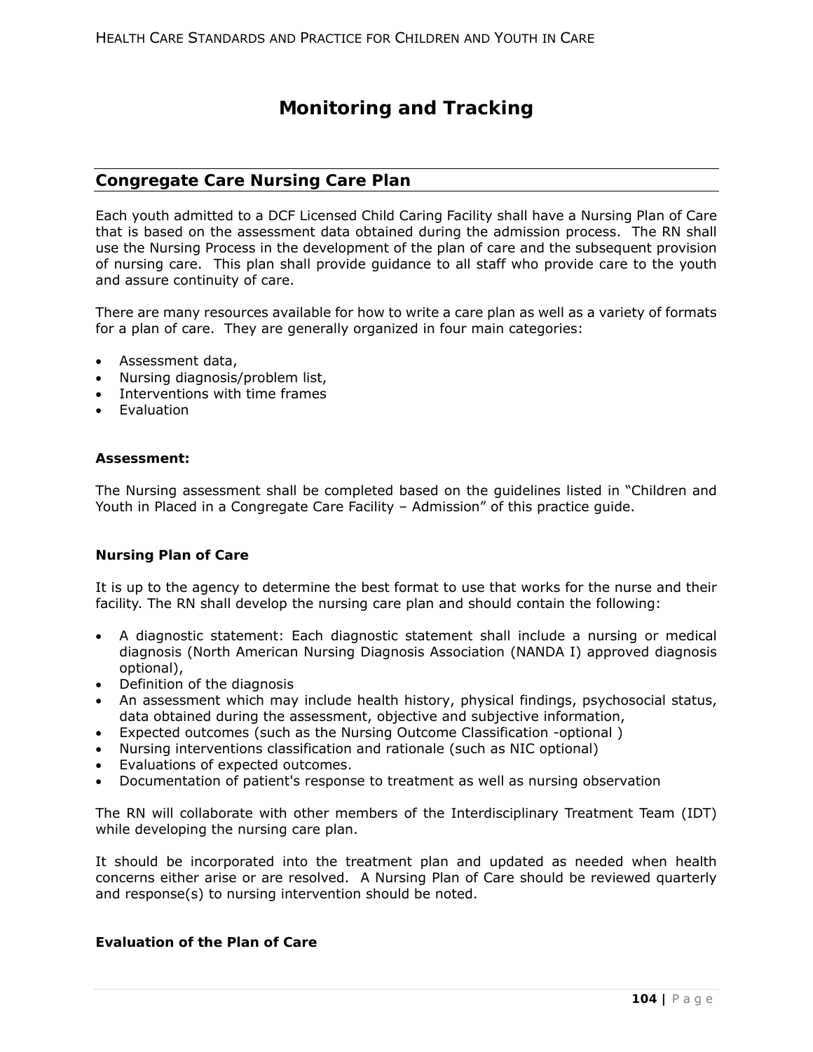# Monitoring and Tracking

## Congregate Care Nursing Care Plan

Each youth admitted to a DCF Licensed Child Caring Facility shall have a Nursing Plan of Care that is based on the assessment data obtained during the admission process. The RN shall use the Nursing Process in the development of the plan of care and the subsequent provision of nursing care. This plan shall provide guidance to all staff who provide care to the youth and assure continuity of care.

There are many resources available for how to write a care plan as well as a variety of formats for a plan of care. They are generally organized in four main categories:

- Assessment data,
- Nursing diagnosis/problem list,
- Interventions with time frames
- Evaluation

### Assessment:

The Nursing assessment shall be completed based on the guidelines listed in "Children and Youth in Placed in a Congregate Care Facility – Admission" of this practice guide.

### Nursing Plan of Care

It is up to the agency to determine the best format to use that works for the nurse and their facility. The RN shall develop the nursing care plan and should contain the following:

- A diagnostic statement: Each diagnostic statement shall include a nursing or medical diagnosis (North American Nursing Diagnosis Association (NANDA I) approved diagnosis optional),
- Definition of the diagnosis
- An assessment which may include health history, physical findings, psychosocial status, data obtained during the assessment, objective and subjective information,
- Expected outcomes (such as the Nursing Outcome Classification -optional )
- Nursing interventions classification and rationale (such as NIC optional)
- Evaluations of expected outcomes.
- Documentation of patient's response to treatment as well as nursing observation

The RN will collaborate with other members of the Interdisciplinary Treatment Team (IDT) while developing the nursing care plan.

It should be incorporated into the treatment plan and updated as needed when health concerns either arise or are resolved. A Nursing Plan of Care should be reviewed quarterly and response(s) to nursing intervention should be noted.

### Evaluation of the Plan of Care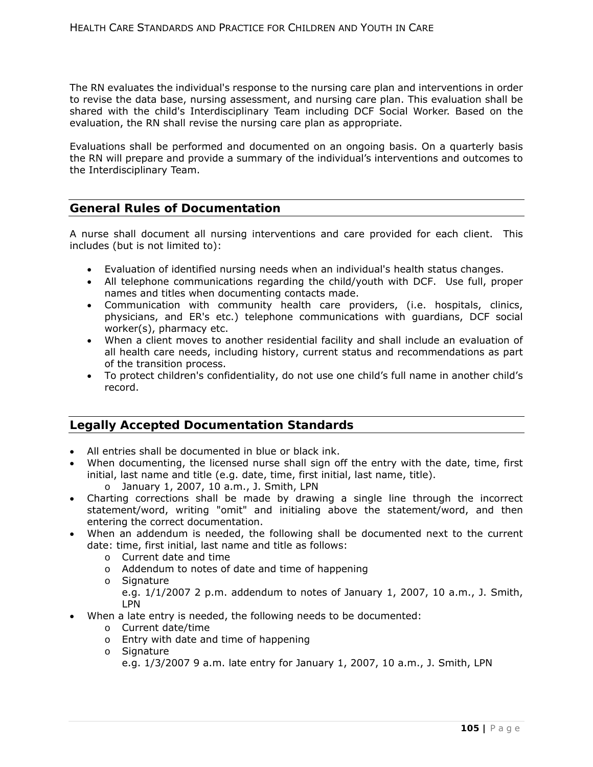The RN evaluates the individual's response to the nursing care plan and interventions in order to revise the data base, nursing assessment, and nursing care plan. This evaluation shall be shared with the child's Interdisciplinary Team including DCF Social Worker. Based on the evaluation, the RN shall revise the nursing care plan as appropriate.

Evaluations shall be performed and documented on an ongoing basis. On a quarterly basis the RN will prepare and provide a summary of the individual's interventions and outcomes to the Interdisciplinary Team.

## General Rules of Documentation

A nurse shall document all nursing interventions and care provided for each client. This includes (but is not limited to):

- Evaluation of identified nursing needs when an individual's health status changes.
- All telephone communications regarding the child/youth with DCF. Use full, proper names and titles when documenting contacts made.
- Communication with community health care providers, (i.e. hospitals, clinics, physicians, and ER's etc.) telephone communications with guardians, DCF social worker(s), pharmacy etc.
- When a client moves to another residential facility and shall include an evaluation of all health care needs, including history, current status and recommendations as part of the transition process.
- To protect children's confidentiality, do not use one child's full name in another child's record.

## Legally Accepted Documentation Standards

- All entries shall be documented in blue or black ink.
- When documenting, the licensed nurse shall sign off the entry with the date, time, first initial, last name and title (e.g. date, time, first initial, last name, title).
  - January 1, 2007, 10 a.m., J. Smith, LPN
- Charting corrections shall be made by drawing a single line through the incorrect statement/word, writing "omit" and initialing above the statement/word, and then entering the correct documentation.
- When an addendum is needed, the following shall be documented next to the current date: time, first initial, last name and title as follows:
  - Current date and time
  - Addendum to notes of date and time of happening
  - Signature
    e.g. 1/1/2007 2 p.m. addendum to notes of January 1, 2007, 10 a.m., J. Smith, LPN
- When a late entry is needed, the following needs to be documented:
  - Current date/time
  - Entry with date and time of happening
  - Signature
    e.g. 1/3/2007 9 a.m. late entry for January 1, 2007, 10 a.m., J. Smith, LPN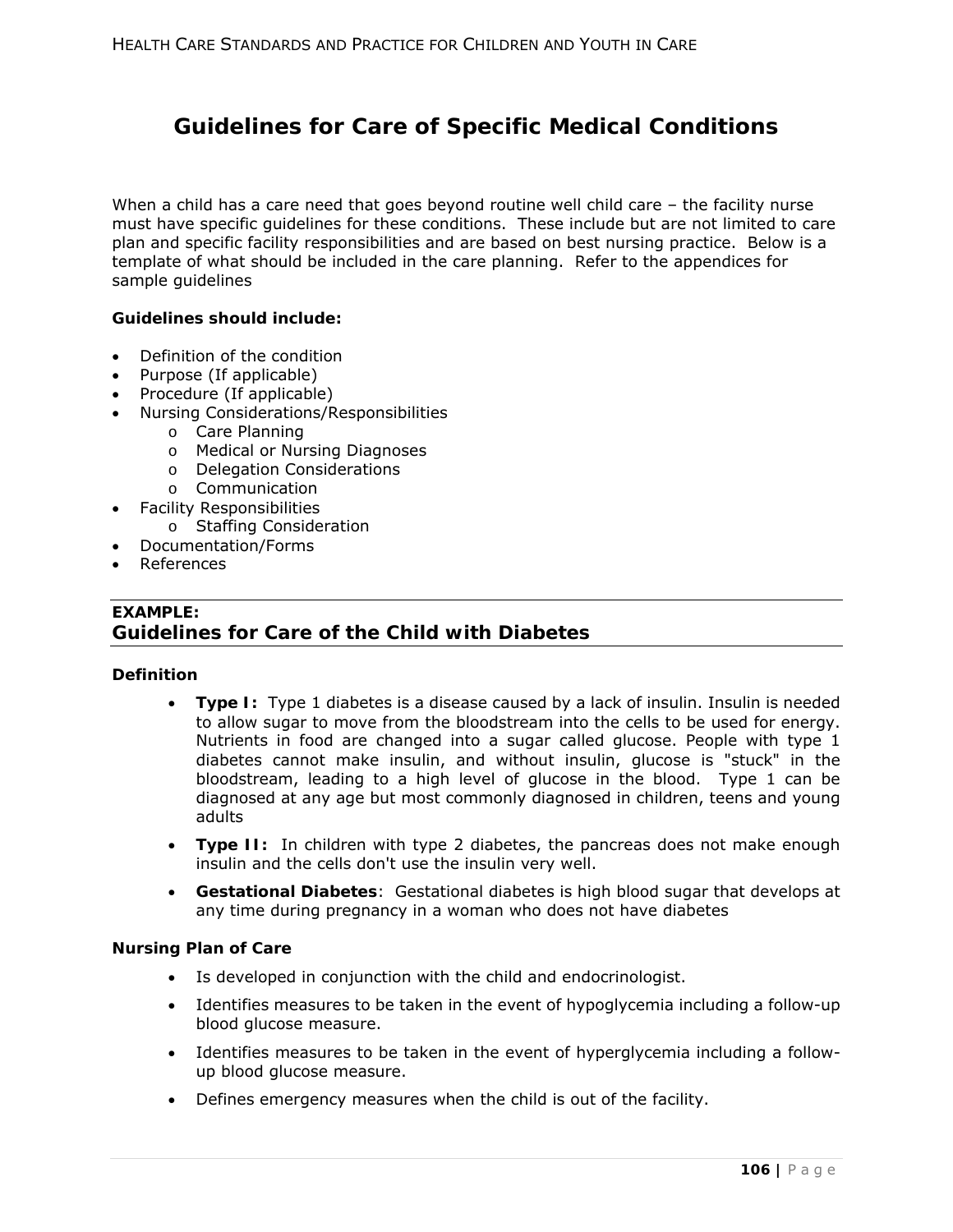# Guidelines for Care of Specific Medical Conditions

When a child has a care need that goes beyond routine well child care – the facility nurse must have specific guidelines for these conditions. These include but are not limited to care plan and specific facility responsibilities and are based on best nursing practice. Below is a template of what should be included in the care planning. Refer to the appendices for sample guidelines

**Guidelines should include:**

- Definition of the condition
- Purpose (If applicable)
- Procedure (If applicable)
- Nursing Considerations/Responsibilities
  - Care Planning
  - Medical or Nursing Diagnoses
  - Delegation Considerations
  - Communication
- Facility Responsibilities
  - Staffing Consideration
- Documentation/Forms
- References

**EXAMPLE:**

## Guidelines for Care of the Child with Diabetes

### Definition

- **Type I:** Type 1 diabetes is a disease caused by a lack of insulin. Insulin is needed to allow sugar to move from the bloodstream into the cells to be used for energy. Nutrients in food are changed into a sugar called glucose. People with type 1 diabetes cannot make insulin, and without insulin, glucose is "stuck" in the bloodstream, leading to a high level of glucose in the blood. Type 1 can be diagnosed at any age but most commonly diagnosed in children, teens and young adults
- **Type II:** In children with type 2 diabetes, the pancreas does not make enough insulin and the cells don't use the insulin very well.
- **Gestational Diabetes**: Gestational diabetes is high blood sugar that develops at any time during pregnancy in a woman who does not have diabetes

### Nursing Plan of Care

- Is developed in conjunction with the child and endocrinologist.
- Identifies measures to be taken in the event of hypoglycemia including a follow-up blood glucose measure.
- Identifies measures to be taken in the event of hyperglycemia including a follow-up blood glucose measure.
- Defines emergency measures when the child is out of the facility.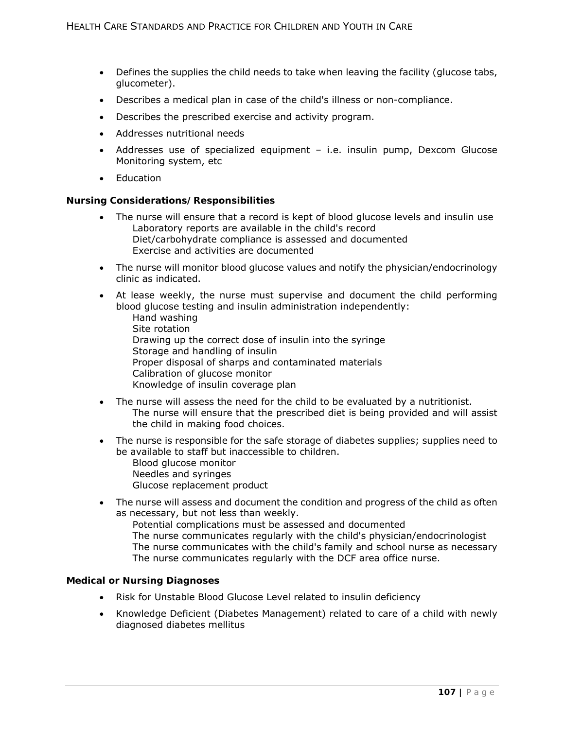- Defines the supplies the child needs to take when leaving the facility (glucose tabs, glucometer).
- Describes a medical plan in case of the child's illness or non-compliance.
- Describes the prescribed exercise and activity program.
- Addresses nutritional needs
- Addresses use of specialized equipment – i.e. insulin pump, Dexcom Glucose Monitoring system, etc
- Education

**Nursing Considerations/Responsibilities**

- The nurse will ensure that a record is kept of blood glucose levels and insulin use
  - Laboratory reports are available in the child's record
  - Diet/carbohydrate compliance is assessed and documented
  - Exercise and activities are documented
- The nurse will monitor blood glucose values and notify the physician/endocrinology clinic as indicated.
- At lease weekly, the nurse must supervise and document the child performing blood glucose testing and insulin administration independently:
  - Hand washing
  - Site rotation
  - Drawing up the correct dose of insulin into the syringe
  - Storage and handling of insulin
  - Proper disposal of sharps and contaminated materials
  - Calibration of glucose monitor
  - Knowledge of insulin coverage plan
- The nurse will assess the need for the child to be evaluated by a nutritionist.
  - The nurse will ensure that the prescribed diet is being provided and will assist the child in making food choices.
- The nurse is responsible for the safe storage of diabetes supplies; supplies need to be available to staff but inaccessible to children.
  - Blood glucose monitor
  - Needles and syringes
  - Glucose replacement product
- The nurse will assess and document the condition and progress of the child as often as necessary, but not less than weekly.
  - Potential complications must be assessed and documented
  - The nurse communicates regularly with the child's physician/endocrinologist
  - The nurse communicates with the child's family and school nurse as necessary
  - The nurse communicates regularly with the DCF area office nurse.

**Medical or Nursing Diagnoses**

- Risk for Unstable Blood Glucose Level related to insulin deficiency
- Knowledge Deficient (Diabetes Management) related to care of a child with newly diagnosed diabetes mellitus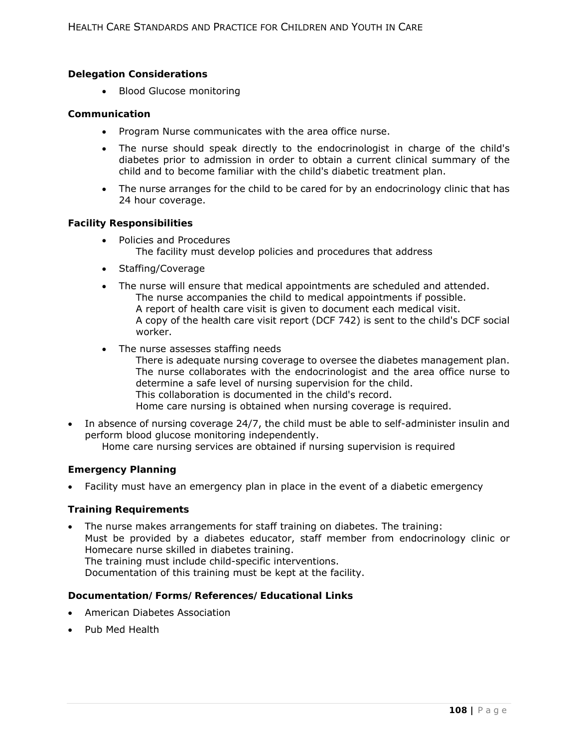**Delegation Considerations**

- Blood Glucose monitoring

**Communication**

- Program Nurse communicates with the area office nurse.
- The nurse should speak directly to the endocrinologist in charge of the child's diabetes prior to admission in order to obtain a current clinical summary of the child and to become familiar with the child's diabetic treatment plan.
- The nurse arranges for the child to be cared for by an endocrinology clinic that has 24 hour coverage.

**Facility Responsibilities**

- Policies and Procedures
  The facility must develop policies and procedures that address
- Staffing/Coverage
- The nurse will ensure that medical appointments are scheduled and attended.
  The nurse accompanies the child to medical appointments if possible.
  A report of health care visit is given to document each medical visit.
  A copy of the health care visit report (DCF 742) is sent to the child's DCF social worker.
- The nurse assesses staffing needs
  There is adequate nursing coverage to oversee the diabetes management plan.
  The nurse collaborates with the endocrinologist and the area office nurse to determine a safe level of nursing supervision for the child.
  This collaboration is documented in the child's record.
  Home care nursing is obtained when nursing coverage is required.

- In absence of nursing coverage 24/7, the child must be able to self-administer insulin and perform blood glucose monitoring independently.
  Home care nursing services are obtained if nursing supervision is required

**Emergency Planning**

- Facility must have an emergency plan in place in the event of a diabetic emergency

**Training Requirements**

- The nurse makes arrangements for staff training on diabetes. The training:
  Must be provided by a diabetes educator, staff member from endocrinology clinic or Homecare nurse skilled in diabetes training.
  The training must include child-specific interventions.
  Documentation of this training must be kept at the facility.

**Documentation/Forms/References/Educational Links**

- American Diabetes Association
- Pub Med Health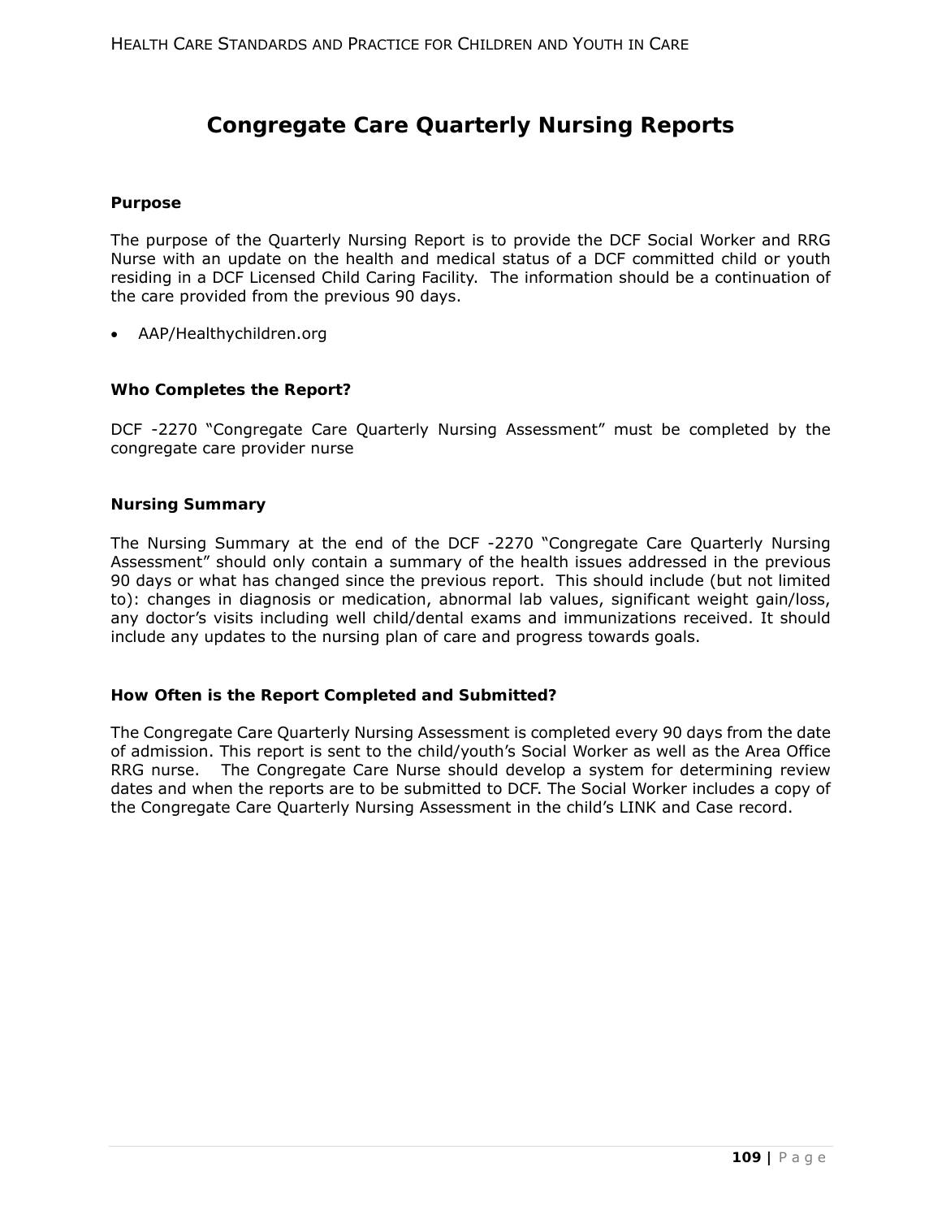# Congregate Care Quarterly Nursing Reports

### Purpose

The purpose of the Quarterly Nursing Report is to provide the DCF Social Worker and RRG Nurse with an update on the health and medical status of a DCF committed child or youth residing in a DCF Licensed Child Caring Facility. The information should be a continuation of the care provided from the previous 90 days.

- AAP/Healthychildren.org

### Who Completes the Report?

DCF -2270 "Congregate Care Quarterly Nursing Assessment" must be completed by the congregate care provider nurse

### Nursing Summary

The Nursing Summary at the end of the DCF -2270 "Congregate Care Quarterly Nursing Assessment" should only contain a summary of the health issues addressed in the previous 90 days or what has changed since the previous report. This should include (but not limited to): changes in diagnosis or medication, abnormal lab values, significant weight gain/loss, any doctor's visits including well child/dental exams and immunizations received. It should include any updates to the nursing plan of care and progress towards goals.

### How Often is the Report Completed and Submitted?

The Congregate Care Quarterly Nursing Assessment is completed every 90 days from the date of admission. This report is sent to the child/youth's Social Worker as well as the Area Office RRG nurse. The Congregate Care Nurse should develop a system for determining review dates and when the reports are to be submitted to DCF. The Social Worker includes a copy of the Congregate Care Quarterly Nursing Assessment in the child's LINK and Case record.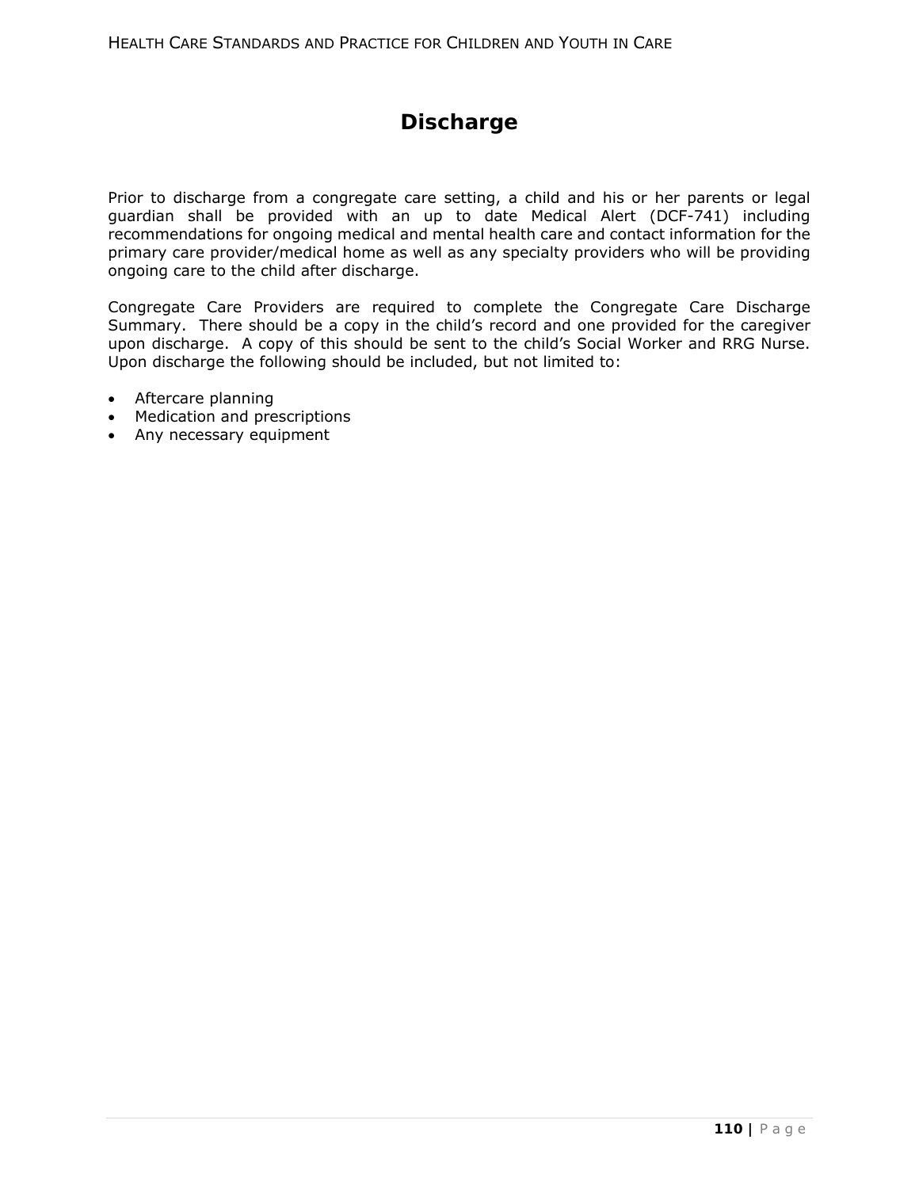# Discharge

Prior to discharge from a congregate care setting, a child and his or her parents or legal guardian shall be provided with an up to date Medical Alert (DCF-741) including recommendations for ongoing medical and mental health care and contact information for the primary care provider/medical home as well as any specialty providers who will be providing ongoing care to the child after discharge.

Congregate Care Providers are required to complete the Congregate Care Discharge Summary. There should be a copy in the child's record and one provided for the caregiver upon discharge. A copy of this should be sent to the child's Social Worker and RRG Nurse. Upon discharge the following should be included, but not limited to:

- Aftercare planning
- Medication and prescriptions
- Any necessary equipment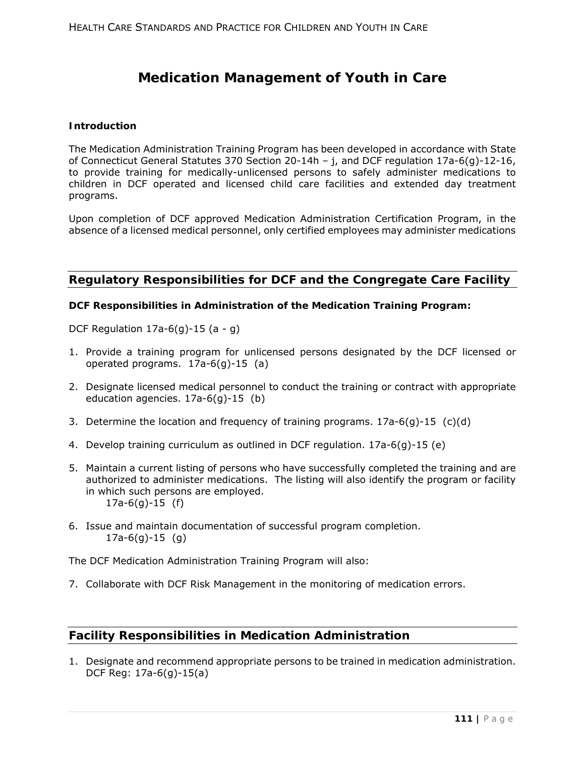# Medication Management of Youth in Care

**Introduction**

The Medication Administration Training Program has been developed in accordance with State of Connecticut General Statutes 370 Section 20-14h – j, and DCF regulation 17a-6(g)-12-16, to provide training for medically-unlicensed persons to safely administer medications to children in DCF operated and licensed child care facilities and extended day treatment programs.

Upon completion of DCF approved Medication Administration Certification Program, in the absence of a licensed medical personnel, only certified employees may administer medications

## Regulatory Responsibilities for DCF and the Congregate Care Facility

**DCF Responsibilities in Administration of the Medication Training Program:**

DCF Regulation 17a-6(g)-15 (a - g)

1. Provide a training program for unlicensed persons designated by the DCF licensed or operated programs. 17a-6(g)-15 (a)

2. Designate licensed medical personnel to conduct the training or contract with appropriate education agencies. 17a-6(g)-15 (b)

3. Determine the location and frequency of training programs. 17a-6(g)-15 (c)(d)

4. Develop training curriculum as outlined in DCF regulation. 17a-6(g)-15 (e)

5. Maintain a current listing of persons who have successfully completed the training and are authorized to administer medications. The listing will also identify the program or facility in which such persons are employed.
   17a-6(g)-15 (f)

6. Issue and maintain documentation of successful program completion.
   17a-6(g)-15 (g)

The DCF Medication Administration Training Program will also:

7. Collaborate with DCF Risk Management in the monitoring of medication errors.

## Facility Responsibilities in Medication Administration

1. Designate and recommend appropriate persons to be trained in medication administration. DCF Reg: 17a-6(g)-15(a)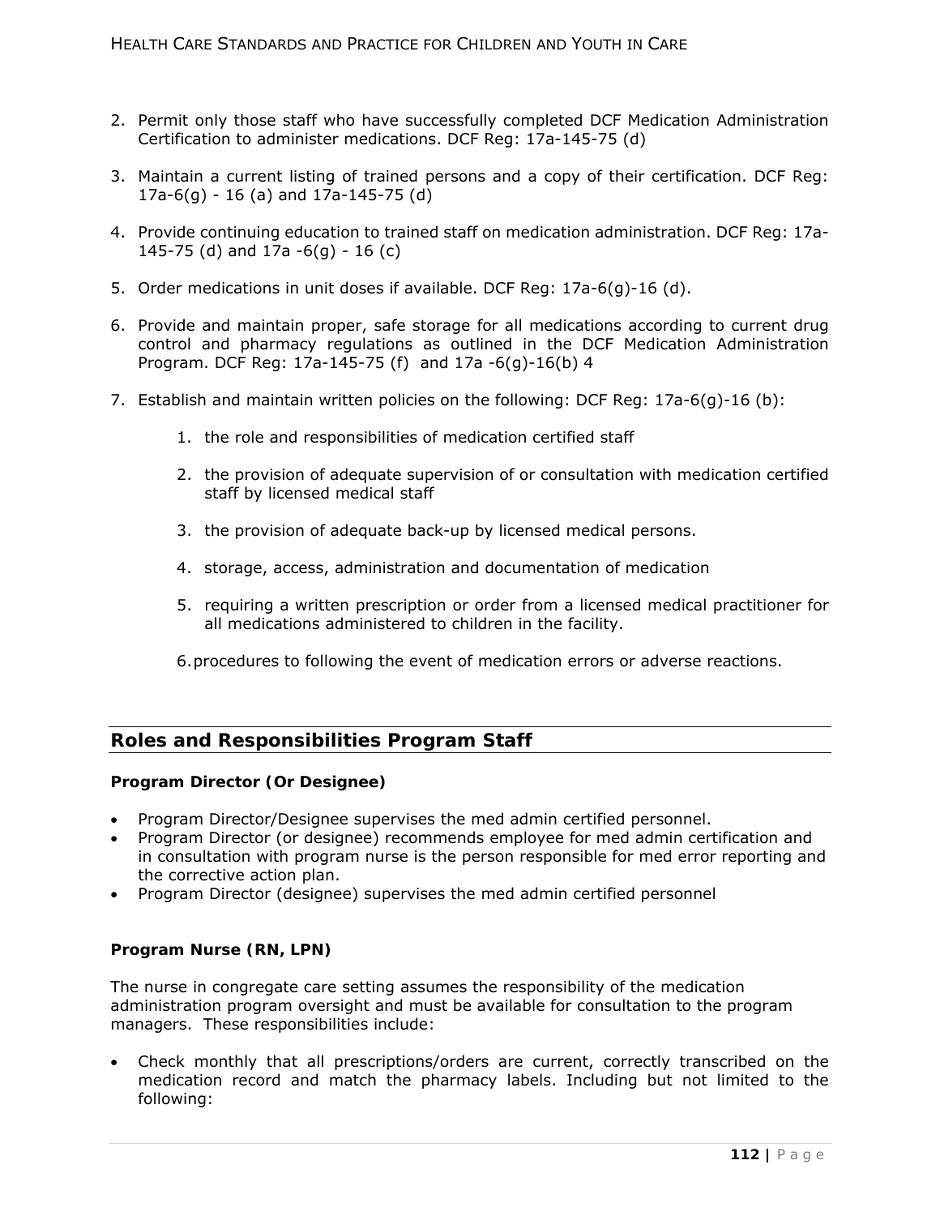2. Permit only those staff who have successfully completed DCF Medication Administration Certification to administer medications. DCF Reg: 17a-145-75 (d)

3. Maintain a current listing of trained persons and a copy of their certification. DCF Reg: 17a-6(g) - 16 (a) and 17a-145-75 (d)

4. Provide continuing education to trained staff on medication administration. DCF Reg: 17a-145-75 (d) and 17a -6(g) - 16 (c)

5. Order medications in unit doses if available. DCF Reg: 17a-6(g)-16 (d).

6. Provide and maintain proper, safe storage for all medications according to current drug control and pharmacy regulations as outlined in the DCF Medication Administration Program. DCF Reg: 17a-145-75 (f) and 17a -6(g)-16(b) 4

7. Establish and maintain written policies on the following: DCF Reg: 17a-6(g)-16 (b):

    1. the role and responsibilities of medication certified staff

    2. the provision of adequate supervision of or consultation with medication certified staff by licensed medical staff

    3. the provision of adequate back-up by licensed medical persons.

    4. storage, access, administration and documentation of medication

    5. requiring a written prescription or order from a licensed medical practitioner for all medications administered to children in the facility.

    6. procedures to following the event of medication errors or adverse reactions.

## Roles and Responsibilities Program Staff

### Program Director (Or Designee)

- Program Director/Designee supervises the med admin certified personnel.
- Program Director (or designee) recommends employee for med admin certification and in consultation with program nurse is the person responsible for med error reporting and the corrective action plan.
- Program Director (designee) supervises the med admin certified personnel

### Program Nurse (RN, LPN)

The nurse in congregate care setting assumes the responsibility of the medication administration program oversight and must be available for consultation to the program managers. These responsibilities include:

- Check monthly that all prescriptions/orders are current, correctly transcribed on the medication record and match the pharmacy labels. Including but not limited to the following: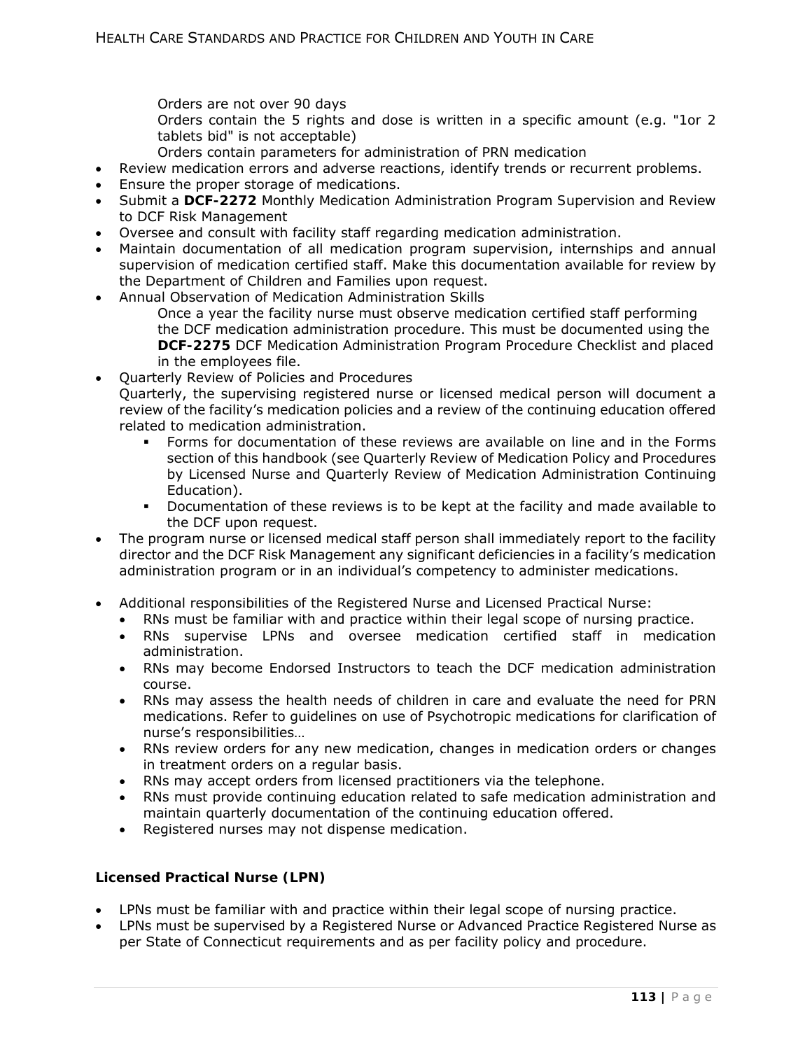Orders are not over 90 days

Orders contain the 5 rights and dose is written in a specific amount (e.g. "1or 2 tablets bid" is not acceptable)

Orders contain parameters for administration of PRN medication

- Review medication errors and adverse reactions, identify trends or recurrent problems.
- Ensure the proper storage of medications.
- Submit a **DCF-2272** Monthly Medication Administration Program Supervision and Review to DCF Risk Management
- Oversee and consult with facility staff regarding medication administration.
- Maintain documentation of all medication program supervision, internships and annual supervision of medication certified staff. Make this documentation available for review by the Department of Children and Families upon request.
- Annual Observation of Medication Administration Skills

  Once a year the facility nurse must observe medication certified staff performing the DCF medication administration procedure. This must be documented using the **DCF-2275** DCF Medication Administration Program Procedure Checklist and placed in the employees file.
- Quarterly Review of Policies and Procedures

  Quarterly, the supervising registered nurse or licensed medical person will document a review of the facility's medication policies and a review of the continuing education offered related to medication administration.
  - Forms for documentation of these reviews are available on line and in the Forms section of this handbook (see Quarterly Review of Medication Policy and Procedures by Licensed Nurse and Quarterly Review of Medication Administration Continuing Education).
  - Documentation of these reviews is to be kept at the facility and made available to the DCF upon request.
- The program nurse or licensed medical staff person shall immediately report to the facility director and the DCF Risk Management any significant deficiencies in a facility's medication administration program or in an individual's competency to administer medications.

- Additional responsibilities of the Registered Nurse and Licensed Practical Nurse:
  - RNs must be familiar with and practice within their legal scope of nursing practice.
  - RNs supervise LPNs and oversee medication certified staff in medication administration.
  - RNs may become Endorsed Instructors to teach the DCF medication administration course.
  - RNs may assess the health needs of children in care and evaluate the need for PRN medications. Refer to guidelines on use of Psychotropic medications for clarification of nurse's responsibilities…
  - RNs review orders for any new medication, changes in medication orders or changes in treatment orders on a regular basis.
  - RNs may accept orders from licensed practitioners via the telephone.
  - RNs must provide continuing education related to safe medication administration and maintain quarterly documentation of the continuing education offered.
  - Registered nurses may not dispense medication.

### Licensed Practical Nurse (LPN)

- LPNs must be familiar with and practice within their legal scope of nursing practice.
- LPNs must be supervised by a Registered Nurse or Advanced Practice Registered Nurse as per State of Connecticut requirements and as per facility policy and procedure.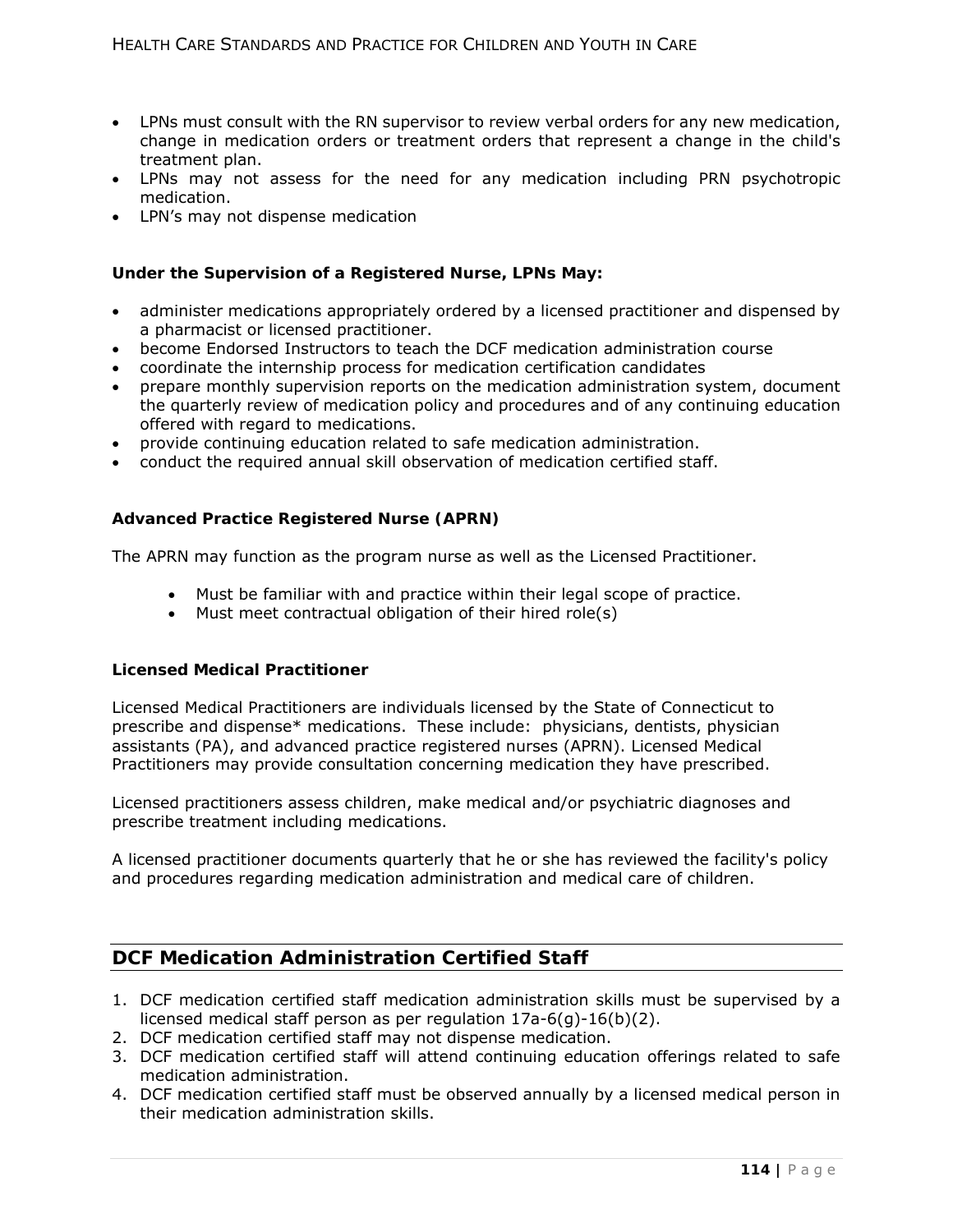- LPNs must consult with the RN supervisor to review verbal orders for any new medication, change in medication orders or treatment orders that represent a change in the child's treatment plan.
- LPNs may not assess for the need for any medication including PRN psychotropic medication.
- LPN's may not dispense medication

**Under the Supervision of a Registered Nurse, LPNs May:**

- administer medications appropriately ordered by a licensed practitioner and dispensed by a pharmacist or licensed practitioner.
- become Endorsed Instructors to teach the DCF medication administration course
- coordinate the internship process for medication certification candidates
- prepare monthly supervision reports on the medication administration system, document the quarterly review of medication policy and procedures and of any continuing education offered with regard to medications.
- provide continuing education related to safe medication administration.
- conduct the required annual skill observation of medication certified staff.

**Advanced Practice Registered Nurse (APRN)**

The APRN may function as the program nurse as well as the Licensed Practitioner.

- Must be familiar with and practice within their legal scope of practice.
- Must meet contractual obligation of their hired role(s)

**Licensed Medical Practitioner**

Licensed Medical Practitioners are individuals licensed by the State of Connecticut to prescribe and dispense* medications. These include: physicians, dentists, physician assistants (PA), and advanced practice registered nurses (APRN). Licensed Medical Practitioners may provide consultation concerning medication they have prescribed.

Licensed practitioners assess children, make medical and/or psychiatric diagnoses and prescribe treatment including medications.

A licensed practitioner documents quarterly that he or she has reviewed the facility's policy and procedures regarding medication administration and medical care of children.

## DCF Medication Administration Certified Staff

1. DCF medication certified staff medication administration skills must be supervised by a licensed medical staff person as per regulation 17a-6(g)-16(b)(2).
2. DCF medication certified staff may not dispense medication.
3. DCF medication certified staff will attend continuing education offerings related to safe medication administration.
4. DCF medication certified staff must be observed annually by a licensed medical person in their medication administration skills.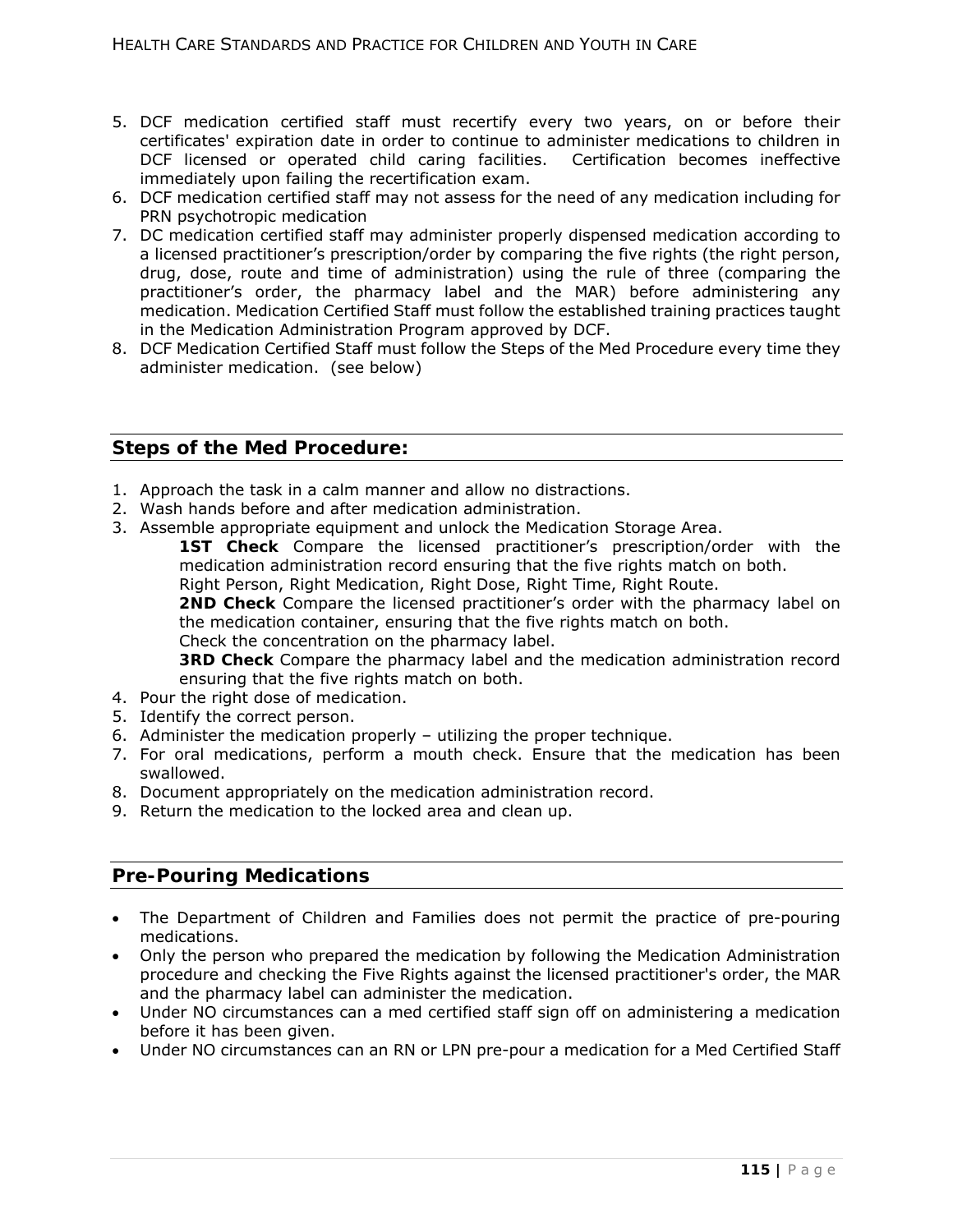5. DCF medication certified staff must recertify every two years, on or before their certificates' expiration date in order to continue to administer medications to children in DCF licensed or operated child caring facilities. Certification becomes ineffective immediately upon failing the recertification exam.
6. DCF medication certified staff may not assess for the need of any medication including for PRN psychotropic medication
7. DC medication certified staff may administer properly dispensed medication according to a licensed practitioner's prescription/order by comparing the five rights (the right person, drug, dose, route and time of administration) using the rule of three (comparing the practitioner's order, the pharmacy label and the MAR) before administering any medication. Medication Certified Staff must follow the established training practices taught in the Medication Administration Program approved by DCF.
8. DCF Medication Certified Staff must follow the Steps of the Med Procedure every time they administer medication. (see below)

## Steps of the Med Procedure:

1. Approach the task in a calm manner and allow no distractions.
2. Wash hands before and after medication administration.
3. Assemble appropriate equipment and unlock the Medication Storage Area.

   **1ST Check** Compare the licensed practitioner's prescription/order with the medication administration record ensuring that the five rights match on both.
   Right Person, Right Medication, Right Dose, Right Time, Right Route.

   **2ND Check** Compare the licensed practitioner's order with the pharmacy label on the medication container, ensuring that the five rights match on both.
   Check the concentration on the pharmacy label.

   **3RD Check** Compare the pharmacy label and the medication administration record ensuring that the five rights match on both.
4. Pour the right dose of medication.
5. Identify the correct person.
6. Administer the medication properly – utilizing the proper technique.
7. For oral medications, perform a mouth check. Ensure that the medication has been swallowed.
8. Document appropriately on the medication administration record.
9. Return the medication to the locked area and clean up.

## Pre-Pouring Medications

- The Department of Children and Families does not permit the practice of pre-pouring medications.
- Only the person who prepared the medication by following the Medication Administration procedure and checking the Five Rights against the licensed practitioner's order, the MAR and the pharmacy label can administer the medication.
- Under NO circumstances can a med certified staff sign off on administering a medication before it has been given.
- Under NO circumstances can an RN or LPN pre-pour a medication for a Med Certified Staff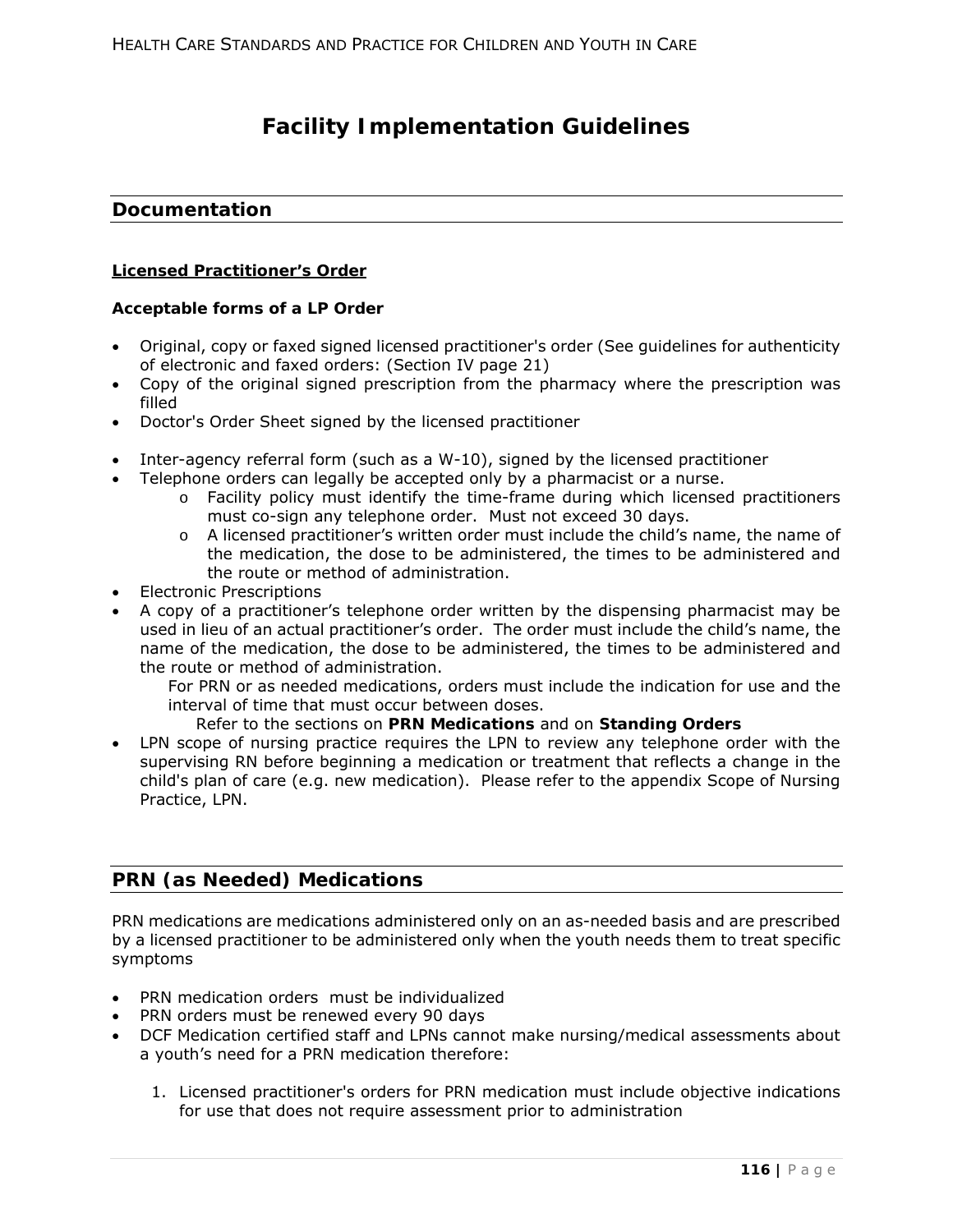# Facility Implementation Guidelines

## Documentation

### Licensed Practitioner's Order

**Acceptable forms of a LP Order**

- Original, copy or faxed signed licensed practitioner's order (See guidelines for authenticity of electronic and faxed orders: (Section IV page 21)
- Copy of the original signed prescription from the pharmacy where the prescription was filled
- Doctor's Order Sheet signed by the licensed practitioner

- Inter-agency referral form (such as a W-10), signed by the licensed practitioner
- Telephone orders can legally be accepted only by a pharmacist or a nurse.
    - Facility policy must identify the time-frame during which licensed practitioners must co-sign any telephone order. Must not exceed 30 days.
    - A licensed practitioner's written order must include the child's name, the name of the medication, the dose to be administered, the times to be administered and the route or method of administration.
- Electronic Prescriptions
- A copy of a practitioner's telephone order written by the dispensing pharmacist may be used in lieu of an actual practitioner's order. The order must include the child's name, the name of the medication, the dose to be administered, the times to be administered and the route or method of administration.

  For PRN or as needed medications, orders must include the indication for use and the interval of time that must occur between doses.

  Refer to the sections on **PRN Medications** and on **Standing Orders**
- LPN scope of nursing practice requires the LPN to review any telephone order with the supervising RN before beginning a medication or treatment that reflects a change in the child's plan of care (e.g. new medication). Please refer to the appendix Scope of Nursing Practice, LPN.

## PRN (as Needed) Medications

PRN medications are medications administered only on an as-needed basis and are prescribed by a licensed practitioner to be administered only when the youth needs them to treat specific symptoms

- PRN medication orders must be individualized
- PRN orders must be renewed every 90 days
- DCF Medication certified staff and LPNs cannot make nursing/medical assessments about a youth's need for a PRN medication therefore:

1. Licensed practitioner's orders for PRN medication must include objective indications for use that does not require assessment prior to administration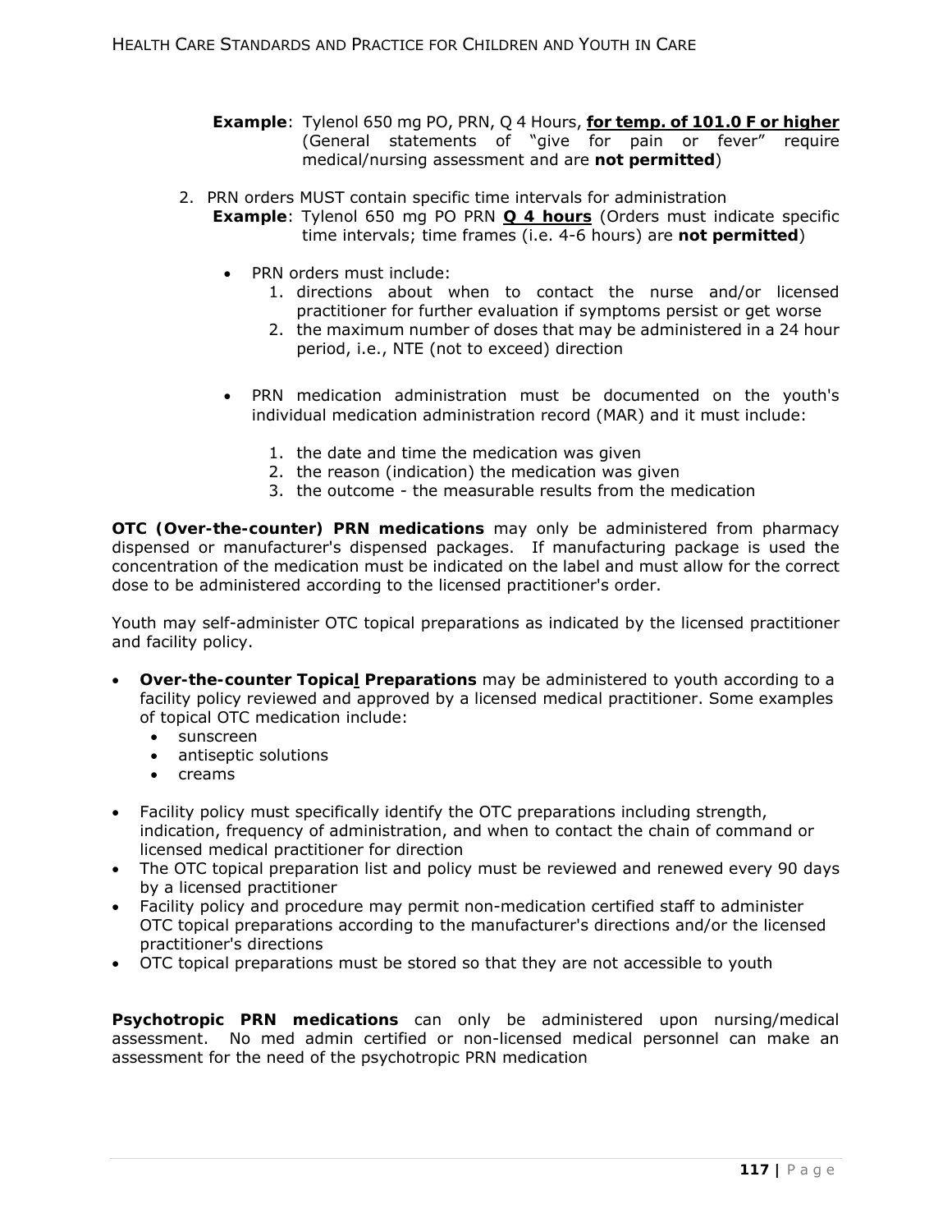**Example**: Tylenol 650 mg PO, PRN, Q 4 Hours, **<u>for temp. of 101.0 F or higher</u>** (General statements of "give for pain or fever" require medical/nursing assessment and are **not permitted**)

2. PRN orders MUST contain specific time intervals for administration
   **Example**: Tylenol 650 mg PO PRN **<u>Q 4 hours</u>** (Orders must indicate specific time intervals; time frames (i.e. 4-6 hours) are **not permitted**)

   - PRN orders must include:
     1. directions about when to contact the nurse and/or licensed practitioner for further evaluation if symptoms persist or get worse
     2. the maximum number of doses that may be administered in a 24 hour period, i.e., NTE (not to exceed) direction

   - PRN medication administration must be documented on the youth's individual medication administration record (MAR) and it must include:
     1. the date and time the medication was given
     2. the reason (indication) the medication was given
     3. the outcome - the measurable results from the medication

**OTC (Over-the-counter) PRN medications** may only be administered from pharmacy dispensed or manufacturer's dispensed packages. If manufacturing package is used the concentration of the medication must be indicated on the label and must allow for the correct dose to be administered according to the licensed practitioner's order.

Youth may self-administer OTC topical preparations as indicated by the licensed practitioner and facility policy.

- **Over-the-counter Topical Preparations** may be administered to youth according to a facility policy reviewed and approved by a licensed medical practitioner. Some examples of topical OTC medication include:
  - sunscreen
  - antiseptic solutions
  - creams

- Facility policy must specifically identify the OTC preparations including strength, indication, frequency of administration, and when to contact the chain of command or licensed medical practitioner for direction
- The OTC topical preparation list and policy must be reviewed and renewed every 90 days by a licensed practitioner
- Facility policy and procedure may permit non-medication certified staff to administer OTC topical preparations according to the manufacturer's directions and/or the licensed practitioner's directions
- OTC topical preparations must be stored so that they are not accessible to youth

**Psychotropic PRN medications** can only be administered upon nursing/medical assessment. No med admin certified or non-licensed medical personnel can make an assessment for the need of the psychotropic PRN medication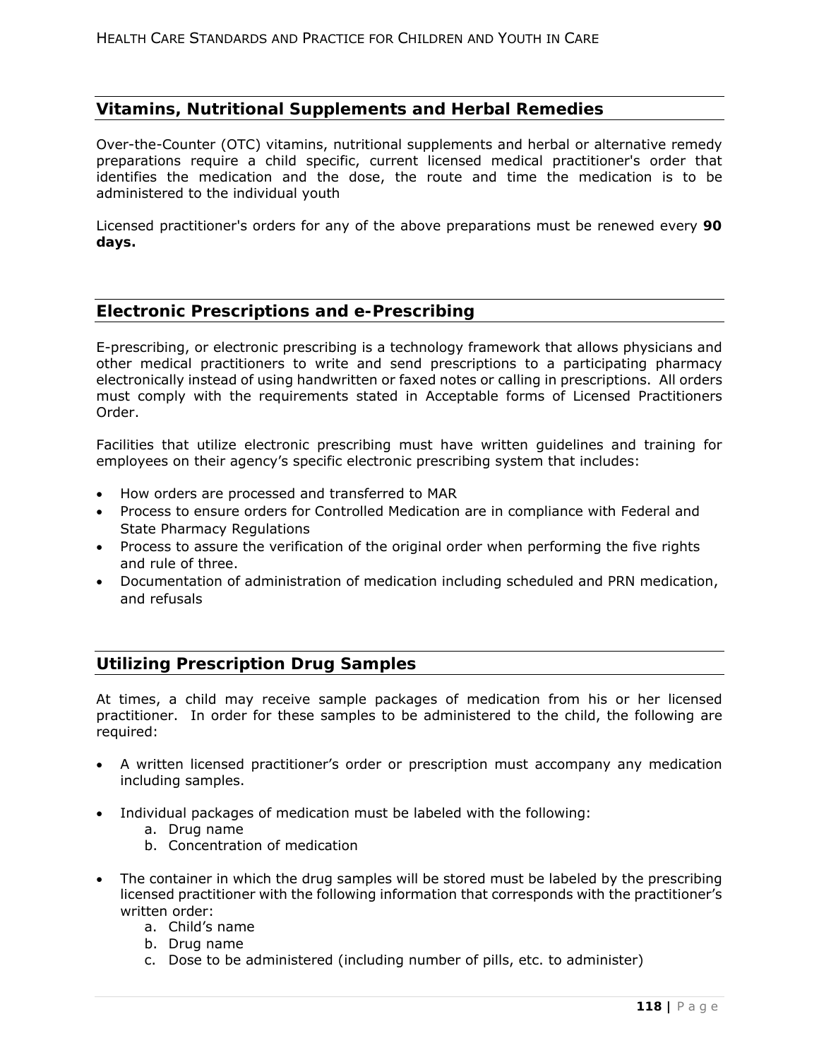## Vitamins, Nutritional Supplements and Herbal Remedies

Over-the-Counter (OTC) vitamins, nutritional supplements and herbal or alternative remedy preparations require a child specific, current licensed medical practitioner's order that identifies the medication and the dose, the route and time the medication is to be administered to the individual youth

Licensed practitioner's orders for any of the above preparations must be renewed every **90 days.**

## Electronic Prescriptions and e-Prescribing

E-prescribing, or electronic prescribing is a technology framework that allows physicians and other medical practitioners to write and send prescriptions to a participating pharmacy electronically instead of using handwritten or faxed notes or calling in prescriptions. All orders must comply with the requirements stated in Acceptable forms of Licensed Practitioners Order.

Facilities that utilize electronic prescribing must have written guidelines and training for employees on their agency's specific electronic prescribing system that includes:

- How orders are processed and transferred to MAR
- Process to ensure orders for Controlled Medication are in compliance with Federal and State Pharmacy Regulations
- Process to assure the verification of the original order when performing the five rights and rule of three.
- Documentation of administration of medication including scheduled and PRN medication, and refusals

## Utilizing Prescription Drug Samples

At times, a child may receive sample packages of medication from his or her licensed practitioner. In order for these samples to be administered to the child, the following are required:

- A written licensed practitioner's order or prescription must accompany any medication including samples.

- Individual packages of medication must be labeled with the following:
    a. Drug name
    b. Concentration of medication

- The container in which the drug samples will be stored must be labeled by the prescribing licensed practitioner with the following information that corresponds with the practitioner's written order:
    a. Child's name
    b. Drug name
    c. Dose to be administered (including number of pills, etc. to administer)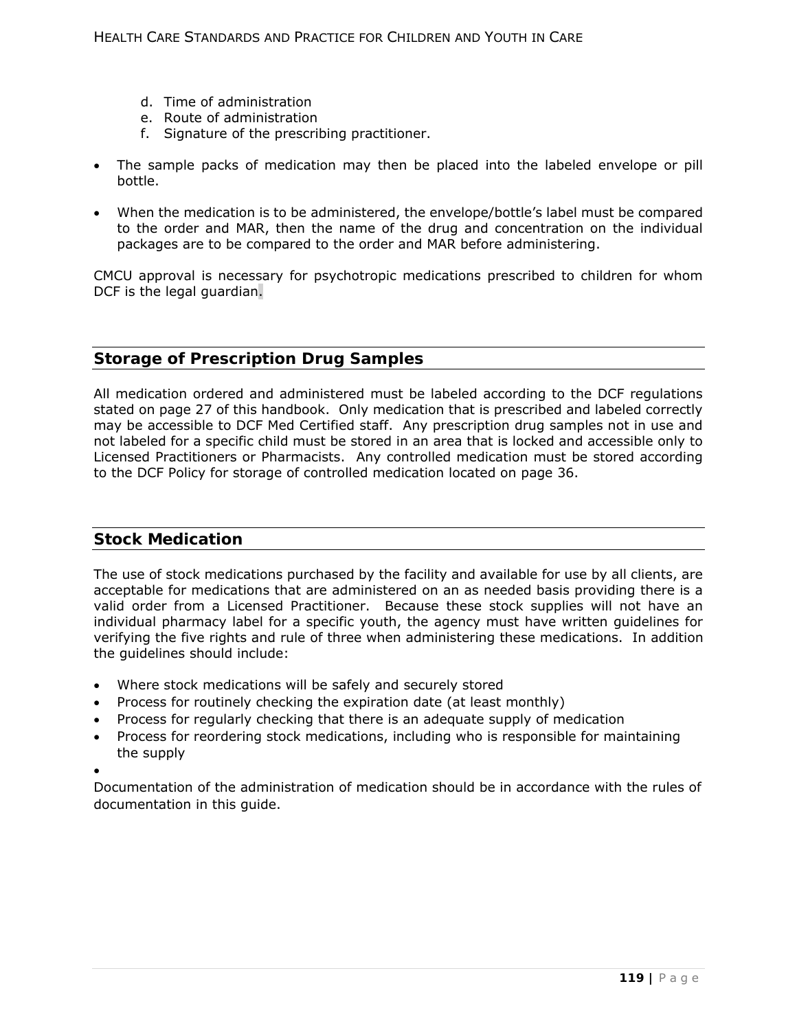d. Time of administration
e. Route of administration
f. Signature of the prescribing practitioner.

- The sample packs of medication may then be placed into the labeled envelope or pill bottle.

- When the medication is to be administered, the envelope/bottle's label must be compared to the order and MAR, then the name of the drug and concentration on the individual packages are to be compared to the order and MAR before administering.

CMCU approval is necessary for psychotropic medications prescribed to children for whom DCF is the legal guardian.

## Storage of Prescription Drug Samples

All medication ordered and administered must be labeled according to the DCF regulations stated on page 27 of this handbook. Only medication that is prescribed and labeled correctly may be accessible to DCF Med Certified staff. Any prescription drug samples not in use and not labeled for a specific child must be stored in an area that is locked and accessible only to Licensed Practitioners or Pharmacists. Any controlled medication must be stored according to the DCF Policy for storage of controlled medication located on page 36.

## Stock Medication

The use of stock medications purchased by the facility and available for use by all clients, are acceptable for medications that are administered on an as needed basis providing there is a valid order from a Licensed Practitioner. Because these stock supplies will not have an individual pharmacy label for a specific youth, the agency must have written guidelines for verifying the five rights and rule of three when administering these medications. In addition the guidelines should include:

- Where stock medications will be safely and securely stored
- Process for routinely checking the expiration date (at least monthly)
- Process for regularly checking that there is an adequate supply of medication
- Process for reordering stock medications, including who is responsible for maintaining the supply

Documentation of the administration of medication should be in accordance with the rules of documentation in this guide.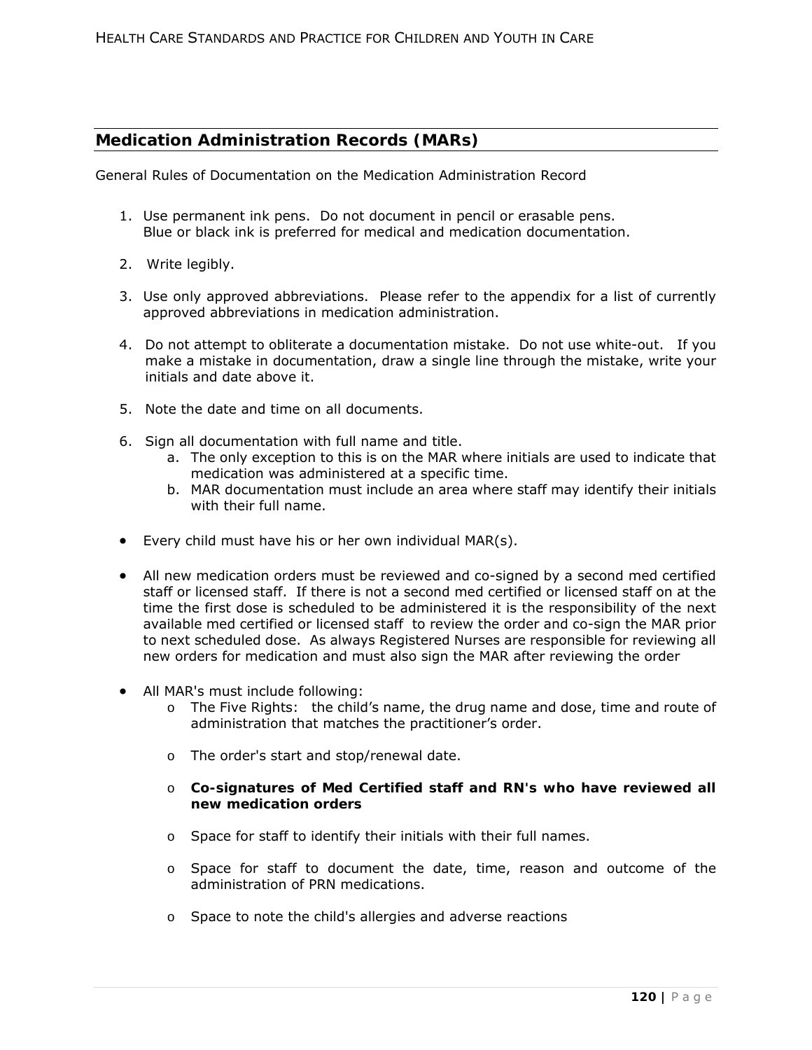## Medication Administration Records (MARs)

General Rules of Documentation on the Medication Administration Record

1. Use permanent ink pens. Do not document in pencil or erasable pens.
   Blue or black ink is preferred for medical and medication documentation.

2. Write legibly.

3. Use only approved abbreviations. Please refer to the appendix for a list of currently approved abbreviations in medication administration.

4. Do not attempt to obliterate a documentation mistake. Do not use white-out. If you make a mistake in documentation, draw a single line through the mistake, write your initials and date above it.

5. Note the date and time on all documents.

6. Sign all documentation with full name and title.
   a. The only exception to this is on the MAR where initials are used to indicate that medication was administered at a specific time.
   b. MAR documentation must include an area where staff may identify their initials with their full name.

- Every child must have his or her own individual MAR(s).

- All new medication orders must be reviewed and co-signed by a second med certified staff or licensed staff. If there is not a second med certified or licensed staff on at the time the first dose is scheduled to be administered it is the responsibility of the next available med certified or licensed staff to review the order and co-sign the MAR prior to next scheduled dose. As always Registered Nurses are responsible for reviewing all new orders for medication and must also sign the MAR after reviewing the order

- All MAR's must include following:
  - The Five Rights: the child's name, the drug name and dose, time and route of administration that matches the practitioner's order.
  - The order's start and stop/renewal date.
  - **Co-signatures of Med Certified staff and RN's who have reviewed all new medication orders**
  - Space for staff to identify their initials with their full names.
  - Space for staff to document the date, time, reason and outcome of the administration of PRN medications.
  - Space to note the child's allergies and adverse reactions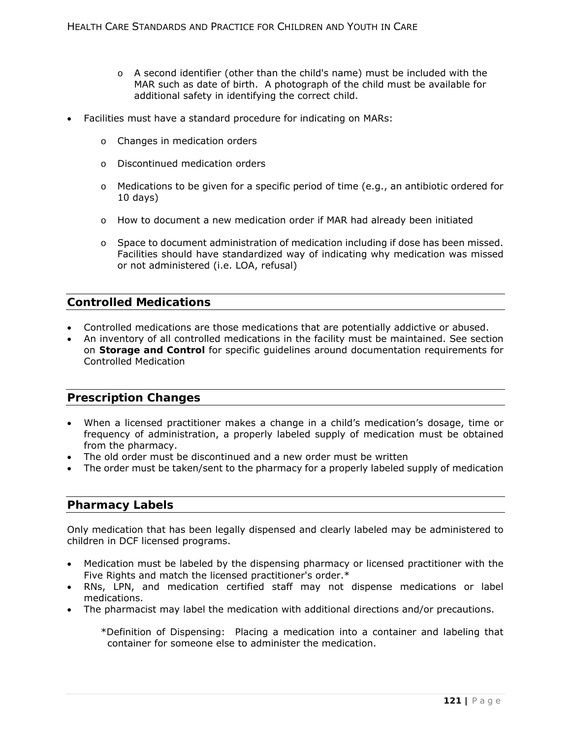- A second identifier (other than the child's name) must be included with the MAR such as date of birth. A photograph of the child must be available for additional safety in identifying the correct child.

- Facilities must have a standard procedure for indicating on MARs:

  - Changes in medication orders
  - Discontinued medication orders
  - Medications to be given for a specific period of time (e.g., an antibiotic ordered for 10 days)
  - How to document a new medication order if MAR had already been initiated
  - Space to document administration of medication including if dose has been missed. Facilities should have standardized way of indicating why medication was missed or not administered (i.e. LOA, refusal)

## Controlled Medications

- Controlled medications are those medications that are potentially addictive or abused.
- An inventory of all controlled medications in the facility must be maintained. See section on **Storage and Control** for specific guidelines around documentation requirements for Controlled Medication

## Prescription Changes

- When a licensed practitioner makes a change in a child's medication's dosage, time or frequency of administration, a properly labeled supply of medication must be obtained from the pharmacy.
- The old order must be discontinued and a new order must be written
- The order must be taken/sent to the pharmacy for a properly labeled supply of medication

## Pharmacy Labels

Only medication that has been legally dispensed and clearly labeled may be administered to children in DCF licensed programs.

- Medication must be labeled by the dispensing pharmacy or licensed practitioner with the Five Rights and match the licensed practitioner's order.*
- RNs, LPN, and medication certified staff may not dispense medications or label medications.
- The pharmacist may label the medication with additional directions and/or precautions.

*Definition of Dispensing: Placing a medication into a container and labeling that container for someone else to administer the medication.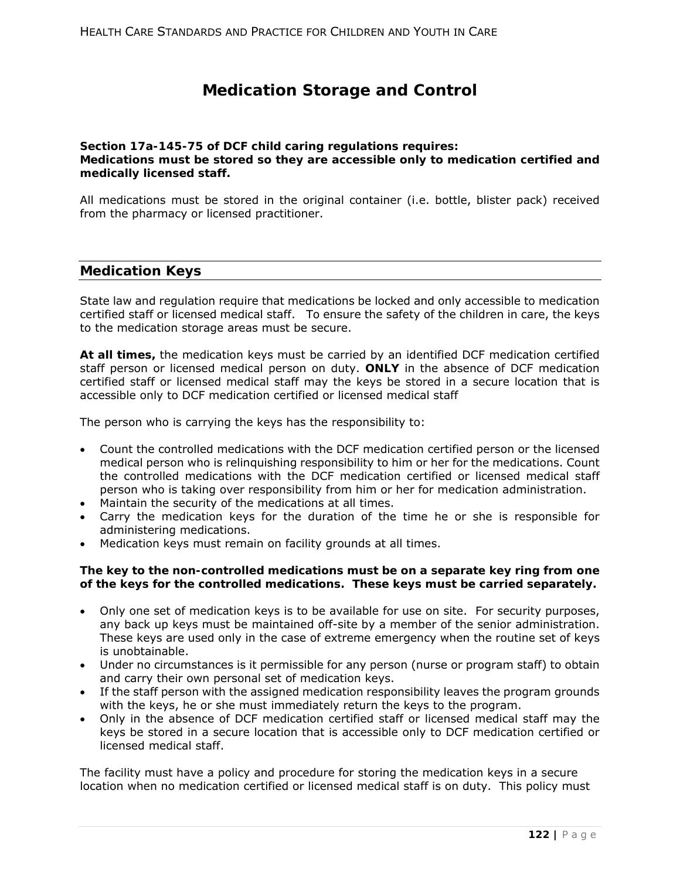# Medication Storage and Control

**Section 17a-145-75 of DCF child caring regulations requires:**
**Medications must be stored so they are accessible only to medication certified and medically licensed staff.**

All medications must be stored in the original container (i.e. bottle, blister pack) received from the pharmacy or licensed practitioner.

## Medication Keys

State law and regulation require that medications be locked and only accessible to medication certified staff or licensed medical staff. To ensure the safety of the children in care, the keys to the medication storage areas must be secure.

**At all times,** the medication keys must be carried by an identified DCF medication certified staff person or licensed medical person on duty. **ONLY** in the absence of DCF medication certified staff or licensed medical staff may the keys be stored in a secure location that is accessible only to DCF medication certified or licensed medical staff

The person who is carrying the keys has the responsibility to:

- Count the controlled medications with the DCF medication certified person or the licensed medical person who is relinquishing responsibility to him or her for the medications. Count the controlled medications with the DCF medication certified or licensed medical staff person who is taking over responsibility from him or her for medication administration.
- Maintain the security of the medications at all times.
- Carry the medication keys for the duration of the time he or she is responsible for administering medications.
- Medication keys must remain on facility grounds at all times.

**The key to the non-controlled medications must be on a separate key ring from one of the keys for the controlled medications. These keys must be carried separately.**

- Only one set of medication keys is to be available for use on site. For security purposes, any back up keys must be maintained off-site by a member of the senior administration. These keys are used only in the case of extreme emergency when the routine set of keys is unobtainable.
- Under no circumstances is it permissible for any person (nurse or program staff) to obtain and carry their own personal set of medication keys.
- If the staff person with the assigned medication responsibility leaves the program grounds with the keys, he or she must immediately return the keys to the program.
- Only in the absence of DCF medication certified staff or licensed medical staff may the keys be stored in a secure location that is accessible only to DCF medication certified or licensed medical staff.

The facility must have a policy and procedure for storing the medication keys in a secure location when no medication certified or licensed medical staff is on duty. This policy must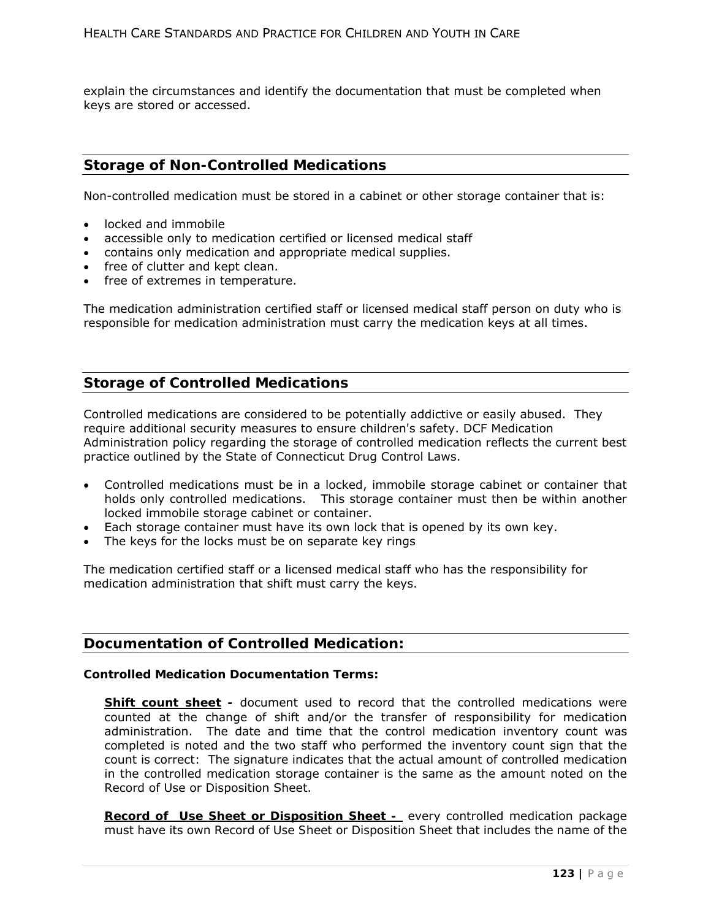explain the circumstances and identify the documentation that must be completed when keys are stored or accessed.

## Storage of Non-Controlled Medications

Non-controlled medication must be stored in a cabinet or other storage container that is:

- locked and immobile
- accessible only to medication certified or licensed medical staff
- contains only medication and appropriate medical supplies.
- free of clutter and kept clean.
- free of extremes in temperature.

The medication administration certified staff or licensed medical staff person on duty who is responsible for medication administration must carry the medication keys at all times.

## Storage of Controlled Medications

Controlled medications are considered to be potentially addictive or easily abused. They require additional security measures to ensure children's safety. DCF Medication Administration policy regarding the storage of controlled medication reflects the current best practice outlined by the State of Connecticut Drug Control Laws.

- Controlled medications must be in a locked, immobile storage cabinet or container that holds only controlled medications. This storage container must then be within another locked immobile storage cabinet or container.
- Each storage container must have its own lock that is opened by its own key.
- The keys for the locks must be on separate key rings

The medication certified staff or a licensed medical staff who has the responsibility for medication administration that shift must carry the keys.

## Documentation of Controlled Medication:

**Controlled Medication Documentation Terms:**

**<u>Shift count sheet</u> -** document used to record that the controlled medications were counted at the change of shift and/or the transfer of responsibility for medication administration. The date and time that the control medication inventory count was completed is noted and the two staff who performed the inventory count sign that the count is correct: The signature indicates that the actual amount of controlled medication in the controlled medication storage container is the same as the amount noted on the Record of Use or Disposition Sheet.

**<u>Record of Use Sheet or Disposition Sheet -</u>** every controlled medication package must have its own Record of Use Sheet or Disposition Sheet that includes the name of the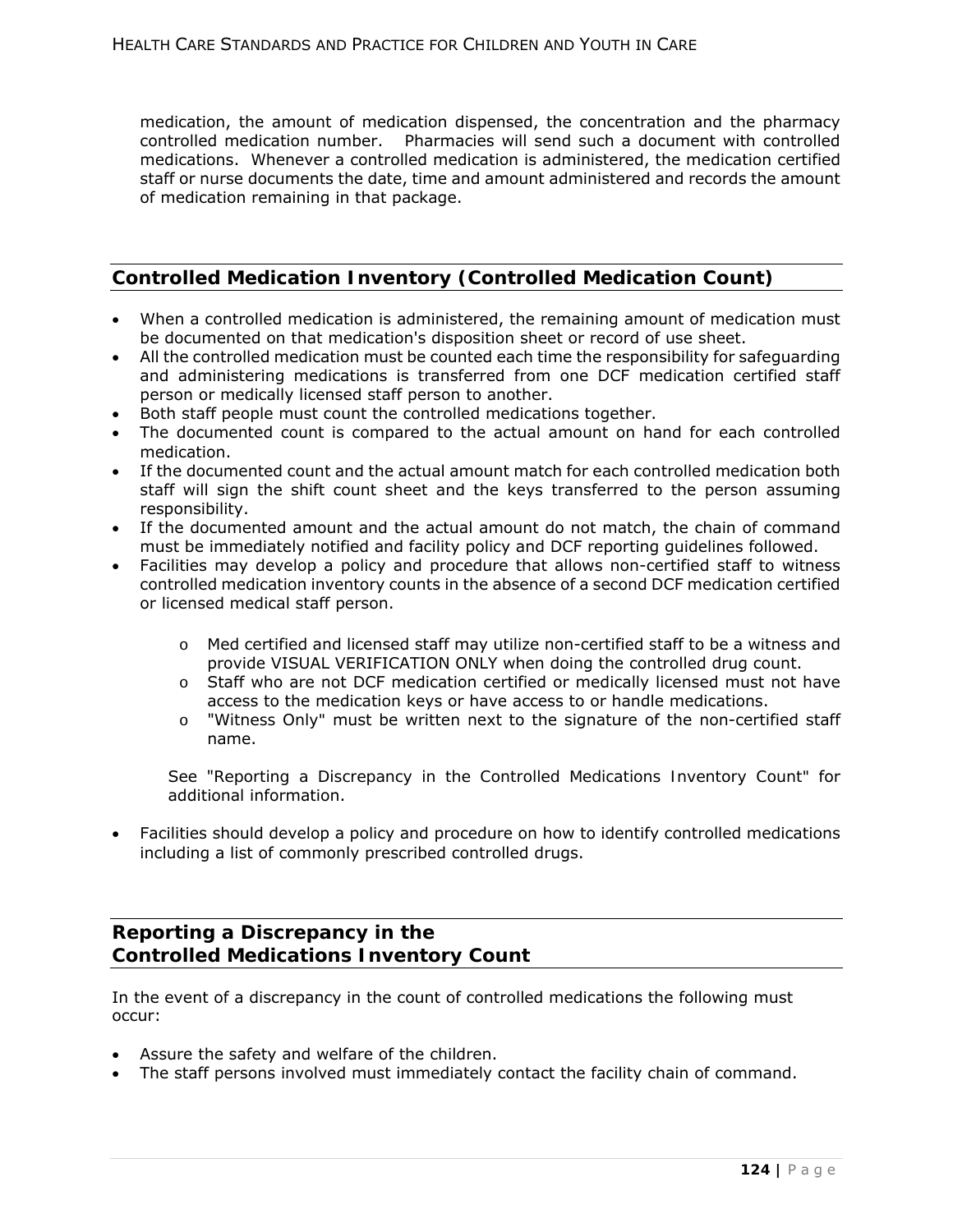medication, the amount of medication dispensed, the concentration and the pharmacy controlled medication number. Pharmacies will send such a document with controlled medications. Whenever a controlled medication is administered, the medication certified staff or nurse documents the date, time and amount administered and records the amount of medication remaining in that package.

## Controlled Medication Inventory (Controlled Medication Count)

- When a controlled medication is administered, the remaining amount of medication must be documented on that medication's disposition sheet or record of use sheet.
- All the controlled medication must be counted each time the responsibility for safeguarding and administering medications is transferred from one DCF medication certified staff person or medically licensed staff person to another.
- Both staff people must count the controlled medications together.
- The documented count is compared to the actual amount on hand for each controlled medication.
- If the documented count and the actual amount match for each controlled medication both staff will sign the shift count sheet and the keys transferred to the person assuming responsibility.
- If the documented amount and the actual amount do not match, the chain of command must be immediately notified and facility policy and DCF reporting guidelines followed.
- Facilities may develop a policy and procedure that allows non-certified staff to witness controlled medication inventory counts in the absence of a second DCF medication certified or licensed medical staff person.
  - Med certified and licensed staff may utilize non-certified staff to be a witness and provide VISUAL VERIFICATION ONLY when doing the controlled drug count.
  - Staff who are not DCF medication certified or medically licensed must not have access to the medication keys or have access to or handle medications.
  - "Witness Only" must be written next to the signature of the non-certified staff name.

  See "Reporting a Discrepancy in the Controlled Medications Inventory Count" for additional information.

- Facilities should develop a policy and procedure on how to identify controlled medications including a list of commonly prescribed controlled drugs.

## Reporting a Discrepancy in the Controlled Medications Inventory Count

In the event of a discrepancy in the count of controlled medications the following must occur:

- Assure the safety and welfare of the children.
- The staff persons involved must immediately contact the facility chain of command.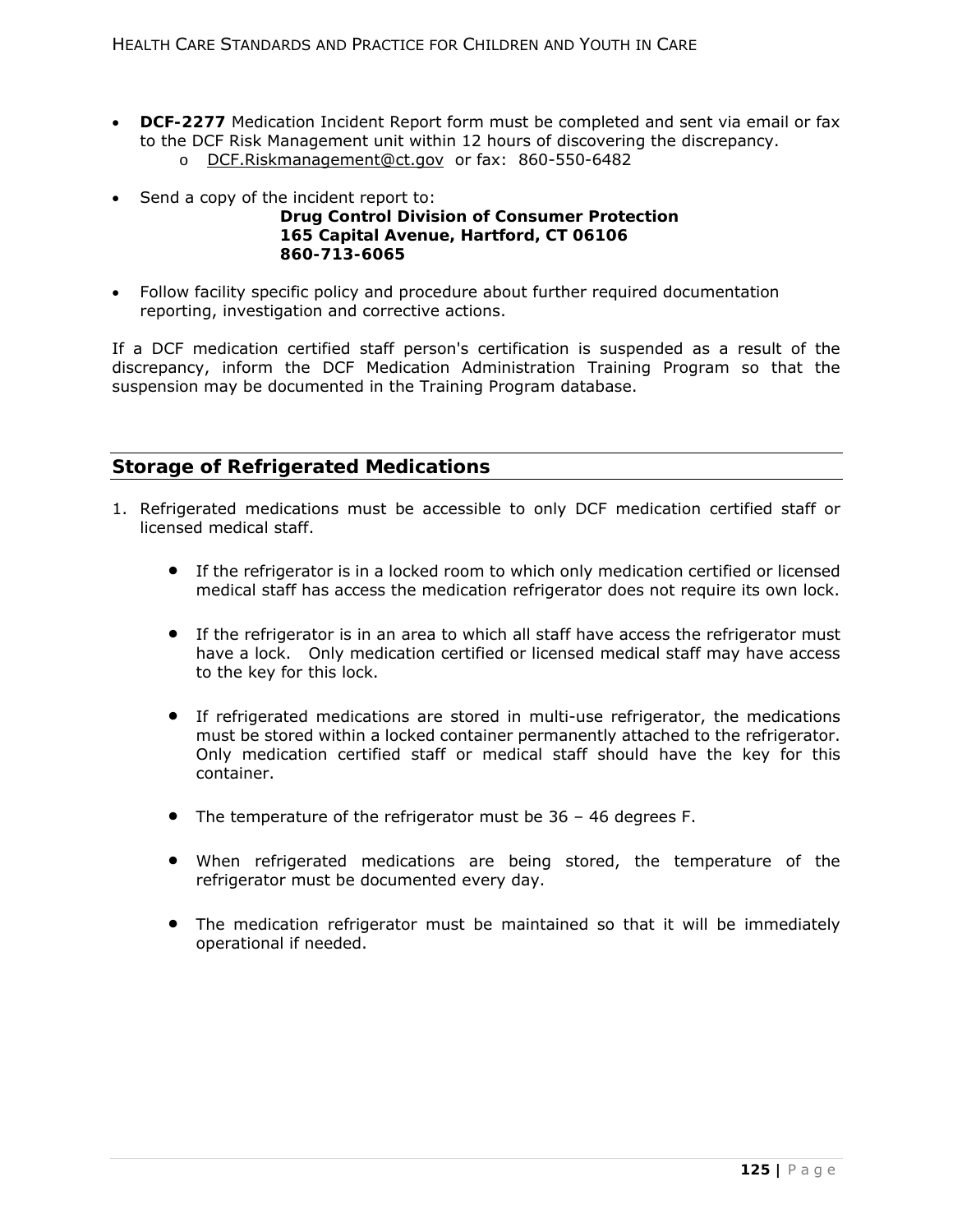- **DCF-2277** Medication Incident Report form must be completed and sent via email or fax to the DCF Risk Management unit within 12 hours of discovering the discrepancy.
  - DCF.Riskmanagement@ct.gov or fax: 860-550-6482

- Send a copy of the incident report to:

  **Drug Control Division of Consumer Protection**
  **165 Capital Avenue, Hartford, CT 06106**
  **860-713-6065**

- Follow facility specific policy and procedure about further required documentation reporting, investigation and corrective actions.

If a DCF medication certified staff person's certification is suspended as a result of the discrepancy, inform the DCF Medication Administration Training Program so that the suspension may be documented in the Training Program database.

## Storage of Refrigerated Medications

1. Refrigerated medications must be accessible to only DCF medication certified staff or licensed medical staff.

   - If the refrigerator is in a locked room to which only medication certified or licensed medical staff has access the medication refrigerator does not require its own lock.

   - If the refrigerator is in an area to which all staff have access the refrigerator must have a lock. Only medication certified or licensed medical staff may have access to the key for this lock.

   - If refrigerated medications are stored in multi-use refrigerator, the medications must be stored within a locked container permanently attached to the refrigerator. Only medication certified staff or medical staff should have the key for this container.

   - The temperature of the refrigerator must be 36 – 46 degrees F.

   - When refrigerated medications are being stored, the temperature of the refrigerator must be documented every day.

   - The medication refrigerator must be maintained so that it will be immediately operational if needed.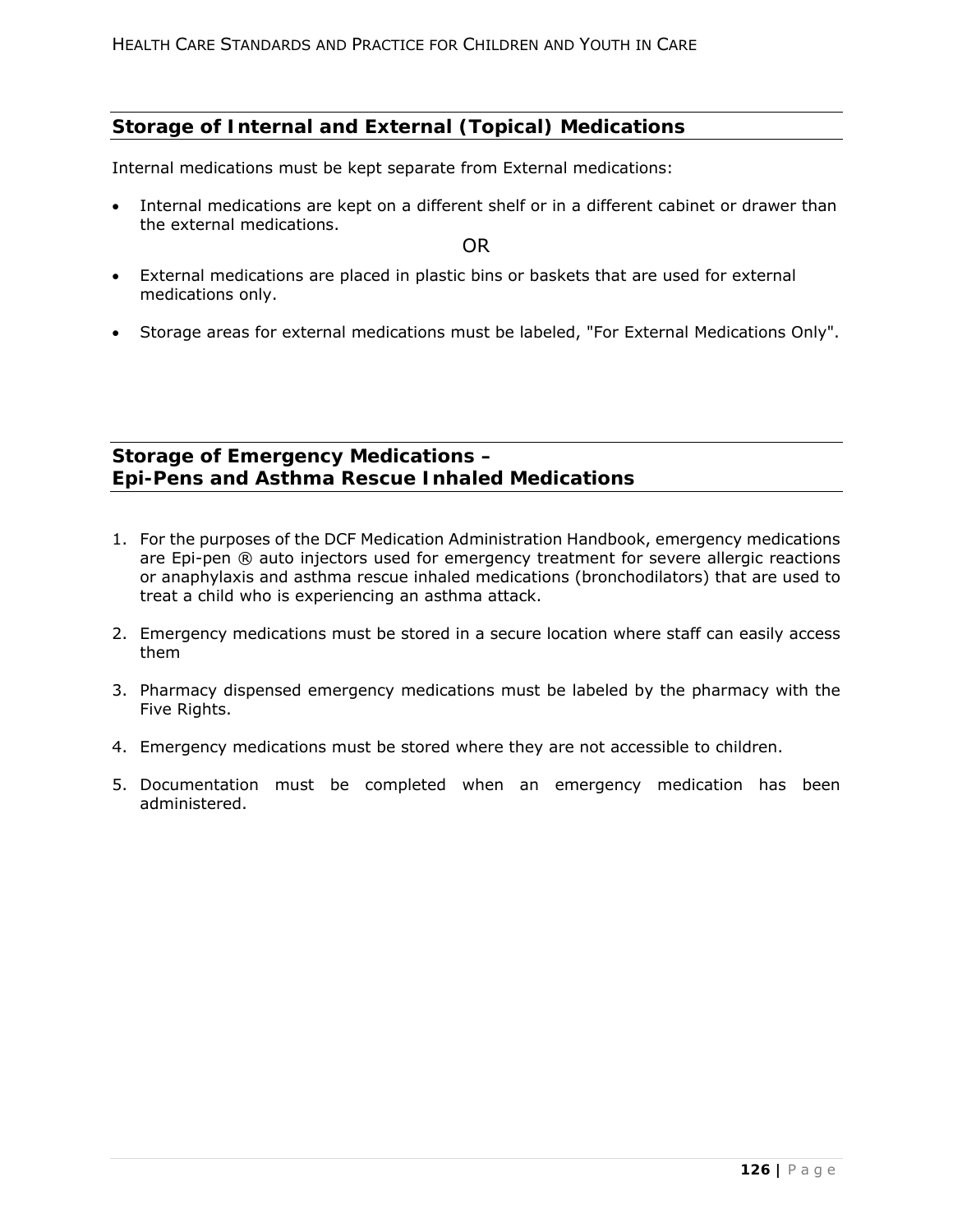## Storage of Internal and External (Topical) Medications

Internal medications must be kept separate from External medications:

- Internal medications are kept on a different shelf or in a different cabinet or drawer than the external medications.

OR

- External medications are placed in plastic bins or baskets that are used for external medications only.

- Storage areas for external medications must be labeled, "For External Medications Only".

## Storage of Emergency Medications – Epi-Pens and Asthma Rescue Inhaled Medications

1. For the purposes of the DCF Medication Administration Handbook, emergency medications are Epi-pen ® auto injectors used for emergency treatment for severe allergic reactions or anaphylaxis and asthma rescue inhaled medications (bronchodilators) that are used to treat a child who is experiencing an asthma attack.

2. Emergency medications must be stored in a secure location where staff can easily access them

3. Pharmacy dispensed emergency medications must be labeled by the pharmacy with the Five Rights.

4. Emergency medications must be stored where they are not accessible to children.

5. Documentation must be completed when an emergency medication has been administered.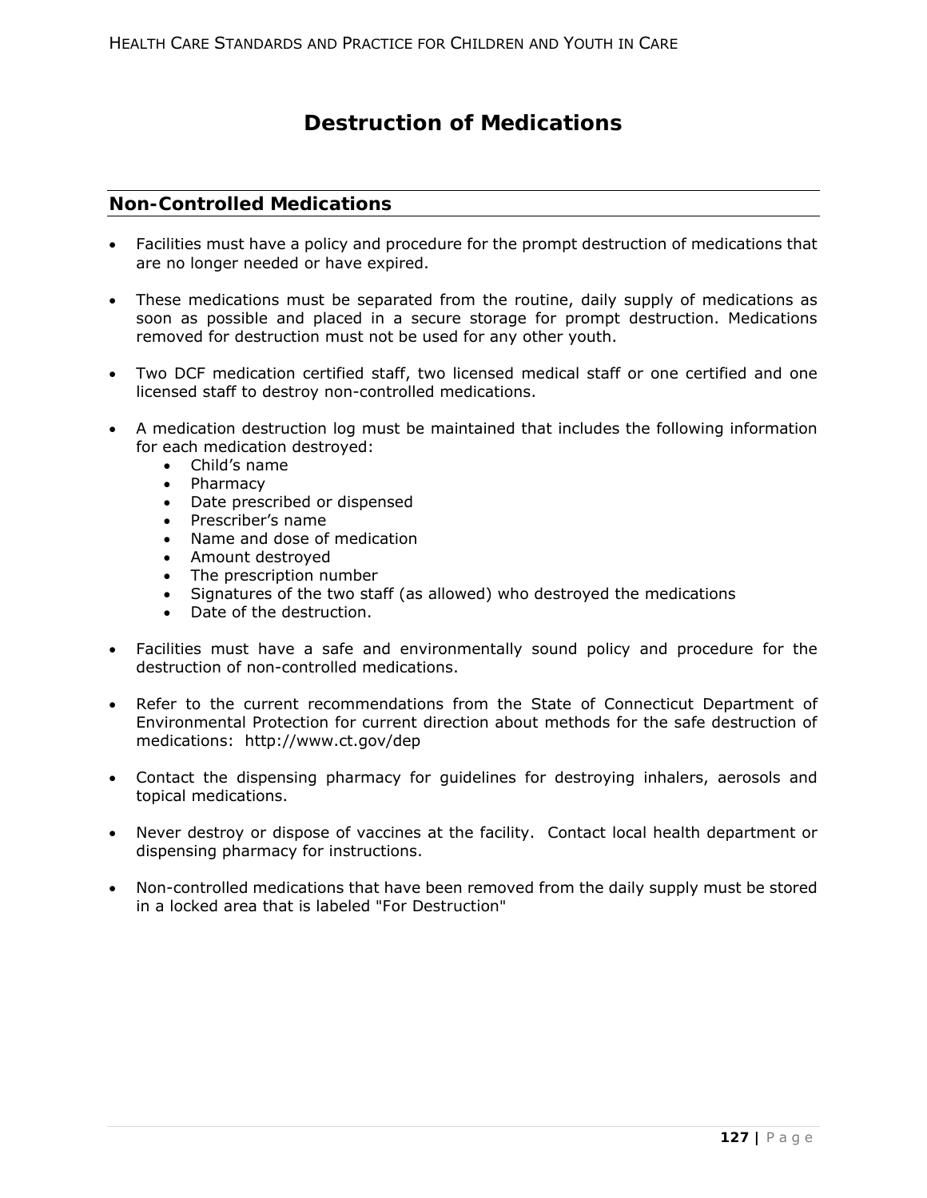# Destruction of Medications

## Non-Controlled Medications

- Facilities must have a policy and procedure for the prompt destruction of medications that are no longer needed or have expired.

- These medications must be separated from the routine, daily supply of medications as soon as possible and placed in a secure storage for prompt destruction. Medications removed for destruction must not be used for any other youth.

- Two DCF medication certified staff, two licensed medical staff or one certified and one licensed staff to destroy non-controlled medications.

- A medication destruction log must be maintained that includes the following information for each medication destroyed:
  - Child's name
  - Pharmacy
  - Date prescribed or dispensed
  - Prescriber's name
  - Name and dose of medication
  - Amount destroyed
  - The prescription number
  - Signatures of the two staff (as allowed) who destroyed the medications
  - Date of the destruction.

- Facilities must have a safe and environmentally sound policy and procedure for the destruction of non-controlled medications.

- Refer to the current recommendations from the State of Connecticut Department of Environmental Protection for current direction about methods for the safe destruction of medications: http://www.ct.gov/dep

- Contact the dispensing pharmacy for guidelines for destroying inhalers, aerosols and topical medications.

- Never destroy or dispose of vaccines at the facility. Contact local health department or dispensing pharmacy for instructions.

- Non-controlled medications that have been removed from the daily supply must be stored in a locked area that is labeled "For Destruction"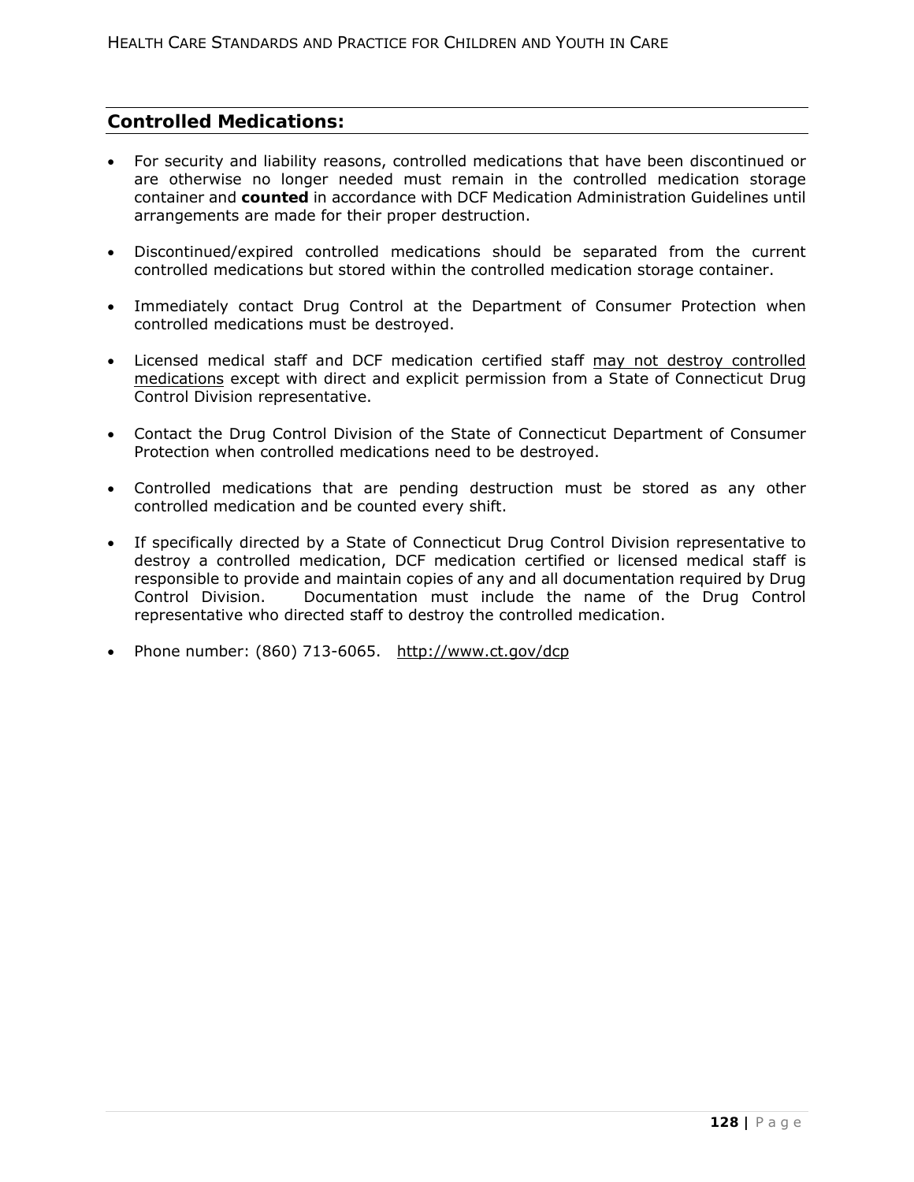## Controlled Medications:

- For security and liability reasons, controlled medications that have been discontinued or are otherwise no longer needed must remain in the controlled medication storage container and **counted** in accordance with DCF Medication Administration Guidelines until arrangements are made for their proper destruction.

- Discontinued/expired controlled medications should be separated from the current controlled medications but stored within the controlled medication storage container.

- Immediately contact Drug Control at the Department of Consumer Protection when controlled medications must be destroyed.

- Licensed medical staff and DCF medication certified staff <u>may not destroy controlled medications</u> except with direct and explicit permission from a State of Connecticut Drug Control Division representative.

- Contact the Drug Control Division of the State of Connecticut Department of Consumer Protection when controlled medications need to be destroyed.

- Controlled medications that are pending destruction must be stored as any other controlled medication and be counted every shift.

- If specifically directed by a State of Connecticut Drug Control Division representative to destroy a controlled medication, DCF medication certified or licensed medical staff is responsible to provide and maintain copies of any and all documentation required by Drug Control Division. Documentation must include the name of the Drug Control representative who directed staff to destroy the controlled medication.

- Phone number: (860) 713-6065. http://www.ct.gov/dcp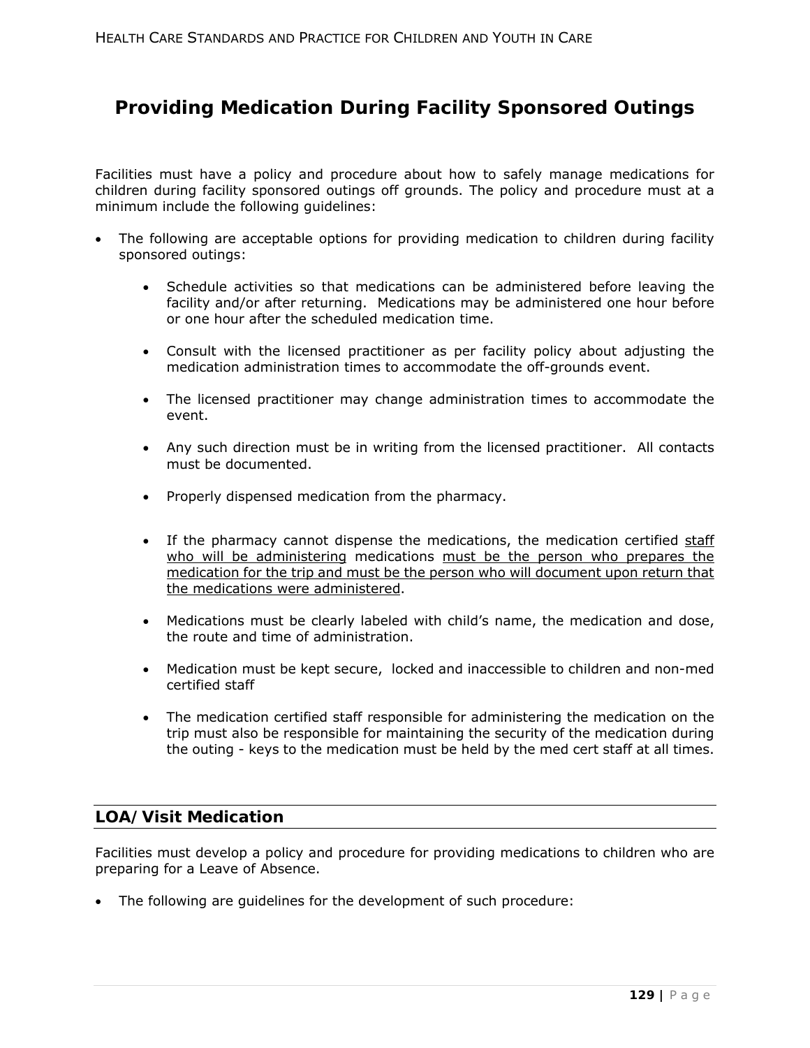# Providing Medication During Facility Sponsored Outings

Facilities must have a policy and procedure about how to safely manage medications for children during facility sponsored outings off grounds. The policy and procedure must at a minimum include the following guidelines:

- The following are acceptable options for providing medication to children during facility sponsored outings:
    - Schedule activities so that medications can be administered before leaving the facility and/or after returning. Medications may be administered one hour before or one hour after the scheduled medication time.
    - Consult with the licensed practitioner as per facility policy about adjusting the medication administration times to accommodate the off-grounds event.
    - The licensed practitioner may change administration times to accommodate the event.
    - Any such direction must be in writing from the licensed practitioner. All contacts must be documented.
    - Properly dispensed medication from the pharmacy.
    - If the pharmacy cannot dispense the medications, the medication certified <u>staff who will be administering</u> medications <u>must be the person who prepares the medication for the trip and must be the person who will document upon return that the medications were administered</u>.
    - Medications must be clearly labeled with child's name, the medication and dose, the route and time of administration.
    - Medication must be kept secure, locked and inaccessible to children and non-med certified staff
    - The medication certified staff responsible for administering the medication on the trip must also be responsible for maintaining the security of the medication during the outing - keys to the medication must be held by the med cert staff at all times.

## LOA/Visit Medication

Facilities must develop a policy and procedure for providing medications to children who are preparing for a Leave of Absence.

- The following are guidelines for the development of such procedure: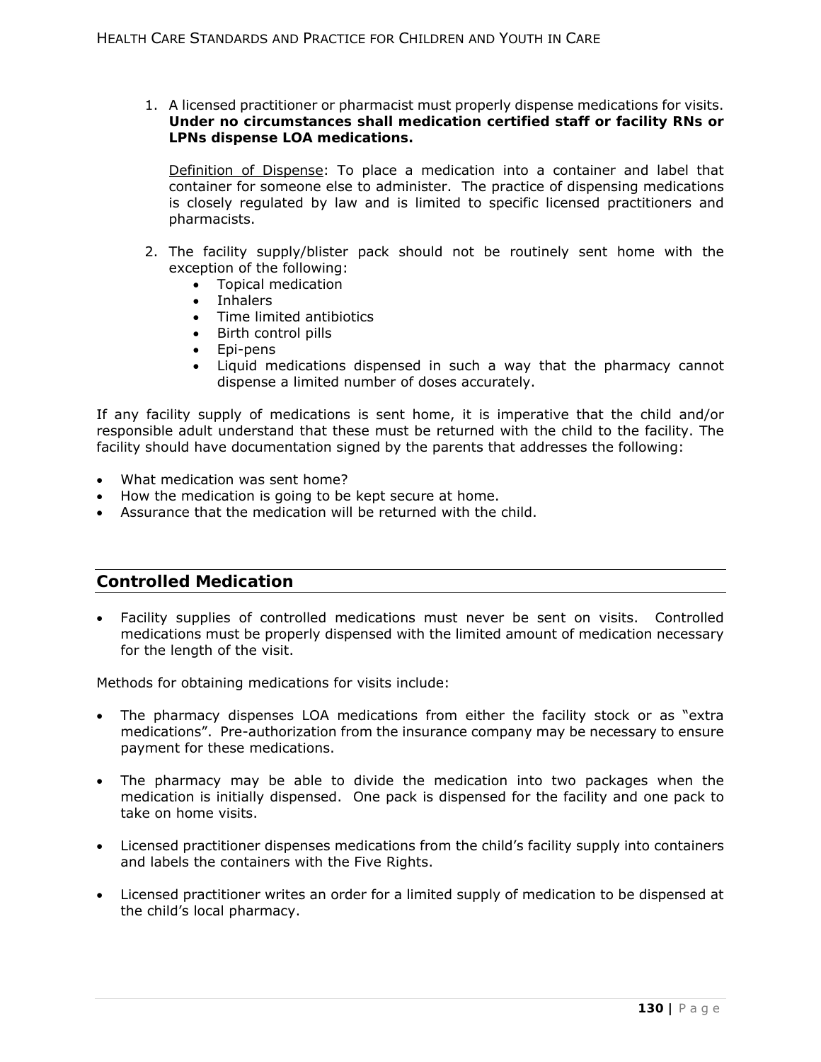1. A licensed practitioner or pharmacist must properly dispense medications for visits. **Under no circumstances shall medication certified staff or facility RNs or LPNs dispense LOA medications.**

   Definition of Dispense: To place a medication into a container and label that container for someone else to administer. The practice of dispensing medications is closely regulated by law and is limited to specific licensed practitioners and pharmacists.

2. The facility supply/blister pack should not be routinely sent home with the exception of the following:
   - Topical medication
   - Inhalers
   - Time limited antibiotics
   - Birth control pills
   - Epi-pens
   - Liquid medications dispensed in such a way that the pharmacy cannot dispense a limited number of doses accurately.

If any facility supply of medications is sent home, it is imperative that the child and/or responsible adult understand that these must be returned with the child to the facility. The facility should have documentation signed by the parents that addresses the following:

- What medication was sent home?
- How the medication is going to be kept secure at home.
- Assurance that the medication will be returned with the child.

## Controlled Medication

- Facility supplies of controlled medications must never be sent on visits. Controlled medications must be properly dispensed with the limited amount of medication necessary for the length of the visit.

Methods for obtaining medications for visits include:

- The pharmacy dispenses LOA medications from either the facility stock or as "extra medications". Pre-authorization from the insurance company may be necessary to ensure payment for these medications.

- The pharmacy may be able to divide the medication into two packages when the medication is initially dispensed. One pack is dispensed for the facility and one pack to take on home visits.

- Licensed practitioner dispenses medications from the child's facility supply into containers and labels the containers with the Five Rights.

- Licensed practitioner writes an order for a limited supply of medication to be dispensed at the child's local pharmacy.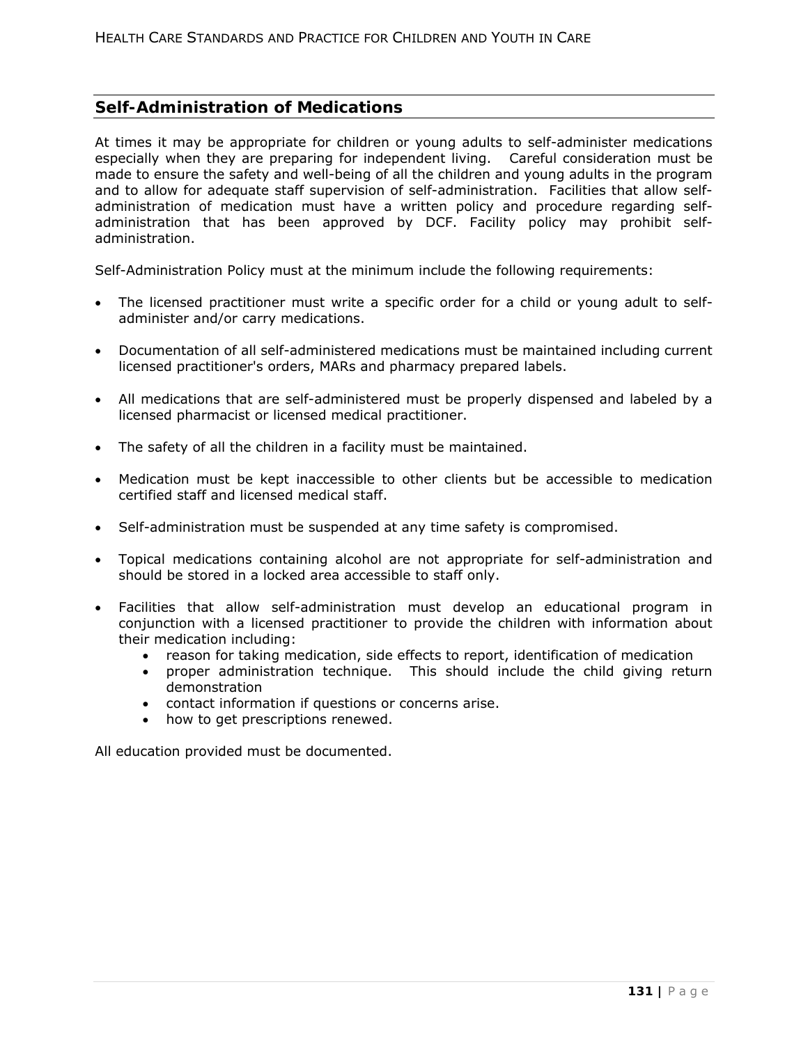## Self-Administration of Medications

At times it may be appropriate for children or young adults to self-administer medications especially when they are preparing for independent living. Careful consideration must be made to ensure the safety and well-being of all the children and young adults in the program and to allow for adequate staff supervision of self-administration. Facilities that allow self-administration of medication must have a written policy and procedure regarding self-administration that has been approved by DCF. Facility policy may prohibit self-administration.

Self-Administration Policy must at the minimum include the following requirements:

- The licensed practitioner must write a specific order for a child or young adult to self-administer and/or carry medications.
- Documentation of all self-administered medications must be maintained including current licensed practitioner's orders, MARs and pharmacy prepared labels.
- All medications that are self-administered must be properly dispensed and labeled by a licensed pharmacist or licensed medical practitioner.
- The safety of all the children in a facility must be maintained.
- Medication must be kept inaccessible to other clients but be accessible to medication certified staff and licensed medical staff.
- Self-administration must be suspended at any time safety is compromised.
- Topical medications containing alcohol are not appropriate for self-administration and should be stored in a locked area accessible to staff only.
- Facilities that allow self-administration must develop an educational program in conjunction with a licensed practitioner to provide the children with information about their medication including:
  - reason for taking medication, side effects to report, identification of medication
  - proper administration technique. This should include the child giving return demonstration
  - contact information if questions or concerns arise.
  - how to get prescriptions renewed.

All education provided must be documented.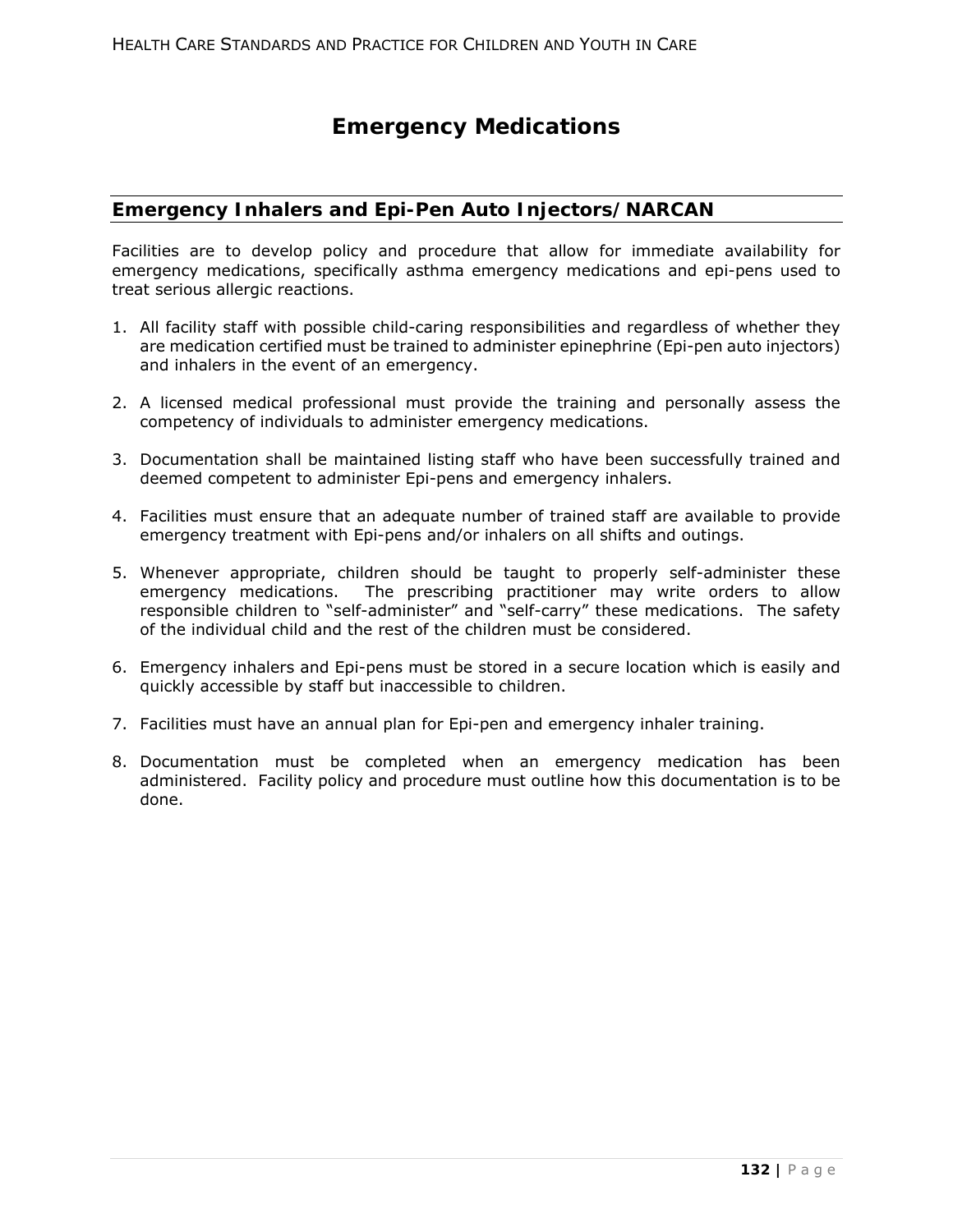# Emergency Medications

## Emergency Inhalers and Epi-Pen Auto Injectors/NARCAN

Facilities are to develop policy and procedure that allow for immediate availability for emergency medications, specifically asthma emergency medications and epi-pens used to treat serious allergic reactions.

1. All facility staff with possible child-caring responsibilities and regardless of whether they are medication certified must be trained to administer epinephrine (Epi-pen auto injectors) and inhalers in the event of an emergency.

2. A licensed medical professional must provide the training and personally assess the competency of individuals to administer emergency medications.

3. Documentation shall be maintained listing staff who have been successfully trained and deemed competent to administer Epi-pens and emergency inhalers.

4. Facilities must ensure that an adequate number of trained staff are available to provide emergency treatment with Epi-pens and/or inhalers on all shifts and outings.

5. Whenever appropriate, children should be taught to properly self-administer these emergency medications. The prescribing practitioner may write orders to allow responsible children to "self-administer" and "self-carry" these medications. The safety of the individual child and the rest of the children must be considered.

6. Emergency inhalers and Epi-pens must be stored in a secure location which is easily and quickly accessible by staff but inaccessible to children.

7. Facilities must have an annual plan for Epi-pen and emergency inhaler training.

8. Documentation must be completed when an emergency medication has been administered. Facility policy and procedure must outline how this documentation is to be done.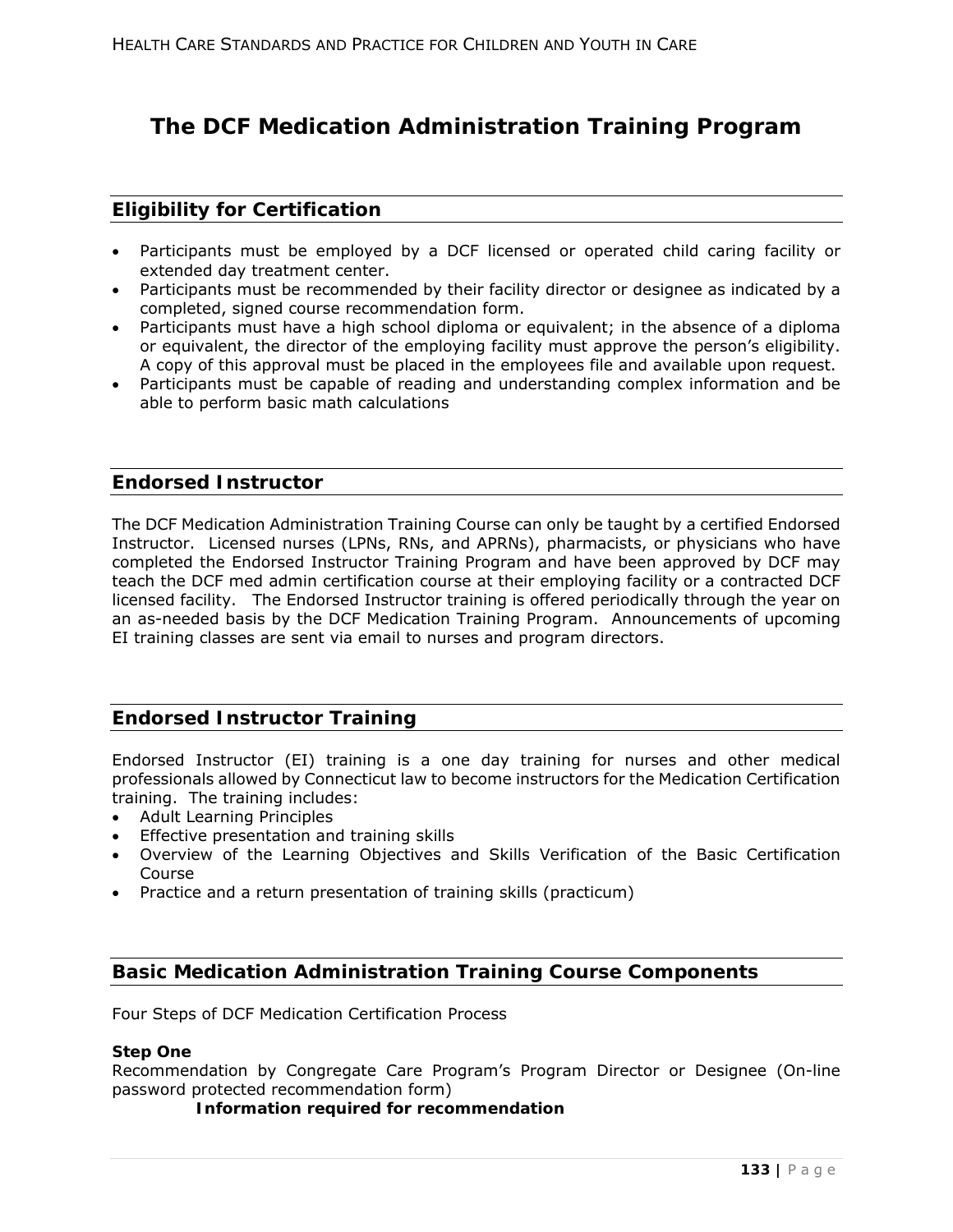# The DCF Medication Administration Training Program

## Eligibility for Certification

- Participants must be employed by a DCF licensed or operated child caring facility or extended day treatment center.
- Participants must be recommended by their facility director or designee as indicated by a completed, signed course recommendation form.
- Participants must have a high school diploma or equivalent; in the absence of a diploma or equivalent, the director of the employing facility must approve the person's eligibility. A copy of this approval must be placed in the employees file and available upon request.
- Participants must be capable of reading and understanding complex information and be able to perform basic math calculations

## Endorsed Instructor

The DCF Medication Administration Training Course can only be taught by a certified Endorsed Instructor. Licensed nurses (LPNs, RNs, and APRNs), pharmacists, or physicians who have completed the Endorsed Instructor Training Program and have been approved by DCF may teach the DCF med admin certification course at their employing facility or a contracted DCF licensed facility. The Endorsed Instructor training is offered periodically through the year on an as-needed basis by the DCF Medication Training Program. Announcements of upcoming EI training classes are sent via email to nurses and program directors.

## Endorsed Instructor Training

Endorsed Instructor (EI) training is a one day training for nurses and other medical professionals allowed by Connecticut law to become instructors for the Medication Certification training. The training includes:

- Adult Learning Principles
- Effective presentation and training skills
- Overview of the Learning Objectives and Skills Verification of the Basic Certification Course
- Practice and a return presentation of training skills (practicum)

## Basic Medication Administration Training Course Components

Four Steps of DCF Medication Certification Process

**Step One**

Recommendation by Congregate Care Program's Program Director or Designee (On-line password protected recommendation form)

**Information required for recommendation**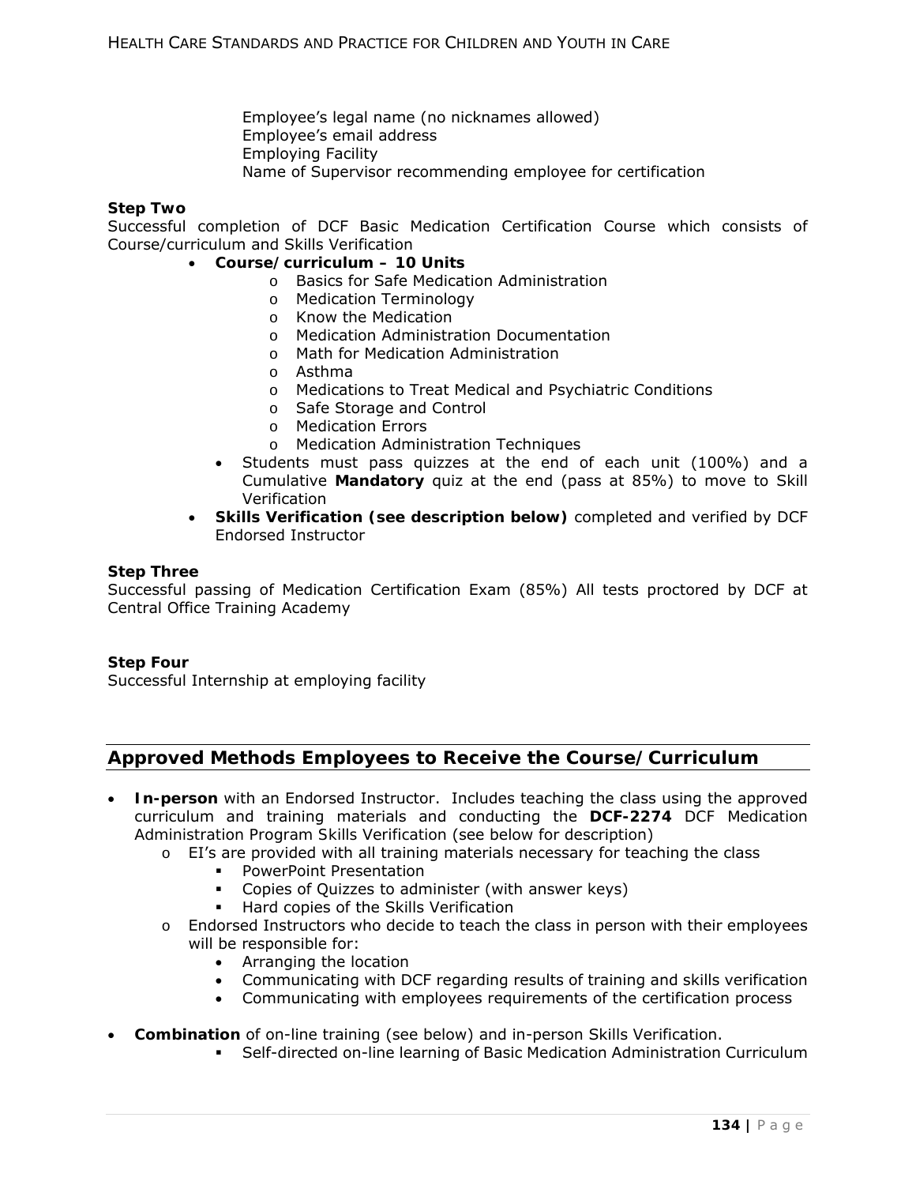Employee's legal name (no nicknames allowed)
Employee's email address
Employing Facility
Name of Supervisor recommending employee for certification

**Step Two**

Successful completion of DCF Basic Medication Certification Course which consists of Course/curriculum and Skills Verification

- **Course/curriculum – 10 Units**
  - Basics for Safe Medication Administration
  - Medication Terminology
  - Know the Medication
  - Medication Administration Documentation
  - Math for Medication Administration
  - Asthma
  - Medications to Treat Medical and Psychiatric Conditions
  - Safe Storage and Control
  - Medication Errors
  - Medication Administration Techniques
  - Students must pass quizzes at the end of each unit (100%) and a Cumulative **Mandatory** quiz at the end (pass at 85%) to move to Skill Verification
- **Skills Verification (see description below)** completed and verified by DCF Endorsed Instructor

**Step Three**

Successful passing of Medication Certification Exam (85%) All tests proctored by DCF at Central Office Training Academy

**Step Four**

Successful Internship at employing facility

## Approved Methods Employees to Receive the Course/Curriculum

- **In-person** with an Endorsed Instructor. Includes teaching the class using the approved curriculum and training materials and conducting the **DCF-2274** DCF Medication Administration Program Skills Verification (see below for description)
  - EI's are provided with all training materials necessary for teaching the class
    - PowerPoint Presentation
    - Copies of Quizzes to administer (with answer keys)
    - Hard copies of the Skills Verification
  - Endorsed Instructors who decide to teach the class in person with their employees will be responsible for:
    - Arranging the location
    - Communicating with DCF regarding results of training and skills verification
    - Communicating with employees requirements of the certification process
- **Combination** of on-line training (see below) and in-person Skills Verification.
  - Self-directed on-line learning of Basic Medication Administration Curriculum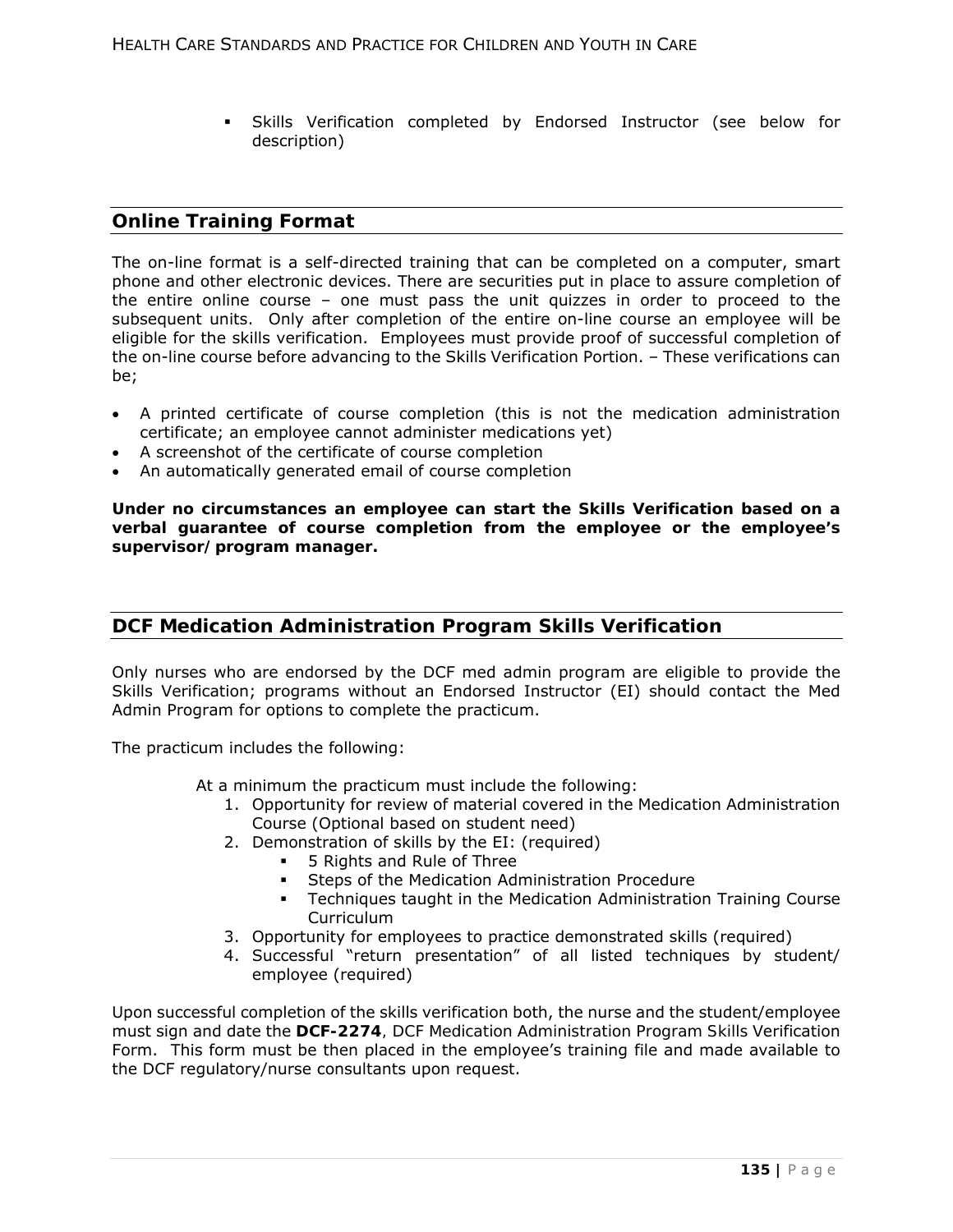- Skills Verification completed by Endorsed Instructor (see below for description)

## Online Training Format

The on-line format is a self-directed training that can be completed on a computer, smart phone and other electronic devices. There are securities put in place to assure completion of the entire online course – one must pass the unit quizzes in order to proceed to the subsequent units. Only after completion of the entire on-line course an employee will be eligible for the skills verification. Employees must provide proof of successful completion of the on-line course before advancing to the Skills Verification Portion. – These verifications can be;

- A printed certificate of course completion (this is not the medication administration certificate; an employee cannot administer medications yet)
- A screenshot of the certificate of course completion
- An automatically generated email of course completion

**Under no circumstances an employee can start the Skills Verification based on a verbal guarantee of course completion from the employee or the employee's supervisor/program manager.**

## DCF Medication Administration Program Skills Verification

Only nurses who are endorsed by the DCF med admin program are eligible to provide the Skills Verification; programs without an Endorsed Instructor (EI) should contact the Med Admin Program for options to complete the practicum.

The practicum includes the following:

At a minimum the practicum must include the following:

1. Opportunity for review of material covered in the Medication Administration Course (Optional based on student need)
2. Demonstration of skills by the EI: (required)
   - 5 Rights and Rule of Three
   - Steps of the Medication Administration Procedure
   - Techniques taught in the Medication Administration Training Course Curriculum
3. Opportunity for employees to practice demonstrated skills (required)
4. Successful "return presentation" of all listed techniques by student/ employee (required)

Upon successful completion of the skills verification both, the nurse and the student/employee must sign and date the **DCF-2274**, DCF Medication Administration Program Skills Verification Form. This form must be then placed in the employee's training file and made available to the DCF regulatory/nurse consultants upon request.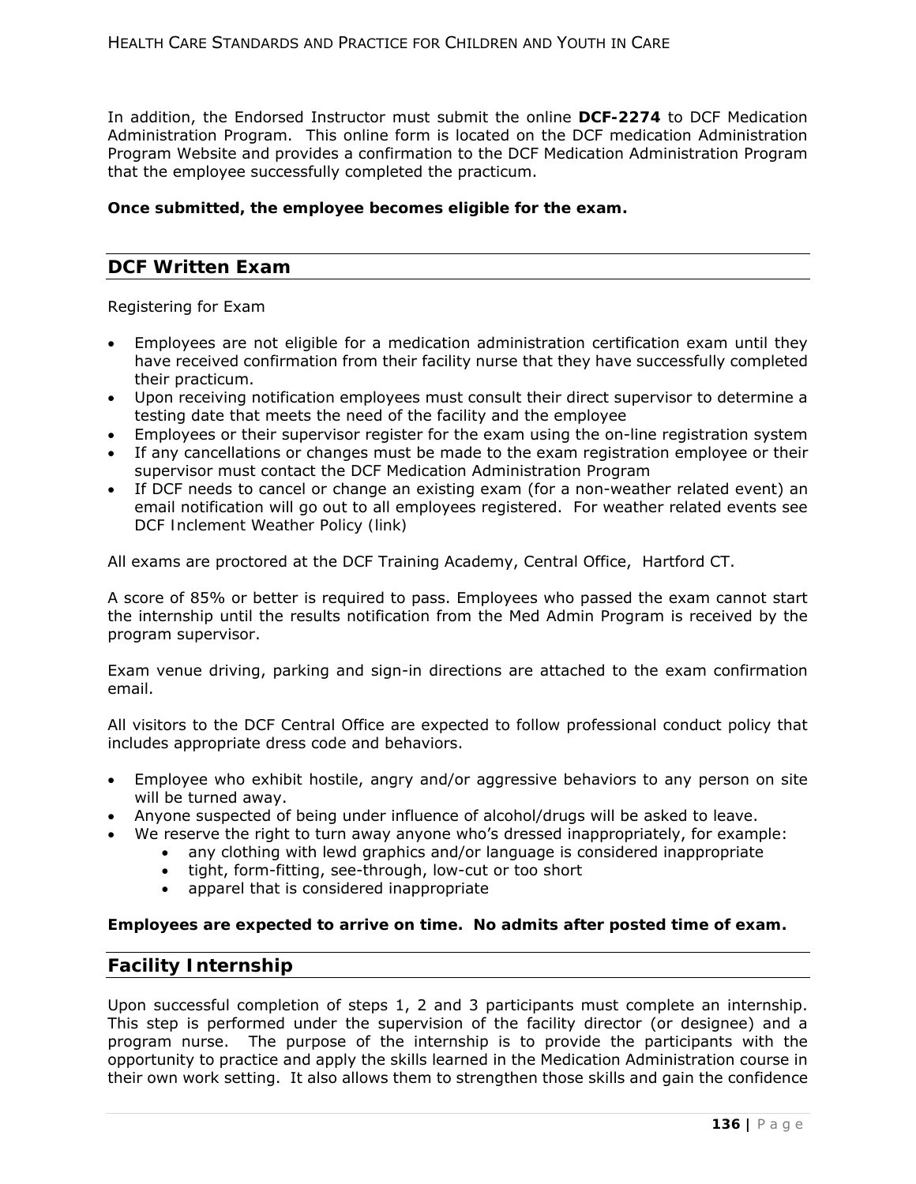In addition, the Endorsed Instructor must submit the online **DCF-2274** to DCF Medication Administration Program. This online form is located on the DCF medication Administration Program Website and provides a confirmation to the DCF Medication Administration Program that the employee successfully completed the practicum.

**Once submitted, the employee becomes eligible for the exam.**

## DCF Written Exam

Registering for Exam

- Employees are not eligible for a medication administration certification exam until they have received confirmation from their facility nurse that they have successfully completed their practicum.
- Upon receiving notification employees must consult their direct supervisor to determine a testing date that meets the need of the facility and the employee
- Employees or their supervisor register for the exam using the on-line registration system
- If any cancellations or changes must be made to the exam registration employee or their supervisor must contact the DCF Medication Administration Program
- If DCF needs to cancel or change an existing exam (for a non-weather related event) an email notification will go out to all employees registered. For weather related events see DCF Inclement Weather Policy (link)

All exams are proctored at the DCF Training Academy, Central Office, Hartford CT.

A score of 85% or better is required to pass. Employees who passed the exam cannot start the internship until the results notification from the Med Admin Program is received by the program supervisor.

Exam venue driving, parking and sign-in directions are attached to the exam confirmation email.

All visitors to the DCF Central Office are expected to follow professional conduct policy that includes appropriate dress code and behaviors.

- Employee who exhibit hostile, angry and/or aggressive behaviors to any person on site will be turned away.
- Anyone suspected of being under influence of alcohol/drugs will be asked to leave.
- We reserve the right to turn away anyone who's dressed inappropriately, for example:
  - any clothing with lewd graphics and/or language is considered inappropriate
  - tight, form-fitting, see-through, low-cut or too short
  - apparel that is considered inappropriate

**Employees are expected to arrive on time. No admits after posted time of exam.**

## Facility Internship

Upon successful completion of steps 1, 2 and 3 participants must complete an internship. This step is performed under the supervision of the facility director (or designee) and a program nurse. The purpose of the internship is to provide the participants with the opportunity to practice and apply the skills learned in the Medication Administration course in their own work setting. It also allows them to strengthen those skills and gain the confidence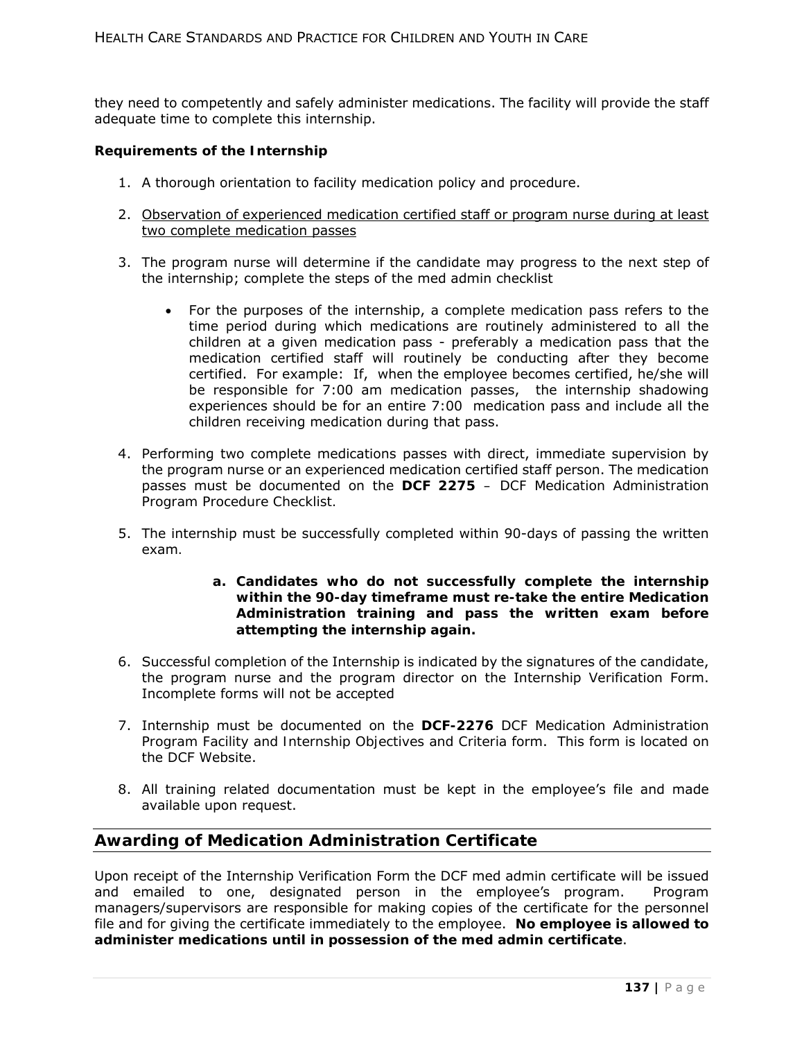they need to competently and safely administer medications. The facility will provide the staff adequate time to complete this internship.

**Requirements of the Internship**

1. A thorough orientation to facility medication policy and procedure.

2. <u>Observation of experienced medication certified staff or program nurse during at least two complete medication passes</u>

3. The program nurse will determine if the candidate may progress to the next step of the internship; complete the steps of the med admin checklist

   - For the purposes of the internship, a complete medication pass refers to the time period during which medications are routinely administered to all the children at a given medication pass - preferably a medication pass that the medication certified staff will routinely be conducting after they become certified. For example: If, when the employee becomes certified, he/she will be responsible for 7:00 am medication passes, the internship shadowing experiences should be for an entire 7:00 medication pass and include all the children receiving medication during that pass.

4. Performing two complete medications passes with direct, immediate supervision by the program nurse or an experienced medication certified staff person. The medication passes must be documented on the **DCF 2275** – DCF Medication Administration Program Procedure Checklist.

5. The internship must be successfully completed within 90-days of passing the written exam.

   a. **Candidates who do not successfully complete the internship within the 90-day timeframe must re-take the entire Medication Administration training and pass the written exam before attempting the internship again.**

6. Successful completion of the Internship is indicated by the signatures of the candidate, the program nurse and the program director on the Internship Verification Form. Incomplete forms will not be accepted

7. Internship must be documented on the **DCF-2276** DCF Medication Administration Program Facility and Internship Objectives and Criteria form. This form is located on the DCF Website.

8. All training related documentation must be kept in the employee's file and made available upon request.

## Awarding of Medication Administration Certificate

Upon receipt of the Internship Verification Form the DCF med admin certificate will be issued and emailed to one, designated person in the employee's program. Program managers/supervisors are responsible for making copies of the certificate for the personnel file and for giving the certificate immediately to the employee. **No employee is allowed to administer medications until in possession of the med admin certificate**.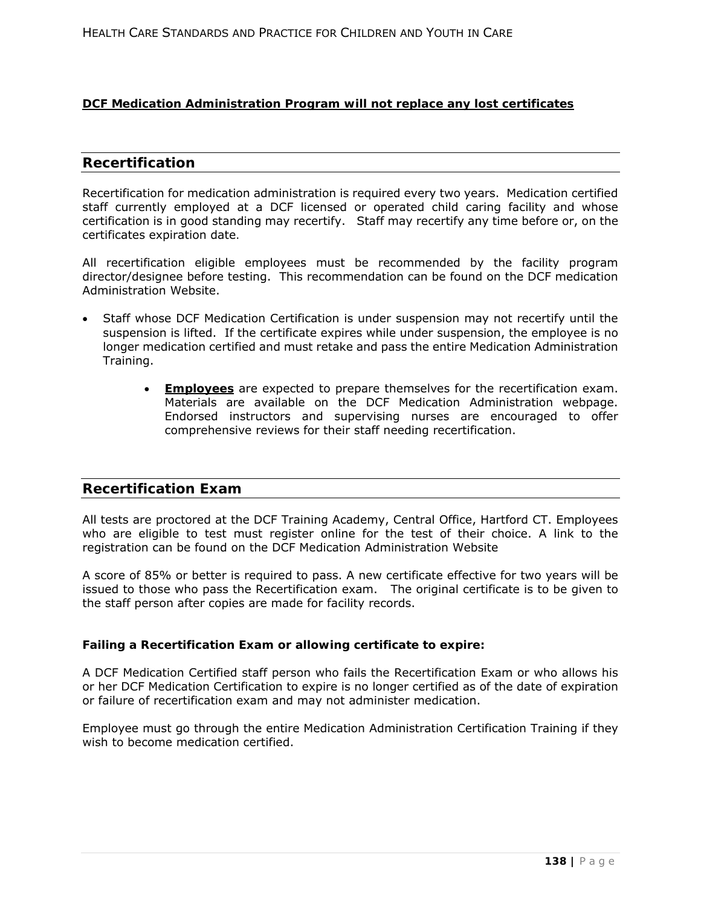**<u>DCF Medication Administration Program will not replace any lost certificates</u>**

## Recertification

Recertification for medication administration is required every two years. Medication certified staff currently employed at a DCF licensed or operated child caring facility and whose certification is in good standing may recertify. Staff may recertify any time before or, on the certificates expiration date.

All recertification eligible employees must be recommended by the facility program director/designee before testing. This recommendation can be found on the DCF medication Administration Website.

- Staff whose DCF Medication Certification is under suspension may not recertify until the suspension is lifted. If the certificate expires while under suspension, the employee is no longer medication certified and must retake and pass the entire Medication Administration Training.
  - **<u>Employees</u>** are expected to prepare themselves for the recertification exam. Materials are available on the DCF Medication Administration webpage. Endorsed instructors and supervising nurses are encouraged to offer comprehensive reviews for their staff needing recertification.

## Recertification Exam

All tests are proctored at the DCF Training Academy, Central Office, Hartford CT. Employees who are eligible to test must register online for the test of their choice. A link to the registration can be found on the DCF Medication Administration Website

A score of 85% or better is required to pass. A new certificate effective for two years will be issued to those who pass the Recertification exam. The original certificate is to be given to the staff person after copies are made for facility records.

**Failing a Recertification Exam or allowing certificate to expire:**

A DCF Medication Certified staff person who fails the Recertification Exam or who allows his or her DCF Medication Certification to expire is no longer certified as of the date of expiration or failure of recertification exam and may not administer medication.

Employee must go through the entire Medication Administration Certification Training if they wish to become medication certified.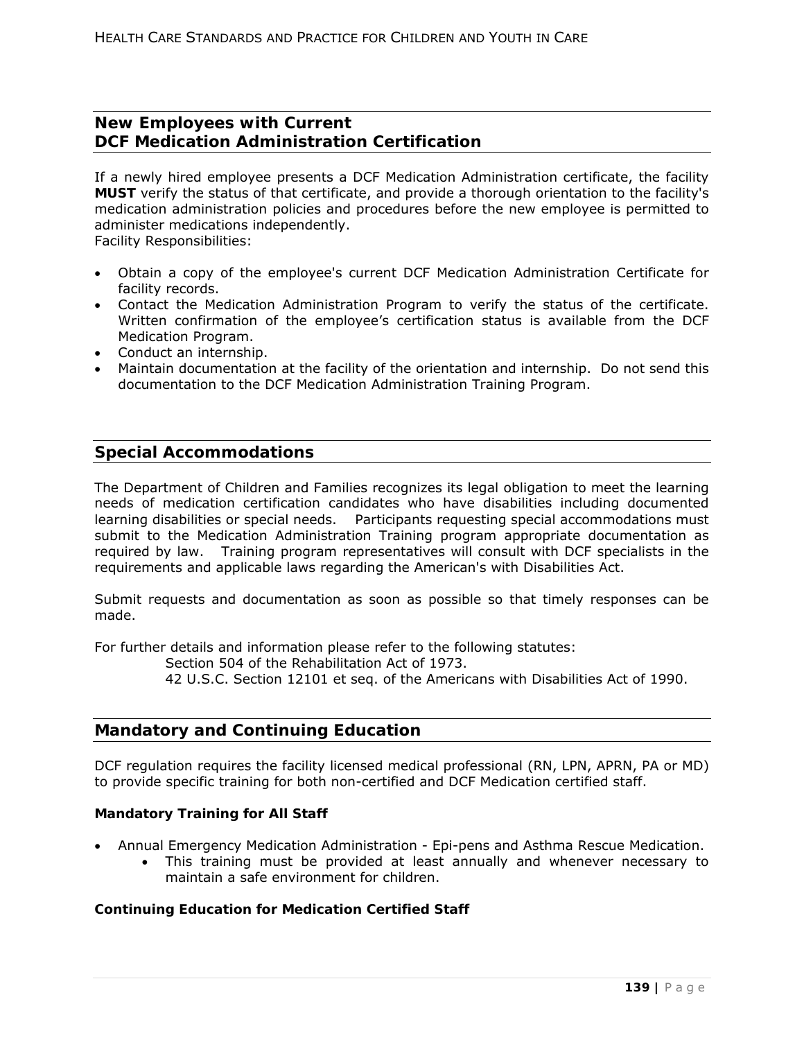## New Employees with Current DCF Medication Administration Certification

If a newly hired employee presents a DCF Medication Administration certificate, the facility **MUST** verify the status of that certificate, and provide a thorough orientation to the facility's medication administration policies and procedures before the new employee is permitted to administer medications independently.
Facility Responsibilities:

- Obtain a copy of the employee's current DCF Medication Administration Certificate for facility records.
- Contact the Medication Administration Program to verify the status of the certificate. Written confirmation of the employee's certification status is available from the DCF Medication Program.
- Conduct an internship.
- Maintain documentation at the facility of the orientation and internship. Do not send this documentation to the DCF Medication Administration Training Program.

## Special Accommodations

The Department of Children and Families recognizes its legal obligation to meet the learning needs of medication certification candidates who have disabilities including documented learning disabilities or special needs. Participants requesting special accommodations must submit to the Medication Administration Training program appropriate documentation as required by law. Training program representatives will consult with DCF specialists in the requirements and applicable laws regarding the American's with Disabilities Act.

Submit requests and documentation as soon as possible so that timely responses can be made.

For further details and information please refer to the following statutes:

Section 504 of the Rehabilitation Act of 1973.
42 U.S.C. Section 12101 et seq. of the Americans with Disabilities Act of 1990.

## Mandatory and Continuing Education

DCF regulation requires the facility licensed medical professional (RN, LPN, APRN, PA or MD) to provide specific training for both non-certified and DCF Medication certified staff.

### Mandatory Training for All Staff

- Annual Emergency Medication Administration - Epi-pens and Asthma Rescue Medication.
  - This training must be provided at least annually and whenever necessary to maintain a safe environment for children.

### Continuing Education for Medication Certified Staff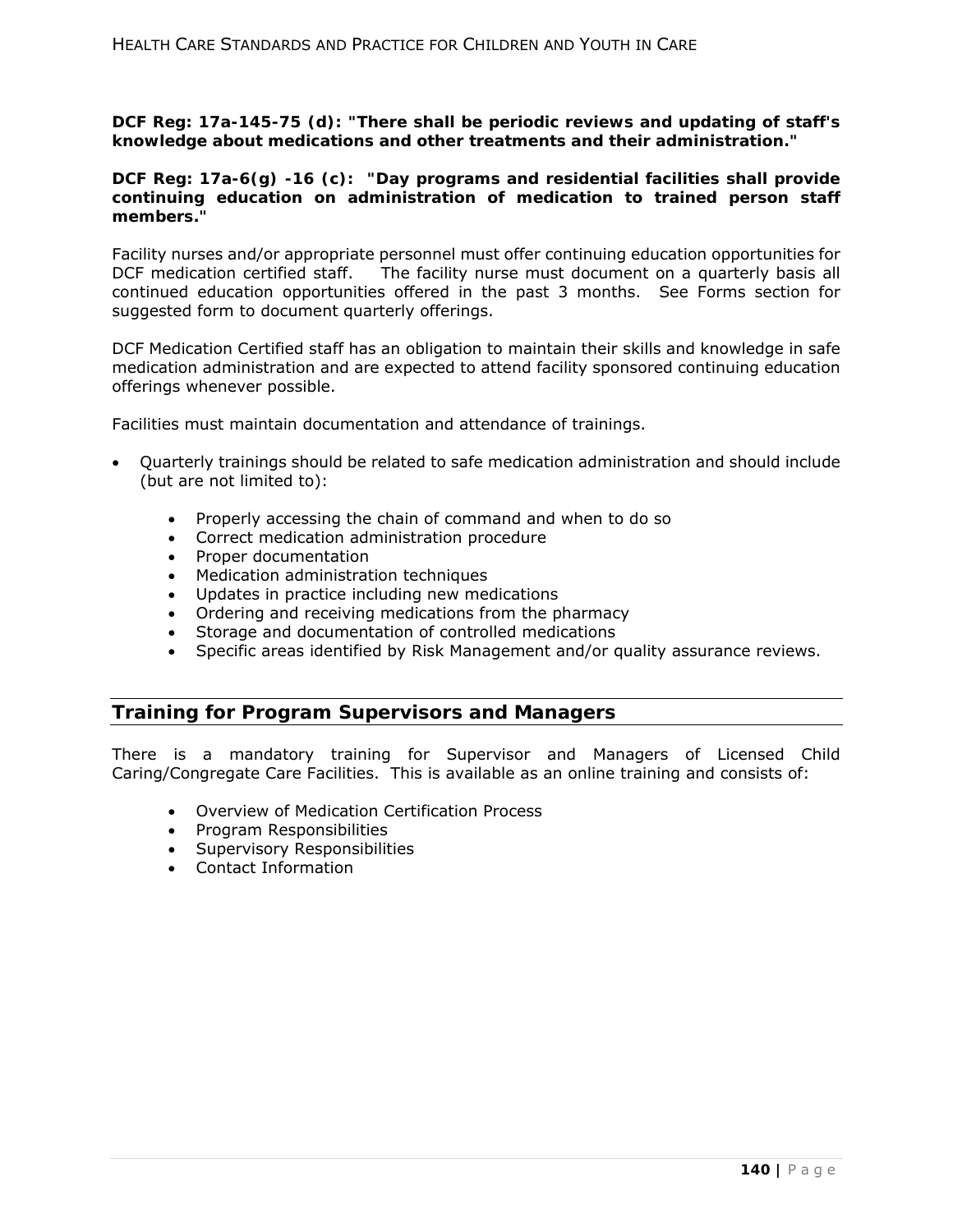**DCF Reg: 17a-145-75 (d): "There shall be periodic reviews and updating of staff's knowledge about medications and other treatments and their administration."**

**DCF Reg: 17a-6(g) -16 (c): "Day programs and residential facilities shall provide continuing education on administration of medication to trained person staff members."**

Facility nurses and/or appropriate personnel must offer continuing education opportunities for DCF medication certified staff. The facility nurse must document on a quarterly basis all continued education opportunities offered in the past 3 months. See Forms section for suggested form to document quarterly offerings.

DCF Medication Certified staff has an obligation to maintain their skills and knowledge in safe medication administration and are expected to attend facility sponsored continuing education offerings whenever possible.

Facilities must maintain documentation and attendance of trainings.

- Quarterly trainings should be related to safe medication administration and should include (but are not limited to):
    - Properly accessing the chain of command and when to do so
    - Correct medication administration procedure
    - Proper documentation
    - Medication administration techniques
    - Updates in practice including new medications
    - Ordering and receiving medications from the pharmacy
    - Storage and documentation of controlled medications
    - Specific areas identified by Risk Management and/or quality assurance reviews.

## Training for Program Supervisors and Managers

There is a mandatory training for Supervisor and Managers of Licensed Child Caring/Congregate Care Facilities. This is available as an online training and consists of:

- Overview of Medication Certification Process
- Program Responsibilities
- Supervisory Responsibilities
- Contact Information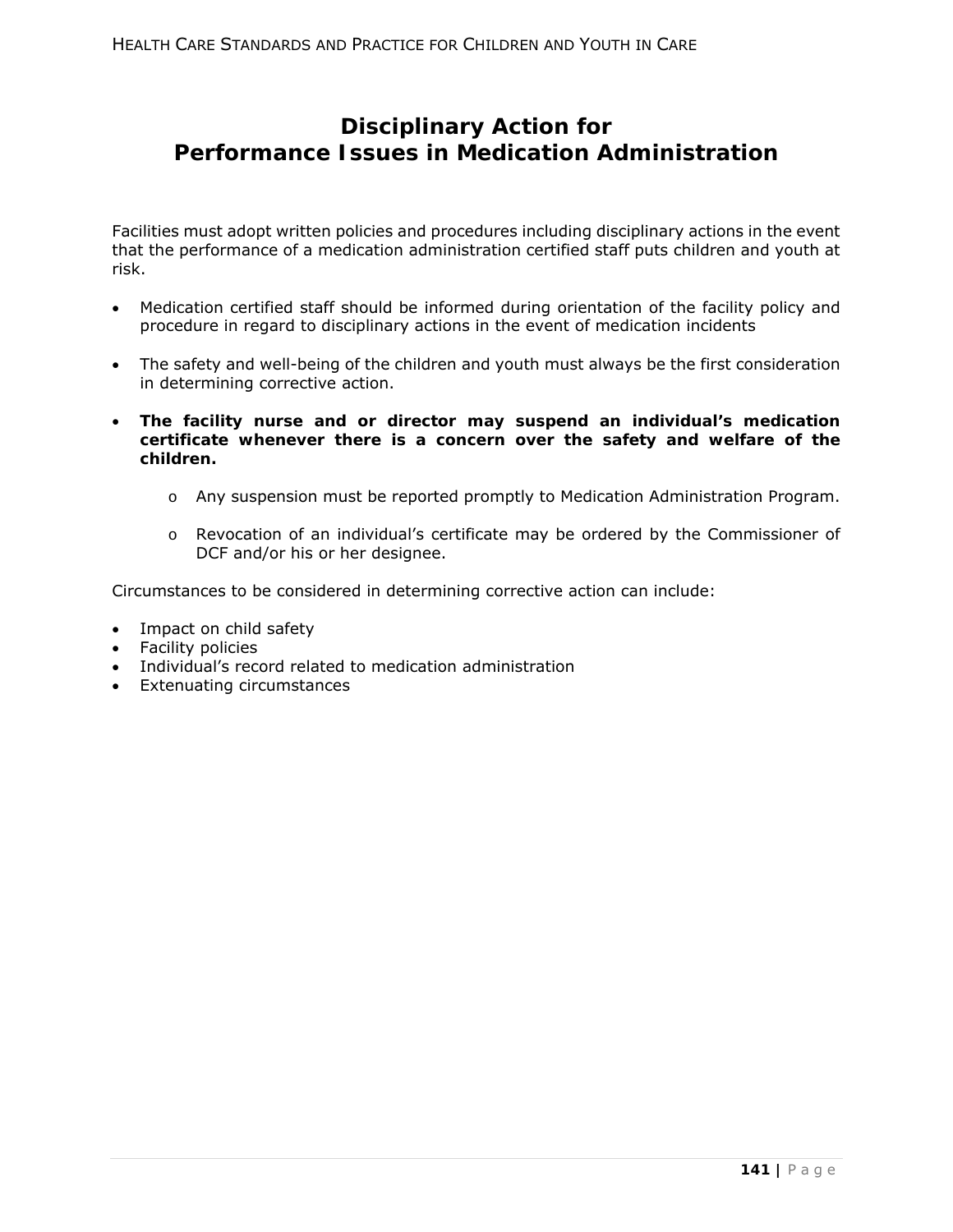# Disciplinary Action for Performance Issues in Medication Administration

Facilities must adopt written policies and procedures including disciplinary actions in the event that the performance of a medication administration certified staff puts children and youth at risk.

- Medication certified staff should be informed during orientation of the facility policy and procedure in regard to disciplinary actions in the event of medication incidents
- The safety and well-being of the children and youth must always be the first consideration in determining corrective action.
- **The facility nurse and or director may suspend an individual's medication certificate whenever there is a concern over the safety and welfare of the children.**
    - Any suspension must be reported promptly to Medication Administration Program.
    - Revocation of an individual's certificate may be ordered by the Commissioner of DCF and/or his or her designee.

Circumstances to be considered in determining corrective action can include:

- Impact on child safety
- Facility policies
- Individual's record related to medication administration
- Extenuating circumstances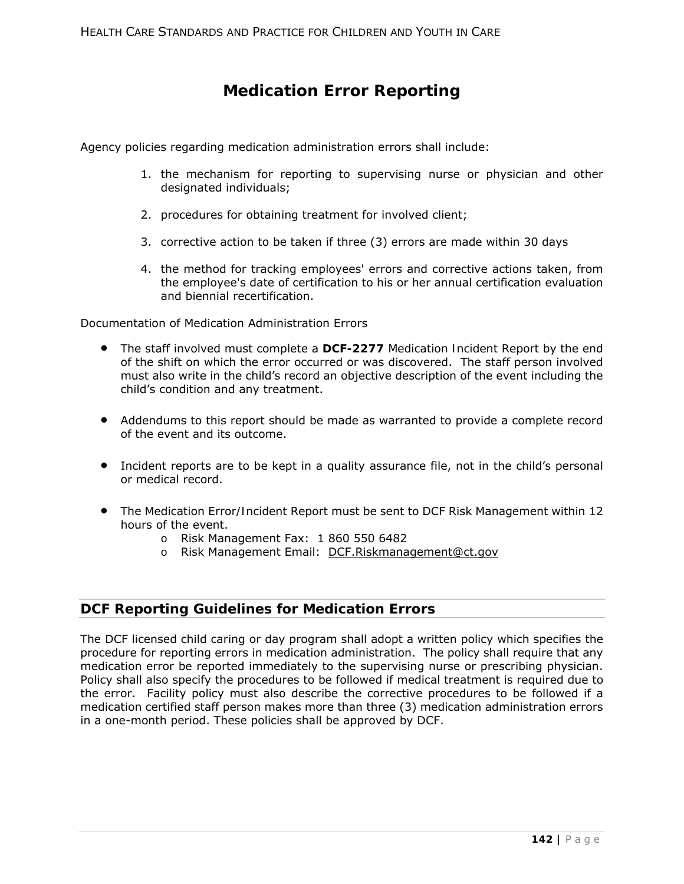# Medication Error Reporting

Agency policies regarding medication administration errors shall include:

1. the mechanism for reporting to supervising nurse or physician and other designated individuals;
2. procedures for obtaining treatment for involved client;
3. corrective action to be taken if three (3) errors are made within 30 days
4. the method for tracking employees' errors and corrective actions taken, from the employee's date of certification to his or her annual certification evaluation and biennial recertification.

Documentation of Medication Administration Errors

- The staff involved must complete a **DCF-2277** Medication Incident Report by the end of the shift on which the error occurred or was discovered. The staff person involved must also write in the child's record an objective description of the event including the child's condition and any treatment.
- Addendums to this report should be made as warranted to provide a complete record of the event and its outcome.
- Incident reports are to be kept in a quality assurance file, not in the child's personal or medical record.
- The Medication Error/Incident Report must be sent to DCF Risk Management within 12 hours of the event.
  - Risk Management Fax: 1 860 550 6482
  - Risk Management Email: DCF.Riskmanagement@ct.gov

## DCF Reporting Guidelines for Medication Errors

The DCF licensed child caring or day program shall adopt a written policy which specifies the procedure for reporting errors in medication administration. The policy shall require that any medication error be reported immediately to the supervising nurse or prescribing physician. Policy shall also specify the procedures to be followed if medical treatment is required due to the error. Facility policy must also describe the corrective procedures to be followed if a medication certified staff person makes more than three (3) medication administration errors in a one-month period. These policies shall be approved by DCF.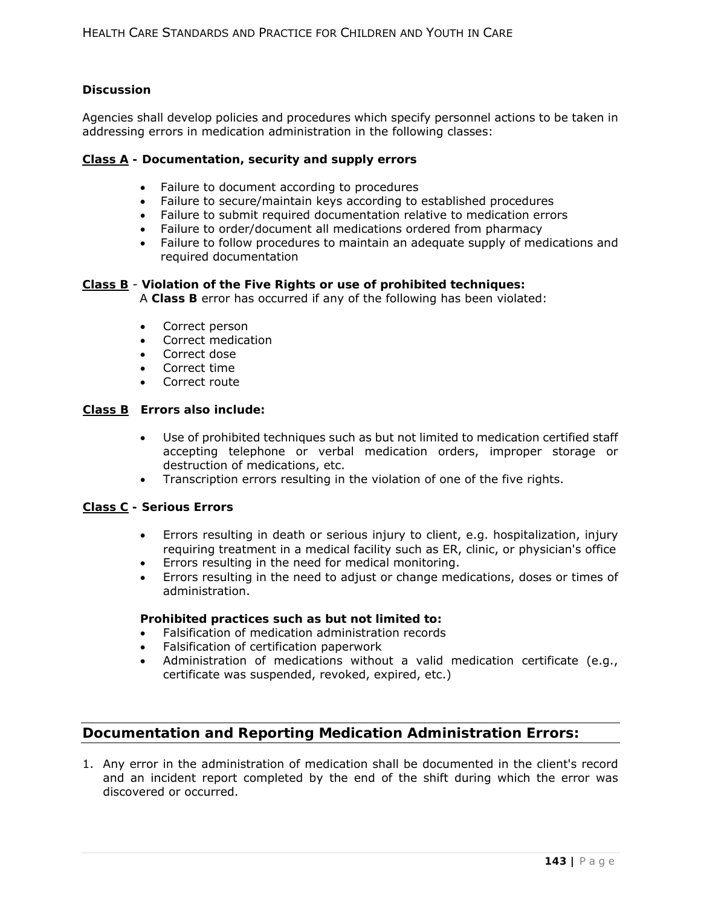**Discussion**

Agencies shall develop policies and procedures which specify personnel actions to be taken in addressing errors in medication administration in the following classes:

**Class A - Documentation, security and supply errors**

- Failure to document according to procedures
- Failure to secure/maintain keys according to established procedures
- Failure to submit required documentation relative to medication errors
- Failure to order/document all medications ordered from pharmacy
- Failure to follow procedures to maintain an adequate supply of medications and required documentation

**Class B** - **Violation of the Five Rights or use of prohibited techniques:**

A **Class B** error has occurred if any of the following has been violated:

- Correct person
- Correct medication
- Correct dose
- Correct time
- Correct route

**Class B Errors also include:**

- Use of prohibited techniques such as but not limited to medication certified staff accepting telephone or verbal medication orders, improper storage or destruction of medications, etc.
- Transcription errors resulting in the violation of one of the five rights.

**Class C - Serious Errors**

- Errors resulting in death or serious injury to client, e.g. hospitalization, injury requiring treatment in a medical facility such as ER, clinic, or physician's office
- Errors resulting in the need for medical monitoring.
- Errors resulting in the need to adjust or change medications, doses or times of administration.

**Prohibited practices such as but not limited to:**

- Falsification of medication administration records
- Falsification of certification paperwork
- Administration of medications without a valid medication certificate (e.g., certificate was suspended, revoked, expired, etc.)

## Documentation and Reporting Medication Administration Errors:

1. Any error in the administration of medication shall be documented in the client's record and an incident report completed by the end of the shift during which the error was discovered or occurred.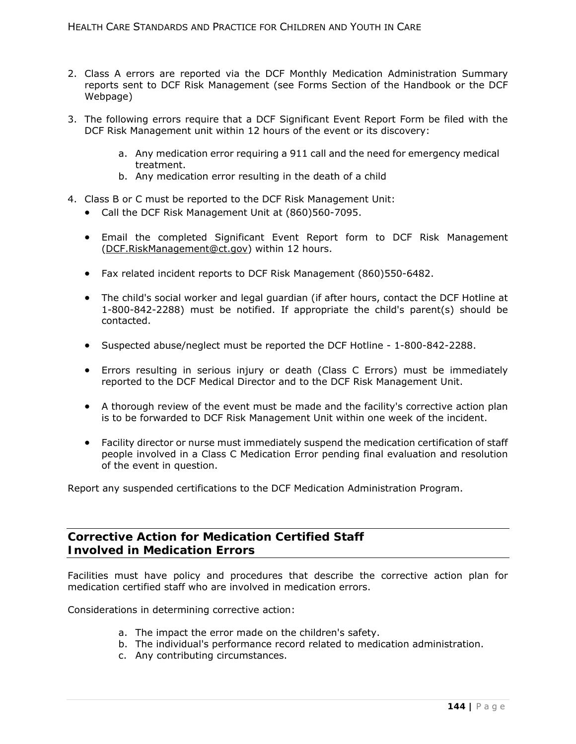2. Class A errors are reported via the DCF Monthly Medication Administration Summary reports sent to DCF Risk Management (see Forms Section of the Handbook or the DCF Webpage)

3. The following errors require that a DCF Significant Event Report Form be filed with the DCF Risk Management unit within 12 hours of the event or its discovery:

   a. Any medication error requiring a 911 call and the need for emergency medical treatment.
   b. Any medication error resulting in the death of a child

4. Class B or C must be reported to the DCF Risk Management Unit:
   - Call the DCF Risk Management Unit at (860)560-7095.
   - Email the completed Significant Event Report form to DCF Risk Management (DCF.RiskManagement@ct.gov) within 12 hours.
   - Fax related incident reports to DCF Risk Management (860)550-6482.
   - The child's social worker and legal guardian (if after hours, contact the DCF Hotline at 1-800-842-2288) must be notified. If appropriate the child's parent(s) should be contacted.
   - Suspected abuse/neglect must be reported the DCF Hotline - 1-800-842-2288.
   - Errors resulting in serious injury or death (Class C Errors) must be immediately reported to the DCF Medical Director and to the DCF Risk Management Unit.
   - A thorough review of the event must be made and the facility's corrective action plan is to be forwarded to DCF Risk Management Unit within one week of the incident.
   - Facility director or nurse must immediately suspend the medication certification of staff people involved in a Class C Medication Error pending final evaluation and resolution of the event in question.

Report any suspended certifications to the DCF Medication Administration Program.

## Corrective Action for Medication Certified Staff Involved in Medication Errors

Facilities must have policy and procedures that describe the corrective action plan for medication certified staff who are involved in medication errors.

Considerations in determining corrective action:

a. The impact the error made on the children's safety.
b. The individual's performance record related to medication administration.
c. Any contributing circumstances.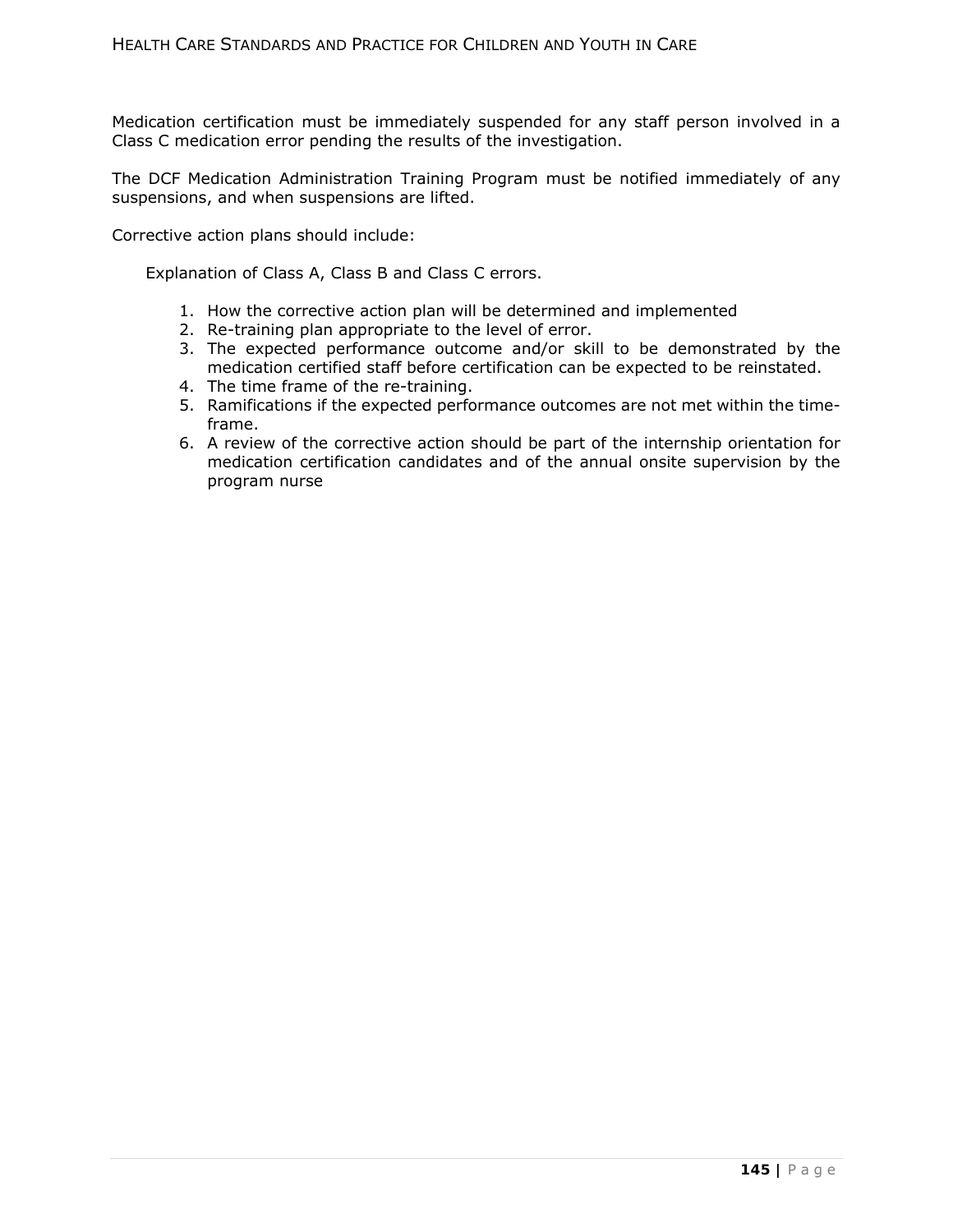Medication certification must be immediately suspended for any staff person involved in a Class C medication error pending the results of the investigation.

The DCF Medication Administration Training Program must be notified immediately of any suspensions, and when suspensions are lifted.

Corrective action plans should include:

Explanation of Class A, Class B and Class C errors.

1. How the corrective action plan will be determined and implemented
2. Re-training plan appropriate to the level of error.
3. The expected performance outcome and/or skill to be demonstrated by the medication certified staff before certification can be expected to be reinstated.
4. The time frame of the re-training.
5. Ramifications if the expected performance outcomes are not met within the time-frame.
6. A review of the corrective action should be part of the internship orientation for medication certification candidates and of the annual onsite supervision by the program nurse